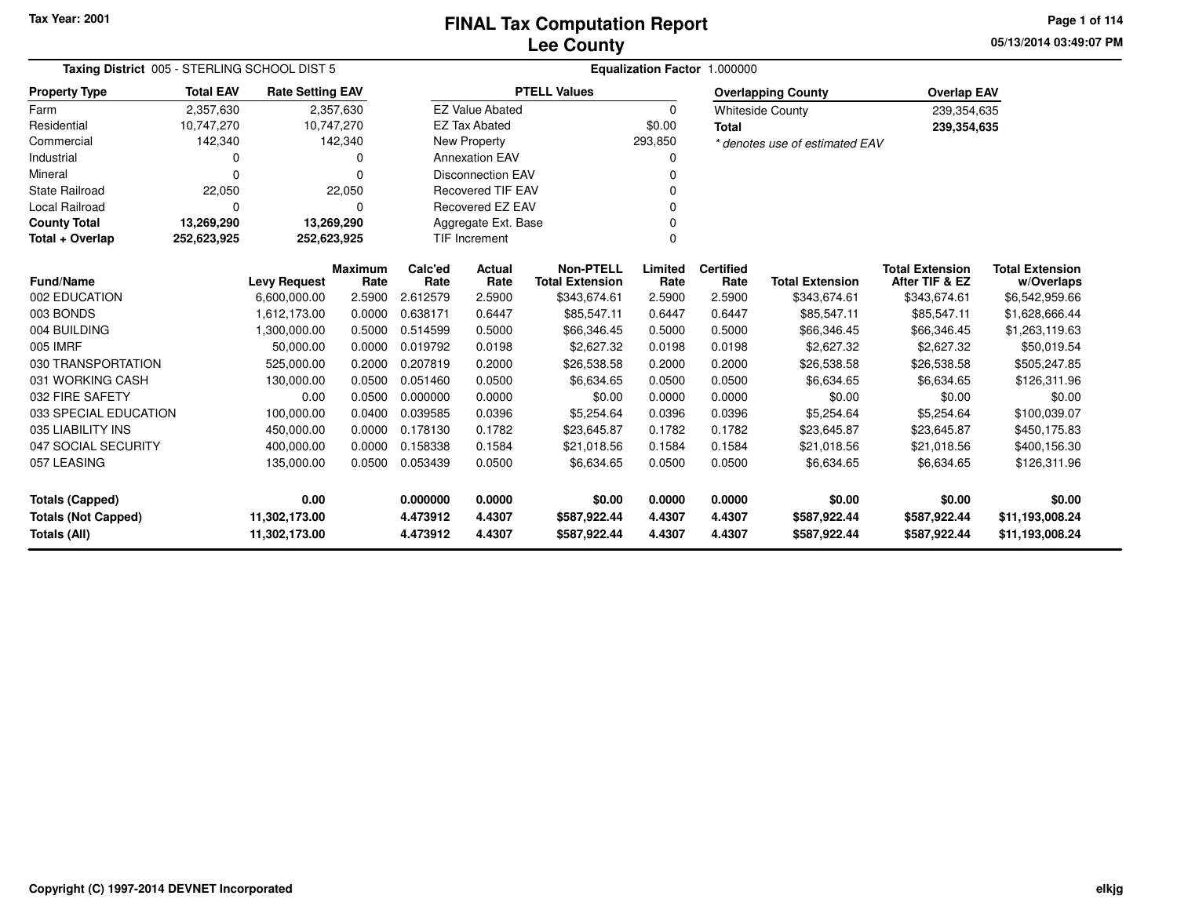Tax Year: 2001

# FINAL Tax Computation Report
## Lee County

05/13/2014 03:49:07 PM

**Taxing District** 005 - STERLING SCHOOL DIST 5 | **Equalization Factor** 1.000000

| Property Type | Total EAV | Rate Setting EAV |
|---|---|---|
| Farm | 2,357,630 | 2,357,630 |
| Residential | 10,747,270 | 10,747,270 |
| Commercial | 142,340 | 142,340 |
| Industrial | 0 | 0 |
| Mineral | 0 | 0 |
| State Railroad | 22,050 | 22,050 |
| Local Railroad | 0 | 0 |
| **County Total** | **13,269,290** | **13,269,290** |
| **Total + Overlap** | **252,623,925** | **252,623,925** |

| PTELL Values | |
|---|---|
| EZ Value Abated | 0 |
| EZ Tax Abated | $0.00 |
| New Property | 293,850 |
| Annexation EAV | 0 |
| Disconnection EAV | 0 |
| Recovered TIF EAV | 0 |
| Recovered EZ EAV | 0 |
| Aggregate Ext. Base | 0 |
| TIF Increment | 0 |

| Overlapping County | Overlap EAV |
|---|---|
| Whiteside County | 239,354,635 |
| **Total** | **239,354,635** |

*\* denotes use of estimated EAV*

| Fund/Name | Levy Request | Maximum Rate | Calc'ed Rate | Actual Rate | Non-PTELL Total Extension | Limited Rate | Certified Rate | Total Extension | Total Extension After TIF & EZ | Total Extension w/Overlaps |
|---|---|---|---|---|---|---|---|---|---|---|
| 002 EDUCATION | 6,600,000.00 | 2.5900 | 2.612579 | 2.5900 | $343,674.61 | 2.5900 | 2.5900 | $343,674.61 | $343,674.61 | $6,542,959.66 |
| 003 BONDS | 1,612,173.00 | 0.0000 | 0.638171 | 0.6447 | $85,547.11 | 0.6447 | 0.6447 | $85,547.11 | $85,547.11 | $1,628,666.44 |
| 004 BUILDING | 1,300,000.00 | 0.5000 | 0.514599 | 0.5000 | $66,346.45 | 0.5000 | 0.5000 | $66,346.45 | $66,346.45 | $1,263,119.63 |
| 005 IMRF | 50,000.00 | 0.0000 | 0.019792 | 0.0198 | $2,627.32 | 0.0198 | 0.0198 | $2,627.32 | $2,627.32 | $50,019.54 |
| 030 TRANSPORTATION | 525,000.00 | 0.2000 | 0.207819 | 0.2000 | $26,538.58 | 0.2000 | 0.2000 | $26,538.58 | $26,538.58 | $505,247.85 |
| 031 WORKING CASH | 130,000.00 | 0.0500 | 0.051460 | 0.0500 | $6,634.65 | 0.0500 | 0.0500 | $6,634.65 | $6,634.65 | $126,311.96 |
| 032 FIRE SAFETY | 0.00 | 0.0500 | 0.000000 | 0.0000 | $0.00 | 0.0000 | 0.0000 | $0.00 | $0.00 | $0.00 |
| 033 SPECIAL EDUCATION | 100,000.00 | 0.0400 | 0.039585 | 0.0396 | $5,254.64 | 0.0396 | 0.0396 | $5,254.64 | $5,254.64 | $100,039.07 |
| 035 LIABILITY INS | 450,000.00 | 0.0000 | 0.178130 | 0.1782 | $23,645.87 | 0.1782 | 0.1782 | $23,645.87 | $23,645.87 | $450,175.83 |
| 047 SOCIAL SECURITY | 400,000.00 | 0.0000 | 0.158338 | 0.1584 | $21,018.56 | 0.1584 | 0.1584 | $21,018.56 | $21,018.56 | $400,156.30 |
| 057 LEASING | 135,000.00 | 0.0500 | 0.053439 | 0.0500 | $6,634.65 | 0.0500 | 0.0500 | $6,634.65 | $6,634.65 | $126,311.96 |
| **Totals (Capped)** | **0.00** | | **0.000000** | **0.0000** | **$0.00** | **0.0000** | **0.0000** | **$0.00** | **$0.00** | **$0.00** |
| **Totals (Not Capped)** | **11,302,173.00** | | **4.473912** | **4.4307** | **$587,922.44** | **4.4307** | **4.4307** | **$587,922.44** | **$587,922.44** | **$11,193,008.24** |
| **Totals (All)** | **11,302,173.00** | | **4.473912** | **4.4307** | **$587,922.44** | **4.4307** | **4.4307** | **$587,922.44** | **$587,922.44** | **$11,193,008.24** |

Copyright (C) 1997-2014 DEVNET Incorporated

elkjg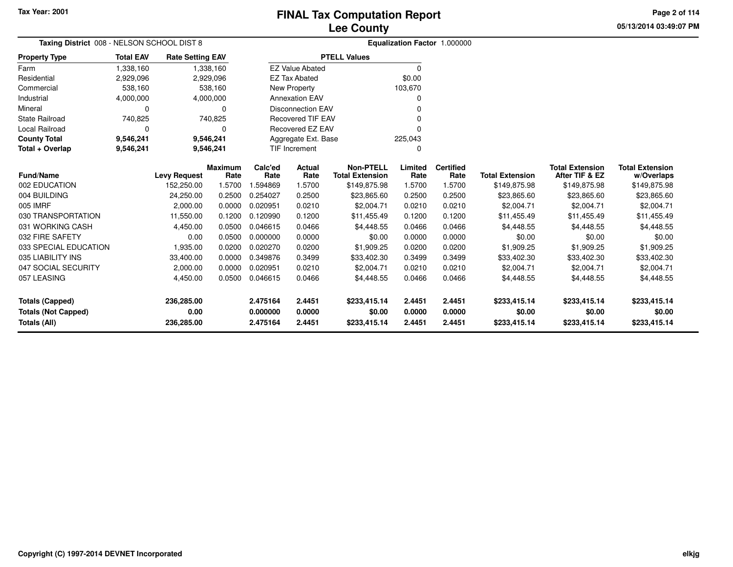Tax Year: 2001

# FINAL Tax Computation Report
## Lee County

**Taxing District** 008 - NELSON SCHOOL DIST 8 **Equalization Factor** 1.000000

| Property Type | Total EAV | Rate Setting EAV |
|---|---|---|
| Farm | 1,338,160 | 1,338,160 |
| Residential | 2,929,096 | 2,929,096 |
| Commercial | 538,160 | 538,160 |
| Industrial | 4,000,000 | 4,000,000 |
| Mineral | 0 | 0 |
| State Railroad | 740,825 | 740,825 |
| Local Railroad | 0 | 0 |
| **County Total** | **9,546,241** | **9,546,241** |
| **Total + Overlap** | **9,546,241** | **9,546,241** |

| PTELL Values | |
|---|---|
| EZ Value Abated | 0 |
| EZ Tax Abated | $0.00 |
| New Property | 103,670 |
| Annexation EAV | 0 |
| Disconnection EAV | 0 |
| Recovered TIF EAV | 0 |
| Recovered EZ EAV | 0 |
| Aggregate Ext. Base | 225,043 |
| TIF Increment | 0 |

| Fund/Name | Levy Request | Maximum Rate | Calc'ed Rate | Actual Rate | Non-PTELL Total Extension | Limited Rate | Certified Rate | Total Extension | Total Extension After TIF & EZ | Total Extension w/Overlaps |
|---|---|---|---|---|---|---|---|---|---|---|
| 002 EDUCATION | 152,250.00 | 1.5700 | 1.594869 | 1.5700 | $149,875.98 | 1.5700 | 1.5700 | $149,875.98 | $149,875.98 | $149,875.98 |
| 004 BUILDING | 24,250.00 | 0.2500 | 0.254027 | 0.2500 | $23,865.60 | 0.2500 | 0.2500 | $23,865.60 | $23,865.60 | $23,865.60 |
| 005 IMRF | 2,000.00 | 0.0000 | 0.020951 | 0.0210 | $2,004.71 | 0.0210 | 0.0210 | $2,004.71 | $2,004.71 | $2,004.71 |
| 030 TRANSPORTATION | 11,550.00 | 0.1200 | 0.120990 | 0.1200 | $11,455.49 | 0.1200 | 0.1200 | $11,455.49 | $11,455.49 | $11,455.49 |
| 031 WORKING CASH | 4,450.00 | 0.0500 | 0.046615 | 0.0466 | $4,448.55 | 0.0466 | 0.0466 | $4,448.55 | $4,448.55 | $4,448.55 |
| 032 FIRE SAFETY | 0.00 | 0.0500 | 0.000000 | 0.0000 | $0.00 | 0.0000 | 0.0000 | $0.00 | $0.00 | $0.00 |
| 033 SPECIAL EDUCATION | 1,935.00 | 0.0200 | 0.020270 | 0.0200 | $1,909.25 | 0.0200 | 0.0200 | $1,909.25 | $1,909.25 | $1,909.25 |
| 035 LIABILITY INS | 33,400.00 | 0.0000 | 0.349876 | 0.3499 | $33,402.30 | 0.3499 | 0.3499 | $33,402.30 | $33,402.30 | $33,402.30 |
| 047 SOCIAL SECURITY | 2,000.00 | 0.0000 | 0.020951 | 0.0210 | $2,004.71 | 0.0210 | 0.0210 | $2,004.71 | $2,004.71 | $2,004.71 |
| 057 LEASING | 4,450.00 | 0.0500 | 0.046615 | 0.0466 | $4,448.55 | 0.0466 | 0.0466 | $4,448.55 | $4,448.55 | $4,448.55 |
| **Totals (Capped)** | **236,285.00** | | **2.475164** | **2.4451** | **$233,415.14** | **2.4451** | **2.4451** | **$233,415.14** | **$233,415.14** | **$233,415.14** |
| **Totals (Not Capped)** | **0.00** | | **0.000000** | **0.0000** | **$0.00** | **0.0000** | **0.0000** | **$0.00** | **$0.00** | **$0.00** |
| **Totals (All)** | **236,285.00** | | **2.475164** | **2.4451** | **$233,415.14** | **2.4451** | **2.4451** | **$233,415.14** | **$233,415.14** | **$233,415.14** |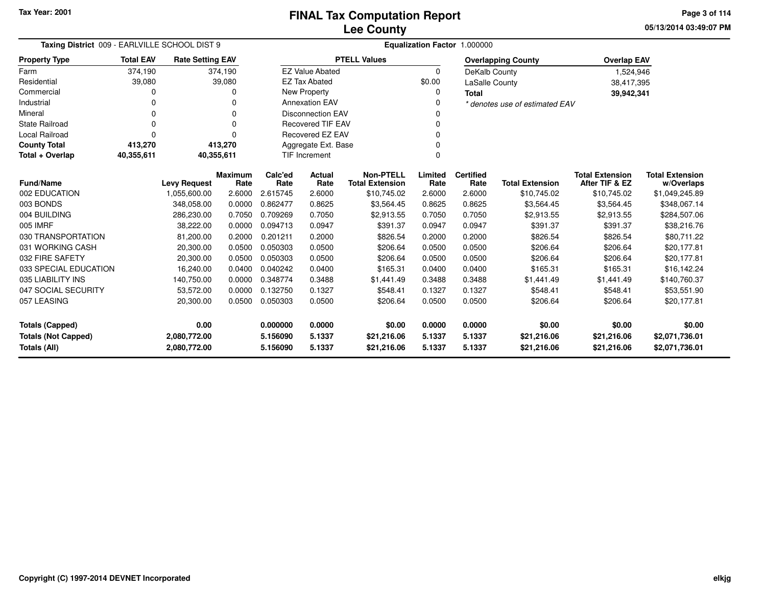# FINAL Tax Computation Report
## Lee County

Tax Year: 2001

05/13/2014 03:49:07 PM

**Taxing District** 009 - EARLVILLE SCHOOL DIST 9

**Equalization Factor** 1.000000

| Property Type | Total EAV | Rate Setting EAV |
|---|---|---|
| Farm | 374,190 | 374,190 |
| Residential | 39,080 | 39,080 |
| Commercial | 0 | 0 |
| Industrial | 0 | 0 |
| Mineral | 0 | 0 |
| State Railroad | 0 | 0 |
| Local Railroad | 0 | 0 |
| **County Total** | **413,270** | **413,270** |
| **Total + Overlap** | **40,355,611** | **40,355,611** |

| PTELL Values | |
|---|---|
| EZ Value Abated | 0 |
| EZ Tax Abated | $0.00 |
| New Property | 0 |
| Annexation EAV | 0 |
| Disconnection EAV | 0 |
| Recovered TIF EAV | 0 |
| Recovered EZ EAV | 0 |
| Aggregate Ext. Base | 0 |
| TIF Increment | 0 |

| Overlapping County | Overlap EAV |
|---|---|
| DeKalb County | 1,524,946 |
| LaSalle County | 38,417,395 |
| **Total** | **39,942,341** |

*\* denotes use of estimated EAV*

| Fund/Name | Levy Request | Maximum Rate | Calc'ed Rate | Actual Rate | Non-PTELL Total Extension | Limited Rate | Certified Rate | Total Extension | Total Extension After TIF & EZ | Total Extension w/Overlaps |
|---|---|---|---|---|---|---|---|---|---|---|
| 002 EDUCATION | 1,055,600.00 | 2.6000 | 2.615745 | 2.6000 | $10,745.02 | 2.6000 | 2.6000 | $10,745.02 | $10,745.02 | $1,049,245.89 |
| 003 BONDS | 348,058.00 | 0.0000 | 0.862477 | 0.8625 | $3,564.45 | 0.8625 | 0.8625 | $3,564.45 | $3,564.45 | $348,067.14 |
| 004 BUILDING | 286,230.00 | 0.7050 | 0.709269 | 0.7050 | $2,913.55 | 0.7050 | 0.7050 | $2,913.55 | $2,913.55 | $284,507.06 |
| 005 IMRF | 38,222.00 | 0.0000 | 0.094713 | 0.0947 | $391.37 | 0.0947 | 0.0947 | $391.37 | $391.37 | $38,216.76 |
| 030 TRANSPORTATION | 81,200.00 | 0.2000 | 0.201211 | 0.2000 | $826.54 | 0.2000 | 0.2000 | $826.54 | $826.54 | $80,711.22 |
| 031 WORKING CASH | 20,300.00 | 0.0500 | 0.050303 | 0.0500 | $206.64 | 0.0500 | 0.0500 | $206.64 | $206.64 | $20,177.81 |
| 032 FIRE SAFETY | 20,300.00 | 0.0500 | 0.050303 | 0.0500 | $206.64 | 0.0500 | 0.0500 | $206.64 | $206.64 | $20,177.81 |
| 033 SPECIAL EDUCATION | 16,240.00 | 0.0400 | 0.040242 | 0.0400 | $165.31 | 0.0400 | 0.0400 | $165.31 | $165.31 | $16,142.24 |
| 035 LIABILITY INS | 140,750.00 | 0.0000 | 0.348774 | 0.3488 | $1,441.49 | 0.3488 | 0.3488 | $1,441.49 | $1,441.49 | $140,760.37 |
| 047 SOCIAL SECURITY | 53,572.00 | 0.0000 | 0.132750 | 0.1327 | $548.41 | 0.1327 | 0.1327 | $548.41 | $548.41 | $53,551.90 |
| 057 LEASING | 20,300.00 | 0.0500 | 0.050303 | 0.0500 | $206.64 | 0.0500 | 0.0500 | $206.64 | $206.64 | $20,177.81 |
| **Totals (Capped)** | **0.00** | | **0.000000** | **0.0000** | **$0.00** | **0.0000** | **0.0000** | **$0.00** | **$0.00** | **$0.00** |
| **Totals (Not Capped)** | **2,080,772.00** | | **5.156090** | **5.1337** | **$21,216.06** | **5.1337** | **5.1337** | **$21,216.06** | **$21,216.06** | **$2,071,736.01** |
| **Totals (All)** | **2,080,772.00** | | **5.156090** | **5.1337** | **$21,216.06** | **5.1337** | **5.1337** | **$21,216.06** | **$21,216.06** | **$2,071,736.01** |

Copyright (C) 1997-2014 DEVNET Incorporated

elkjg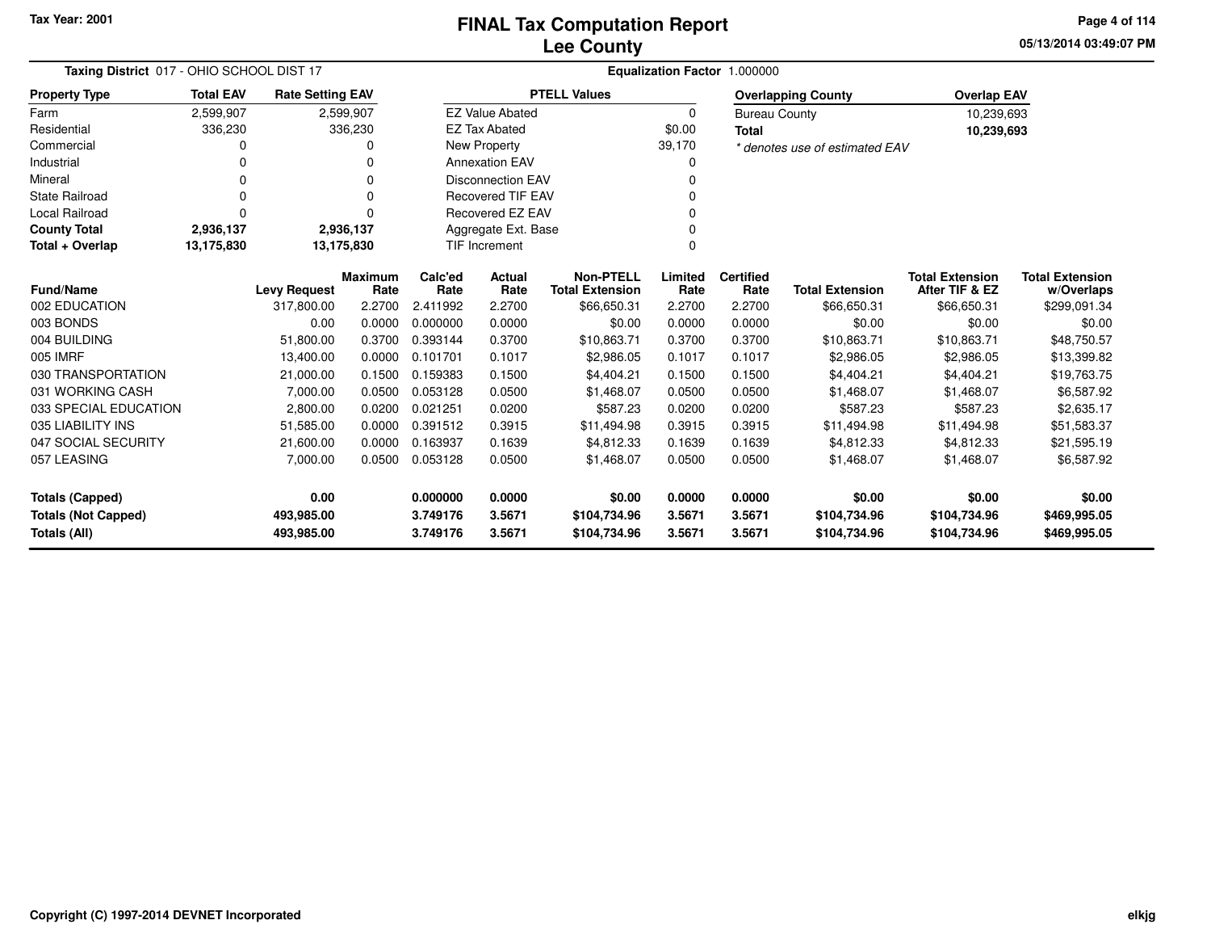# FINAL Tax Computation Report
## Lee County

Tax Year: 2001

05/13/2014 03:49:07 PM

**Taxing District** 017 - OHIO SCHOOL DIST 17 | **Equalization Factor** 1.000000

| Property Type | Total EAV | Rate Setting EAV |
|---|---|---|
| Farm | 2,599,907 | 2,599,907 |
| Residential | 336,230 | 336,230 |
| Commercial | 0 | 0 |
| Industrial | 0 | 0 |
| Mineral | 0 | 0 |
| State Railroad | 0 | 0 |
| Local Railroad | 0 | 0 |
| **County Total** | **2,936,137** | **2,936,137** |
| **Total + Overlap** | **13,175,830** | **13,175,830** |

| PTELL Values | |
|---|---|
| EZ Value Abated | 0 |
| EZ Tax Abated | $0.00 |
| New Property | 39,170 |
| Annexation EAV | 0 |
| Disconnection EAV | 0 |
| Recovered TIF EAV | 0 |
| Recovered EZ EAV | 0 |
| Aggregate Ext. Base | 0 |
| TIF Increment | 0 |

| Overlapping County | Overlap EAV |
|---|---|
| Bureau County | 10,239,693 |
| **Total** | **10,239,693** |

*\* denotes use of estimated EAV*

| Fund/Name | Levy Request | Maximum Rate | Calc'ed Rate | Actual Rate | Non-PTELL Total Extension | Limited Rate | Certified Rate | Total Extension | Total Extension After TIF & EZ | Total Extension w/Overlaps |
|---|---|---|---|---|---|---|---|---|---|---|
| 002 EDUCATION | 317,800.00 | 2.2700 | 2.411992 | 2.2700 | $66,650.31 | 2.2700 | 2.2700 | $66,650.31 | $66,650.31 | $299,091.34 |
| 003 BONDS | 0.00 | 0.0000 | 0.000000 | 0.0000 | $0.00 | 0.0000 | 0.0000 | $0.00 | $0.00 | $0.00 |
| 004 BUILDING | 51,800.00 | 0.3700 | 0.393144 | 0.3700 | $10,863.71 | 0.3700 | 0.3700 | $10,863.71 | $10,863.71 | $48,750.57 |
| 005 IMRF | 13,400.00 | 0.0000 | 0.101701 | 0.1017 | $2,986.05 | 0.1017 | 0.1017 | $2,986.05 | $2,986.05 | $13,399.82 |
| 030 TRANSPORTATION | 21,000.00 | 0.1500 | 0.159383 | 0.1500 | $4,404.21 | 0.1500 | 0.1500 | $4,404.21 | $4,404.21 | $19,763.75 |
| 031 WORKING CASH | 7,000.00 | 0.0500 | 0.053128 | 0.0500 | $1,468.07 | 0.0500 | 0.0500 | $1,468.07 | $1,468.07 | $6,587.92 |
| 033 SPECIAL EDUCATION | 2,800.00 | 0.0200 | 0.021251 | 0.0200 | $587.23 | 0.0200 | 0.0200 | $587.23 | $587.23 | $2,635.17 |
| 035 LIABILITY INS | 51,585.00 | 0.0000 | 0.391512 | 0.3915 | $11,494.98 | 0.3915 | 0.3915 | $11,494.98 | $11,494.98 | $51,583.37 |
| 047 SOCIAL SECURITY | 21,600.00 | 0.0000 | 0.163937 | 0.1639 | $4,812.33 | 0.1639 | 0.1639 | $4,812.33 | $4,812.33 | $21,595.19 |
| 057 LEASING | 7,000.00 | 0.0500 | 0.053128 | 0.0500 | $1,468.07 | 0.0500 | 0.0500 | $1,468.07 | $1,468.07 | $6,587.92 |
| **Totals (Capped)** | **0.00** | | **0.000000** | **0.0000** | **$0.00** | **0.0000** | **0.0000** | **$0.00** | **$0.00** | **$0.00** |
| **Totals (Not Capped)** | **493,985.00** | | **3.749176** | **3.5671** | **$104,734.96** | **3.5671** | **3.5671** | **$104,734.96** | **$104,734.96** | **$469,995.05** |
| **Totals (All)** | **493,985.00** | | **3.749176** | **3.5671** | **$104,734.96** | **3.5671** | **3.5671** | **$104,734.96** | **$104,734.96** | **$469,995.05** |

Copyright (C) 1997-2014 DEVNET Incorporated

elkjg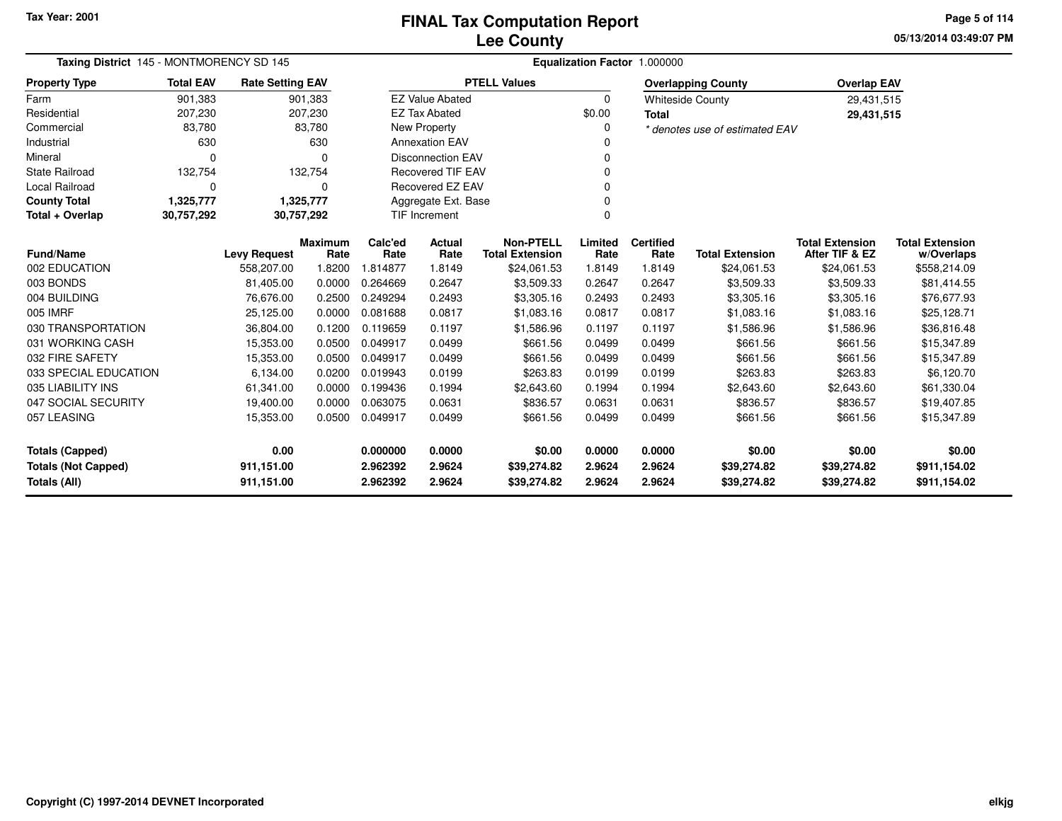# FINAL Tax Computation Report
## Lee County

Tax Year: 2001

**Taxing District** 145 - MONTMORENCY SD 145

**Equalization Factor** 1.000000

| Property Type | Total EAV | Rate Setting EAV |
|---|---|---|
| Farm | 901,383 | 901,383 |
| Residential | 207,230 | 207,230 |
| Commercial | 83,780 | 83,780 |
| Industrial | 630 | 630 |
| Mineral | 0 | 0 |
| State Railroad | 132,754 | 132,754 |
| Local Railroad | 0 | 0 |
| **County Total** | **1,325,777** | **1,325,777** |
| **Total + Overlap** | **30,757,292** | **30,757,292** |

| PTELL Values | |
|---|---|
| EZ Value Abated | 0 |
| EZ Tax Abated | $0.00 |
| New Property | 0 |
| Annexation EAV | 0 |
| Disconnection EAV | 0 |
| Recovered TIF EAV | 0 |
| Recovered EZ EAV | 0 |
| Aggregate Ext. Base | 0 |
| TIF Increment | 0 |

| Overlapping County | Overlap EAV |
|---|---|
| Whiteside County | 29,431,515 |
| **Total** | **29,431,515** |

*\* denotes use of estimated EAV*

| Fund/Name | Levy Request | Maximum Rate | Calc'ed Rate | Actual Rate | Non-PTELL Total Extension | Limited Rate | Certified Rate | Total Extension | Total Extension After TIF & EZ | Total Extension w/Overlaps |
|---|---|---|---|---|---|---|---|---|---|---|
| 002 EDUCATION | 558,207.00 | 1.8200 | 1.814877 | 1.8149 | $24,061.53 | 1.8149 | 1.8149 | $24,061.53 | $24,061.53 | $558,214.09 |
| 003 BONDS | 81,405.00 | 0.0000 | 0.264669 | 0.2647 | $3,509.33 | 0.2647 | 0.2647 | $3,509.33 | $3,509.33 | $81,414.55 |
| 004 BUILDING | 76,676.00 | 0.2500 | 0.249294 | 0.2493 | $3,305.16 | 0.2493 | 0.2493 | $3,305.16 | $3,305.16 | $76,677.93 |
| 005 IMRF | 25,125.00 | 0.0000 | 0.081688 | 0.0817 | $1,083.16 | 0.0817 | 0.0817 | $1,083.16 | $1,083.16 | $25,128.71 |
| 030 TRANSPORTATION | 36,804.00 | 0.1200 | 0.119659 | 0.1197 | $1,586.96 | 0.1197 | 0.1197 | $1,586.96 | $1,586.96 | $36,816.48 |
| 031 WORKING CASH | 15,353.00 | 0.0500 | 0.049917 | 0.0499 | $661.56 | 0.0499 | 0.0499 | $661.56 | $661.56 | $15,347.89 |
| 032 FIRE SAFETY | 15,353.00 | 0.0500 | 0.049917 | 0.0499 | $661.56 | 0.0499 | 0.0499 | $661.56 | $661.56 | $15,347.89 |
| 033 SPECIAL EDUCATION | 6,134.00 | 0.0200 | 0.019943 | 0.0199 | $263.83 | 0.0199 | 0.0199 | $263.83 | $263.83 | $6,120.70 |
| 035 LIABILITY INS | 61,341.00 | 0.0000 | 0.199436 | 0.1994 | $2,643.60 | 0.1994 | 0.1994 | $2,643.60 | $2,643.60 | $61,330.04 |
| 047 SOCIAL SECURITY | 19,400.00 | 0.0000 | 0.063075 | 0.0631 | $836.57 | 0.0631 | 0.0631 | $836.57 | $836.57 | $19,407.85 |
| 057 LEASING | 15,353.00 | 0.0500 | 0.049917 | 0.0499 | $661.56 | 0.0499 | 0.0499 | $661.56 | $661.56 | $15,347.89 |
| **Totals (Capped)** | **0.00** | | **0.000000** | **0.0000** | **$0.00** | **0.0000** | **0.0000** | **$0.00** | **$0.00** | **$0.00** |
| **Totals (Not Capped)** | **911,151.00** | | **2.962392** | **2.9624** | **$39,274.82** | **2.9624** | **2.9624** | **$39,274.82** | **$39,274.82** | **$911,154.02** |
| **Totals (All)** | **911,151.00** | | **2.962392** | **2.9624** | **$39,274.82** | **2.9624** | **2.9624** | **$39,274.82** | **$39,274.82** | **$911,154.02** |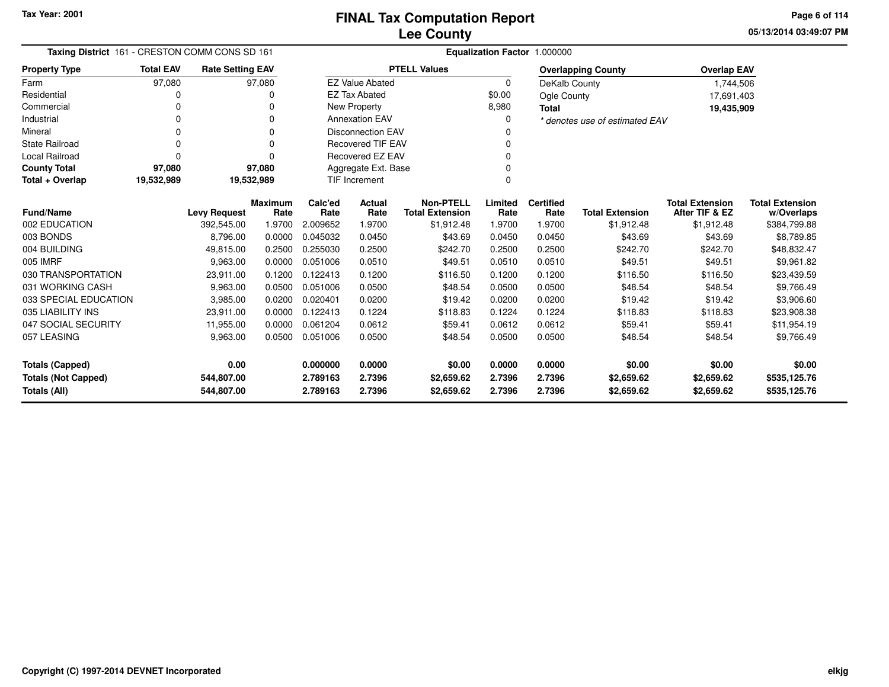# FINAL Tax Computation Report
## Lee County

Tax Year: 2001

05/13/2014 03:49:07 PM

**Taxing District** 161 - CRESTON COMM CONS SD 161

**Equalization Factor** 1.000000

| Property Type | Total EAV | Rate Setting EAV |
|---|---|---|
| Farm | 97,080 | 97,080 |
| Residential | 0 | 0 |
| Commercial | 0 | 0 |
| Industrial | 0 | 0 |
| Mineral | 0 | 0 |
| State Railroad | 0 | 0 |
| Local Railroad | 0 | 0 |
| **County Total** | **97,080** | **97,080** |
| **Total + Overlap** | **19,532,989** | **19,532,989** |

| PTELL Values | |
|---|---|
| EZ Value Abated | 0 |
| EZ Tax Abated | $0.00 |
| New Property | 8,980 |
| Annexation EAV | 0 |
| Disconnection EAV | 0 |
| Recovered TIF EAV | 0 |
| Recovered EZ EAV | 0 |
| Aggregate Ext. Base | 0 |
| TIF Increment | 0 |

| Overlapping County | Overlap EAV |
|---|---|
| DeKalb County | 1,744,506 |
| Ogle County | 17,691,403 |
| **Total** | **19,435,909** |

*\* denotes use of estimated EAV*

| Fund/Name | Levy Request | Maximum Rate | Calc'ed Rate | Actual Rate | Non-PTELL Total Extension | Limited Rate | Certified Rate | Total Extension | Total Extension After TIF & EZ | Total Extension w/Overlaps |
|---|---|---|---|---|---|---|---|---|---|---|
| 002 EDUCATION | 392,545.00 | 1.9700 | 2.009652 | 1.9700 | $1,912.48 | 1.9700 | 1.9700 | $1,912.48 | $1,912.48 | $384,799.88 |
| 003 BONDS | 8,796.00 | 0.0000 | 0.045032 | 0.0450 | $43.69 | 0.0450 | 0.0450 | $43.69 | $43.69 | $8,789.85 |
| 004 BUILDING | 49,815.00 | 0.2500 | 0.255030 | 0.2500 | $242.70 | 0.2500 | 0.2500 | $242.70 | $242.70 | $48,832.47 |
| 005 IMRF | 9,963.00 | 0.0000 | 0.051006 | 0.0510 | $49.51 | 0.0510 | 0.0510 | $49.51 | $49.51 | $9,961.82 |
| 030 TRANSPORTATION | 23,911.00 | 0.1200 | 0.122413 | 0.1200 | $116.50 | 0.1200 | 0.1200 | $116.50 | $116.50 | $23,439.59 |
| 031 WORKING CASH | 9,963.00 | 0.0500 | 0.051006 | 0.0500 | $48.54 | 0.0500 | 0.0500 | $48.54 | $48.54 | $9,766.49 |
| 033 SPECIAL EDUCATION | 3,985.00 | 0.0200 | 0.020401 | 0.0200 | $19.42 | 0.0200 | 0.0200 | $19.42 | $19.42 | $3,906.60 |
| 035 LIABILITY INS | 23,911.00 | 0.0000 | 0.122413 | 0.1224 | $118.83 | 0.1224 | 0.1224 | $118.83 | $118.83 | $23,908.38 |
| 047 SOCIAL SECURITY | 11,955.00 | 0.0000 | 0.061204 | 0.0612 | $59.41 | 0.0612 | 0.0612 | $59.41 | $59.41 | $11,954.19 |
| 057 LEASING | 9,963.00 | 0.0500 | 0.051006 | 0.0500 | $48.54 | 0.0500 | 0.0500 | $48.54 | $48.54 | $9,766.49 |
| **Totals (Capped)** | **0.00** | | **0.000000** | **0.0000** | **$0.00** | **0.0000** | **0.0000** | **$0.00** | **$0.00** | **$0.00** |
| **Totals (Not Capped)** | **544,807.00** | | **2.789163** | **2.7396** | **$2,659.62** | **2.7396** | **2.7396** | **$2,659.62** | **$2,659.62** | **$535,125.76** |
| **Totals (All)** | **544,807.00** | | **2.789163** | **2.7396** | **$2,659.62** | **2.7396** | **2.7396** | **$2,659.62** | **$2,659.62** | **$535,125.76** |

Copyright (C) 1997-2014 DEVNET Incorporated

elkjg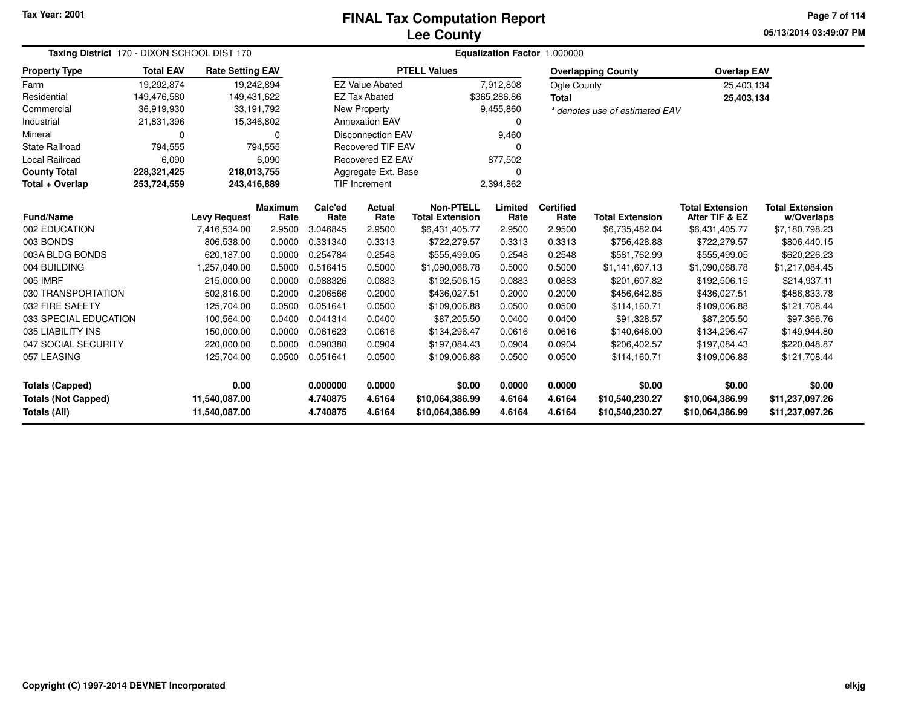Tax Year: 2001

# FINAL Tax Computation Report
## Lee County

05/13/2014 03:49:07 PM

**Taxing District** 170 - DIXON SCHOOL DIST 170 | **Equalization Factor** 1.000000

| Property Type | Total EAV | Rate Setting EAV |
|---|---|---|
| Farm | 19,292,874 | 19,242,894 |
| Residential | 149,476,580 | 149,431,622 |
| Commercial | 36,919,930 | 33,191,792 |
| Industrial | 21,831,396 | 15,346,802 |
| Mineral | 0 | 0 |
| State Railroad | 794,555 | 794,555 |
| Local Railroad | 6,090 | 6,090 |
| **County Total** | **228,321,425** | **218,013,755** |
| **Total + Overlap** | **253,724,559** | **243,416,889** |

| PTELL Values | |
|---|---|
| EZ Value Abated | 7,912,808 |
| EZ Tax Abated | $365,286.86 |
| New Property | 9,455,860 |
| Annexation EAV | 0 |
| Disconnection EAV | 9,460 |
| Recovered TIF EAV | 0 |
| Recovered EZ EAV | 877,502 |
| Aggregate Ext. Base | 0 |
| TIF Increment | 2,394,862 |

| Overlapping County | Overlap EAV |
|---|---|
| Ogle County | 25,403,134 |
| **Total** | **25,403,134** |

*\* denotes use of estimated EAV*

| Fund/Name | Levy Request | Maximum Rate | Calc'ed Rate | Actual Rate | Non-PTELL Total Extension | Limited Rate | Certified Rate | Total Extension | Total Extension After TIF & EZ | Total Extension w/Overlaps |
|---|---|---|---|---|---|---|---|---|---|---|
| 002 EDUCATION | 7,416,534.00 | 2.9500 | 3.046845 | 2.9500 | $6,431,405.77 | 2.9500 | 2.9500 | $6,735,482.04 | $6,431,405.77 | $7,180,798.23 |
| 003 BONDS | 806,538.00 | 0.0000 | 0.331340 | 0.3313 | $722,279.57 | 0.3313 | 0.3313 | $756,428.88 | $722,279.57 | $806,440.15 |
| 003A BLDG BONDS | 620,187.00 | 0.0000 | 0.254784 | 0.2548 | $555,499.05 | 0.2548 | 0.2548 | $581,762.99 | $555,499.05 | $620,226.23 |
| 004 BUILDING | 1,257,040.00 | 0.5000 | 0.516415 | 0.5000 | $1,090,068.78 | 0.5000 | 0.5000 | $1,141,607.13 | $1,090,068.78 | $1,217,084.45 |
| 005 IMRF | 215,000.00 | 0.0000 | 0.088326 | 0.0883 | $192,506.15 | 0.0883 | 0.0883 | $201,607.82 | $192,506.15 | $214,937.11 |
| 030 TRANSPORTATION | 502,816.00 | 0.2000 | 0.206566 | 0.2000 | $436,027.51 | 0.2000 | 0.2000 | $456,642.85 | $436,027.51 | $486,833.78 |
| 032 FIRE SAFETY | 125,704.00 | 0.0500 | 0.051641 | 0.0500 | $109,006.88 | 0.0500 | 0.0500 | $114,160.71 | $109,006.88 | $121,708.44 |
| 033 SPECIAL EDUCATION | 100,564.00 | 0.0400 | 0.041314 | 0.0400 | $87,205.50 | 0.0400 | 0.0400 | $91,328.57 | $87,205.50 | $97,366.76 |
| 035 LIABILITY INS | 150,000.00 | 0.0000 | 0.061623 | 0.0616 | $134,296.47 | 0.0616 | 0.0616 | $140,646.00 | $134,296.47 | $149,944.80 |
| 047 SOCIAL SECURITY | 220,000.00 | 0.0000 | 0.090380 | 0.0904 | $197,084.43 | 0.0904 | 0.0904 | $206,402.57 | $197,084.43 | $220,048.87 |
| 057 LEASING | 125,704.00 | 0.0500 | 0.051641 | 0.0500 | $109,006.88 | 0.0500 | 0.0500 | $114,160.71 | $109,006.88 | $121,708.44 |
| **Totals (Capped)** | **0.00** | | **0.000000** | **0.0000** | **$0.00** | **0.0000** | **0.0000** | **$0.00** | **$0.00** | **$0.00** |
| **Totals (Not Capped)** | **11,540,087.00** | | **4.740875** | **4.6164** | **$10,064,386.99** | **4.6164** | **4.6164** | **$10,540,230.27** | **$10,064,386.99** | **$11,237,097.26** |
| **Totals (All)** | **11,540,087.00** | | **4.740875** | **4.6164** | **$10,064,386.99** | **4.6164** | **4.6164** | **$10,540,230.27** | **$10,064,386.99** | **$11,237,097.26** |

Copyright (C) 1997-2014 DEVNET Incorporated

elkjg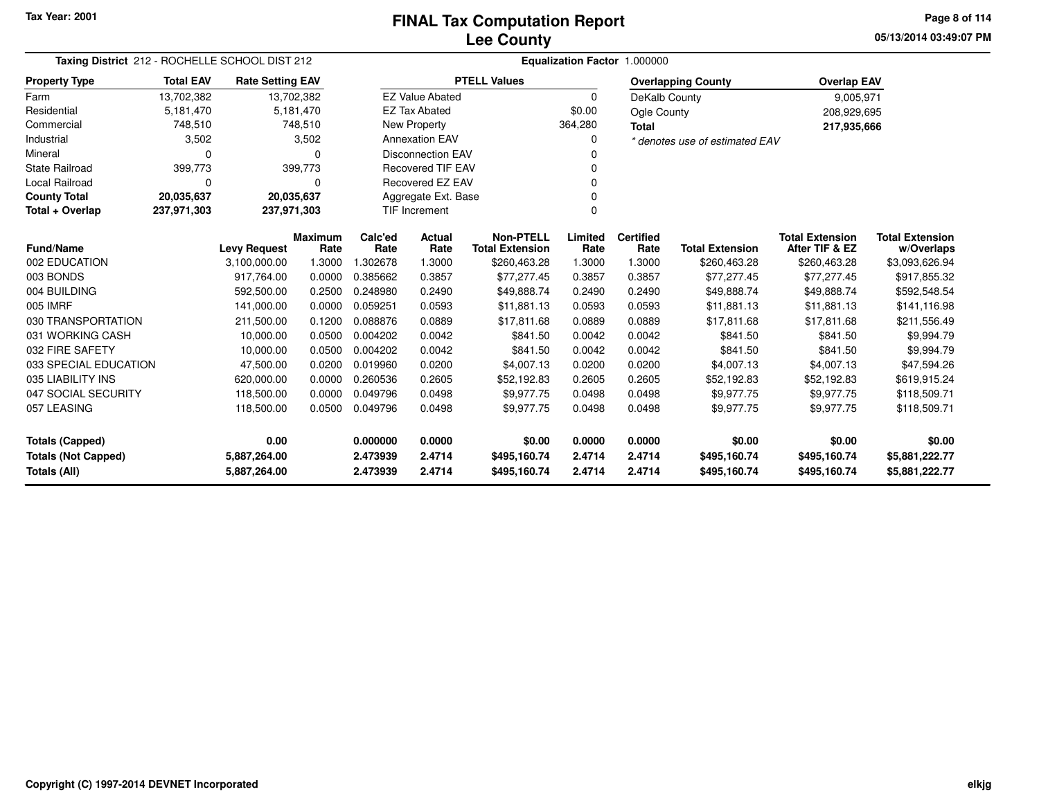Tax Year: 2001

# FINAL Tax Computation Report
## Lee County

05/13/2014 03:49:07 PM

**Taxing District** 212 - ROCHELLE SCHOOL DIST 212 | **Equalization Factor** 1.000000

| Property Type | Total EAV | Rate Setting EAV |
|---|---|---|
| Farm | 13,702,382 | 13,702,382 |
| Residential | 5,181,470 | 5,181,470 |
| Commercial | 748,510 | 748,510 |
| Industrial | 3,502 | 3,502 |
| Mineral | 0 | 0 |
| State Railroad | 399,773 | 399,773 |
| Local Railroad | 0 | 0 |
| **County Total** | **20,035,637** | **20,035,637** |
| **Total + Overlap** | **237,971,303** | **237,971,303** |

| PTELL Values | |
|---|---|
| EZ Value Abated | 0 |
| EZ Tax Abated | $0.00 |
| New Property | 364,280 |
| Annexation EAV | 0 |
| Disconnection EAV | 0 |
| Recovered TIF EAV | 0 |
| Recovered EZ EAV | 0 |
| Aggregate Ext. Base | 0 |
| TIF Increment | 0 |

| Overlapping County | Overlap EAV |
|---|---|
| DeKalb County | 9,005,971 |
| Ogle County | 208,929,695 |
| **Total** | **217,935,666** |

*\* denotes use of estimated EAV*

| Fund/Name | Levy Request | Maximum Rate | Calc'ed Rate | Actual Rate | Non-PTELL Total Extension | Limited Rate | Certified Rate | Total Extension | Total Extension After TIF & EZ | Total Extension w/Overlaps |
|---|---|---|---|---|---|---|---|---|---|---|
| 002 EDUCATION | 3,100,000.00 | 1.3000 | 1.302678 | 1.3000 | $260,463.28 | 1.3000 | 1.3000 | $260,463.28 | $260,463.28 | $3,093,626.94 |
| 003 BONDS | 917,764.00 | 0.0000 | 0.385662 | 0.3857 | $77,277.45 | 0.3857 | 0.3857 | $77,277.45 | $77,277.45 | $917,855.32 |
| 004 BUILDING | 592,500.00 | 0.2500 | 0.248980 | 0.2490 | $49,888.74 | 0.2490 | 0.2490 | $49,888.74 | $49,888.74 | $592,548.54 |
| 005 IMRF | 141,000.00 | 0.0000 | 0.059251 | 0.0593 | $11,881.13 | 0.0593 | 0.0593 | $11,881.13 | $11,881.13 | $141,116.98 |
| 030 TRANSPORTATION | 211,500.00 | 0.1200 | 0.088876 | 0.0889 | $17,811.68 | 0.0889 | 0.0889 | $17,811.68 | $17,811.68 | $211,556.49 |
| 031 WORKING CASH | 10,000.00 | 0.0500 | 0.004202 | 0.0042 | $841.50 | 0.0042 | 0.0042 | $841.50 | $841.50 | $9,994.79 |
| 032 FIRE SAFETY | 10,000.00 | 0.0500 | 0.004202 | 0.0042 | $841.50 | 0.0042 | 0.0042 | $841.50 | $841.50 | $9,994.79 |
| 033 SPECIAL EDUCATION | 47,500.00 | 0.0200 | 0.019960 | 0.0200 | $4,007.13 | 0.0200 | 0.0200 | $4,007.13 | $4,007.13 | $47,594.26 |
| 035 LIABILITY INS | 620,000.00 | 0.0000 | 0.260536 | 0.2605 | $52,192.83 | 0.2605 | 0.2605 | $52,192.83 | $52,192.83 | $619,915.24 |
| 047 SOCIAL SECURITY | 118,500.00 | 0.0000 | 0.049796 | 0.0498 | $9,977.75 | 0.0498 | 0.0498 | $9,977.75 | $9,977.75 | $118,509.71 |
| 057 LEASING | 118,500.00 | 0.0500 | 0.049796 | 0.0498 | $9,977.75 | 0.0498 | 0.0498 | $9,977.75 | $9,977.75 | $118,509.71 |
| **Totals (Capped)** | **0.00** | | **0.000000** | **0.0000** | **$0.00** | **0.0000** | **0.0000** | **$0.00** | **$0.00** | **$0.00** |
| **Totals (Not Capped)** | **5,887,264.00** | | **2.473939** | **2.4714** | **$495,160.74** | **2.4714** | **2.4714** | **$495,160.74** | **$495,160.74** | **$5,881,222.77** |
| **Totals (All)** | **5,887,264.00** | | **2.473939** | **2.4714** | **$495,160.74** | **2.4714** | **2.4714** | **$495,160.74** | **$495,160.74** | **$5,881,222.77** |

Copyright (C) 1997-2014 DEVNET Incorporated

elkjg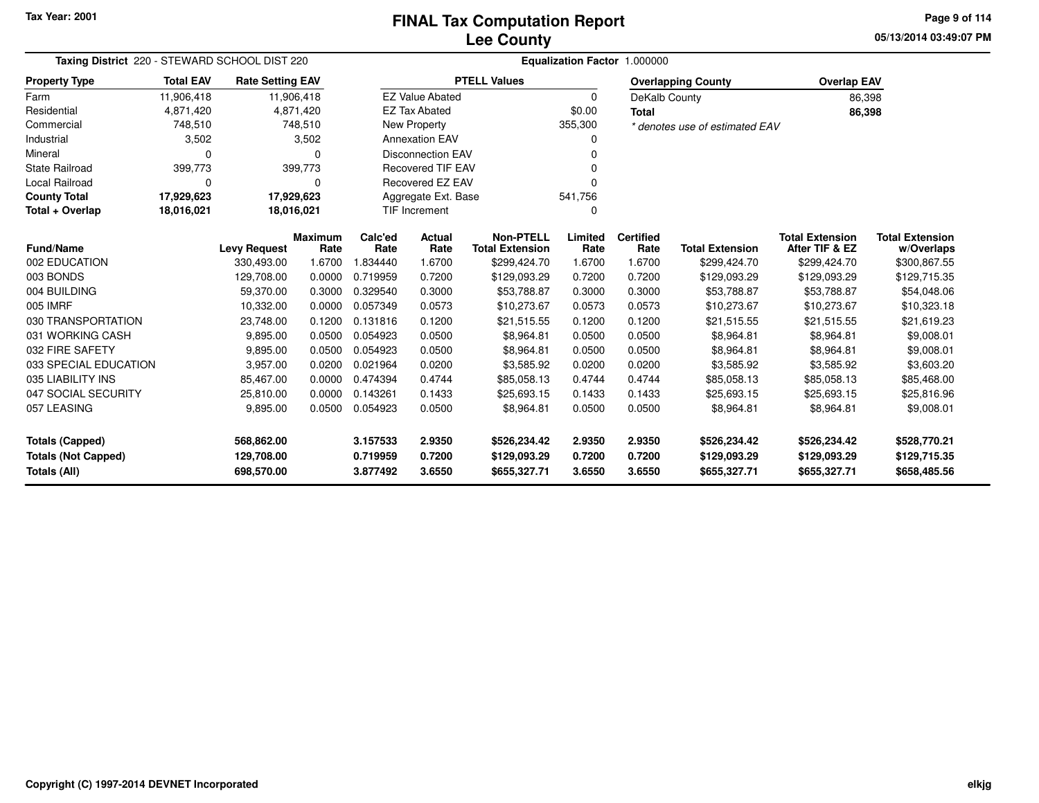# FINAL Tax Computation Report
## Lee County

Tax Year: 2001

**Taxing District** 220 - STEWARD SCHOOL DIST 220 **Equalization Factor** 1.000000

| Property Type | Total EAV | Rate Setting EAV |
|---|---|---|
| Farm | 11,906,418 | 11,906,418 |
| Residential | 4,871,420 | 4,871,420 |
| Commercial | 748,510 | 748,510 |
| Industrial | 3,502 | 3,502 |
| Mineral | 0 | 0 |
| State Railroad | 399,773 | 399,773 |
| Local Railroad | 0 | 0 |
| **County Total** | **17,929,623** | **17,929,623** |
| **Total + Overlap** | **18,016,021** | **18,016,021** |

| PTELL Values | |
|---|---|
| EZ Value Abated | 0 |
| EZ Tax Abated | $0.00 |
| New Property | 355,300 |
| Annexation EAV | 0 |
| Disconnection EAV | 0 |
| Recovered TIF EAV | 0 |
| Recovered EZ EAV | 0 |
| Aggregate Ext. Base | 541,756 |
| TIF Increment | 0 |

| Overlapping County | Overlap EAV |
|---|---|
| DeKalb County | 86,398 |
| **Total** | **86,398** |

*\* denotes use of estimated EAV*

| Fund/Name | Levy Request | Maximum Rate | Calc'ed Rate | Actual Rate | Non-PTELL Total Extension | Limited Rate | Certified Rate | Total Extension | Total Extension After TIF & EZ | Total Extension w/Overlaps |
|---|---|---|---|---|---|---|---|---|---|---|
| 002 EDUCATION | 330,493.00 | 1.6700 | 1.834440 | 1.6700 | $299,424.70 | 1.6700 | 1.6700 | $299,424.70 | $299,424.70 | $300,867.55 |
| 003 BONDS | 129,708.00 | 0.0000 | 0.719959 | 0.7200 | $129,093.29 | 0.7200 | 0.7200 | $129,093.29 | $129,093.29 | $129,715.35 |
| 004 BUILDING | 59,370.00 | 0.3000 | 0.329540 | 0.3000 | $53,788.87 | 0.3000 | 0.3000 | $53,788.87 | $53,788.87 | $54,048.06 |
| 005 IMRF | 10,332.00 | 0.0000 | 0.057349 | 0.0573 | $10,273.67 | 0.0573 | 0.0573 | $10,273.67 | $10,273.67 | $10,323.18 |
| 030 TRANSPORTATION | 23,748.00 | 0.1200 | 0.131816 | 0.1200 | $21,515.55 | 0.1200 | 0.1200 | $21,515.55 | $21,515.55 | $21,619.23 |
| 031 WORKING CASH | 9,895.00 | 0.0500 | 0.054923 | 0.0500 | $8,964.81 | 0.0500 | 0.0500 | $8,964.81 | $8,964.81 | $9,008.01 |
| 032 FIRE SAFETY | 9,895.00 | 0.0500 | 0.054923 | 0.0500 | $8,964.81 | 0.0500 | 0.0500 | $8,964.81 | $8,964.81 | $9,008.01 |
| 033 SPECIAL EDUCATION | 3,957.00 | 0.0200 | 0.021964 | 0.0200 | $3,585.92 | 0.0200 | 0.0200 | $3,585.92 | $3,585.92 | $3,603.20 |
| 035 LIABILITY INS | 85,467.00 | 0.0000 | 0.474394 | 0.4744 | $85,058.13 | 0.4744 | 0.4744 | $85,058.13 | $85,058.13 | $85,468.00 |
| 047 SOCIAL SECURITY | 25,810.00 | 0.0000 | 0.143261 | 0.1433 | $25,693.15 | 0.1433 | 0.1433 | $25,693.15 | $25,693.15 | $25,816.96 |
| 057 LEASING | 9,895.00 | 0.0500 | 0.054923 | 0.0500 | $8,964.81 | 0.0500 | 0.0500 | $8,964.81 | $8,964.81 | $9,008.01 |
| **Totals (Capped)** | **568,862.00** | | **3.157533** | **2.9350** | **$526,234.42** | **2.9350** | **2.9350** | **$526,234.42** | **$526,234.42** | **$528,770.21** |
| **Totals (Not Capped)** | **129,708.00** | | **0.719959** | **0.7200** | **$129,093.29** | **0.7200** | **0.7200** | **$129,093.29** | **$129,093.29** | **$129,715.35** |
| **Totals (All)** | **698,570.00** | | **3.877492** | **3.6550** | **$655,327.71** | **3.6550** | **3.6550** | **$655,327.71** | **$655,327.71** | **$658,485.56** |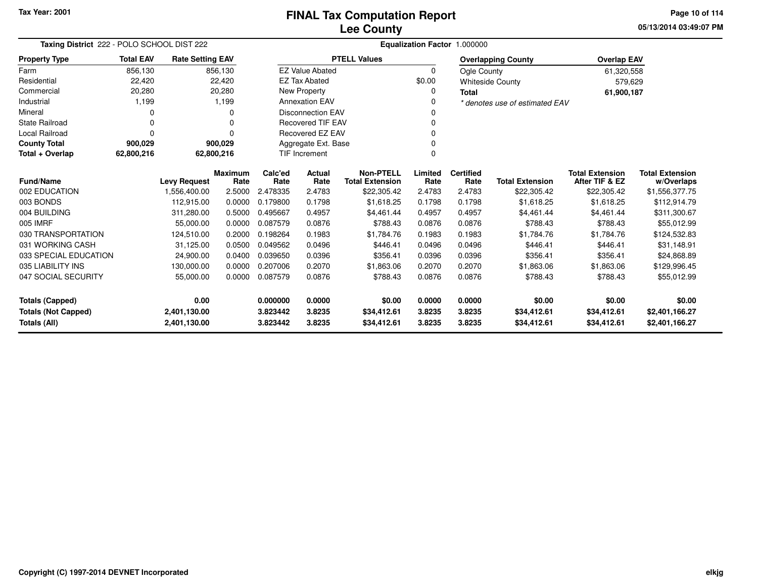# FINAL Tax Computation Report
# Lee County

**Tax Year: 2001**

**Taxing District** 222 - POLO SCHOOL DIST 222

**Equalization Factor** 1.000000

| Property Type | Total EAV | Rate Setting EAV |
|---|---|---|
| Farm | 856,130 | 856,130 |
| Residential | 22,420 | 22,420 |
| Commercial | 20,280 | 20,280 |
| Industrial | 1,199 | 1,199 |
| Mineral | 0 | 0 |
| State Railroad | 0 | 0 |
| Local Railroad | 0 | 0 |
| **County Total** | **900,029** | **900,029** |
| **Total + Overlap** | **62,800,216** | **62,800,216** |

| PTELL Values | |
|---|---|
| EZ Value Abated | 0 |
| EZ Tax Abated | $0.00 |
| New Property | 0 |
| Annexation EAV | 0 |
| Disconnection EAV | 0 |
| Recovered TIF EAV | 0 |
| Recovered EZ EAV | 0 |
| Aggregate Ext. Base | 0 |
| TIF Increment | 0 |

| Overlapping County | Overlap EAV |
|---|---|
| Ogle County | 61,320,558 |
| Whiteside County | 579,629 |
| **Total** | **61,900,187** |

*\* denotes use of estimated EAV*

| Fund/Name | Levy Request | Maximum Rate | Calc'ed Rate | Actual Rate | Non-PTELL Total Extension | Limited Rate | Certified Rate | Total Extension | Total Extension After TIF & EZ | Total Extension w/Overlaps |
|---|---|---|---|---|---|---|---|---|---|---|
| 002 EDUCATION | 1,556,400.00 | 2.5000 | 2.478335 | 2.4783 | $22,305.42 | 2.4783 | 2.4783 | $22,305.42 | $22,305.42 | $1,556,377.75 |
| 003 BONDS | 112,915.00 | 0.0000 | 0.179800 | 0.1798 | $1,618.25 | 0.1798 | 0.1798 | $1,618.25 | $1,618.25 | $112,914.79 |
| 004 BUILDING | 311,280.00 | 0.5000 | 0.495667 | 0.4957 | $4,461.44 | 0.4957 | 0.4957 | $4,461.44 | $4,461.44 | $311,300.67 |
| 005 IMRF | 55,000.00 | 0.0000 | 0.087579 | 0.0876 | $788.43 | 0.0876 | 0.0876 | $788.43 | $788.43 | $55,012.99 |
| 030 TRANSPORTATION | 124,510.00 | 0.2000 | 0.198264 | 0.1983 | $1,784.76 | 0.1983 | 0.1983 | $1,784.76 | $1,784.76 | $124,532.83 |
| 031 WORKING CASH | 31,125.00 | 0.0500 | 0.049562 | 0.0496 | $446.41 | 0.0496 | 0.0496 | $446.41 | $446.41 | $31,148.91 |
| 033 SPECIAL EDUCATION | 24,900.00 | 0.0400 | 0.039650 | 0.0396 | $356.41 | 0.0396 | 0.0396 | $356.41 | $356.41 | $24,868.89 |
| 035 LIABILITY INS | 130,000.00 | 0.0000 | 0.207006 | 0.2070 | $1,863.06 | 0.2070 | 0.2070 | $1,863.06 | $1,863.06 | $129,996.45 |
| 047 SOCIAL SECURITY | 55,000.00 | 0.0000 | 0.087579 | 0.0876 | $788.43 | 0.0876 | 0.0876 | $788.43 | $788.43 | $55,012.99 |
| **Totals (Capped)** | **0.00** | | **0.000000** | **0.0000** | **$0.00** | **0.0000** | **0.0000** | **$0.00** | **$0.00** | **$0.00** |
| **Totals (Not Capped)** | **2,401,130.00** | | **3.823442** | **3.8235** | **$34,412.61** | **3.8235** | **3.8235** | **$34,412.61** | **$34,412.61** | **$2,401,166.27** |
| **Totals (All)** | **2,401,130.00** | | **3.823442** | **3.8235** | **$34,412.61** | **3.8235** | **3.8235** | **$34,412.61** | **$34,412.61** | **$2,401,166.27** |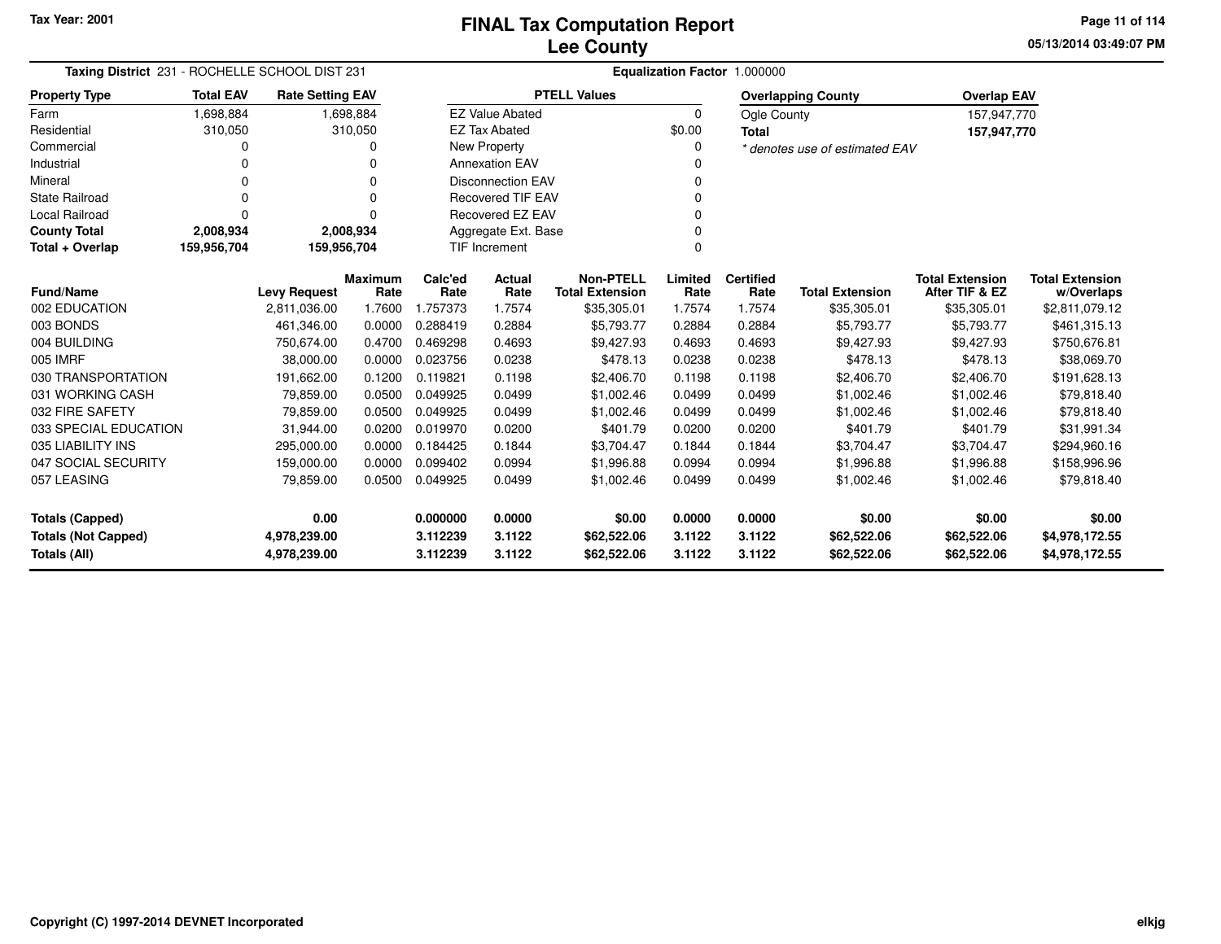Tax Year: 2001

# FINAL Tax Computation Report
## Lee County

05/13/2014 03:49:07 PM

**Taxing District** 231 - ROCHELLE SCHOOL DIST 231 **Equalization Factor** 1.000000

| Property Type | Total EAV | Rate Setting EAV |
|---|---|---|
| Farm | 1,698,884 | 1,698,884 |
| Residential | 310,050 | 310,050 |
| Commercial | 0 | 0 |
| Industrial | 0 | 0 |
| Mineral | 0 | 0 |
| State Railroad | 0 | 0 |
| Local Railroad | 0 | 0 |
| **County Total** | **2,008,934** | **2,008,934** |
| **Total + Overlap** | **159,956,704** | **159,956,704** |

| PTELL Values | |
|---|---|
| EZ Value Abated | 0 |
| EZ Tax Abated | $0.00 |
| New Property | 0 |
| Annexation EAV | 0 |
| Disconnection EAV | 0 |
| Recovered TIF EAV | 0 |
| Recovered EZ EAV | 0 |
| Aggregate Ext. Base | 0 |
| TIF Increment | 0 |

| Overlapping County | Overlap EAV |
|---|---|
| Ogle County | 157,947,770 |
| **Total** | **157,947,770** |

* denotes use of estimated EAV

| Fund/Name | Levy Request | Maximum Rate | Calc'ed Rate | Actual Rate | Non-PTELL Total Extension | Limited Rate | Certified Rate | Total Extension | Total Extension After TIF & EZ | Total Extension w/Overlaps |
|---|---|---|---|---|---|---|---|---|---|---|
| 002 EDUCATION | 2,811,036.00 | 1.7600 | 1.757373 | 1.7574 | $35,305.01 | 1.7574 | 1.7574 | $35,305.01 | $35,305.01 | $2,811,079.12 |
| 003 BONDS | 461,346.00 | 0.0000 | 0.288419 | 0.2884 | $5,793.77 | 0.2884 | 0.2884 | $5,793.77 | $5,793.77 | $461,315.13 |
| 004 BUILDING | 750,674.00 | 0.4700 | 0.469298 | 0.4693 | $9,427.93 | 0.4693 | 0.4693 | $9,427.93 | $9,427.93 | $750,676.81 |
| 005 IMRF | 38,000.00 | 0.0000 | 0.023756 | 0.0238 | $478.13 | 0.0238 | 0.0238 | $478.13 | $478.13 | $38,069.70 |
| 030 TRANSPORTATION | 191,662.00 | 0.1200 | 0.119821 | 0.1198 | $2,406.70 | 0.1198 | 0.1198 | $2,406.70 | $2,406.70 | $191,628.13 |
| 031 WORKING CASH | 79,859.00 | 0.0500 | 0.049925 | 0.0499 | $1,002.46 | 0.0499 | 0.0499 | $1,002.46 | $1,002.46 | $79,818.40 |
| 032 FIRE SAFETY | 79,859.00 | 0.0500 | 0.049925 | 0.0499 | $1,002.46 | 0.0499 | 0.0499 | $1,002.46 | $1,002.46 | $79,818.40 |
| 033 SPECIAL EDUCATION | 31,944.00 | 0.0200 | 0.019970 | 0.0200 | $401.79 | 0.0200 | 0.0200 | $401.79 | $401.79 | $31,991.34 |
| 035 LIABILITY INS | 295,000.00 | 0.0000 | 0.184425 | 0.1844 | $3,704.47 | 0.1844 | 0.1844 | $3,704.47 | $3,704.47 | $294,960.16 |
| 047 SOCIAL SECURITY | 159,000.00 | 0.0000 | 0.099402 | 0.0994 | $1,996.88 | 0.0994 | 0.0994 | $1,996.88 | $1,996.88 | $158,996.96 |
| 057 LEASING | 79,859.00 | 0.0500 | 0.049925 | 0.0499 | $1,002.46 | 0.0499 | 0.0499 | $1,002.46 | $1,002.46 | $79,818.40 |
| **Totals (Capped)** | **0.00** | | **0.000000** | **0.0000** | **$0.00** | **0.0000** | **0.0000** | **$0.00** | **$0.00** | **$0.00** |
| **Totals (Not Capped)** | **4,978,239.00** | | **3.112239** | **3.1122** | **$62,522.06** | **3.1122** | **3.1122** | **$62,522.06** | **$62,522.06** | **$4,978,172.55** |
| **Totals (All)** | **4,978,239.00** | | **3.112239** | **3.1122** | **$62,522.06** | **3.1122** | **3.1122** | **$62,522.06** | **$62,522.06** | **$4,978,172.55** |

Copyright (C) 1997-2014 DEVNET Incorporated

elkjg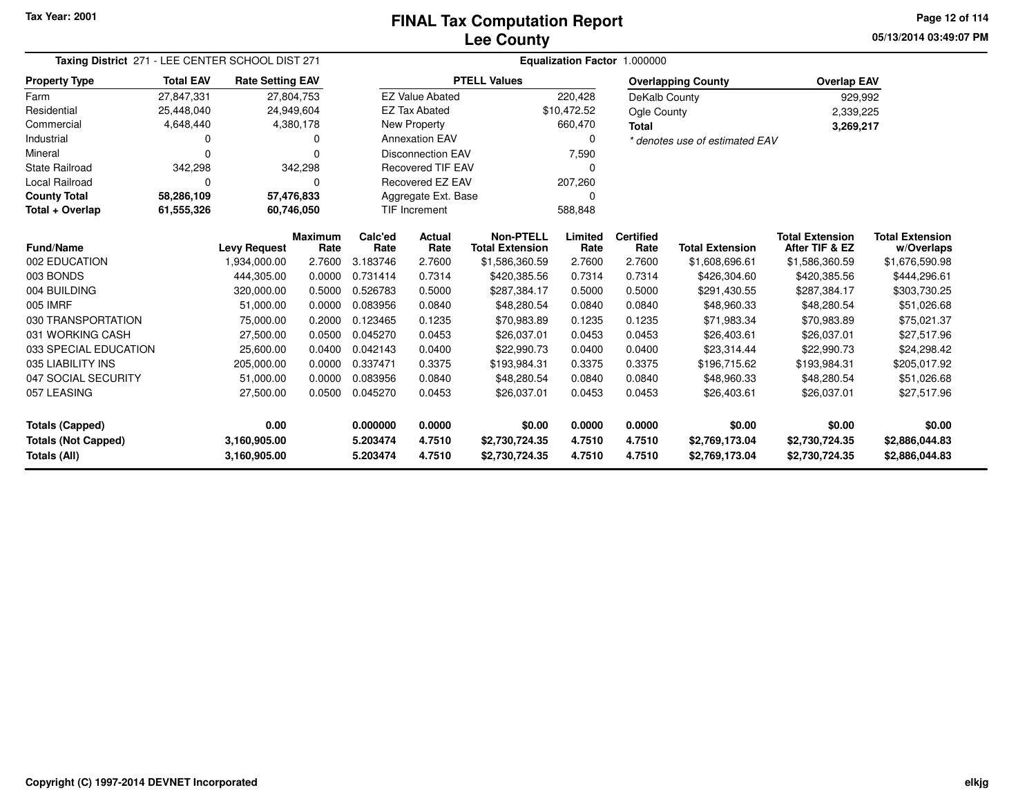# FINAL Tax Computation Report
## Lee County

Tax Year: 2001

**Taxing District** 271 - LEE CENTER SCHOOL DIST 271

**Equalization Factor** 1.000000

| Property Type | Total EAV | Rate Setting EAV |
|---|---|---|
| Farm | 27,847,331 | 27,804,753 |
| Residential | 25,448,040 | 24,949,604 |
| Commercial | 4,648,440 | 4,380,178 |
| Industrial | 0 | 0 |
| Mineral | 0 | 0 |
| State Railroad | 342,298 | 342,298 |
| Local Railroad | 0 | 0 |
| **County Total** | **58,286,109** | **57,476,833** |
| **Total + Overlap** | **61,555,326** | **60,746,050** |

| PTELL Values | |
|---|---|
| EZ Value Abated | 220,428 |
| EZ Tax Abated | $10,472.52 |
| New Property | 660,470 |
| Annexation EAV | 0 |
| Disconnection EAV | 7,590 |
| Recovered TIF EAV | 0 |
| Recovered EZ EAV | 207,260 |
| Aggregate Ext. Base | 0 |
| TIF Increment | 588,848 |

| Overlapping County | Overlap EAV |
|---|---|
| DeKalb County | 929,992 |
| Ogle County | 2,339,225 |
| **Total** | **3,269,217** |

*\* denotes use of estimated EAV*

| Fund/Name | Levy Request | Maximum Rate | Calc'ed Rate | Actual Rate | Non-PTELL Total Extension | Limited Rate | Certified Rate | Total Extension | Total Extension After TIF & EZ | Total Extension w/Overlaps |
|---|---|---|---|---|---|---|---|---|---|---|
| 002 EDUCATION | 1,934,000.00 | 2.7600 | 3.183746 | 2.7600 | $1,586,360.59 | 2.7600 | 2.7600 | $1,608,696.61 | $1,586,360.59 | $1,676,590.98 |
| 003 BONDS | 444,305.00 | 0.0000 | 0.731414 | 0.7314 | $420,385.56 | 0.7314 | 0.7314 | $426,304.60 | $420,385.56 | $444,296.61 |
| 004 BUILDING | 320,000.00 | 0.5000 | 0.526783 | 0.5000 | $287,384.17 | 0.5000 | 0.5000 | $291,430.55 | $287,384.17 | $303,730.25 |
| 005 IMRF | 51,000.00 | 0.0000 | 0.083956 | 0.0840 | $48,280.54 | 0.0840 | 0.0840 | $48,960.33 | $48,280.54 | $51,026.68 |
| 030 TRANSPORTATION | 75,000.00 | 0.2000 | 0.123465 | 0.1235 | $70,983.89 | 0.1235 | 0.1235 | $71,983.34 | $70,983.89 | $75,021.37 |
| 031 WORKING CASH | 27,500.00 | 0.0500 | 0.045270 | 0.0453 | $26,037.01 | 0.0453 | 0.0453 | $26,403.61 | $26,037.01 | $27,517.96 |
| 033 SPECIAL EDUCATION | 25,600.00 | 0.0400 | 0.042143 | 0.0400 | $22,990.73 | 0.0400 | 0.0400 | $23,314.44 | $22,990.73 | $24,298.42 |
| 035 LIABILITY INS | 205,000.00 | 0.0000 | 0.337471 | 0.3375 | $193,984.31 | 0.3375 | 0.3375 | $196,715.62 | $193,984.31 | $205,017.92 |
| 047 SOCIAL SECURITY | 51,000.00 | 0.0000 | 0.083956 | 0.0840 | $48,280.54 | 0.0840 | 0.0840 | $48,960.33 | $48,280.54 | $51,026.68 |
| 057 LEASING | 27,500.00 | 0.0500 | 0.045270 | 0.0453 | $26,037.01 | 0.0453 | 0.0453 | $26,403.61 | $26,037.01 | $27,517.96 |
| **Totals (Capped)** | **0.00** | | **0.000000** | **0.0000** | **$0.00** | **0.0000** | **0.0000** | **$0.00** | **$0.00** | **$0.00** |
| **Totals (Not Capped)** | **3,160,905.00** | | **5.203474** | **4.7510** | **$2,730,724.35** | **4.7510** | **4.7510** | **$2,769,173.04** | **$2,730,724.35** | **$2,886,044.83** |
| **Totals (All)** | **3,160,905.00** | | **5.203474** | **4.7510** | **$2,730,724.35** | **4.7510** | **4.7510** | **$2,769,173.04** | **$2,730,724.35** | **$2,886,044.83** |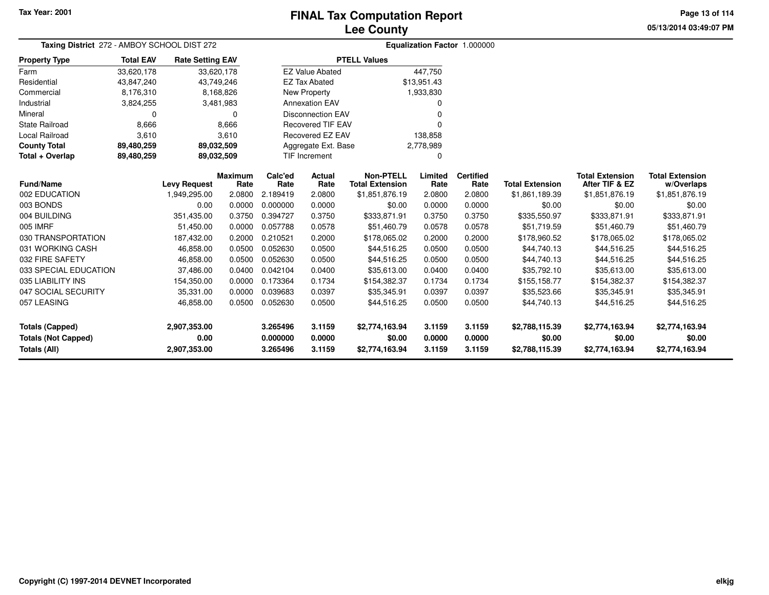Tax Year: 2001

# FINAL Tax Computation Report
## Lee County

05/13/2014 03:49:07 PM

**Taxing District** 272 - AMBOY SCHOOL DIST 272 **Equalization Factor** 1.000000

| Property Type | Total EAV | Rate Setting EAV |
|---|---|---|
| Farm | 33,620,178 | 33,620,178 |
| Residential | 43,847,240 | 43,749,246 |
| Commercial | 8,176,310 | 8,168,826 |
| Industrial | 3,824,255 | 3,481,983 |
| Mineral | 0 | 0 |
| State Railroad | 8,666 | 8,666 |
| Local Railroad | 3,610 | 3,610 |
| **County Total** | **89,480,259** | **89,032,509** |
| **Total + Overlap** | **89,480,259** | **89,032,509** |

| PTELL Values | |
|---|---|
| EZ Value Abated | 447,750 |
| EZ Tax Abated | $13,951.43 |
| New Property | 1,933,830 |
| Annexation EAV | 0 |
| Disconnection EAV | 0 |
| Recovered TIF EAV | 0 |
| Recovered EZ EAV | 138,858 |
| Aggregate Ext. Base | 2,778,989 |
| TIF Increment | 0 |

| Fund/Name | Levy Request | Maximum Rate | Calc'ed Rate | Actual Rate | Non-PTELL Total Extension | Limited Rate | Certified Rate | Total Extension | Total Extension After TIF & EZ | Total Extension w/Overlaps |
|---|---|---|---|---|---|---|---|---|---|---|
| 002 EDUCATION | 1,949,295.00 | 2.0800 | 2.189419 | 2.0800 | $1,851,876.19 | 2.0800 | 2.0800 | $1,861,189.39 | $1,851,876.19 | $1,851,876.19 |
| 003 BONDS | 0.00 | 0.0000 | 0.000000 | 0.0000 | $0.00 | 0.0000 | 0.0000 | $0.00 | $0.00 | $0.00 |
| 004 BUILDING | 351,435.00 | 0.3750 | 0.394727 | 0.3750 | $333,871.91 | 0.3750 | 0.3750 | $335,550.97 | $333,871.91 | $333,871.91 |
| 005 IMRF | 51,450.00 | 0.0000 | 0.057788 | 0.0578 | $51,460.79 | 0.0578 | 0.0578 | $51,719.59 | $51,460.79 | $51,460.79 |
| 030 TRANSPORTATION | 187,432.00 | 0.2000 | 0.210521 | 0.2000 | $178,065.02 | 0.2000 | 0.2000 | $178,960.52 | $178,065.02 | $178,065.02 |
| 031 WORKING CASH | 46,858.00 | 0.0500 | 0.052630 | 0.0500 | $44,516.25 | 0.0500 | 0.0500 | $44,740.13 | $44,516.25 | $44,516.25 |
| 032 FIRE SAFETY | 46,858.00 | 0.0500 | 0.052630 | 0.0500 | $44,516.25 | 0.0500 | 0.0500 | $44,740.13 | $44,516.25 | $44,516.25 |
| 033 SPECIAL EDUCATION | 37,486.00 | 0.0400 | 0.042104 | 0.0400 | $35,613.00 | 0.0400 | 0.0400 | $35,792.10 | $35,613.00 | $35,613.00 |
| 035 LIABILITY INS | 154,350.00 | 0.0000 | 0.173364 | 0.1734 | $154,382.37 | 0.1734 | 0.1734 | $155,158.77 | $154,382.37 | $154,382.37 |
| 047 SOCIAL SECURITY | 35,331.00 | 0.0000 | 0.039683 | 0.0397 | $35,345.91 | 0.0397 | 0.0397 | $35,523.66 | $35,345.91 | $35,345.91 |
| 057 LEASING | 46,858.00 | 0.0500 | 0.052630 | 0.0500 | $44,516.25 | 0.0500 | 0.0500 | $44,740.13 | $44,516.25 | $44,516.25 |
| **Totals (Capped)** | **2,907,353.00** | | **3.265496** | **3.1159** | **$2,774,163.94** | **3.1159** | **3.1159** | **$2,788,115.39** | **$2,774,163.94** | **$2,774,163.94** |
| **Totals (Not Capped)** | **0.00** | | **0.000000** | **0.0000** | **$0.00** | **0.0000** | **0.0000** | **$0.00** | **$0.00** | **$0.00** |
| **Totals (All)** | **2,907,353.00** | | **3.265496** | **3.1159** | **$2,774,163.94** | **3.1159** | **3.1159** | **$2,788,115.39** | **$2,774,163.94** | **$2,774,163.94** |

Copyright (C) 1997-2014 DEVNET Incorporated

elkjg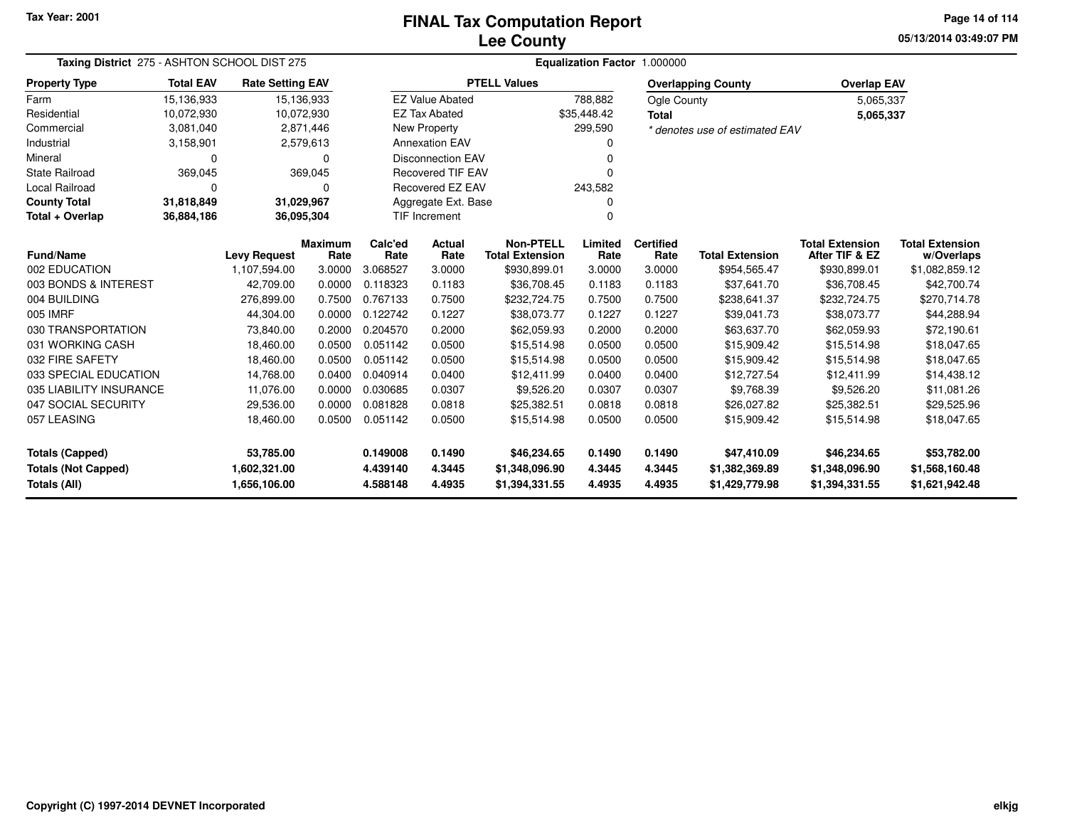Tax Year: 2001

# FINAL Tax Computation Report
## Lee County

05/13/2014 03:49:07 PM

**Taxing District** 275 - ASHTON SCHOOL DIST 275 **Equalization Factor** 1.000000

| Property Type | Total EAV | Rate Setting EAV |
|---|---|---|
| Farm | 15,136,933 | 15,136,933 |
| Residential | 10,072,930 | 10,072,930 |
| Commercial | 3,081,040 | 2,871,446 |
| Industrial | 3,158,901 | 2,579,613 |
| Mineral | 0 | 0 |
| State Railroad | 369,045 | 369,045 |
| Local Railroad | 0 | 0 |
| **County Total** | **31,818,849** | **31,029,967** |
| **Total + Overlap** | **36,884,186** | **36,095,304** |

| PTELL Values | |
|---|---|
| EZ Value Abated | 788,882 |
| EZ Tax Abated | $35,448.42 |
| New Property | 299,590 |
| Annexation EAV | 0 |
| Disconnection EAV | 0 |
| Recovered TIF EAV | 0 |
| Recovered EZ EAV | 243,582 |
| Aggregate Ext. Base | 0 |
| TIF Increment | 0 |

| Overlapping County | Overlap EAV |
|---|---|
| Ogle County | 5,065,337 |
| **Total** | **5,065,337** |

*\* denotes use of estimated EAV*

| Fund/Name | Levy Request | Maximum Rate | Calc'ed Rate | Actual Rate | Non-PTELL Total Extension | Limited Rate | Certified Rate | Total Extension | Total Extension After TIF & EZ | Total Extension w/Overlaps |
|---|---|---|---|---|---|---|---|---|---|---|
| 002 EDUCATION | 1,107,594.00 | 3.0000 | 3.068527 | 3.0000 | $930,899.01 | 3.0000 | 3.0000 | $954,565.47 | $930,899.01 | $1,082,859.12 |
| 003 BONDS & INTEREST | 42,709.00 | 0.0000 | 0.118323 | 0.1183 | $36,708.45 | 0.1183 | 0.1183 | $37,641.70 | $36,708.45 | $42,700.74 |
| 004 BUILDING | 276,899.00 | 0.7500 | 0.767133 | 0.7500 | $232,724.75 | 0.7500 | 0.7500 | $238,641.37 | $232,724.75 | $270,714.78 |
| 005 IMRF | 44,304.00 | 0.0000 | 0.122742 | 0.1227 | $38,073.77 | 0.1227 | 0.1227 | $39,041.73 | $38,073.77 | $44,288.94 |
| 030 TRANSPORTATION | 73,840.00 | 0.2000 | 0.204570 | 0.2000 | $62,059.93 | 0.2000 | 0.2000 | $63,637.70 | $62,059.93 | $72,190.61 |
| 031 WORKING CASH | 18,460.00 | 0.0500 | 0.051142 | 0.0500 | $15,514.98 | 0.0500 | 0.0500 | $15,909.42 | $15,514.98 | $18,047.65 |
| 032 FIRE SAFETY | 18,460.00 | 0.0500 | 0.051142 | 0.0500 | $15,514.98 | 0.0500 | 0.0500 | $15,909.42 | $15,514.98 | $18,047.65 |
| 033 SPECIAL EDUCATION | 14,768.00 | 0.0400 | 0.040914 | 0.0400 | $12,411.99 | 0.0400 | 0.0400 | $12,727.54 | $12,411.99 | $14,438.12 |
| 035 LIABILITY INSURANCE | 11,076.00 | 0.0000 | 0.030685 | 0.0307 | $9,526.20 | 0.0307 | 0.0307 | $9,768.39 | $9,526.20 | $11,081.26 |
| 047 SOCIAL SECURITY | 29,536.00 | 0.0000 | 0.081828 | 0.0818 | $25,382.51 | 0.0818 | 0.0818 | $26,027.82 | $25,382.51 | $29,525.96 |
| 057 LEASING | 18,460.00 | 0.0500 | 0.051142 | 0.0500 | $15,514.98 | 0.0500 | 0.0500 | $15,909.42 | $15,514.98 | $18,047.65 |
| **Totals (Capped)** | **53,785.00** | | **0.149008** | **0.1490** | **$46,234.65** | **0.1490** | **0.1490** | **$47,410.09** | **$46,234.65** | **$53,782.00** |
| **Totals (Not Capped)** | **1,602,321.00** | | **4.439140** | **4.3445** | **$1,348,096.90** | **4.3445** | **4.3445** | **$1,382,369.89** | **$1,348,096.90** | **$1,568,160.48** |
| **Totals (All)** | **1,656,106.00** | | **4.588148** | **4.4935** | **$1,394,331.55** | **4.4935** | **4.4935** | **$1,429,779.98** | **$1,394,331.55** | **$1,621,942.48** |

Copyright (C) 1997-2014 DEVNET Incorporated

elkjg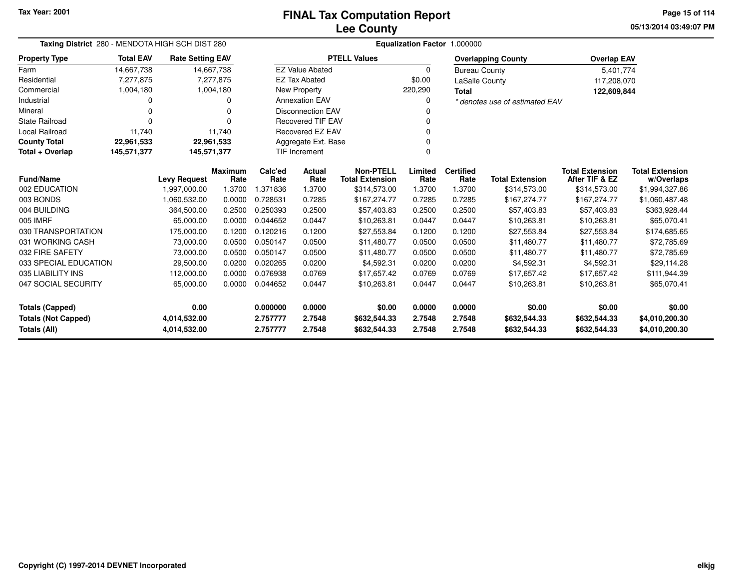# FINAL Tax Computation Report
## Lee County

Tax Year: 2001

**Taxing District** 280 - MENDOTA HIGH SCH DIST 280

**Equalization Factor** 1.000000

| Property Type | Total EAV | Rate Setting EAV |
|---|---|---|
| Farm | 14,667,738 | 14,667,738 |
| Residential | 7,277,875 | 7,277,875 |
| Commercial | 1,004,180 | 1,004,180 |
| Industrial | 0 | 0 |
| Mineral | 0 | 0 |
| State Railroad | 0 | 0 |
| Local Railroad | 11,740 | 11,740 |
| **County Total** | **22,961,533** | **22,961,533** |
| **Total + Overlap** | **145,571,377** | **145,571,377** |

| PTELL Values | |
|---|---|
| EZ Value Abated | 0 |
| EZ Tax Abated | $0.00 |
| New Property | 220,290 |
| Annexation EAV | 0 |
| Disconnection EAV | 0 |
| Recovered TIF EAV | 0 |
| Recovered EZ EAV | 0 |
| Aggregate Ext. Base | 0 |
| TIF Increment | 0 |

| Overlapping County | Overlap EAV |
|---|---|
| Bureau County | 5,401,774 |
| LaSalle County | 117,208,070 |
| **Total** | **122,609,844** |

*\* denotes use of estimated EAV*

| Fund/Name | Levy Request | Maximum Rate | Calc'ed Rate | Actual Rate | Non-PTELL Total Extension | Limited Rate | Certified Rate | Total Extension | Total Extension After TIF & EZ | Total Extension w/Overlaps |
|---|---|---|---|---|---|---|---|---|---|---|
| 002 EDUCATION | 1,997,000.00 | 1.3700 | 1.371836 | 1.3700 | $314,573.00 | 1.3700 | 1.3700 | $314,573.00 | $314,573.00 | $1,994,327.86 |
| 003 BONDS | 1,060,532.00 | 0.0000 | 0.728531 | 0.7285 | $167,274.77 | 0.7285 | 0.7285 | $167,274.77 | $167,274.77 | $1,060,487.48 |
| 004 BUILDING | 364,500.00 | 0.2500 | 0.250393 | 0.2500 | $57,403.83 | 0.2500 | 0.2500 | $57,403.83 | $57,403.83 | $363,928.44 |
| 005 IMRF | 65,000.00 | 0.0000 | 0.044652 | 0.0447 | $10,263.81 | 0.0447 | 0.0447 | $10,263.81 | $10,263.81 | $65,070.41 |
| 030 TRANSPORTATION | 175,000.00 | 0.1200 | 0.120216 | 0.1200 | $27,553.84 | 0.1200 | 0.1200 | $27,553.84 | $27,553.84 | $174,685.65 |
| 031 WORKING CASH | 73,000.00 | 0.0500 | 0.050147 | 0.0500 | $11,480.77 | 0.0500 | 0.0500 | $11,480.77 | $11,480.77 | $72,785.69 |
| 032 FIRE SAFETY | 73,000.00 | 0.0500 | 0.050147 | 0.0500 | $11,480.77 | 0.0500 | 0.0500 | $11,480.77 | $11,480.77 | $72,785.69 |
| 033 SPECIAL EDUCATION | 29,500.00 | 0.0200 | 0.020265 | 0.0200 | $4,592.31 | 0.0200 | 0.0200 | $4,592.31 | $4,592.31 | $29,114.28 |
| 035 LIABILITY INS | 112,000.00 | 0.0000 | 0.076938 | 0.0769 | $17,657.42 | 0.0769 | 0.0769 | $17,657.42 | $17,657.42 | $111,944.39 |
| 047 SOCIAL SECURITY | 65,000.00 | 0.0000 | 0.044652 | 0.0447 | $10,263.81 | 0.0447 | 0.0447 | $10,263.81 | $10,263.81 | $65,070.41 |
| **Totals (Capped)** | **0.00** | | **0.000000** | **0.0000** | **$0.00** | **0.0000** | **0.0000** | **$0.00** | **$0.00** | **$0.00** |
| **Totals (Not Capped)** | **4,014,532.00** | | **2.757777** | **2.7548** | **$632,544.33** | **2.7548** | **2.7548** | **$632,544.33** | **$632,544.33** | **$4,010,200.30** |
| **Totals (All)** | **4,014,532.00** | | **2.757777** | **2.7548** | **$632,544.33** | **2.7548** | **2.7548** | **$632,544.33** | **$632,544.33** | **$4,010,200.30** |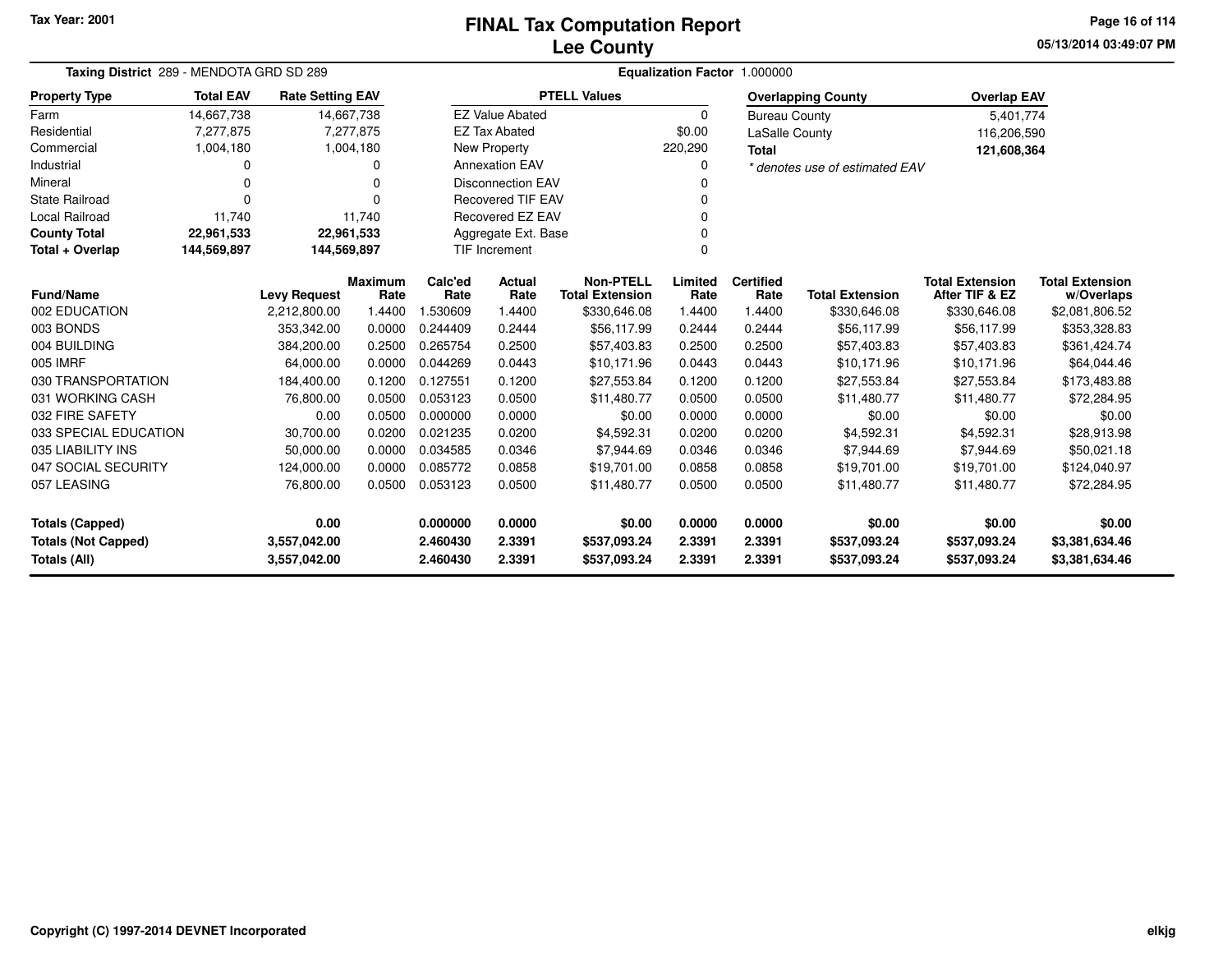Tax Year: 2001

# FINAL Tax Computation Report
## Lee County

05/13/2014 03:49:07 PM

**Taxing District** 289 - MENDOTA GRD SD 289

**Equalization Factor** 1.000000

| Property Type | Total EAV | Rate Setting EAV |
|---|---|---|
| Farm | 14,667,738 | 14,667,738 |
| Residential | 7,277,875 | 7,277,875 |
| Commercial | 1,004,180 | 1,004,180 |
| Industrial | 0 | 0 |
| Mineral | 0 | 0 |
| State Railroad | 0 | 0 |
| Local Railroad | 11,740 | 11,740 |
| **County Total** | **22,961,533** | **22,961,533** |
| **Total + Overlap** | **144,569,897** | **144,569,897** |

| PTELL Values | |
|---|---|
| EZ Value Abated | 0 |
| EZ Tax Abated | $0.00 |
| New Property | 220,290 |
| Annexation EAV | 0 |
| Disconnection EAV | 0 |
| Recovered TIF EAV | 0 |
| Recovered EZ EAV | 0 |
| Aggregate Ext. Base | 0 |
| TIF Increment | 0 |

| Overlapping County | Overlap EAV |
|---|---|
| Bureau County | 5,401,774 |
| LaSalle County | 116,206,590 |
| **Total** | **121,608,364** |

*\* denotes use of estimated EAV*

| Fund/Name | Levy Request | Maximum Rate | Calc'ed Rate | Actual Rate | Non-PTELL Total Extension | Limited Rate | Certified Rate | Total Extension | Total Extension After TIF & EZ | Total Extension w/Overlaps |
|---|---|---|---|---|---|---|---|---|---|---|
| 002 EDUCATION | 2,212,800.00 | 1.4400 | 1.530609 | 1.4400 | $330,646.08 | 1.4400 | 1.4400 | $330,646.08 | $330,646.08 | $2,081,806.52 |
| 003 BONDS | 353,342.00 | 0.0000 | 0.244409 | 0.2444 | $56,117.99 | 0.2444 | 0.2444 | $56,117.99 | $56,117.99 | $353,328.83 |
| 004 BUILDING | 384,200.00 | 0.2500 | 0.265754 | 0.2500 | $57,403.83 | 0.2500 | 0.2500 | $57,403.83 | $57,403.83 | $361,424.74 |
| 005 IMRF | 64,000.00 | 0.0000 | 0.044269 | 0.0443 | $10,171.96 | 0.0443 | 0.0443 | $10,171.96 | $10,171.96 | $64,044.46 |
| 030 TRANSPORTATION | 184,400.00 | 0.1200 | 0.127551 | 0.1200 | $27,553.84 | 0.1200 | 0.1200 | $27,553.84 | $27,553.84 | $173,483.88 |
| 031 WORKING CASH | 76,800.00 | 0.0500 | 0.053123 | 0.0500 | $11,480.77 | 0.0500 | 0.0500 | $11,480.77 | $11,480.77 | $72,284.95 |
| 032 FIRE SAFETY | 0.00 | 0.0500 | 0.000000 | 0.0000 | $0.00 | 0.0000 | 0.0000 | $0.00 | $0.00 | $0.00 |
| 033 SPECIAL EDUCATION | 30,700.00 | 0.0200 | 0.021235 | 0.0200 | $4,592.31 | 0.0200 | 0.0200 | $4,592.31 | $4,592.31 | $28,913.98 |
| 035 LIABILITY INS | 50,000.00 | 0.0000 | 0.034585 | 0.0346 | $7,944.69 | 0.0346 | 0.0346 | $7,944.69 | $7,944.69 | $50,021.18 |
| 047 SOCIAL SECURITY | 124,000.00 | 0.0000 | 0.085772 | 0.0858 | $19,701.00 | 0.0858 | 0.0858 | $19,701.00 | $19,701.00 | $124,040.97 |
| 057 LEASING | 76,800.00 | 0.0500 | 0.053123 | 0.0500 | $11,480.77 | 0.0500 | 0.0500 | $11,480.77 | $11,480.77 | $72,284.95 |
| **Totals (Capped)** | **0.00** | | **0.000000** | **0.0000** | **$0.00** | **0.0000** | **0.0000** | **$0.00** | **$0.00** | **$0.00** |
| **Totals (Not Capped)** | **3,557,042.00** | | **2.460430** | **2.3391** | **$537,093.24** | **2.3391** | **2.3391** | **$537,093.24** | **$537,093.24** | **$3,381,634.46** |
| **Totals (All)** | **3,557,042.00** | | **2.460430** | **2.3391** | **$537,093.24** | **2.3391** | **2.3391** | **$537,093.24** | **$537,093.24** | **$3,381,634.46** |

Copyright (C) 1997-2014 DEVNET Incorporated

elkjg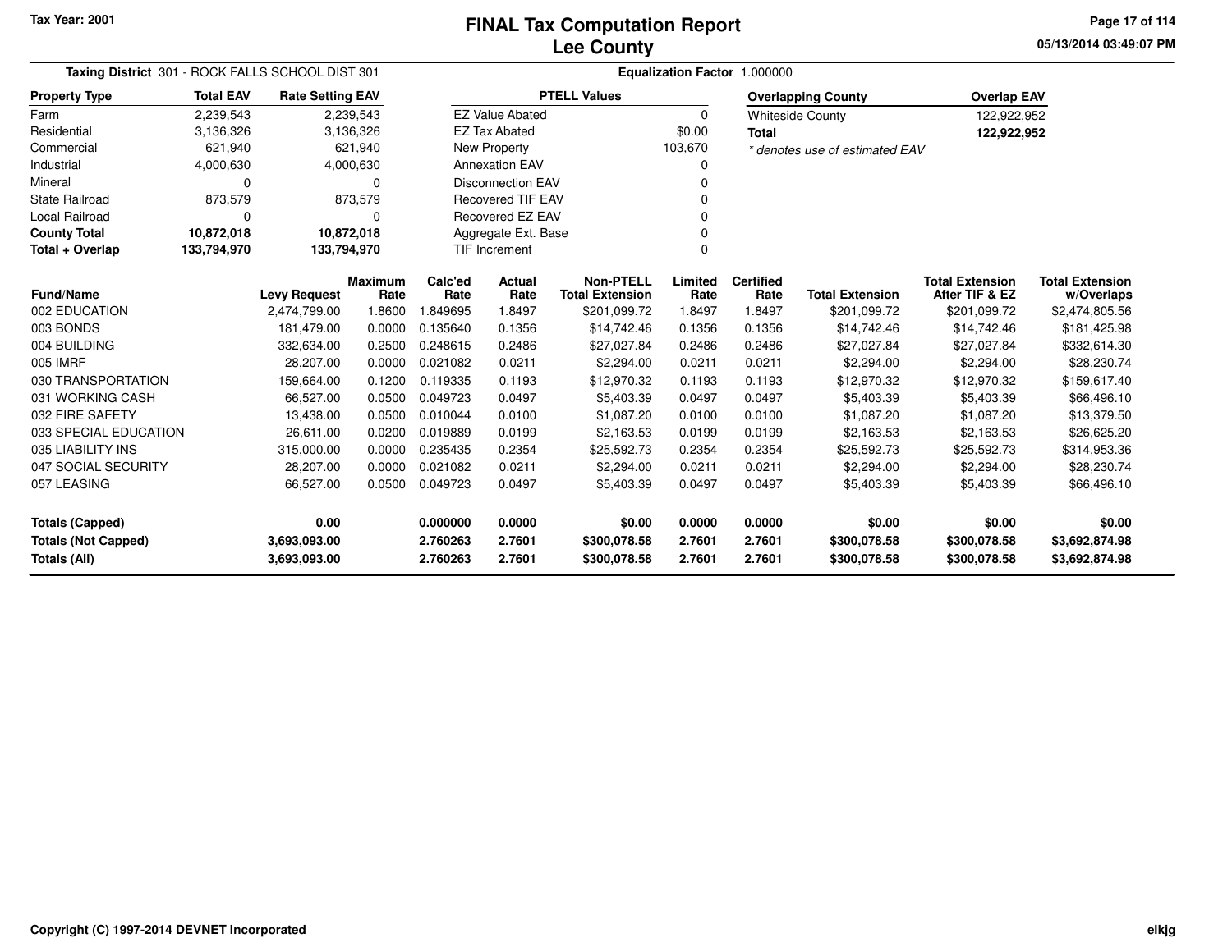Tax Year: 2001

# FINAL Tax Computation Report
## Lee County

05/13/2014 03:49:07 PM

**Taxing District** 301 - ROCK FALLS SCHOOL DIST 301

**Equalization Factor** 1.000000

| Property Type | Total EAV | Rate Setting EAV |
|---|---|---|
| Farm | 2,239,543 | 2,239,543 |
| Residential | 3,136,326 | 3,136,326 |
| Commercial | 621,940 | 621,940 |
| Industrial | 4,000,630 | 4,000,630 |
| Mineral | 0 | 0 |
| State Railroad | 873,579 | 873,579 |
| Local Railroad | 0 | 0 |
| **County Total** | **10,872,018** | **10,872,018** |
| **Total + Overlap** | **133,794,970** | **133,794,970** |

| PTELL Values | |
|---|---|
| EZ Value Abated | 0 |
| EZ Tax Abated | $0.00 |
| New Property | 103,670 |
| Annexation EAV | 0 |
| Disconnection EAV | 0 |
| Recovered TIF EAV | 0 |
| Recovered EZ EAV | 0 |
| Aggregate Ext. Base | 0 |
| TIF Increment | 0 |

| Overlapping County | Overlap EAV |
|---|---|
| Whiteside County | 122,922,952 |
| **Total** | **122,922,952** |

*\* denotes use of estimated EAV*

| Fund/Name | Levy Request | Maximum Rate | Calc'ed Rate | Actual Rate | Non-PTELL Total Extension | Limited Rate | Certified Rate | Total Extension | Total Extension After TIF & EZ | Total Extension w/Overlaps |
|---|---|---|---|---|---|---|---|---|---|---|
| 002 EDUCATION | 2,474,799.00 | 1.8600 | 1.849695 | 1.8497 | $201,099.72 | 1.8497 | 1.8497 | $201,099.72 | $201,099.72 | $2,474,805.56 |
| 003 BONDS | 181,479.00 | 0.0000 | 0.135640 | 0.1356 | $14,742.46 | 0.1356 | 0.1356 | $14,742.46 | $14,742.46 | $181,425.98 |
| 004 BUILDING | 332,634.00 | 0.2500 | 0.248615 | 0.2486 | $27,027.84 | 0.2486 | 0.2486 | $27,027.84 | $27,027.84 | $332,614.30 |
| 005 IMRF | 28,207.00 | 0.0000 | 0.021082 | 0.0211 | $2,294.00 | 0.0211 | 0.0211 | $2,294.00 | $2,294.00 | $28,230.74 |
| 030 TRANSPORTATION | 159,664.00 | 0.1200 | 0.119335 | 0.1193 | $12,970.32 | 0.1193 | 0.1193 | $12,970.32 | $12,970.32 | $159,617.40 |
| 031 WORKING CASH | 66,527.00 | 0.0500 | 0.049723 | 0.0497 | $5,403.39 | 0.0497 | 0.0497 | $5,403.39 | $5,403.39 | $66,496.10 |
| 032 FIRE SAFETY | 13,438.00 | 0.0500 | 0.010044 | 0.0100 | $1,087.20 | 0.0100 | 0.0100 | $1,087.20 | $1,087.20 | $13,379.50 |
| 033 SPECIAL EDUCATION | 26,611.00 | 0.0200 | 0.019889 | 0.0199 | $2,163.53 | 0.0199 | 0.0199 | $2,163.53 | $2,163.53 | $26,625.20 |
| 035 LIABILITY INS | 315,000.00 | 0.0000 | 0.235435 | 0.2354 | $25,592.73 | 0.2354 | 0.2354 | $25,592.73 | $25,592.73 | $314,953.36 |
| 047 SOCIAL SECURITY | 28,207.00 | 0.0000 | 0.021082 | 0.0211 | $2,294.00 | 0.0211 | 0.0211 | $2,294.00 | $2,294.00 | $28,230.74 |
| 057 LEASING | 66,527.00 | 0.0500 | 0.049723 | 0.0497 | $5,403.39 | 0.0497 | 0.0497 | $5,403.39 | $5,403.39 | $66,496.10 |
| **Totals (Capped)** | **0.00** | | **0.000000** | **0.0000** | **$0.00** | **0.0000** | **0.0000** | **$0.00** | **$0.00** | **$0.00** |
| **Totals (Not Capped)** | **3,693,093.00** | | **2.760263** | **2.7601** | **$300,078.58** | **2.7601** | **2.7601** | **$300,078.58** | **$300,078.58** | **$3,692,874.98** |
| **Totals (All)** | **3,693,093.00** | | **2.760263** | **2.7601** | **$300,078.58** | **2.7601** | **2.7601** | **$300,078.58** | **$300,078.58** | **$3,692,874.98** |

Copyright (C) 1997-2014 DEVNET Incorporated

elkjg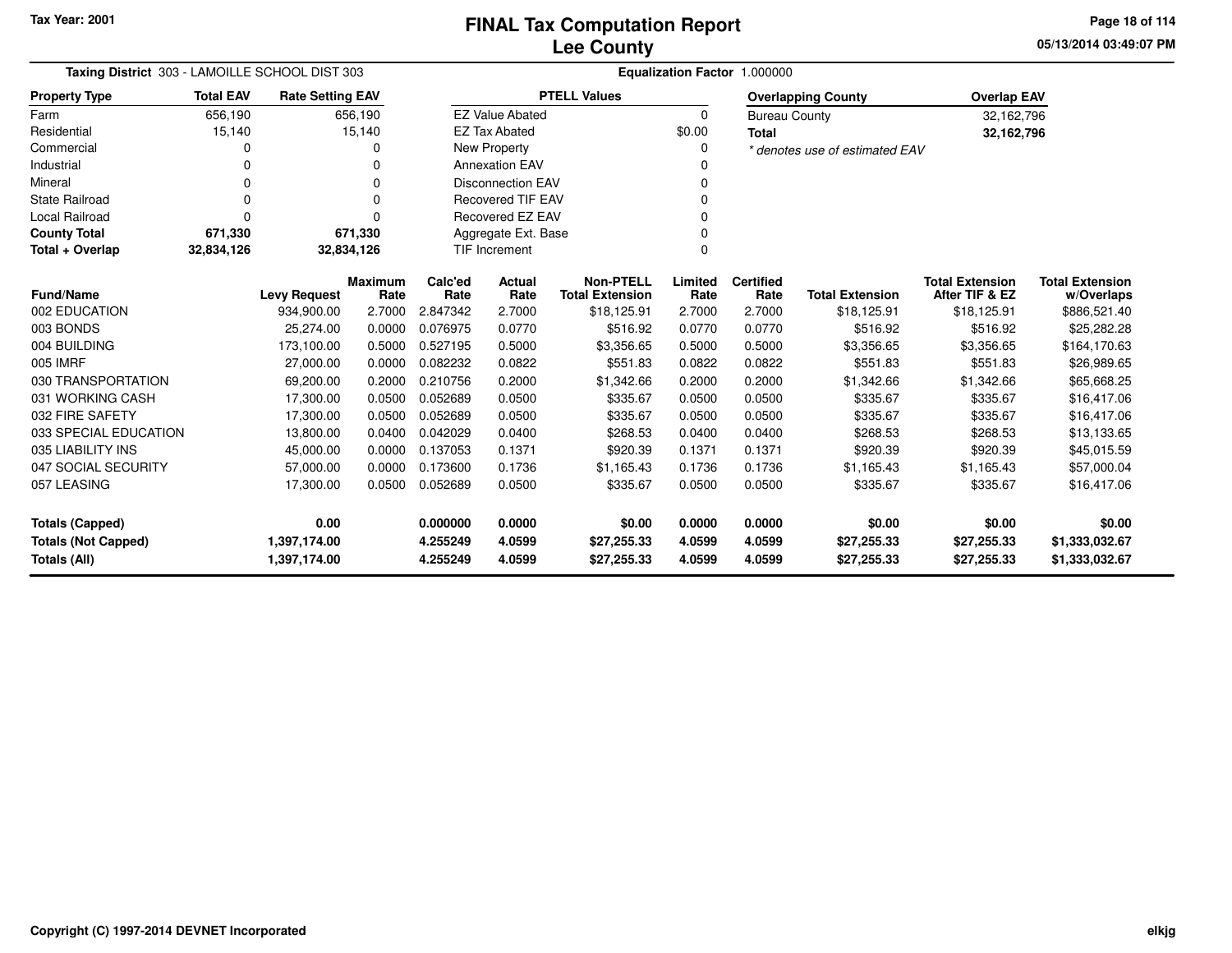Tax Year: 2001

# FINAL Tax Computation Report
## Lee County

**Taxing District** 303 - LAMOILLE SCHOOL DIST 303

**Equalization Factor** 1.000000

| Property Type | Total EAV | Rate Setting EAV |
|---|---|---|
| Farm | 656,190 | 656,190 |
| Residential | 15,140 | 15,140 |
| Commercial | 0 | 0 |
| Industrial | 0 | 0 |
| Mineral | 0 | 0 |
| State Railroad | 0 | 0 |
| Local Railroad | 0 | 0 |
| **County Total** | **671,330** | **671,330** |
| **Total + Overlap** | **32,834,126** | **32,834,126** |

| PTELL Values | |
|---|---|
| EZ Value Abated | 0 |
| EZ Tax Abated | $0.00 |
| New Property | 0 |
| Annexation EAV | 0 |
| Disconnection EAV | 0 |
| Recovered TIF EAV | 0 |
| Recovered EZ EAV | 0 |
| Aggregate Ext. Base | 0 |
| TIF Increment | 0 |

| Overlapping County | Overlap EAV |
|---|---|
| Bureau County | 32,162,796 |
| **Total** | **32,162,796** |

*\* denotes use of estimated EAV*

| Fund/Name | Levy Request | Maximum Rate | Calc'ed Rate | Actual Rate | Non-PTELL Total Extension | Limited Rate | Certified Rate | Total Extension | Total Extension After TIF & EZ | Total Extension w/Overlaps |
|---|---|---|---|---|---|---|---|---|---|---|
| 002 EDUCATION | 934,900.00 | 2.7000 | 2.847342 | 2.7000 | $18,125.91 | 2.7000 | 2.7000 | $18,125.91 | $18,125.91 | $886,521.40 |
| 003 BONDS | 25,274.00 | 0.0000 | 0.076975 | 0.0770 | $516.92 | 0.0770 | 0.0770 | $516.92 | $516.92 | $25,282.28 |
| 004 BUILDING | 173,100.00 | 0.5000 | 0.527195 | 0.5000 | $3,356.65 | 0.5000 | 0.5000 | $3,356.65 | $3,356.65 | $164,170.63 |
| 005 IMRF | 27,000.00 | 0.0000 | 0.082232 | 0.0822 | $551.83 | 0.0822 | 0.0822 | $551.83 | $551.83 | $26,989.65 |
| 030 TRANSPORTATION | 69,200.00 | 0.2000 | 0.210756 | 0.2000 | $1,342.66 | 0.2000 | 0.2000 | $1,342.66 | $1,342.66 | $65,668.25 |
| 031 WORKING CASH | 17,300.00 | 0.0500 | 0.052689 | 0.0500 | $335.67 | 0.0500 | 0.0500 | $335.67 | $335.67 | $16,417.06 |
| 032 FIRE SAFETY | 17,300.00 | 0.0500 | 0.052689 | 0.0500 | $335.67 | 0.0500 | 0.0500 | $335.67 | $335.67 | $16,417.06 |
| 033 SPECIAL EDUCATION | 13,800.00 | 0.0400 | 0.042029 | 0.0400 | $268.53 | 0.0400 | 0.0400 | $268.53 | $268.53 | $13,133.65 |
| 035 LIABILITY INS | 45,000.00 | 0.0000 | 0.137053 | 0.1371 | $920.39 | 0.1371 | 0.1371 | $920.39 | $920.39 | $45,015.59 |
| 047 SOCIAL SECURITY | 57,000.00 | 0.0000 | 0.173600 | 0.1736 | $1,165.43 | 0.1736 | 0.1736 | $1,165.43 | $1,165.43 | $57,000.04 |
| 057 LEASING | 17,300.00 | 0.0500 | 0.052689 | 0.0500 | $335.67 | 0.0500 | 0.0500 | $335.67 | $335.67 | $16,417.06 |
| **Totals (Capped)** | **0.00** | | **0.000000** | **0.0000** | **$0.00** | **0.0000** | **0.0000** | **$0.00** | **$0.00** | **$0.00** |
| **Totals (Not Capped)** | **1,397,174.00** | | **4.255249** | **4.0599** | **$27,255.33** | **4.0599** | **4.0599** | **$27,255.33** | **$27,255.33** | **$1,333,032.67** |
| **Totals (All)** | **1,397,174.00** | | **4.255249** | **4.0599** | **$27,255.33** | **4.0599** | **4.0599** | **$27,255.33** | **$27,255.33** | **$1,333,032.67** |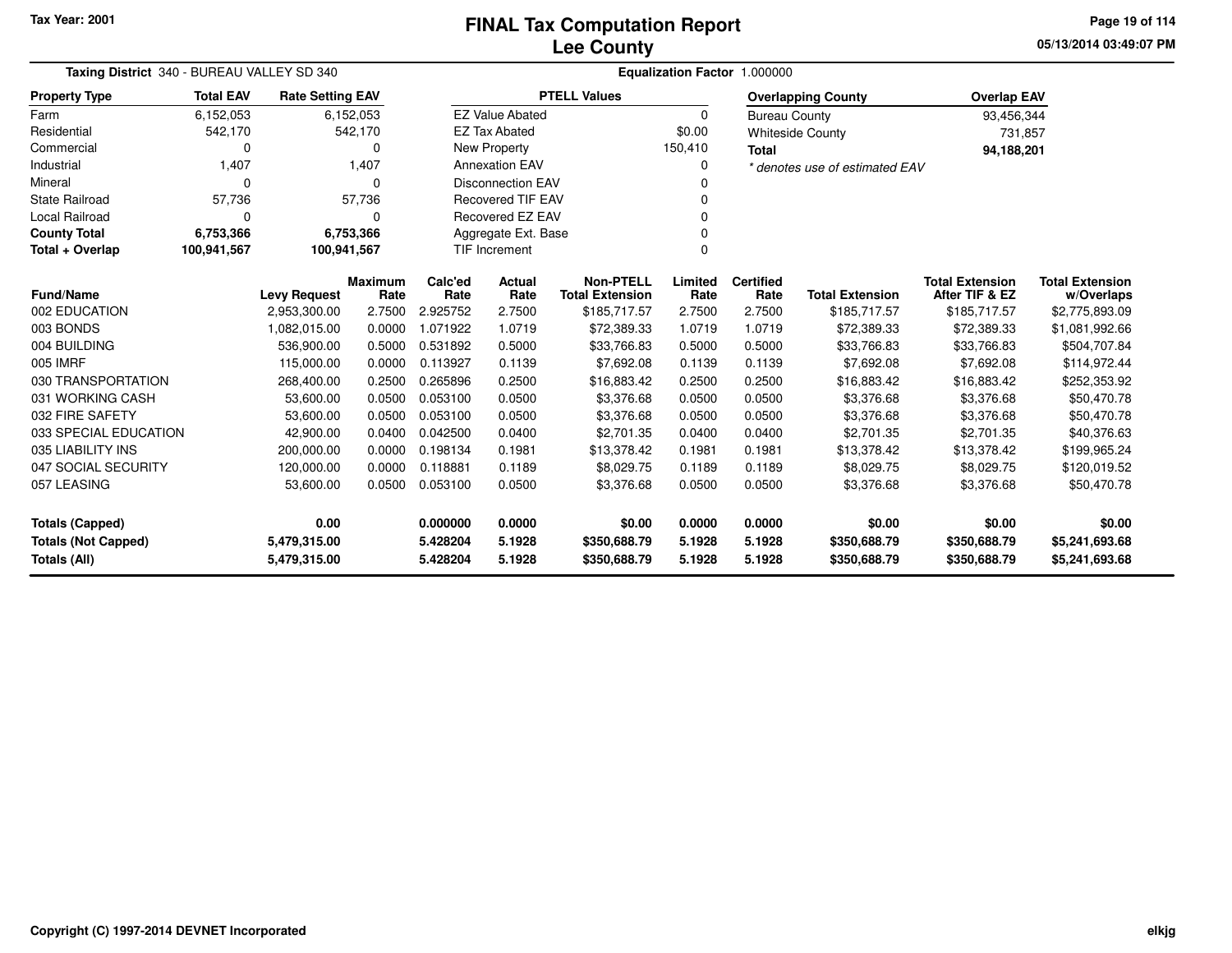Tax Year: 2001

# FINAL Tax Computation Report
## Lee County

05/13/2014 03:49:07 PM

**Taxing District** 340 - BUREAU VALLEY SD 340 | **Equalization Factor** 1.000000

| Property Type | Total EAV | Rate Setting EAV |
|---|---|---|
| Farm | 6,152,053 | 6,152,053 |
| Residential | 542,170 | 542,170 |
| Commercial | 0 | 0 |
| Industrial | 1,407 | 1,407 |
| Mineral | 0 | 0 |
| State Railroad | 57,736 | 57,736 |
| Local Railroad | 0 | 0 |
| **County Total** | **6,753,366** | **6,753,366** |
| **Total + Overlap** | **100,941,567** | **100,941,567** |

| PTELL Values | |
|---|---|
| EZ Value Abated | 0 |
| EZ Tax Abated | $0.00 |
| New Property | 150,410 |
| Annexation EAV | 0 |
| Disconnection EAV | 0 |
| Recovered TIF EAV | 0 |
| Recovered EZ EAV | 0 |
| Aggregate Ext. Base | 0 |
| TIF Increment | 0 |

| Overlapping County | Overlap EAV |
|---|---|
| Bureau County | 93,456,344 |
| Whiteside County | 731,857 |
| **Total** | **94,188,201** |

*\* denotes use of estimated EAV*

| Fund/Name | Levy Request | Maximum Rate | Calc'ed Rate | Actual Rate | Non-PTELL Total Extension | Limited Rate | Certified Rate | Total Extension | Total Extension After TIF & EZ | Total Extension w/Overlaps |
|---|---|---|---|---|---|---|---|---|---|---|
| 002 EDUCATION | 2,953,300.00 | 2.7500 | 2.925752 | 2.7500 | $185,717.57 | 2.7500 | 2.7500 | $185,717.57 | $185,717.57 | $2,775,893.09 |
| 003 BONDS | 1,082,015.00 | 0.0000 | 1.071922 | 1.0719 | $72,389.33 | 1.0719 | 1.0719 | $72,389.33 | $72,389.33 | $1,081,992.66 |
| 004 BUILDING | 536,900.00 | 0.5000 | 0.531892 | 0.5000 | $33,766.83 | 0.5000 | 0.5000 | $33,766.83 | $33,766.83 | $504,707.84 |
| 005 IMRF | 115,000.00 | 0.0000 | 0.113927 | 0.1139 | $7,692.08 | 0.1139 | 0.1139 | $7,692.08 | $7,692.08 | $114,972.44 |
| 030 TRANSPORTATION | 268,400.00 | 0.2500 | 0.265896 | 0.2500 | $16,883.42 | 0.2500 | 0.2500 | $16,883.42 | $16,883.42 | $252,353.92 |
| 031 WORKING CASH | 53,600.00 | 0.0500 | 0.053100 | 0.0500 | $3,376.68 | 0.0500 | 0.0500 | $3,376.68 | $3,376.68 | $50,470.78 |
| 032 FIRE SAFETY | 53,600.00 | 0.0500 | 0.053100 | 0.0500 | $3,376.68 | 0.0500 | 0.0500 | $3,376.68 | $3,376.68 | $50,470.78 |
| 033 SPECIAL EDUCATION | 42,900.00 | 0.0400 | 0.042500 | 0.0400 | $2,701.35 | 0.0400 | 0.0400 | $2,701.35 | $2,701.35 | $40,376.63 |
| 035 LIABILITY INS | 200,000.00 | 0.0000 | 0.198134 | 0.1981 | $13,378.42 | 0.1981 | 0.1981 | $13,378.42 | $13,378.42 | $199,965.24 |
| 047 SOCIAL SECURITY | 120,000.00 | 0.0000 | 0.118881 | 0.1189 | $8,029.75 | 0.1189 | 0.1189 | $8,029.75 | $8,029.75 | $120,019.52 |
| 057 LEASING | 53,600.00 | 0.0500 | 0.053100 | 0.0500 | $3,376.68 | 0.0500 | 0.0500 | $3,376.68 | $3,376.68 | $50,470.78 |
| **Totals (Capped)** | **0.00** | | **0.000000** | **0.0000** | **$0.00** | **0.0000** | **0.0000** | **$0.00** | **$0.00** | **$0.00** |
| **Totals (Not Capped)** | **5,479,315.00** | | **5.428204** | **5.1928** | **$350,688.79** | **5.1928** | **5.1928** | **$350,688.79** | **$350,688.79** | **$5,241,693.68** |
| **Totals (All)** | **5,479,315.00** | | **5.428204** | **5.1928** | **$350,688.79** | **5.1928** | **5.1928** | **$350,688.79** | **$350,688.79** | **$5,241,693.68** |

Copyright (C) 1997-2014 DEVNET Incorporated

elkjg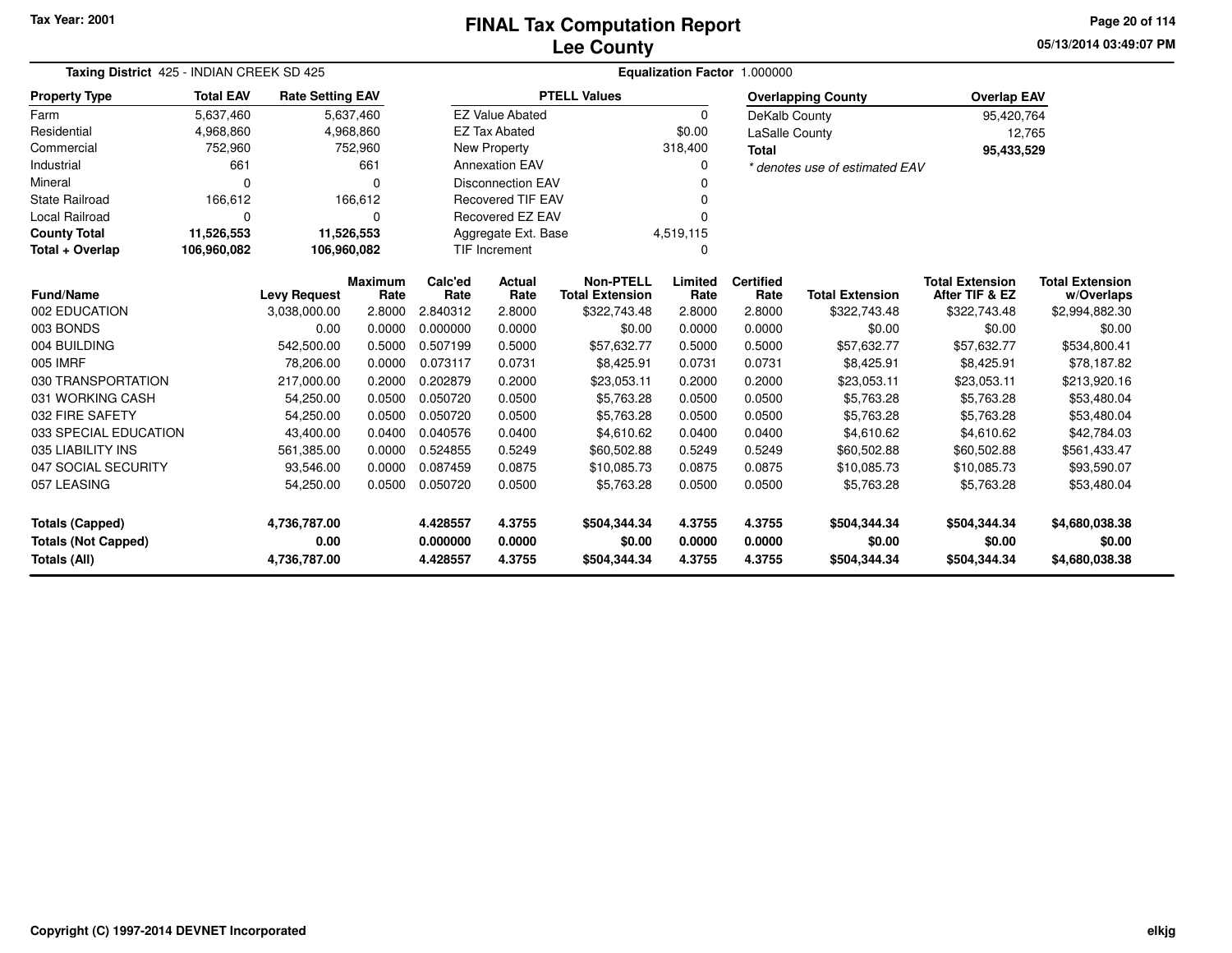Tax Year: 2001

# FINAL Tax Computation Report
## Lee County

05/13/2014 03:49:07 PM

**Taxing District** 425 - INDIAN CREEK SD 425

**Equalization Factor** 1.000000

| Property Type | Total EAV | Rate Setting EAV |
|---|---|---|
| Farm | 5,637,460 | 5,637,460 |
| Residential | 4,968,860 | 4,968,860 |
| Commercial | 752,960 | 752,960 |
| Industrial | 661 | 661 |
| Mineral | 0 | 0 |
| State Railroad | 166,612 | 166,612 |
| Local Railroad | 0 | 0 |
| **County Total** | **11,526,553** | **11,526,553** |
| **Total + Overlap** | **106,960,082** | **106,960,082** |

| PTELL Values | |
|---|---|
| EZ Value Abated | 0 |
| EZ Tax Abated | $0.00 |
| New Property | 318,400 |
| Annexation EAV | 0 |
| Disconnection EAV | 0 |
| Recovered TIF EAV | 0 |
| Recovered EZ EAV | 0 |
| Aggregate Ext. Base | 4,519,115 |
| TIF Increment | 0 |

| Overlapping County | Overlap EAV |
|---|---|
| DeKalb County | 95,420,764 |
| LaSalle County | 12,765 |
| **Total** | **95,433,529** |

* denotes use of estimated EAV

| Fund/Name | Levy Request | Maximum Rate | Calc'ed Rate | Actual Rate | Non-PTELL Total Extension | Limited Rate | Certified Rate | Total Extension | Total Extension After TIF & EZ | Total Extension w/Overlaps |
|---|---|---|---|---|---|---|---|---|---|---|
| 002 EDUCATION | 3,038,000.00 | 2.8000 | 2.840312 | 2.8000 | $322,743.48 | 2.8000 | 2.8000 | $322,743.48 | $322,743.48 | $2,994,882.30 |
| 003 BONDS | 0.00 | 0.0000 | 0.000000 | 0.0000 | $0.00 | 0.0000 | 0.0000 | $0.00 | $0.00 | $0.00 |
| 004 BUILDING | 542,500.00 | 0.5000 | 0.507199 | 0.5000 | $57,632.77 | 0.5000 | 0.5000 | $57,632.77 | $57,632.77 | $534,800.41 |
| 005 IMRF | 78,206.00 | 0.0000 | 0.073117 | 0.0731 | $8,425.91 | 0.0731 | 0.0731 | $8,425.91 | $8,425.91 | $78,187.82 |
| 030 TRANSPORTATION | 217,000.00 | 0.2000 | 0.202879 | 0.2000 | $23,053.11 | 0.2000 | 0.2000 | $23,053.11 | $23,053.11 | $213,920.16 |
| 031 WORKING CASH | 54,250.00 | 0.0500 | 0.050720 | 0.0500 | $5,763.28 | 0.0500 | 0.0500 | $5,763.28 | $5,763.28 | $53,480.04 |
| 032 FIRE SAFETY | 54,250.00 | 0.0500 | 0.050720 | 0.0500 | $5,763.28 | 0.0500 | 0.0500 | $5,763.28 | $5,763.28 | $53,480.04 |
| 033 SPECIAL EDUCATION | 43,400.00 | 0.0400 | 0.040576 | 0.0400 | $4,610.62 | 0.0400 | 0.0400 | $4,610.62 | $4,610.62 | $42,784.03 |
| 035 LIABILITY INS | 561,385.00 | 0.0000 | 0.524855 | 0.5249 | $60,502.88 | 0.5249 | 0.5249 | $60,502.88 | $60,502.88 | $561,433.47 |
| 047 SOCIAL SECURITY | 93,546.00 | 0.0000 | 0.087459 | 0.0875 | $10,085.73 | 0.0875 | 0.0875 | $10,085.73 | $10,085.73 | $93,590.07 |
| 057 LEASING | 54,250.00 | 0.0500 | 0.050720 | 0.0500 | $5,763.28 | 0.0500 | 0.0500 | $5,763.28 | $5,763.28 | $53,480.04 |
| **Totals (Capped)** | **4,736,787.00** | | **4.428557** | **4.3755** | **$504,344.34** | **4.3755** | **4.3755** | **$504,344.34** | **$504,344.34** | **$4,680,038.38** |
| **Totals (Not Capped)** | **0.00** | | **0.000000** | **0.0000** | **$0.00** | **0.0000** | **0.0000** | **$0.00** | **$0.00** | **$0.00** |
| **Totals (All)** | **4,736,787.00** | | **4.428557** | **4.3755** | **$504,344.34** | **4.3755** | **4.3755** | **$504,344.34** | **$504,344.34** | **$4,680,038.38** |

Copyright (C) 1997-2014 DEVNET Incorporated

elkjg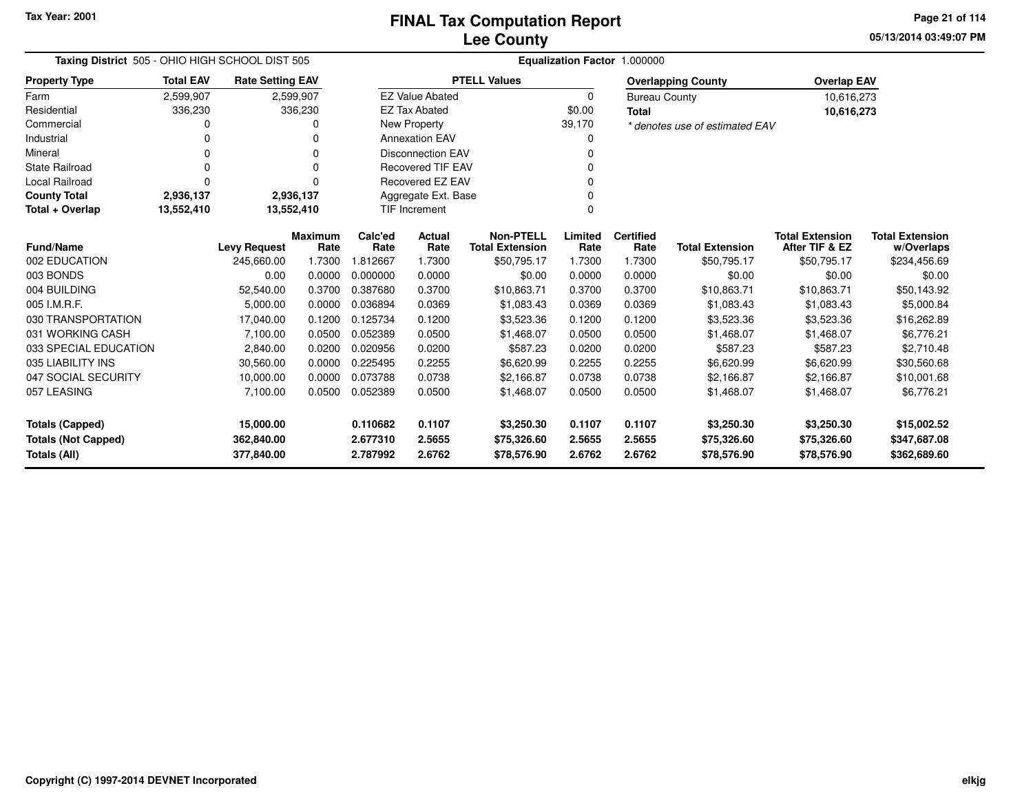**Tax Year: 2001**

# FINAL Tax Computation Report
## Lee County

05/13/2014 03:49:07 PM

**Taxing District** 505 - OHIO HIGH SCHOOL DIST 505 **Equalization Factor** 1.000000

| Property Type | Total EAV | Rate Setting EAV |
|---|---|---|
| Farm | 2,599,907 | 2,599,907 |
| Residential | 336,230 | 336,230 |
| Commercial | 0 | 0 |
| Industrial | 0 | 0 |
| Mineral | 0 | 0 |
| State Railroad | 0 | 0 |
| Local Railroad | 0 | 0 |
| **County Total** | **2,936,137** | **2,936,137** |
| **Total + Overlap** | **13,552,410** | **13,552,410** |

| PTELL Values | |
|---|---|
| EZ Value Abated | 0 |
| EZ Tax Abated | $0.00 |
| New Property | 39,170 |
| Annexation EAV | 0 |
| Disconnection EAV | 0 |
| Recovered TIF EAV | 0 |
| Recovered EZ EAV | 0 |
| Aggregate Ext. Base | 0 |
| TIF Increment | 0 |

| Overlapping County | Overlap EAV |
|---|---|
| Bureau County | 10,616,273 |
| **Total** | **10,616,273** |

*\* denotes use of estimated EAV*

| Fund/Name | Levy Request | Maximum Rate | Calc'ed Rate | Actual Rate | Non-PTELL Total Extension | Limited Rate | Certified Rate | Total Extension | Total Extension After TIF & EZ | Total Extension w/Overlaps |
|---|---|---|---|---|---|---|---|---|---|---|
| 002 EDUCATION | 245,660.00 | 1.7300 | 1.812667 | 1.7300 | $50,795.17 | 1.7300 | 1.7300 | $50,795.17 | $50,795.17 | $234,456.69 |
| 003 BONDS | 0.00 | 0.0000 | 0.000000 | 0.0000 | $0.00 | 0.0000 | 0.0000 | $0.00 | $0.00 | $0.00 |
| 004 BUILDING | 52,540.00 | 0.3700 | 0.387680 | 0.3700 | $10,863.71 | 0.3700 | 0.3700 | $10,863.71 | $10,863.71 | $50,143.92 |
| 005 I.M.R.F. | 5,000.00 | 0.0000 | 0.036894 | 0.0369 | $1,083.43 | 0.0369 | 0.0369 | $1,083.43 | $1,083.43 | $5,000.84 |
| 030 TRANSPORTATION | 17,040.00 | 0.1200 | 0.125734 | 0.1200 | $3,523.36 | 0.1200 | 0.1200 | $3,523.36 | $3,523.36 | $16,262.89 |
| 031 WORKING CASH | 7,100.00 | 0.0500 | 0.052389 | 0.0500 | $1,468.07 | 0.0500 | 0.0500 | $1,468.07 | $1,468.07 | $6,776.21 |
| 033 SPECIAL EDUCATION | 2,840.00 | 0.0200 | 0.020956 | 0.0200 | $587.23 | 0.0200 | 0.0200 | $587.23 | $587.23 | $2,710.48 |
| 035 LIABILITY INS | 30,560.00 | 0.0000 | 0.225495 | 0.2255 | $6,620.99 | 0.2255 | 0.2255 | $6,620.99 | $6,620.99 | $30,560.68 |
| 047 SOCIAL SECURITY | 10,000.00 | 0.0000 | 0.073788 | 0.0738 | $2,166.87 | 0.0738 | 0.0738 | $2,166.87 | $2,166.87 | $10,001.68 |
| 057 LEASING | 7,100.00 | 0.0500 | 0.052389 | 0.0500 | $1,468.07 | 0.0500 | 0.0500 | $1,468.07 | $1,468.07 | $6,776.21 |
| **Totals (Capped)** | **15,000.00** | | **0.110682** | **0.1107** | **$3,250.30** | **0.1107** | **0.1107** | **$3,250.30** | **$3,250.30** | **$15,002.52** |
| **Totals (Not Capped)** | **362,840.00** | | **2.677310** | **2.5655** | **$75,326.60** | **2.5655** | **2.5655** | **$75,326.60** | **$75,326.60** | **$347,687.08** |
| **Totals (All)** | **377,840.00** | | **2.787992** | **2.6762** | **$78,576.90** | **2.6762** | **2.6762** | **$78,576.90** | **$78,576.90** | **$362,689.60** |

Copyright (C) 1997-2014 DEVNET Incorporated elkjg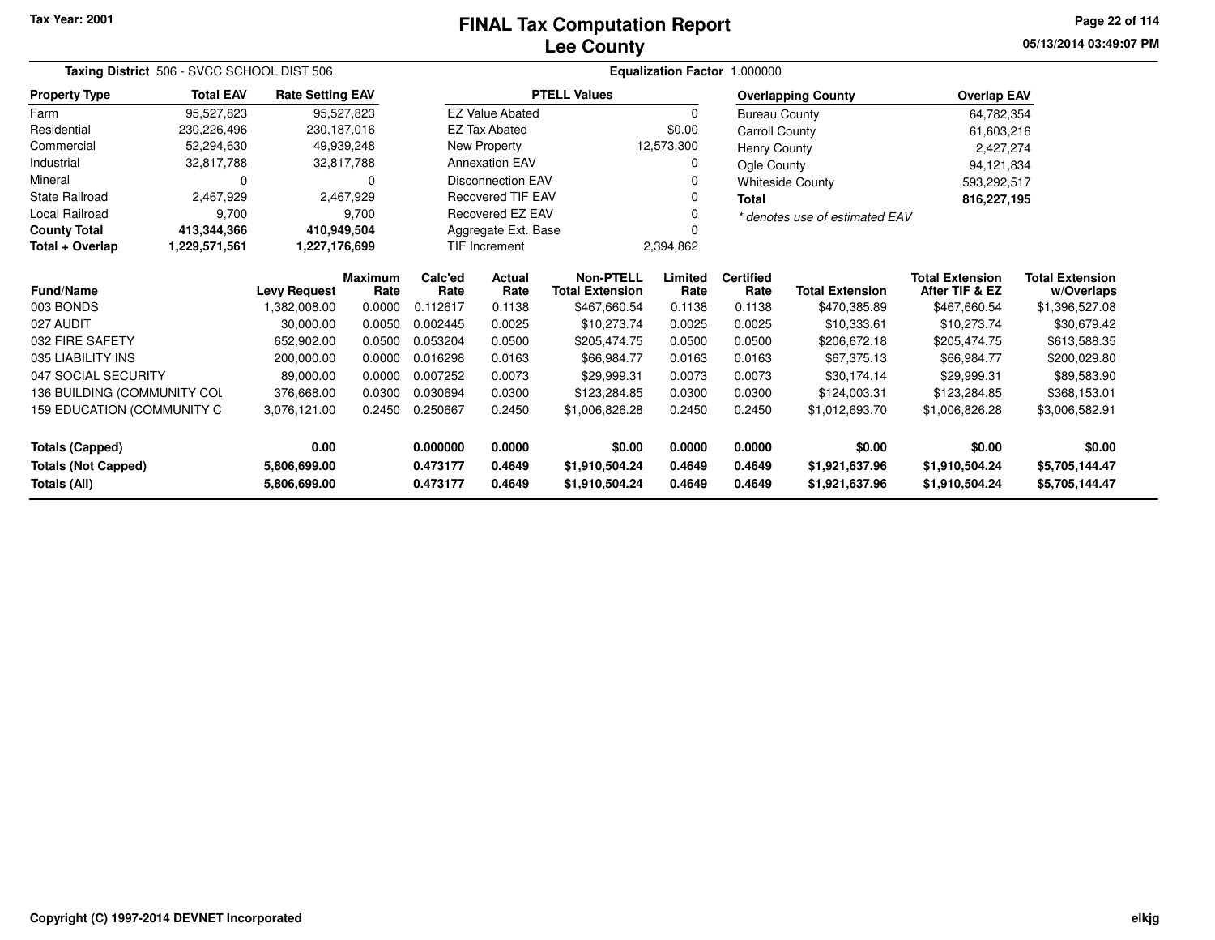Tax Year: 2001

# FINAL Tax Computation Report
## Lee County

05/13/2014 03:49:07 PM

**Taxing District** 506 - SVCC SCHOOL DIST 506 | **Equalization Factor** 1.000000

| Property Type | Total EAV | Rate Setting EAV |
|---|---|---|
| Farm | 95,527,823 | 95,527,823 |
| Residential | 230,226,496 | 230,187,016 |
| Commercial | 52,294,630 | 49,939,248 |
| Industrial | 32,817,788 | 32,817,788 |
| Mineral | 0 | 0 |
| State Railroad | 2,467,929 | 2,467,929 |
| Local Railroad | 9,700 | 9,700 |
| **County Total** | **413,344,366** | **410,949,504** |
| **Total + Overlap** | **1,229,571,561** | **1,227,176,699** |

| PTELL Values | |
|---|---|
| EZ Value Abated | 0 |
| EZ Tax Abated | $0.00 |
| New Property | 12,573,300 |
| Annexation EAV | 0 |
| Disconnection EAV | 0 |
| Recovered TIF EAV | 0 |
| Recovered EZ EAV | 0 |
| Aggregate Ext. Base | 0 |
| TIF Increment | 2,394,862 |

| Overlapping County | Overlap EAV |
|---|---|
| Bureau County | 64,782,354 |
| Carroll County | 61,603,216 |
| Henry County | 2,427,274 |
| Ogle County | 94,121,834 |
| Whiteside County | 593,292,517 |
| **Total** | **816,227,195** |

*\* denotes use of estimated EAV*

| Fund/Name | Levy Request | Maximum Rate | Calc'ed Rate | Actual Rate | Non-PTELL Total Extension | Limited Rate | Certified Rate | Total Extension | Total Extension After TIF & EZ | Total Extension w/Overlaps |
|---|---|---|---|---|---|---|---|---|---|---|
| 003 BONDS | 1,382,008.00 | 0.0000 | 0.112617 | 0.1138 | $467,660.54 | 0.1138 | 0.1138 | $470,385.89 | $467,660.54 | $1,396,527.08 |
| 027 AUDIT | 30,000.00 | 0.0050 | 0.002445 | 0.0025 | $10,273.74 | 0.0025 | 0.0025 | $10,333.61 | $10,273.74 | $30,679.42 |
| 032 FIRE SAFETY | 652,902.00 | 0.0500 | 0.053204 | 0.0500 | $205,474.75 | 0.0500 | 0.0500 | $206,672.18 | $205,474.75 | $613,588.35 |
| 035 LIABILITY INS | 200,000.00 | 0.0000 | 0.016298 | 0.0163 | $66,984.77 | 0.0163 | 0.0163 | $67,375.13 | $66,984.77 | $200,029.80 |
| 047 SOCIAL SECURITY | 89,000.00 | 0.0000 | 0.007252 | 0.0073 | $29,999.31 | 0.0073 | 0.0073 | $30,174.14 | $29,999.31 | $89,583.90 |
| 136 BUILDING (COMMUNITY COL | 376,668.00 | 0.0300 | 0.030694 | 0.0300 | $123,284.85 | 0.0300 | 0.0300 | $124,003.31 | $123,284.85 | $368,153.01 |
| 159 EDUCATION (COMMUNITY C | 3,076,121.00 | 0.2450 | 0.250667 | 0.2450 | $1,006,826.28 | 0.2450 | 0.2450 | $1,012,693.70 | $1,006,826.28 | $3,006,582.91 |
| **Totals (Capped)** | **0.00** | | **0.000000** | **0.0000** | **$0.00** | **0.0000** | **0.0000** | **$0.00** | **$0.00** | **$0.00** |
| **Totals (Not Capped)** | **5,806,699.00** | | **0.473177** | **0.4649** | **$1,910,504.24** | **0.4649** | **0.4649** | **$1,921,637.96** | **$1,910,504.24** | **$5,705,144.47** |
| **Totals (All)** | **5,806,699.00** | | **0.473177** | **0.4649** | **$1,910,504.24** | **0.4649** | **0.4649** | **$1,921,637.96** | **$1,910,504.24** | **$5,705,144.47** |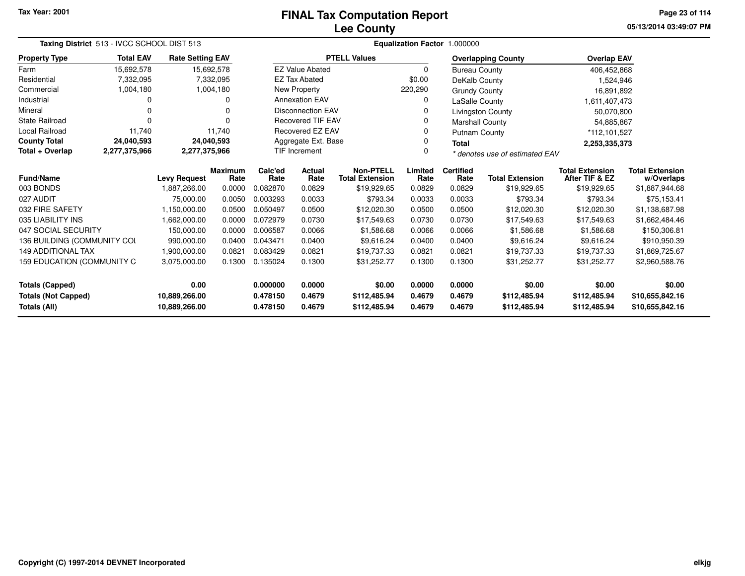Tax Year: 2001

# FINAL Tax Computation Report
## Lee County

05/13/2014 03:49:07 PM

**Taxing District** 513 - IVCC SCHOOL DIST 513 **Equalization Factor** 1.000000

| Property Type | Total EAV | Rate Setting EAV |
|---|---|---|
| Farm | 15,692,578 | 15,692,578 |
| Residential | 7,332,095 | 7,332,095 |
| Commercial | 1,004,180 | 1,004,180 |
| Industrial | 0 | 0 |
| Mineral | 0 | 0 |
| State Railroad | 0 | 0 |
| Local Railroad | 11,740 | 11,740 |
| **County Total** | **24,040,593** | **24,040,593** |
| **Total + Overlap** | **2,277,375,966** | **2,277,375,966** |

| PTELL Values | |
|---|---|
| EZ Value Abated | 0 |
| EZ Tax Abated | $0.00 |
| New Property | 220,290 |
| Annexation EAV | 0 |
| Disconnection EAV | 0 |
| Recovered TIF EAV | 0 |
| Recovered EZ EAV | 0 |
| Aggregate Ext. Base | 0 |
| TIF Increment | 0 |

| Overlapping County | Overlap EAV |
|---|---|
| Bureau County | 406,452,868 |
| DeKalb County | 1,524,946 |
| Grundy County | 16,891,892 |
| LaSalle County | 1,611,407,473 |
| Livingston County | 50,070,800 |
| Marshall County | 54,885,867 |
| Putnam County | *112,101,527 |
| **Total** | **2,253,335,373** |

*\* denotes use of estimated EAV*

| Fund/Name | Levy Request | Maximum Rate | Calc'ed Rate | Actual Rate | Non-PTELL Total Extension | Limited Rate | Certified Rate | Total Extension | Total Extension After TIF & EZ | Total Extension w/Overlaps |
|---|---|---|---|---|---|---|---|---|---|---|
| 003 BONDS | 1,887,266.00 | 0.0000 | 0.082870 | 0.0829 | $19,929.65 | 0.0829 | 0.0829 | $19,929.65 | $19,929.65 | $1,887,944.68 |
| 027 AUDIT | 75,000.00 | 0.0050 | 0.003293 | 0.0033 | $793.34 | 0.0033 | 0.0033 | $793.34 | $793.34 | $75,153.41 |
| 032 FIRE SAFETY | 1,150,000.00 | 0.0500 | 0.050497 | 0.0500 | $12,020.30 | 0.0500 | 0.0500 | $12,020.30 | $12,020.30 | $1,138,687.98 |
| 035 LIABILITY INS | 1,662,000.00 | 0.0000 | 0.072979 | 0.0730 | $17,549.63 | 0.0730 | 0.0730 | $17,549.63 | $17,549.63 | $1,662,484.46 |
| 047 SOCIAL SECURITY | 150,000.00 | 0.0000 | 0.006587 | 0.0066 | $1,586.68 | 0.0066 | 0.0066 | $1,586.68 | $1,586.68 | $150,306.81 |
| 136 BUILDING (COMMUNITY COL | 990,000.00 | 0.0400 | 0.043471 | 0.0400 | $9,616.24 | 0.0400 | 0.0400 | $9,616.24 | $9,616.24 | $910,950.39 |
| 149 ADDITIONAL TAX | 1,900,000.00 | 0.0821 | 0.083429 | 0.0821 | $19,737.33 | 0.0821 | 0.0821 | $19,737.33 | $19,737.33 | $1,869,725.67 |
| 159 EDUCATION (COMMUNITY C | 3,075,000.00 | 0.1300 | 0.135024 | 0.1300 | $31,252.77 | 0.1300 | 0.1300 | $31,252.77 | $31,252.77 | $2,960,588.76 |
| **Totals (Capped)** | **0.00** | | **0.000000** | **0.0000** | **$0.00** | **0.0000** | **0.0000** | **$0.00** | **$0.00** | **$0.00** |
| **Totals (Not Capped)** | **10,889,266.00** | | **0.478150** | **0.4679** | **$112,485.94** | **0.4679** | **0.4679** | **$112,485.94** | **$112,485.94** | **$10,655,842.16** |
| **Totals (All)** | **10,889,266.00** | | **0.478150** | **0.4679** | **$112,485.94** | **0.4679** | **0.4679** | **$112,485.94** | **$112,485.94** | **$10,655,842.16** |

Copyright (C) 1997-2014 DEVNET Incorporated

elkjg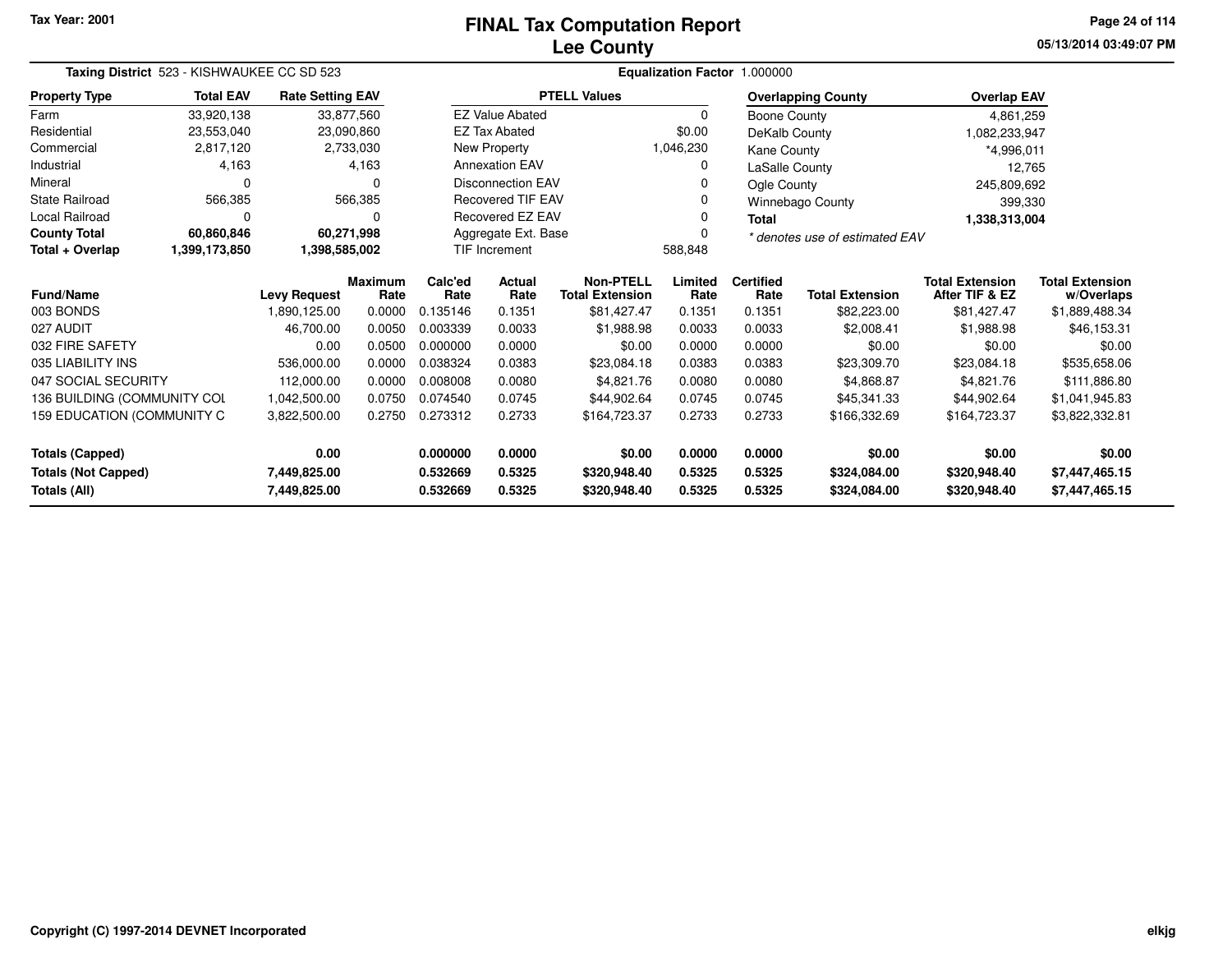Tax Year: 2001

# FINAL Tax Computation Report
## Lee County

05/13/2014 03:49:07 PM

**Taxing District** 523 - KISHWAUKEE CC SD 523 | **Equalization Factor** 1.000000

| Property Type | Total EAV | Rate Setting EAV |
|---|---|---|
| Farm | 33,920,138 | 33,877,560 |
| Residential | 23,553,040 | 23,090,860 |
| Commercial | 2,817,120 | 2,733,030 |
| Industrial | 4,163 | 4,163 |
| Mineral | 0 | 0 |
| State Railroad | 566,385 | 566,385 |
| Local Railroad | 0 | 0 |
| **County Total** | **60,860,846** | **60,271,998** |
| **Total + Overlap** | **1,399,173,850** | **1,398,585,002** |

| PTELL Values | |
|---|---|
| EZ Value Abated | 0 |
| EZ Tax Abated | $0.00 |
| New Property | 1,046,230 |
| Annexation EAV | 0 |
| Disconnection EAV | 0 |
| Recovered TIF EAV | 0 |
| Recovered EZ EAV | 0 |
| Aggregate Ext. Base | 0 |
| TIF Increment | 588,848 |

| Overlapping County | Overlap EAV |
|---|---|
| Boone County | 4,861,259 |
| DeKalb County | 1,082,233,947 |
| Kane County | *4,996,011 |
| LaSalle County | 12,765 |
| Ogle County | 245,809,692 |
| Winnebago County | 399,330 |
| **Total** | **1,338,313,004** |

*\* denotes use of estimated EAV*

| Fund/Name | Levy Request | Maximum Rate | Calc'ed Rate | Actual Rate | Non-PTELL Total Extension | Limited Rate | Certified Rate | Total Extension | Total Extension After TIF & EZ | Total Extension w/Overlaps |
|---|---|---|---|---|---|---|---|---|---|---|
| 003 BONDS | 1,890,125.00 | 0.0000 | 0.135146 | 0.1351 | $81,427.47 | 0.1351 | 0.1351 | $82,223.00 | $81,427.47 | $1,889,488.34 |
| 027 AUDIT | 46,700.00 | 0.0050 | 0.003339 | 0.0033 | $1,988.98 | 0.0033 | 0.0033 | $2,008.41 | $1,988.98 | $46,153.31 |
| 032 FIRE SAFETY | 0.00 | 0.0500 | 0.000000 | 0.0000 | $0.00 | 0.0000 | 0.0000 | $0.00 | $0.00 | $0.00 |
| 035 LIABILITY INS | 536,000.00 | 0.0000 | 0.038324 | 0.0383 | $23,084.18 | 0.0383 | 0.0383 | $23,309.70 | $23,084.18 | $535,658.06 |
| 047 SOCIAL SECURITY | 112,000.00 | 0.0000 | 0.008008 | 0.0080 | $4,821.76 | 0.0080 | 0.0080 | $4,868.87 | $4,821.76 | $111,886.80 |
| 136 BUILDING (COMMUNITY COL | 1,042,500.00 | 0.0750 | 0.074540 | 0.0745 | $44,902.64 | 0.0745 | 0.0745 | $45,341.33 | $44,902.64 | $1,041,945.83 |
| 159 EDUCATION (COMMUNITY C | 3,822,500.00 | 0.2750 | 0.273312 | 0.2733 | $164,723.37 | 0.2733 | 0.2733 | $166,332.69 | $164,723.37 | $3,822,332.81 |
| **Totals (Capped)** | **0.00** | | **0.000000** | **0.0000** | **$0.00** | **0.0000** | **0.0000** | **$0.00** | **$0.00** | **$0.00** |
| **Totals (Not Capped)** | **7,449,825.00** | | **0.532669** | **0.5325** | **$320,948.40** | **0.5325** | **0.5325** | **$324,084.00** | **$320,948.40** | **$7,447,465.15** |
| **Totals (All)** | **7,449,825.00** | | **0.532669** | **0.5325** | **$320,948.40** | **0.5325** | **0.5325** | **$324,084.00** | **$320,948.40** | **$7,447,465.15** |

Copyright (C) 1997-2014 DEVNET Incorporated

elkjg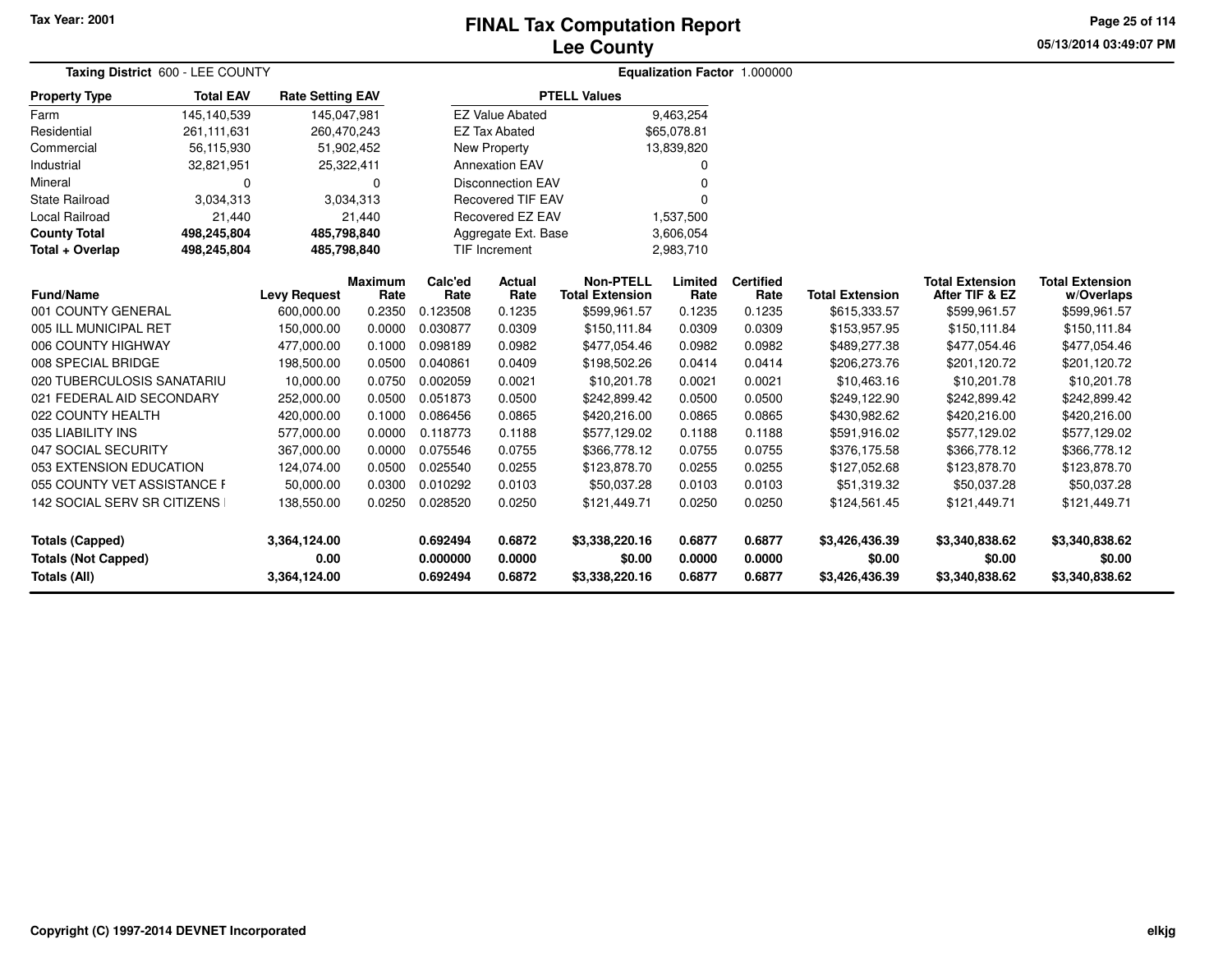Tax Year: 2001

# FINAL Tax Computation Report
## Lee County

05/13/2014 03:49:07 PM

**Taxing District** 600 - LEE COUNTY

**Equalization Factor** 1.000000

| Property Type | Total EAV | Rate Setting EAV |
|---|---|---|
| Farm | 145,140,539 | 145,047,981 |
| Residential | 261,111,631 | 260,470,243 |
| Commercial | 56,115,930 | 51,902,452 |
| Industrial | 32,821,951 | 25,322,411 |
| Mineral | 0 | 0 |
| State Railroad | 3,034,313 | 3,034,313 |
| Local Railroad | 21,440 | 21,440 |
| **County Total** | **498,245,804** | **485,798,840** |
| **Total + Overlap** | **498,245,804** | **485,798,840** |

| PTELL Values | |
|---|---|
| EZ Value Abated | 9,463,254 |
| EZ Tax Abated | $65,078.81 |
| New Property | 13,839,820 |
| Annexation EAV | 0 |
| Disconnection EAV | 0 |
| Recovered TIF EAV | 0 |
| Recovered EZ EAV | 1,537,500 |
| Aggregate Ext. Base | 3,606,054 |
| TIF Increment | 2,983,710 |

| Fund/Name | Levy Request | Maximum Rate | Calc'ed Rate | Actual Rate | Non-PTELL Total Extension | Limited Rate | Certified Rate | Total Extension | Total Extension After TIF & EZ | Total Extension w/Overlaps |
|---|---|---|---|---|---|---|---|---|---|---|
| 001 COUNTY GENERAL | 600,000.00 | 0.2350 | 0.123508 | 0.1235 | $599,961.57 | 0.1235 | 0.1235 | $615,333.57 | $599,961.57 | $599,961.57 |
| 005 ILL MUNICIPAL RET | 150,000.00 | 0.0000 | 0.030877 | 0.0309 | $150,111.84 | 0.0309 | 0.0309 | $153,957.95 | $150,111.84 | $150,111.84 |
| 006 COUNTY HIGHWAY | 477,000.00 | 0.1000 | 0.098189 | 0.0982 | $477,054.46 | 0.0982 | 0.0982 | $489,277.38 | $477,054.46 | $477,054.46 |
| 008 SPECIAL BRIDGE | 198,500.00 | 0.0500 | 0.040861 | 0.0409 | $198,502.26 | 0.0414 | 0.0414 | $206,273.76 | $201,120.72 | $201,120.72 |
| 020 TUBERCULOSIS SANATARIU | 10,000.00 | 0.0750 | 0.002059 | 0.0021 | $10,201.78 | 0.0021 | 0.0021 | $10,463.16 | $10,201.78 | $10,201.78 |
| 021 FEDERAL AID SECONDARY | 252,000.00 | 0.0500 | 0.051873 | 0.0500 | $242,899.42 | 0.0500 | 0.0500 | $249,122.90 | $242,899.42 | $242,899.42 |
| 022 COUNTY HEALTH | 420,000.00 | 0.1000 | 0.086456 | 0.0865 | $420,216.00 | 0.0865 | 0.0865 | $430,982.62 | $420,216.00 | $420,216.00 |
| 035 LIABILITY INS | 577,000.00 | 0.0000 | 0.118773 | 0.1188 | $577,129.02 | 0.1188 | 0.1188 | $591,916.02 | $577,129.02 | $577,129.02 |
| 047 SOCIAL SECURITY | 367,000.00 | 0.0000 | 0.075546 | 0.0755 | $366,778.12 | 0.0755 | 0.0755 | $376,175.58 | $366,778.12 | $366,778.12 |
| 053 EXTENSION EDUCATION | 124,074.00 | 0.0500 | 0.025540 | 0.0255 | $123,878.70 | 0.0255 | 0.0255 | $127,052.68 | $123,878.70 | $123,878.70 |
| 055 COUNTY VET ASSISTANCE F | 50,000.00 | 0.0300 | 0.010292 | 0.0103 | $50,037.28 | 0.0103 | 0.0103 | $51,319.32 | $50,037.28 | $50,037.28 |
| 142 SOCIAL SERV SR CITIZENS | 138,550.00 | 0.0250 | 0.028520 | 0.0250 | $121,449.71 | 0.0250 | 0.0250 | $124,561.45 | $121,449.71 | $121,449.71 |
| **Totals (Capped)** | **3,364,124.00** | | **0.692494** | **0.6872** | **$3,338,220.16** | **0.6877** | **0.6877** | **$3,426,436.39** | **$3,340,838.62** | **$3,340,838.62** |
| **Totals (Not Capped)** | **0.00** | | **0.000000** | **0.0000** | **$0.00** | **0.0000** | **0.0000** | **$0.00** | **$0.00** | **$0.00** |
| **Totals (All)** | **3,364,124.00** | | **0.692494** | **0.6872** | **$3,338,220.16** | **0.6877** | **0.6877** | **$3,426,436.39** | **$3,340,838.62** | **$3,340,838.62** |

Copyright (C) 1997-2014 DEVNET Incorporated

elkjg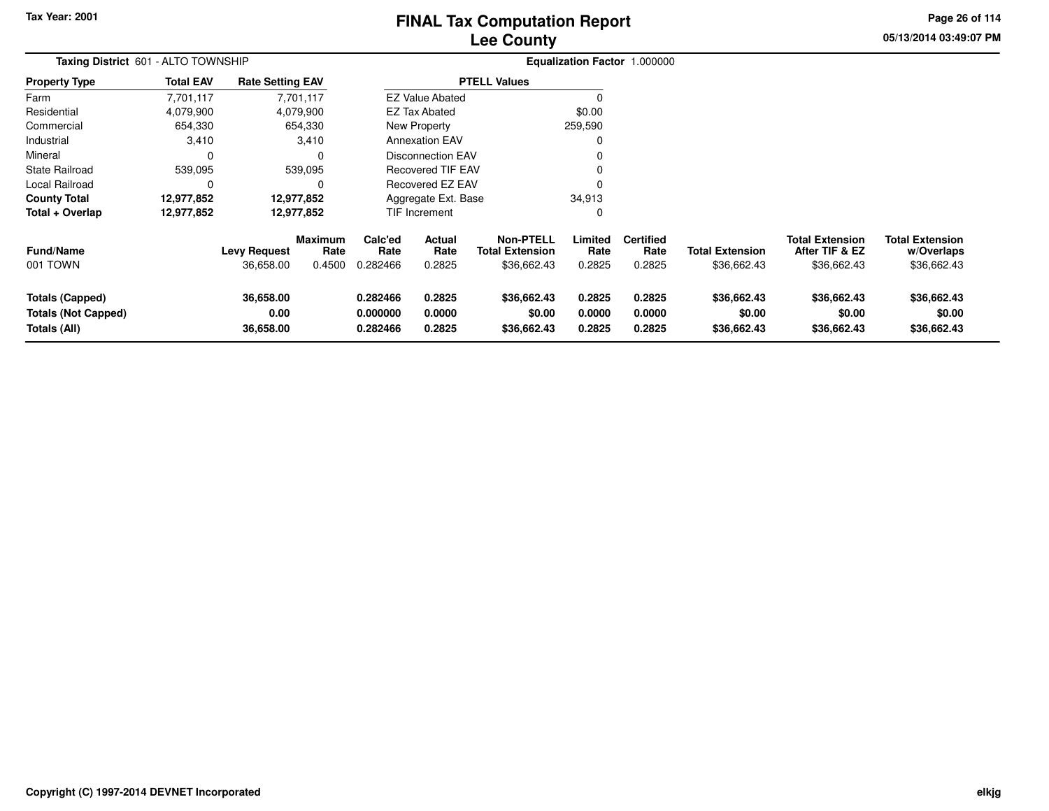Tax Year: 2001

# FINAL Tax Computation Report
## Lee County

05/13/2014 03:49:07 PM

**Taxing District** 601 - ALTO TOWNSHIP **Equalization Factor** 1.000000

| Property Type | Total EAV | Rate Setting EAV |
|---|---|---|
| Farm | 7,701,117 | 7,701,117 |
| Residential | 4,079,900 | 4,079,900 |
| Commercial | 654,330 | 654,330 |
| Industrial | 3,410 | 3,410 |
| Mineral | 0 | 0 |
| State Railroad | 539,095 | 539,095 |
| Local Railroad | 0 | 0 |
| **County Total** | **12,977,852** | **12,977,852** |
| **Total + Overlap** | **12,977,852** | **12,977,852** |

| PTELL Values | |
|---|---|
| EZ Value Abated | 0 |
| EZ Tax Abated | $0.00 |
| New Property | 259,590 |
| Annexation EAV | 0 |
| Disconnection EAV | 0 |
| Recovered TIF EAV | 0 |
| Recovered EZ EAV | 0 |
| Aggregate Ext. Base | 34,913 |
| TIF Increment | 0 |

| Fund/Name | Levy Request | Maximum Rate | Calc'ed Rate | Actual Rate | Non-PTELL Total Extension | Limited Rate | Certified Rate | Total Extension | Total Extension After TIF & EZ | Total Extension w/Overlaps |
|---|---|---|---|---|---|---|---|---|---|---|
| 001 TOWN | 36,658.00 | 0.4500 | 0.282466 | 0.2825 | $36,662.43 | 0.2825 | 0.2825 | $36,662.43 | $36,662.43 | $36,662.43 |
| **Totals (Capped)** | **36,658.00** | | **0.282466** | **0.2825** | **$36,662.43** | **0.2825** | **0.2825** | **$36,662.43** | **$36,662.43** | **$36,662.43** |
| **Totals (Not Capped)** | **0.00** | | **0.000000** | **0.0000** | **$0.00** | **0.0000** | **0.0000** | **$0.00** | **$0.00** | **$0.00** |
| **Totals (All)** | **36,658.00** | | **0.282466** | **0.2825** | **$36,662.43** | **0.2825** | **0.2825** | **$36,662.43** | **$36,662.43** | **$36,662.43** |

Copyright (C) 1997-2014 DEVNET Incorporated

elkjg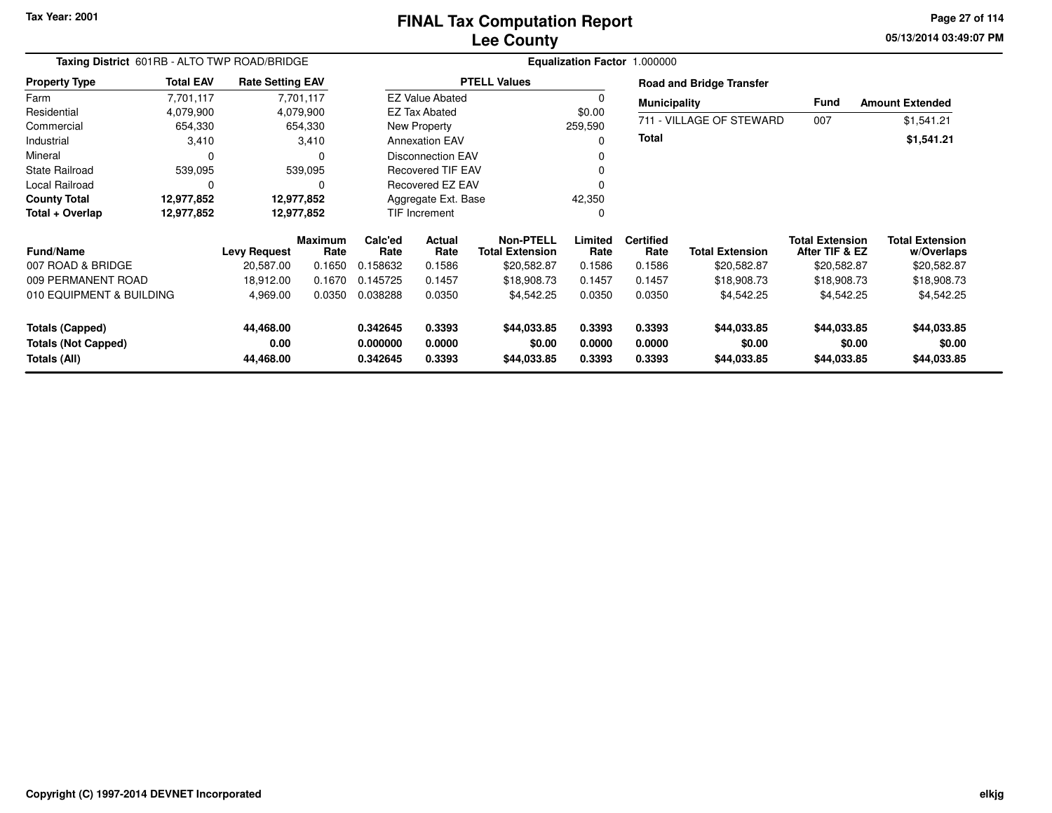Tax Year: 2001

# FINAL Tax Computation Report
## Lee County

05/13/2014 03:49:07 PM

**Taxing District** 601RB - ALTO TWP ROAD/BRIDGE

**Equalization Factor** 1.000000

| Property Type | Total EAV | Rate Setting EAV |
|---|---|---|
| Farm | 7,701,117 | 7,701,117 |
| Residential | 4,079,900 | 4,079,900 |
| Commercial | 654,330 | 654,330 |
| Industrial | 3,410 | 3,410 |
| Mineral | 0 | 0 |
| State Railroad | 539,095 | 539,095 |
| Local Railroad | 0 | 0 |
| **County Total** | **12,977,852** | **12,977,852** |
| **Total + Overlap** | **12,977,852** | **12,977,852** |

| PTELL Values | |
|---|---|
| EZ Value Abated | 0 |
| EZ Tax Abated | $0.00 |
| New Property | 259,590 |
| Annexation EAV | 0 |
| Disconnection EAV | 0 |
| Recovered TIF EAV | 0 |
| Recovered EZ EAV | 0 |
| Aggregate Ext. Base | 42,350 |
| TIF Increment | 0 |

**Road and Bridge Transfer**

| Municipality | Fund | Amount Extended |
|---|---|---|
| 711 - VILLAGE OF STEWARD | 007 | $1,541.21 |
| **Total** | | **$1,541.21** |

| Fund/Name | Levy Request | Maximum Rate | Calc'ed Rate | Actual Rate | Non-PTELL Total Extension | Limited Rate | Certified Rate | Total Extension | Total Extension After TIF & EZ | Total Extension w/Overlaps |
|---|---|---|---|---|---|---|---|---|---|---|
| 007 ROAD & BRIDGE | 20,587.00 | 0.1650 | 0.158632 | 0.1586 | $20,582.87 | 0.1586 | 0.1586 | $20,582.87 | $20,582.87 | $20,582.87 |
| 009 PERMANENT ROAD | 18,912.00 | 0.1670 | 0.145725 | 0.1457 | $18,908.73 | 0.1457 | 0.1457 | $18,908.73 | $18,908.73 | $18,908.73 |
| 010 EQUIPMENT & BUILDING | 4,969.00 | 0.0350 | 0.038288 | 0.0350 | $4,542.25 | 0.0350 | 0.0350 | $4,542.25 | $4,542.25 | $4,542.25 |
| **Totals (Capped)** | **44,468.00** | | **0.342645** | **0.3393** | **$44,033.85** | **0.3393** | **0.3393** | **$44,033.85** | **$44,033.85** | **$44,033.85** |
| **Totals (Not Capped)** | **0.00** | | **0.000000** | **0.0000** | **$0.00** | **0.0000** | **0.0000** | **$0.00** | **$0.00** | **$0.00** |
| **Totals (All)** | **44,468.00** | | **0.342645** | **0.3393** | **$44,033.85** | **0.3393** | **0.3393** | **$44,033.85** | **$44,033.85** | **$44,033.85** |

Copyright (C) 1997-2014 DEVNET Incorporated

elkjg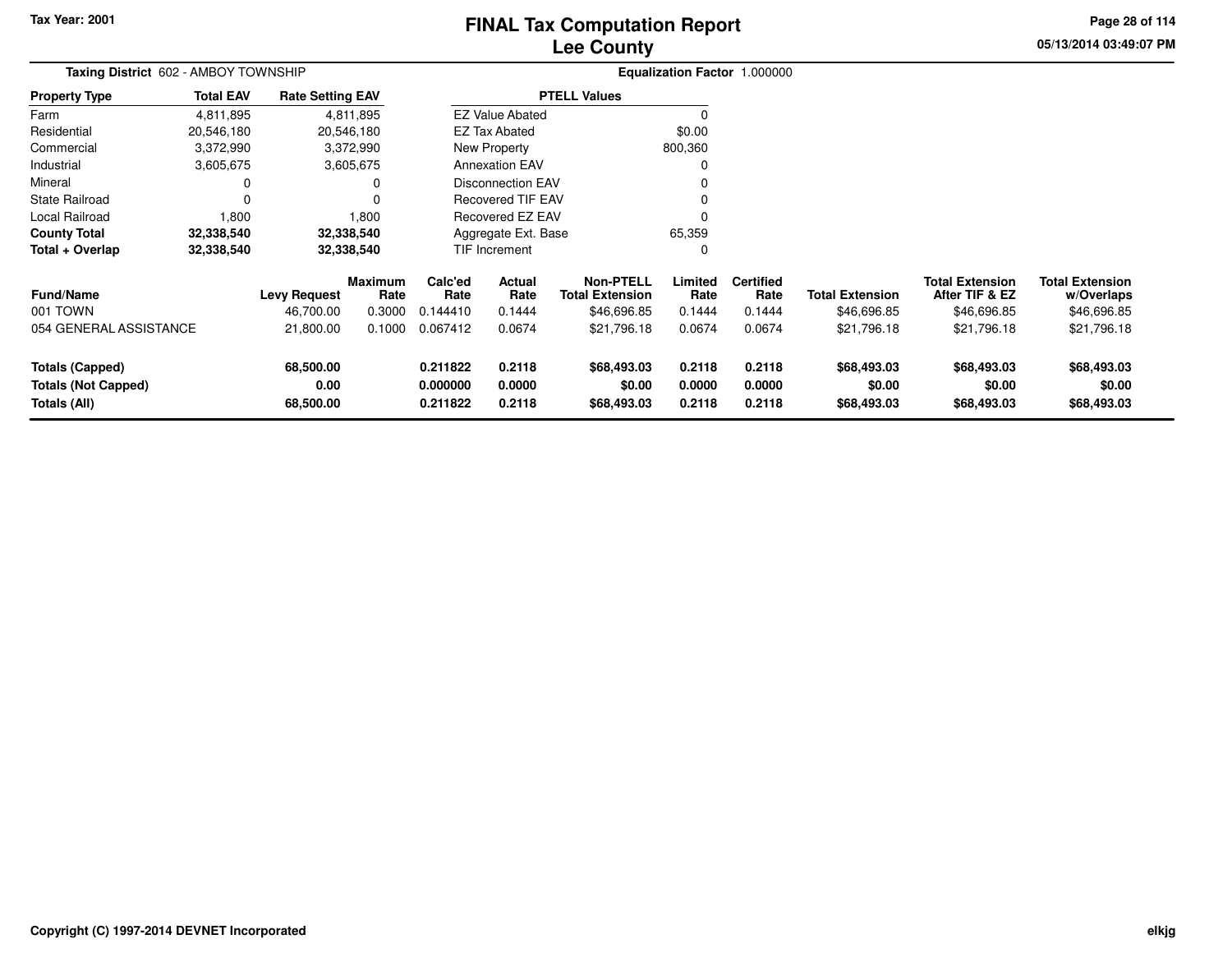Tax Year: 2001

# FINAL Tax Computation Report
## Lee County

05/13/2014 03:49:07 PM

**Taxing District** 602 - AMBOY TOWNSHIP

**Equalization Factor** 1.000000

| Property Type | Total EAV | Rate Setting EAV |
|---|---|---|
| Farm | 4,811,895 | 4,811,895 |
| Residential | 20,546,180 | 20,546,180 |
| Commercial | 3,372,990 | 3,372,990 |
| Industrial | 3,605,675 | 3,605,675 |
| Mineral | 0 | 0 |
| State Railroad | 0 | 0 |
| Local Railroad | 1,800 | 1,800 |
| **County Total** | **32,338,540** | **32,338,540** |
| **Total + Overlap** | **32,338,540** | **32,338,540** |

| PTELL Values | |
|---|---|
| EZ Value Abated | 0 |
| EZ Tax Abated | $0.00 |
| New Property | 800,360 |
| Annexation EAV | 0 |
| Disconnection EAV | 0 |
| Recovered TIF EAV | 0 |
| Recovered EZ EAV | 0 |
| Aggregate Ext. Base | 65,359 |
| TIF Increment | 0 |

| Fund/Name | Levy Request | Maximum Rate | Calc'ed Rate | Actual Rate | Non-PTELL Total Extension | Limited Rate | Certified Rate | Total Extension | Total Extension After TIF & EZ | Total Extension w/Overlaps |
|---|---|---|---|---|---|---|---|---|---|---|
| 001 TOWN | 46,700.00 | 0.3000 | 0.144410 | 0.1444 | $46,696.85 | 0.1444 | 0.1444 | $46,696.85 | $46,696.85 | $46,696.85 |
| 054 GENERAL ASSISTANCE | 21,800.00 | 0.1000 | 0.067412 | 0.0674 | $21,796.18 | 0.0674 | 0.0674 | $21,796.18 | $21,796.18 | $21,796.18 |
| **Totals (Capped)** | **68,500.00** | | **0.211822** | **0.2118** | **$68,493.03** | **0.2118** | **0.2118** | **$68,493.03** | **$68,493.03** | **$68,493.03** |
| **Totals (Not Capped)** | **0.00** | | **0.000000** | **0.0000** | **$0.00** | **0.0000** | **0.0000** | **$0.00** | **$0.00** | **$0.00** |
| **Totals (All)** | **68,500.00** | | **0.211822** | **0.2118** | **$68,493.03** | **0.2118** | **0.2118** | **$68,493.03** | **$68,493.03** | **$68,493.03** |

Copyright (C) 1997-2014 DEVNET Incorporated

elkjg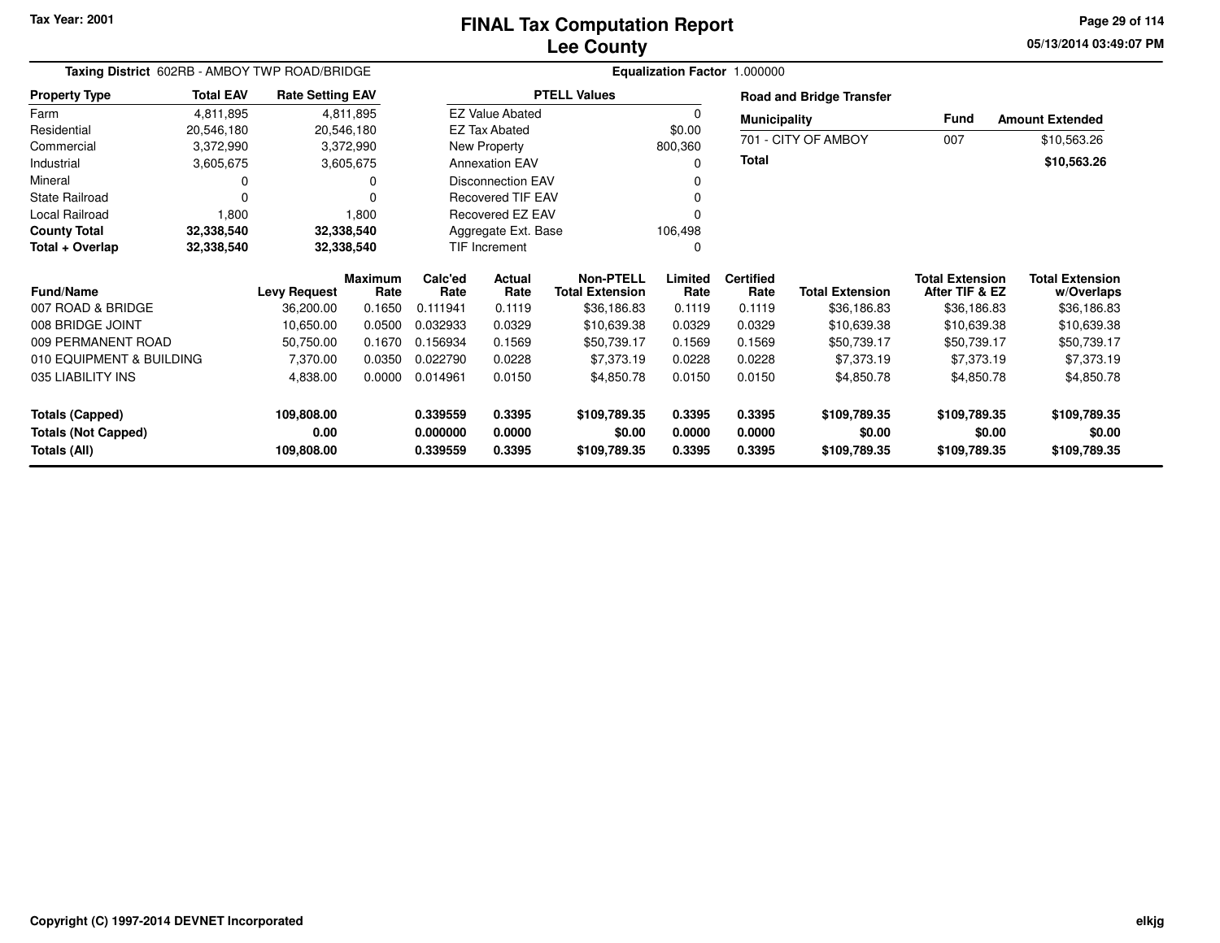Tax Year: 2001

# FINAL Tax Computation Report
## Lee County

05/13/2014 03:49:07 PM

**Taxing District** 602RB - AMBOY TWP ROAD/BRIDGE

**Equalization Factor** 1.000000

| Property Type | Total EAV | Rate Setting EAV |
|---|---|---|
| Farm | 4,811,895 | 4,811,895 |
| Residential | 20,546,180 | 20,546,180 |
| Commercial | 3,372,990 | 3,372,990 |
| Industrial | 3,605,675 | 3,605,675 |
| Mineral | 0 | 0 |
| State Railroad | 0 | 0 |
| Local Railroad | 1,800 | 1,800 |
| **County Total** | **32,338,540** | **32,338,540** |
| **Total + Overlap** | **32,338,540** | **32,338,540** |

| PTELL Values | |
|---|---|
| EZ Value Abated | 0 |
| EZ Tax Abated | $0.00 |
| New Property | 800,360 |
| Annexation EAV | 0 |
| Disconnection EAV | 0 |
| Recovered TIF EAV | 0 |
| Recovered EZ EAV | 0 |
| Aggregate Ext. Base | 106,498 |
| TIF Increment | 0 |

**Road and Bridge Transfer**

| Municipality | Fund | Amount Extended |
|---|---|---|
| 701 - CITY OF AMBOY | 007 | $10,563.26 |
| **Total** | | **$10,563.26** |

| Fund/Name | Levy Request | Maximum Rate | Calc'ed Rate | Actual Rate | Non-PTELL Total Extension | Limited Rate | Certified Rate | Total Extension | Total Extension After TIF & EZ | Total Extension w/Overlaps |
|---|---|---|---|---|---|---|---|---|---|---|
| 007 ROAD & BRIDGE | 36,200.00 | 0.1650 | 0.111941 | 0.1119 | $36,186.83 | 0.1119 | 0.1119 | $36,186.83 | $36,186.83 | $36,186.83 |
| 008 BRIDGE JOINT | 10,650.00 | 0.0500 | 0.032933 | 0.0329 | $10,639.38 | 0.0329 | 0.0329 | $10,639.38 | $10,639.38 | $10,639.38 |
| 009 PERMANENT ROAD | 50,750.00 | 0.1670 | 0.156934 | 0.1569 | $50,739.17 | 0.1569 | 0.1569 | $50,739.17 | $50,739.17 | $50,739.17 |
| 010 EQUIPMENT & BUILDING | 7,370.00 | 0.0350 | 0.022790 | 0.0228 | $7,373.19 | 0.0228 | 0.0228 | $7,373.19 | $7,373.19 | $7,373.19 |
| 035 LIABILITY INS | 4,838.00 | 0.0000 | 0.014961 | 0.0150 | $4,850.78 | 0.0150 | 0.0150 | $4,850.78 | $4,850.78 | $4,850.78 |
| **Totals (Capped)** | **109,808.00** | | **0.339559** | **0.3395** | **$109,789.35** | **0.3395** | **0.3395** | **$109,789.35** | **$109,789.35** | **$109,789.35** |
| **Totals (Not Capped)** | **0.00** | | **0.000000** | **0.0000** | **$0.00** | **0.0000** | **0.0000** | **$0.00** | **$0.00** | **$0.00** |
| **Totals (All)** | **109,808.00** | | **0.339559** | **0.3395** | **$109,789.35** | **0.3395** | **0.3395** | **$109,789.35** | **$109,789.35** | **$109,789.35** |

Copyright (C) 1997-2014 DEVNET Incorporated

elkjg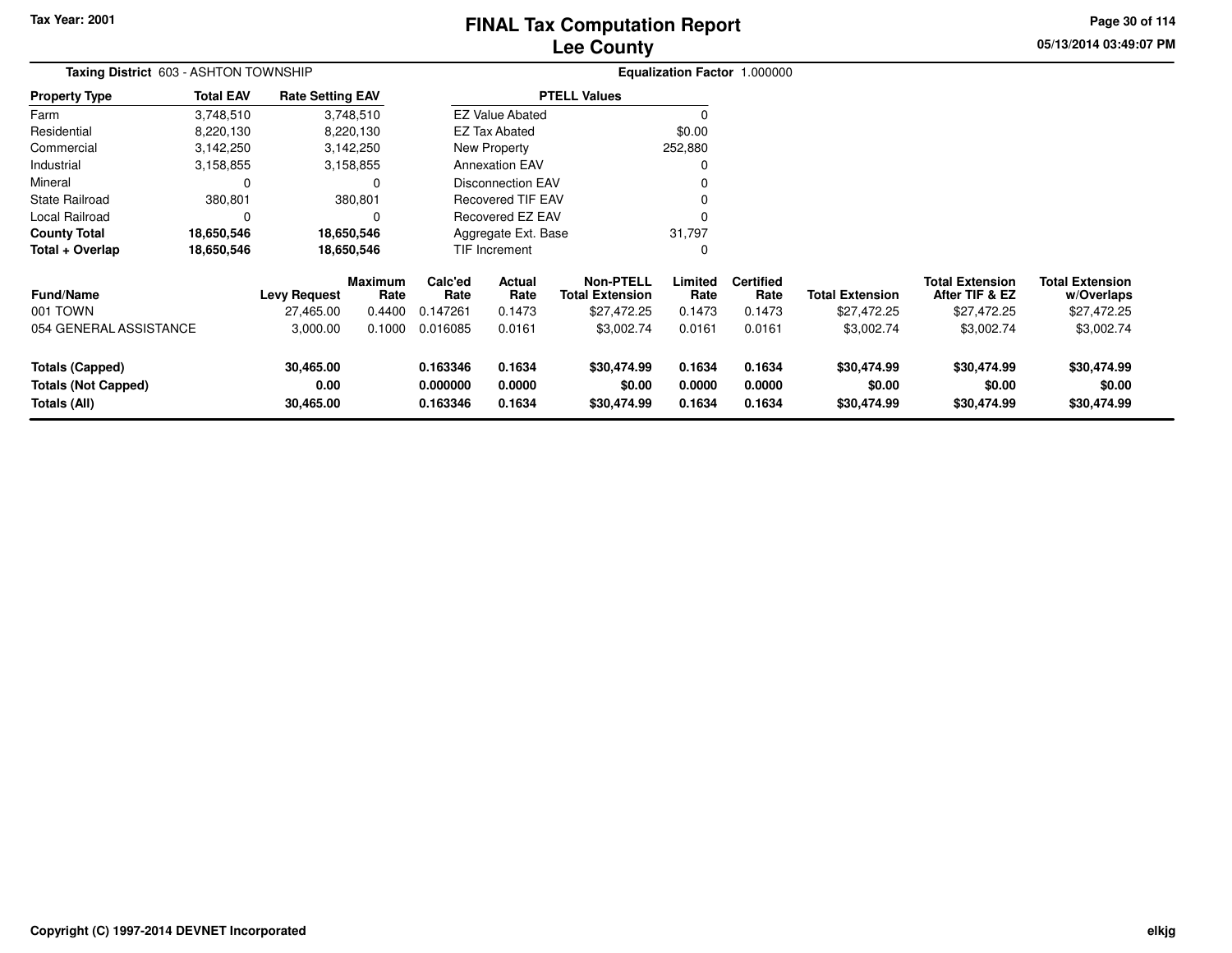Tax Year: 2001

# FINAL Tax Computation Report
## Lee County

05/13/2014 03:49:07 PM

**Taxing District** 603 - ASHTON TOWNSHIP

**Equalization Factor** 1.000000

| Property Type | Total EAV | Rate Setting EAV |
|---|---|---|
| Farm | 3,748,510 | 3,748,510 |
| Residential | 8,220,130 | 8,220,130 |
| Commercial | 3,142,250 | 3,142,250 |
| Industrial | 3,158,855 | 3,158,855 |
| Mineral | 0 | 0 |
| State Railroad | 380,801 | 380,801 |
| Local Railroad | 0 | 0 |
| **County Total** | **18,650,546** | **18,650,546** |
| **Total + Overlap** | **18,650,546** | **18,650,546** |

| PTELL Values | |
|---|---|
| EZ Value Abated | 0 |
| EZ Tax Abated | $0.00 |
| New Property | 252,880 |
| Annexation EAV | 0 |
| Disconnection EAV | 0 |
| Recovered TIF EAV | 0 |
| Recovered EZ EAV | 0 |
| Aggregate Ext. Base | 31,797 |
| TIF Increment | 0 |

| Fund/Name | Levy Request | Maximum Rate | Calc'ed Rate | Actual Rate | Non-PTELL Total Extension | Limited Rate | Certified Rate | Total Extension | Total Extension After TIF & EZ | Total Extension w/Overlaps |
|---|---|---|---|---|---|---|---|---|---|---|
| 001 TOWN | 27,465.00 | 0.4400 | 0.147261 | 0.1473 | $27,472.25 | 0.1473 | 0.1473 | $27,472.25 | $27,472.25 | $27,472.25 |
| 054 GENERAL ASSISTANCE | 3,000.00 | 0.1000 | 0.016085 | 0.0161 | $3,002.74 | 0.0161 | 0.0161 | $3,002.74 | $3,002.74 | $3,002.74 |
| **Totals (Capped)** | **30,465.00** | | **0.163346** | **0.1634** | **$30,474.99** | **0.1634** | **0.1634** | **$30,474.99** | **$30,474.99** | **$30,474.99** |
| **Totals (Not Capped)** | **0.00** | | **0.000000** | **0.0000** | **$0.00** | **0.0000** | **0.0000** | **$0.00** | **$0.00** | **$0.00** |
| **Totals (All)** | **30,465.00** | | **0.163346** | **0.1634** | **$30,474.99** | **0.1634** | **0.1634** | **$30,474.99** | **$30,474.99** | **$30,474.99** |

Copyright (C) 1997-2014 DEVNET Incorporated

elkjg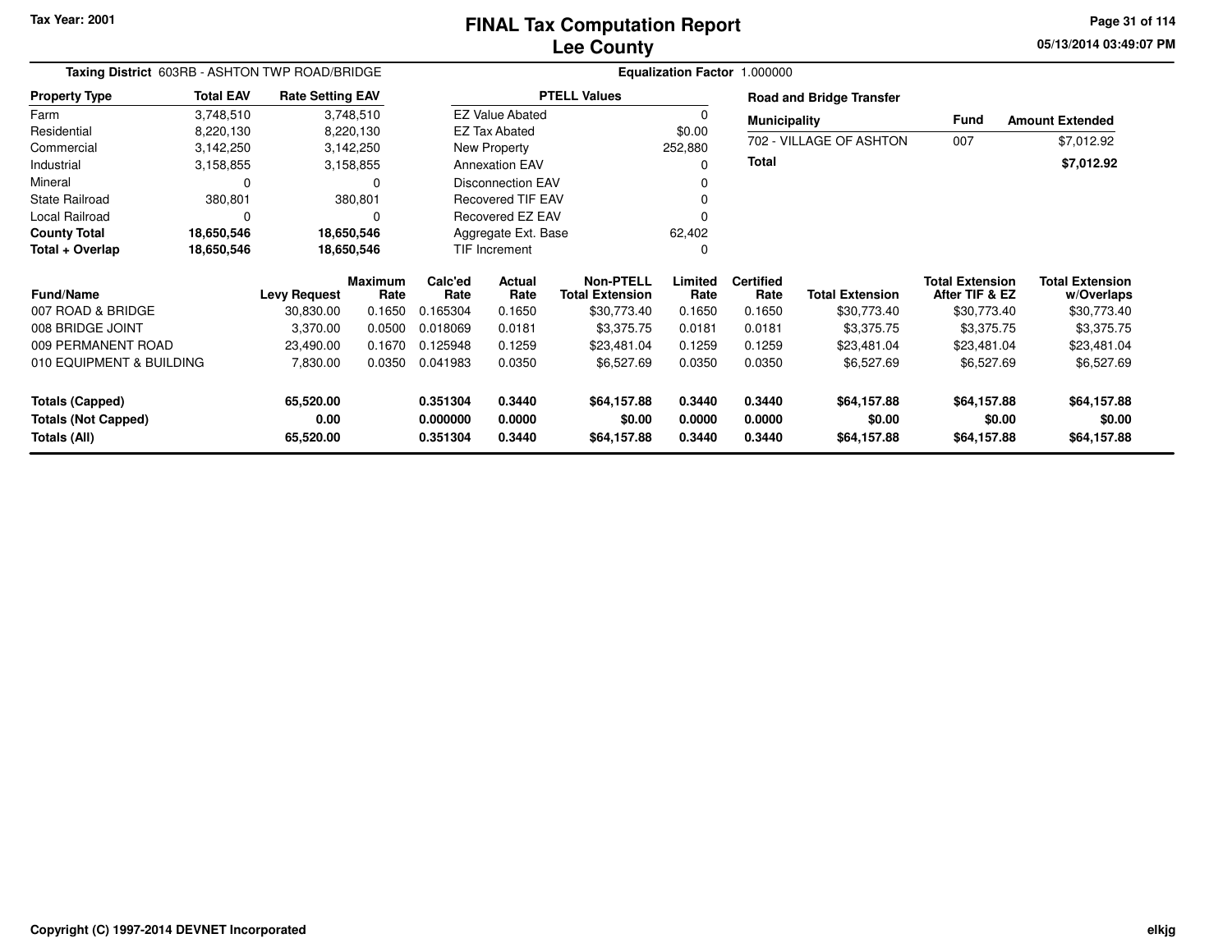Tax Year: 2001

# FINAL Tax Computation Report
## Lee County

05/13/2014 03:49:07 PM

**Taxing District** 603RB - ASHTON TWP ROAD/BRIDGE

**Equalization Factor** 1.000000

| Property Type | Total EAV | Rate Setting EAV |
|---|---|---|
| Farm | 3,748,510 | 3,748,510 |
| Residential | 8,220,130 | 8,220,130 |
| Commercial | 3,142,250 | 3,142,250 |
| Industrial | 3,158,855 | 3,158,855 |
| Mineral | 0 | 0 |
| State Railroad | 380,801 | 380,801 |
| Local Railroad | 0 | 0 |
| **County Total** | **18,650,546** | **18,650,546** |
| **Total + Overlap** | **18,650,546** | **18,650,546** |

| PTELL Values | |
|---|---|
| EZ Value Abated | 0 |
| EZ Tax Abated | $0.00 |
| New Property | 252,880 |
| Annexation EAV | 0 |
| Disconnection EAV | 0 |
| Recovered TIF EAV | 0 |
| Recovered EZ EAV | 0 |
| Aggregate Ext. Base | 62,402 |
| TIF Increment | 0 |

**Road and Bridge Transfer**

| Municipality | Fund | Amount Extended |
|---|---|---|
| 702 - VILLAGE OF ASHTON | 007 | $7,012.92 |
| **Total** | | **$7,012.92** |

| Fund/Name | Levy Request | Maximum Rate | Calc'ed Rate | Actual Rate | Non-PTELL Total Extension | Limited Rate | Certified Rate | Total Extension | Total Extension After TIF & EZ | Total Extension w/Overlaps |
|---|---|---|---|---|---|---|---|---|---|---|
| 007 ROAD & BRIDGE | 30,830.00 | 0.1650 | 0.165304 | 0.1650 | $30,773.40 | 0.1650 | 0.1650 | $30,773.40 | $30,773.40 | $30,773.40 |
| 008 BRIDGE JOINT | 3,370.00 | 0.0500 | 0.018069 | 0.0181 | $3,375.75 | 0.0181 | 0.0181 | $3,375.75 | $3,375.75 | $3,375.75 |
| 009 PERMANENT ROAD | 23,490.00 | 0.1670 | 0.125948 | 0.1259 | $23,481.04 | 0.1259 | 0.1259 | $23,481.04 | $23,481.04 | $23,481.04 |
| 010 EQUIPMENT & BUILDING | 7,830.00 | 0.0350 | 0.041983 | 0.0350 | $6,527.69 | 0.0350 | 0.0350 | $6,527.69 | $6,527.69 | $6,527.69 |
| **Totals (Capped)** | **65,520.00** | | **0.351304** | **0.3440** | **$64,157.88** | **0.3440** | **0.3440** | **$64,157.88** | **$64,157.88** | **$64,157.88** |
| **Totals (Not Capped)** | **0.00** | | **0.000000** | **0.0000** | **$0.00** | **0.0000** | **0.0000** | **$0.00** | **$0.00** | **$0.00** |
| **Totals (All)** | **65,520.00** | | **0.351304** | **0.3440** | **$64,157.88** | **0.3440** | **0.3440** | **$64,157.88** | **$64,157.88** | **$64,157.88** |

Copyright (C) 1997-2014 DEVNET Incorporated

elkjg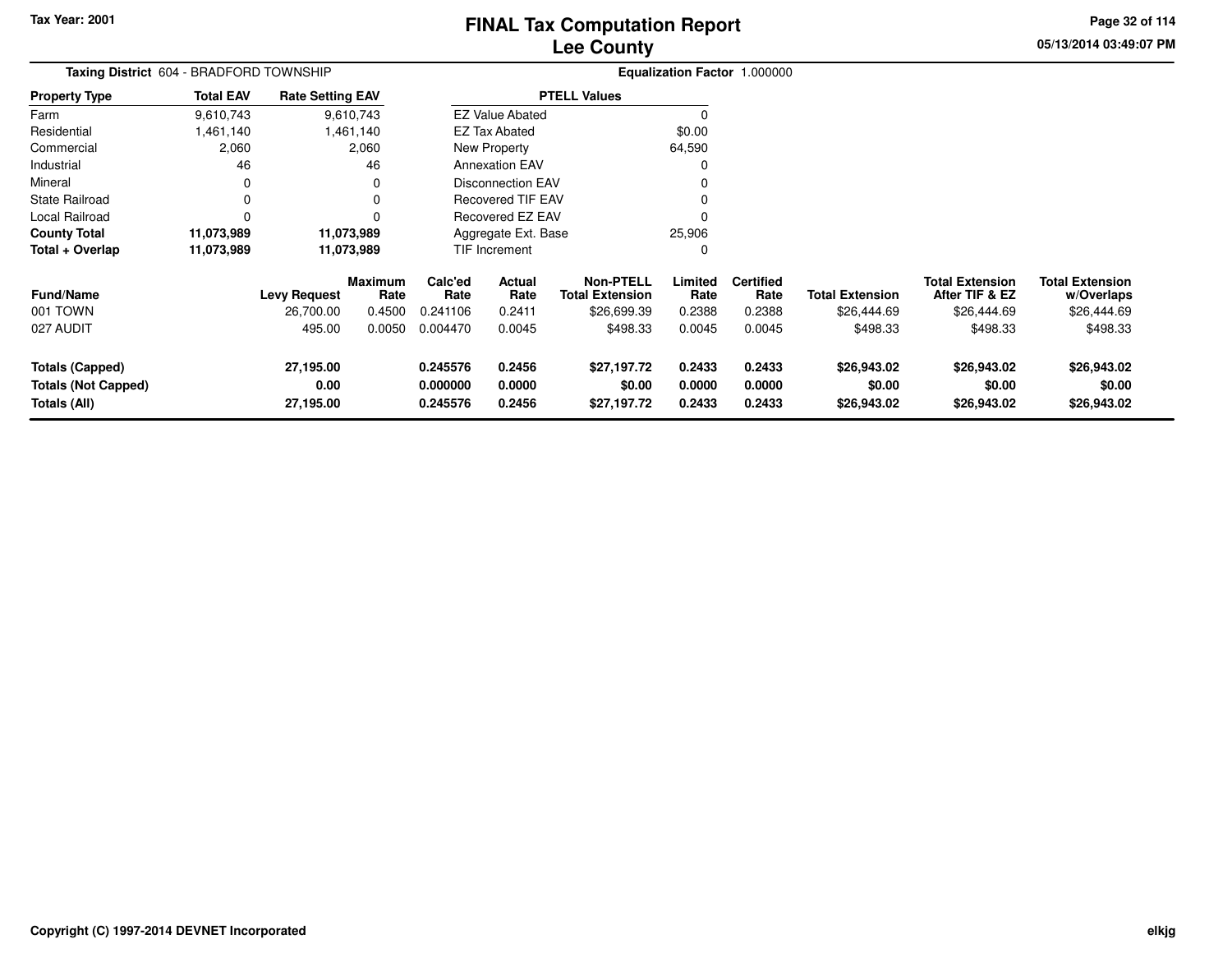# FINAL Tax Computation Report
## Lee County

Tax Year: 2001

**Taxing District** 604 - BRADFORD TOWNSHIP

**Equalization Factor** 1.000000

| Property Type | Total EAV | Rate Setting EAV |
|---|---|---|
| Farm | 9,610,743 | 9,610,743 |
| Residential | 1,461,140 | 1,461,140 |
| Commercial | 2,060 | 2,060 |
| Industrial | 46 | 46 |
| Mineral | 0 | 0 |
| State Railroad | 0 | 0 |
| Local Railroad | 0 | 0 |
| **County Total** | **11,073,989** | **11,073,989** |
| **Total + Overlap** | **11,073,989** | **11,073,989** |

| PTELL Values | |
|---|---|
| EZ Value Abated | 0 |
| EZ Tax Abated | $0.00 |
| New Property | 64,590 |
| Annexation EAV | 0 |
| Disconnection EAV | 0 |
| Recovered TIF EAV | 0 |
| Recovered EZ EAV | 0 |
| Aggregate Ext. Base | 25,906 |
| TIF Increment | 0 |

| Fund/Name | Levy Request | Maximum Rate | Calc'ed Rate | Actual Rate | Non-PTELL Total Extension | Limited Rate | Certified Rate | Total Extension | Total Extension After TIF & EZ | Total Extension w/Overlaps |
|---|---|---|---|---|---|---|---|---|---|---|
| 001 TOWN | 26,700.00 | 0.4500 | 0.241106 | 0.2411 | $26,699.39 | 0.2388 | 0.2388 | $26,444.69 | $26,444.69 | $26,444.69 |
| 027 AUDIT | 495.00 | 0.0050 | 0.004470 | 0.0045 | $498.33 | 0.0045 | 0.0045 | $498.33 | $498.33 | $498.33 |
| **Totals (Capped)** | **27,195.00** | | **0.245576** | **0.2456** | **$27,197.72** | **0.2433** | **0.2433** | **$26,943.02** | **$26,943.02** | **$26,943.02** |
| **Totals (Not Capped)** | **0.00** | | **0.000000** | **0.0000** | **$0.00** | **0.0000** | **0.0000** | **$0.00** | **$0.00** | **$0.00** |
| **Totals (All)** | **27,195.00** | | **0.245576** | **0.2456** | **$27,197.72** | **0.2433** | **0.2433** | **$26,943.02** | **$26,943.02** | **$26,943.02** |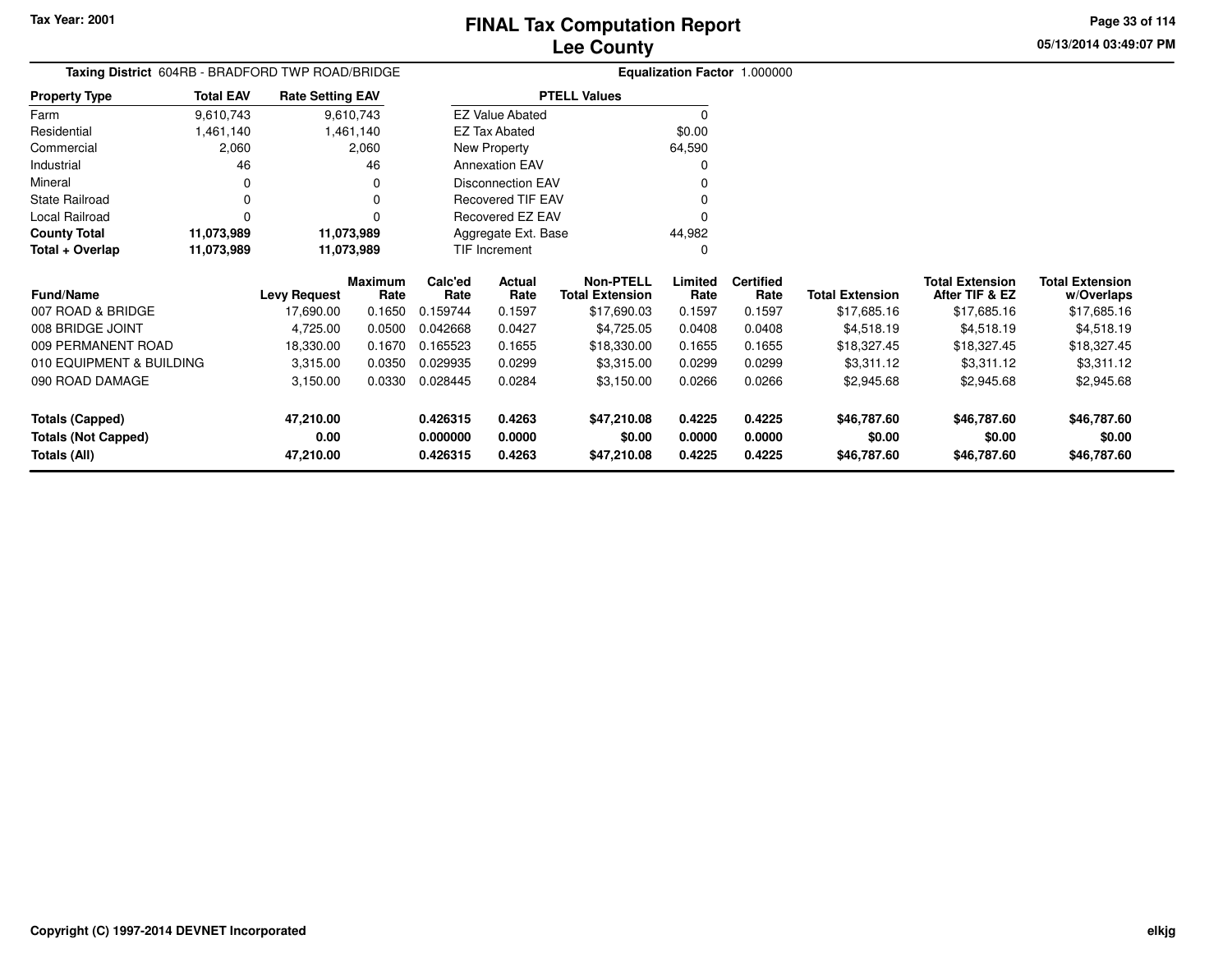# FINAL Tax Computation Report
## Lee County

Tax Year: 2001

**Taxing District** 604RB - BRADFORD TWP ROAD/BRIDGE

**Equalization Factor** 1.000000

| Property Type | Total EAV | Rate Setting EAV |
|---|---|---|
| Farm | 9,610,743 | 9,610,743 |
| Residential | 1,461,140 | 1,461,140 |
| Commercial | 2,060 | 2,060 |
| Industrial | 46 | 46 |
| Mineral | 0 | 0 |
| State Railroad | 0 | 0 |
| Local Railroad | 0 | 0 |
| **County Total** | **11,073,989** | **11,073,989** |
| **Total + Overlap** | **11,073,989** | **11,073,989** |

| PTELL Values | |
|---|---|
| EZ Value Abated | 0 |
| EZ Tax Abated | $0.00 |
| New Property | 64,590 |
| Annexation EAV | 0 |
| Disconnection EAV | 0 |
| Recovered TIF EAV | 0 |
| Recovered EZ EAV | 0 |
| Aggregate Ext. Base | 44,982 |
| TIF Increment | 0 |

| Fund/Name | Levy Request | Maximum Rate | Calc'ed Rate | Actual Rate | Non-PTELL Total Extension | Limited Rate | Certified Rate | Total Extension | Total Extension After TIF & EZ | Total Extension w/Overlaps |
|---|---|---|---|---|---|---|---|---|---|---|
| 007 ROAD & BRIDGE | 17,690.00 | 0.1650 | 0.159744 | 0.1597 | $17,690.03 | 0.1597 | 0.1597 | $17,685.16 | $17,685.16 | $17,685.16 |
| 008 BRIDGE JOINT | 4,725.00 | 0.0500 | 0.042668 | 0.0427 | $4,725.05 | 0.0408 | 0.0408 | $4,518.19 | $4,518.19 | $4,518.19 |
| 009 PERMANENT ROAD | 18,330.00 | 0.1670 | 0.165523 | 0.1655 | $18,330.00 | 0.1655 | 0.1655 | $18,327.45 | $18,327.45 | $18,327.45 |
| 010 EQUIPMENT & BUILDING | 3,315.00 | 0.0350 | 0.029935 | 0.0299 | $3,315.00 | 0.0299 | 0.0299 | $3,311.12 | $3,311.12 | $3,311.12 |
| 090 ROAD DAMAGE | 3,150.00 | 0.0330 | 0.028445 | 0.0284 | $3,150.00 | 0.0266 | 0.0266 | $2,945.68 | $2,945.68 | $2,945.68 |
| **Totals (Capped)** | **47,210.00** | | **0.426315** | **0.4263** | **$47,210.08** | **0.4225** | **0.4225** | **$46,787.60** | **$46,787.60** | **$46,787.60** |
| **Totals (Not Capped)** | **0.00** | | **0.000000** | **0.0000** | **$0.00** | **0.0000** | **0.0000** | **$0.00** | **$0.00** | **$0.00** |
| **Totals (All)** | **47,210.00** | | **0.426315** | **0.4263** | **$47,210.08** | **0.4225** | **0.4225** | **$46,787.60** | **$46,787.60** | **$46,787.60** |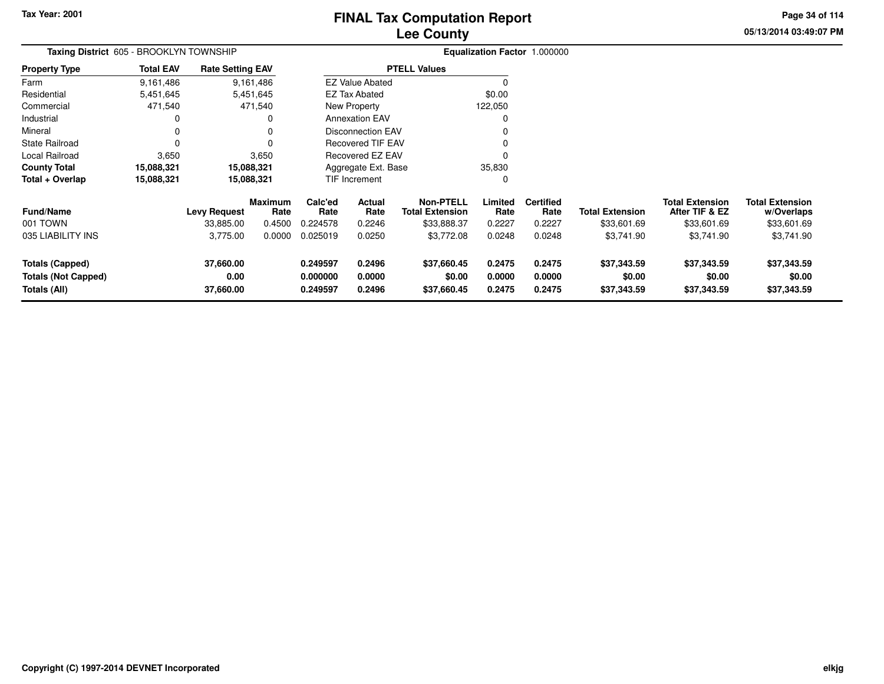# FINAL Tax Computation Report
## Lee County

Tax Year: 2001

**Taxing District** 605 - BROOKLYN TOWNSHIP

**Equalization Factor** 1.000000

| Property Type | Total EAV | Rate Setting EAV |
|---|---|---|
| Farm | 9,161,486 | 9,161,486 |
| Residential | 5,451,645 | 5,451,645 |
| Commercial | 471,540 | 471,540 |
| Industrial | 0 | 0 |
| Mineral | 0 | 0 |
| State Railroad | 0 | 0 |
| Local Railroad | 3,650 | 3,650 |
| **County Total** | **15,088,321** | **15,088,321** |
| **Total + Overlap** | **15,088,321** | **15,088,321** |

| PTELL Values | |
|---|---|
| EZ Value Abated | 0 |
| EZ Tax Abated | $0.00 |
| New Property | 122,050 |
| Annexation EAV | 0 |
| Disconnection EAV | 0 |
| Recovered TIF EAV | 0 |
| Recovered EZ EAV | 0 |
| Aggregate Ext. Base | 35,830 |
| TIF Increment | 0 |

| Fund/Name | Levy Request | Maximum Rate | Calc'ed Rate | Actual Rate | Non-PTELL Total Extension | Limited Rate | Certified Rate | Total Extension | Total Extension After TIF & EZ | Total Extension w/Overlaps |
|---|---|---|---|---|---|---|---|---|---|---|
| 001 TOWN | 33,885.00 | 0.4500 | 0.224578 | 0.2246 | $33,888.37 | 0.2227 | 0.2227 | $33,601.69 | $33,601.69 | $33,601.69 |
| 035 LIABILITY INS | 3,775.00 | 0.0000 | 0.025019 | 0.0250 | $3,772.08 | 0.0248 | 0.0248 | $3,741.90 | $3,741.90 | $3,741.90 |
| **Totals (Capped)** | **37,660.00** | | **0.249597** | **0.2496** | **$37,660.45** | **0.2475** | **0.2475** | **$37,343.59** | **$37,343.59** | **$37,343.59** |
| **Totals (Not Capped)** | **0.00** | | **0.000000** | **0.0000** | **$0.00** | **0.0000** | **0.0000** | **$0.00** | **$0.00** | **$0.00** |
| **Totals (All)** | **37,660.00** | | **0.249597** | **0.2496** | **$37,660.45** | **0.2475** | **0.2475** | **$37,343.59** | **$37,343.59** | **$37,343.59** |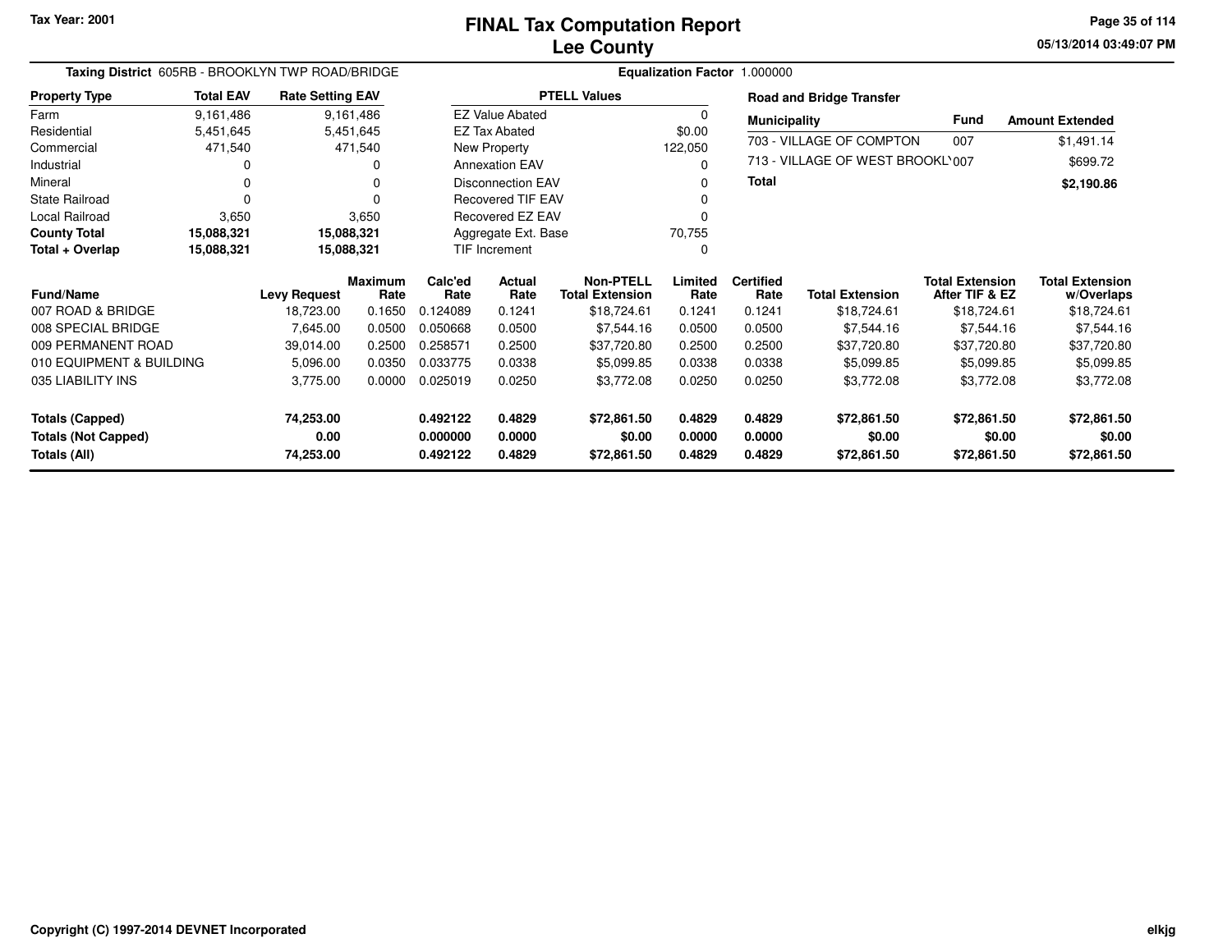Tax Year: 2001

# FINAL Tax Computation Report
## Lee County

05/13/2014 03:49:07 PM

**Taxing District** 605RB - BROOKLYN TWP ROAD/BRIDGE

**Equalization Factor** 1.000000

| Property Type | Total EAV | Rate Setting EAV |
|---|---|---|
| Farm | 9,161,486 | 9,161,486 |
| Residential | 5,451,645 | 5,451,645 |
| Commercial | 471,540 | 471,540 |
| Industrial | 0 | 0 |
| Mineral | 0 | 0 |
| State Railroad | 0 | 0 |
| Local Railroad | 3,650 | 3,650 |
| **County Total** | **15,088,321** | **15,088,321** |
| **Total + Overlap** | **15,088,321** | **15,088,321** |

| PTELL Values | |
|---|---|
| EZ Value Abated | 0 |
| EZ Tax Abated | $0.00 |
| New Property | 122,050 |
| Annexation EAV | 0 |
| Disconnection EAV | 0 |
| Recovered TIF EAV | 0 |
| Recovered EZ EAV | 0 |
| Aggregate Ext. Base | 70,755 |
| TIF Increment | 0 |

**Road and Bridge Transfer**

| Municipality | Fund | Amount Extended |
|---|---|---|
| 703 - VILLAGE OF COMPTON | 007 | $1,491.14 |
| 713 - VILLAGE OF WEST BROOKL' | 007 | $699.72 |
| **Total** | | **$2,190.86** |

| Fund/Name | Levy Request | Maximum Rate | Calc'ed Rate | Actual Rate | Non-PTELL Total Extension | Limited Rate | Certified Rate | Total Extension | Total Extension After TIF & EZ | Total Extension w/Overlaps |
|---|---|---|---|---|---|---|---|---|---|---|
| 007 ROAD & BRIDGE | 18,723.00 | 0.1650 | 0.124089 | 0.1241 | $18,724.61 | 0.1241 | 0.1241 | $18,724.61 | $18,724.61 | $18,724.61 |
| 008 SPECIAL BRIDGE | 7,645.00 | 0.0500 | 0.050668 | 0.0500 | $7,544.16 | 0.0500 | 0.0500 | $7,544.16 | $7,544.16 | $7,544.16 |
| 009 PERMANENT ROAD | 39,014.00 | 0.2500 | 0.258571 | 0.2500 | $37,720.80 | 0.2500 | 0.2500 | $37,720.80 | $37,720.80 | $37,720.80 |
| 010 EQUIPMENT & BUILDING | 5,096.00 | 0.0350 | 0.033775 | 0.0338 | $5,099.85 | 0.0338 | 0.0338 | $5,099.85 | $5,099.85 | $5,099.85 |
| 035 LIABILITY INS | 3,775.00 | 0.0000 | 0.025019 | 0.0250 | $3,772.08 | 0.0250 | 0.0250 | $3,772.08 | $3,772.08 | $3,772.08 |
| **Totals (Capped)** | **74,253.00** | | **0.492122** | **0.4829** | **$72,861.50** | **0.4829** | **0.4829** | **$72,861.50** | **$72,861.50** | **$72,861.50** |
| **Totals (Not Capped)** | **0.00** | | **0.000000** | **0.0000** | **$0.00** | **0.0000** | **0.0000** | **$0.00** | **$0.00** | **$0.00** |
| **Totals (All)** | **74,253.00** | | **0.492122** | **0.4829** | **$72,861.50** | **0.4829** | **0.4829** | **$72,861.50** | **$72,861.50** | **$72,861.50** |

Copyright (C) 1997-2014 DEVNET Incorporated

elkjg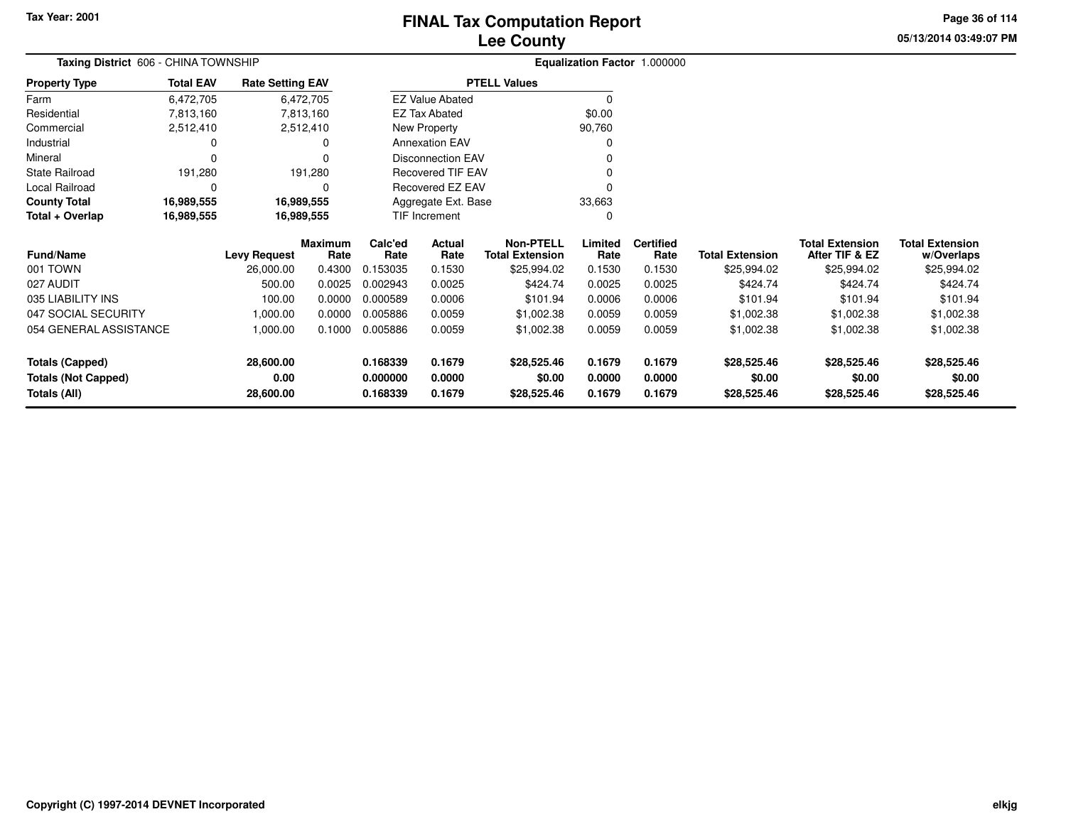Tax Year: 2001

# FINAL Tax Computation Report
## Lee County

05/13/2014 03:49:07 PM

**Taxing District** 606 - CHINA TOWNSHIP

**Equalization Factor** 1.000000

| Property Type | Total EAV | Rate Setting EAV |
|---|---|---|
| Farm | 6,472,705 | 6,472,705 |
| Residential | 7,813,160 | 7,813,160 |
| Commercial | 2,512,410 | 2,512,410 |
| Industrial | 0 | 0 |
| Mineral | 0 | 0 |
| State Railroad | 191,280 | 191,280 |
| Local Railroad | 0 | 0 |
| **County Total** | **16,989,555** | **16,989,555** |
| **Total + Overlap** | **16,989,555** | **16,989,555** |

| PTELL Values | |
|---|---|
| EZ Value Abated | 0 |
| EZ Tax Abated | $0.00 |
| New Property | 90,760 |
| Annexation EAV | 0 |
| Disconnection EAV | 0 |
| Recovered TIF EAV | 0 |
| Recovered EZ EAV | 0 |
| Aggregate Ext. Base | 33,663 |
| TIF Increment | 0 |

| Fund/Name | Levy Request | Maximum Rate | Calc'ed Rate | Actual Rate | Non-PTELL Total Extension | Limited Rate | Certified Rate | Total Extension | Total Extension After TIF & EZ | Total Extension w/Overlaps |
|---|---|---|---|---|---|---|---|---|---|---|
| 001 TOWN | 26,000.00 | 0.4300 | 0.153035 | 0.1530 | $25,994.02 | 0.1530 | 0.1530 | $25,994.02 | $25,994.02 | $25,994.02 |
| 027 AUDIT | 500.00 | 0.0025 | 0.002943 | 0.0025 | $424.74 | 0.0025 | 0.0025 | $424.74 | $424.74 | $424.74 |
| 035 LIABILITY INS | 100.00 | 0.0000 | 0.000589 | 0.0006 | $101.94 | 0.0006 | 0.0006 | $101.94 | $101.94 | $101.94 |
| 047 SOCIAL SECURITY | 1,000.00 | 0.0000 | 0.005886 | 0.0059 | $1,002.38 | 0.0059 | 0.0059 | $1,002.38 | $1,002.38 | $1,002.38 |
| 054 GENERAL ASSISTANCE | 1,000.00 | 0.1000 | 0.005886 | 0.0059 | $1,002.38 | 0.0059 | 0.0059 | $1,002.38 | $1,002.38 | $1,002.38 |
| **Totals (Capped)** | **28,600.00** | | **0.168339** | **0.1679** | **$28,525.46** | **0.1679** | **0.1679** | **$28,525.46** | **$28,525.46** | **$28,525.46** |
| **Totals (Not Capped)** | **0.00** | | **0.000000** | **0.0000** | **$0.00** | **0.0000** | **0.0000** | **$0.00** | **$0.00** | **$0.00** |
| **Totals (All)** | **28,600.00** | | **0.168339** | **0.1679** | **$28,525.46** | **0.1679** | **0.1679** | **$28,525.46** | **$28,525.46** | **$28,525.46** |

Copyright (C) 1997-2014 DEVNET Incorporated

elkjg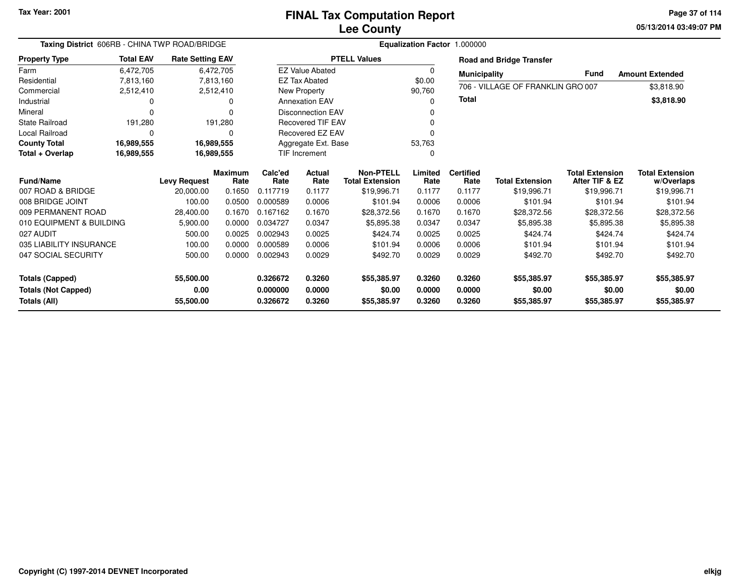Tax Year: 2001

# FINAL Tax Computation Report
## Lee County

05/13/2014 03:49:07 PM

**Taxing District** 606RB - CHINA TWP ROAD/BRIDGE

**Equalization Factor** 1.000000

| Property Type | Total EAV | Rate Setting EAV |
|---|---|---|
| Farm | 6,472,705 | 6,472,705 |
| Residential | 7,813,160 | 7,813,160 |
| Commercial | 2,512,410 | 2,512,410 |
| Industrial | 0 | 0 |
| Mineral | 0 | 0 |
| State Railroad | 191,280 | 191,280 |
| Local Railroad | 0 | 0 |
| **County Total** | **16,989,555** | **16,989,555** |
| **Total + Overlap** | **16,989,555** | **16,989,555** |

| PTELL Values | |
|---|---|
| EZ Value Abated | 0 |
| EZ Tax Abated | $0.00 |
| New Property | 90,760 |
| Annexation EAV | 0 |
| Disconnection EAV | 0 |
| Recovered TIF EAV | 0 |
| Recovered EZ EAV | 0 |
| Aggregate Ext. Base | 53,763 |
| TIF Increment | 0 |

**Road and Bridge Transfer**

| Municipality | Fund | Amount Extended |
|---|---|---|
| 706 - VILLAGE OF FRANKLIN GRO | 007 | $3,818.90 |
| **Total** | | **$3,818.90** |

| Fund/Name | Levy Request | Maximum Rate | Calc'ed Rate | Actual Rate | Non-PTELL Total Extension | Limited Rate | Certified Rate | Total Extension | Total Extension After TIF & EZ | Total Extension w/Overlaps |
|---|---|---|---|---|---|---|---|---|---|---|
| 007 ROAD & BRIDGE | 20,000.00 | 0.1650 | 0.117719 | 0.1177 | $19,996.71 | 0.1177 | 0.1177 | $19,996.71 | $19,996.71 | $19,996.71 |
| 008 BRIDGE JOINT | 100.00 | 0.0500 | 0.000589 | 0.0006 | $101.94 | 0.0006 | 0.0006 | $101.94 | $101.94 | $101.94 |
| 009 PERMANENT ROAD | 28,400.00 | 0.1670 | 0.167162 | 0.1670 | $28,372.56 | 0.1670 | 0.1670 | $28,372.56 | $28,372.56 | $28,372.56 |
| 010 EQUIPMENT & BUILDING | 5,900.00 | 0.0000 | 0.034727 | 0.0347 | $5,895.38 | 0.0347 | 0.0347 | $5,895.38 | $5,895.38 | $5,895.38 |
| 027 AUDIT | 500.00 | 0.0025 | 0.002943 | 0.0025 | $424.74 | 0.0025 | 0.0025 | $424.74 | $424.74 | $424.74 |
| 035 LIABILITY INSURANCE | 100.00 | 0.0000 | 0.000589 | 0.0006 | $101.94 | 0.0006 | 0.0006 | $101.94 | $101.94 | $101.94 |
| 047 SOCIAL SECURITY | 500.00 | 0.0000 | 0.002943 | 0.0029 | $492.70 | 0.0029 | 0.0029 | $492.70 | $492.70 | $492.70 |
| **Totals (Capped)** | **55,500.00** | | **0.326672** | **0.3260** | **$55,385.97** | **0.3260** | **0.3260** | **$55,385.97** | **$55,385.97** | **$55,385.97** |
| **Totals (Not Capped)** | **0.00** | | **0.000000** | **0.0000** | **$0.00** | **0.0000** | **0.0000** | **$0.00** | **$0.00** | **$0.00** |
| **Totals (All)** | **55,500.00** | | **0.326672** | **0.3260** | **$55,385.97** | **0.3260** | **0.3260** | **$55,385.97** | **$55,385.97** | **$55,385.97** |

Copyright (C) 1997-2014 DEVNET Incorporated

elkjg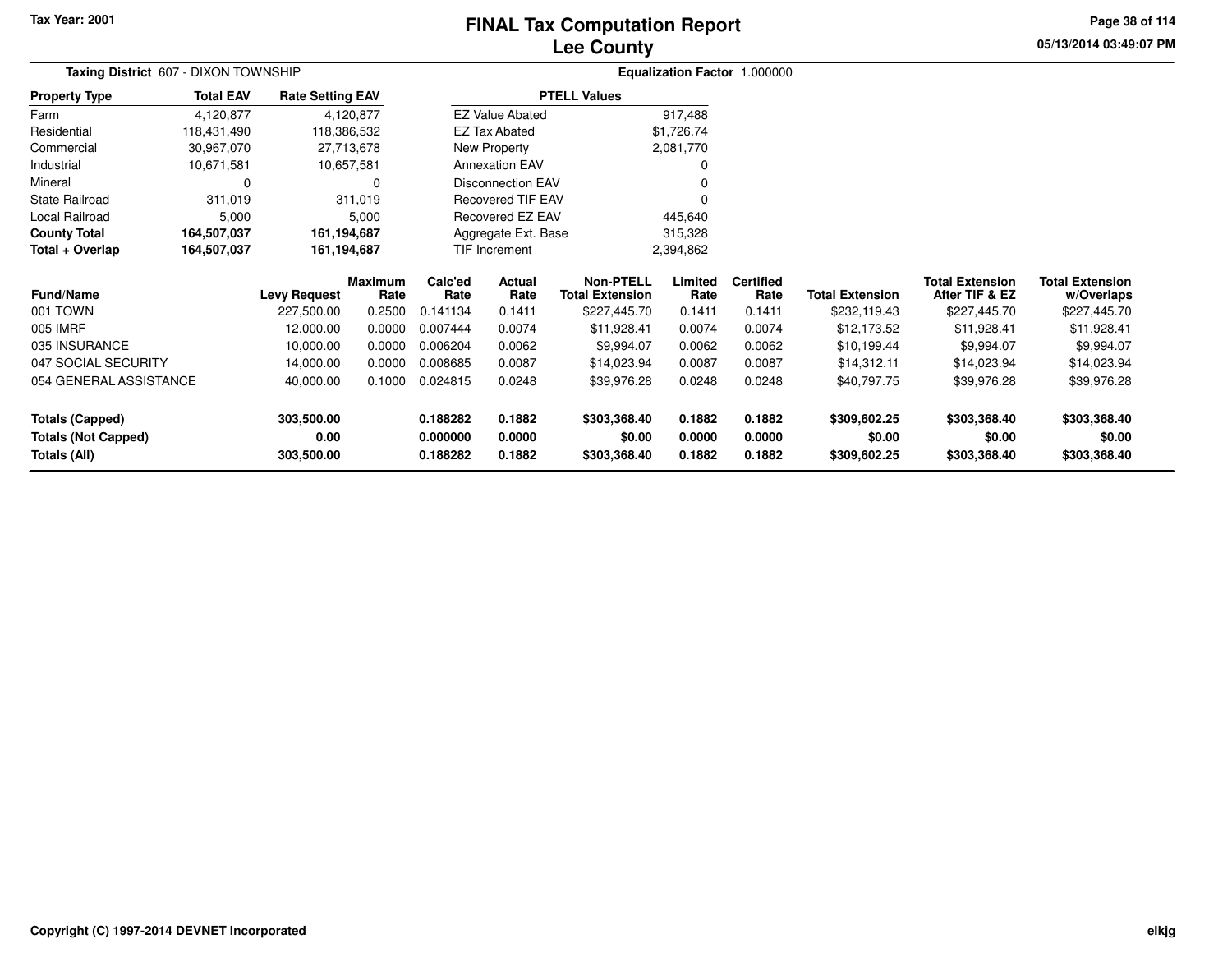Tax Year: 2001

# FINAL Tax Computation Report
## Lee County

05/13/2014 03:49:07 PM

**Taxing District** 607 - DIXON TOWNSHIP

**Equalization Factor** 1.000000

| Property Type | Total EAV | Rate Setting EAV |
|---|---|---|
| Farm | 4,120,877 | 4,120,877 |
| Residential | 118,431,490 | 118,386,532 |
| Commercial | 30,967,070 | 27,713,678 |
| Industrial | 10,671,581 | 10,657,581 |
| Mineral | 0 | 0 |
| State Railroad | 311,019 | 311,019 |
| Local Railroad | 5,000 | 5,000 |
| **County Total** | **164,507,037** | **161,194,687** |
| **Total + Overlap** | **164,507,037** | **161,194,687** |

| PTELL Values | |
|---|---|
| EZ Value Abated | 917,488 |
| EZ Tax Abated | $1,726.74 |
| New Property | 2,081,770 |
| Annexation EAV | 0 |
| Disconnection EAV | 0 |
| Recovered TIF EAV | 0 |
| Recovered EZ EAV | 445,640 |
| Aggregate Ext. Base | 315,328 |
| TIF Increment | 2,394,862 |

| Fund/Name | Levy Request | Maximum Rate | Calc'ed Rate | Actual Rate | Non-PTELL Total Extension | Limited Rate | Certified Rate | Total Extension | Total Extension After TIF & EZ | Total Extension w/Overlaps |
|---|---|---|---|---|---|---|---|---|---|---|
| 001 TOWN | 227,500.00 | 0.2500 | 0.141134 | 0.1411 | $227,445.70 | 0.1411 | 0.1411 | $232,119.43 | $227,445.70 | $227,445.70 |
| 005 IMRF | 12,000.00 | 0.0000 | 0.007444 | 0.0074 | $11,928.41 | 0.0074 | 0.0074 | $12,173.52 | $11,928.41 | $11,928.41 |
| 035 INSURANCE | 10,000.00 | 0.0000 | 0.006204 | 0.0062 | $9,994.07 | 0.0062 | 0.0062 | $10,199.44 | $9,994.07 | $9,994.07 |
| 047 SOCIAL SECURITY | 14,000.00 | 0.0000 | 0.008685 | 0.0087 | $14,023.94 | 0.0087 | 0.0087 | $14,312.11 | $14,023.94 | $14,023.94 |
| 054 GENERAL ASSISTANCE | 40,000.00 | 0.1000 | 0.024815 | 0.0248 | $39,976.28 | 0.0248 | 0.0248 | $40,797.75 | $39,976.28 | $39,976.28 |
| **Totals (Capped)** | **303,500.00** | | **0.188282** | **0.1882** | **$303,368.40** | **0.1882** | **0.1882** | **$309,602.25** | **$303,368.40** | **$303,368.40** |
| **Totals (Not Capped)** | **0.00** | | **0.000000** | **0.0000** | **$0.00** | **0.0000** | **0.0000** | **$0.00** | **$0.00** | **$0.00** |
| **Totals (All)** | **303,500.00** | | **0.188282** | **0.1882** | **$303,368.40** | **0.1882** | **0.1882** | **$309,602.25** | **$303,368.40** | **$303,368.40** |

Copyright (C) 1997-2014 DEVNET Incorporated

elkjg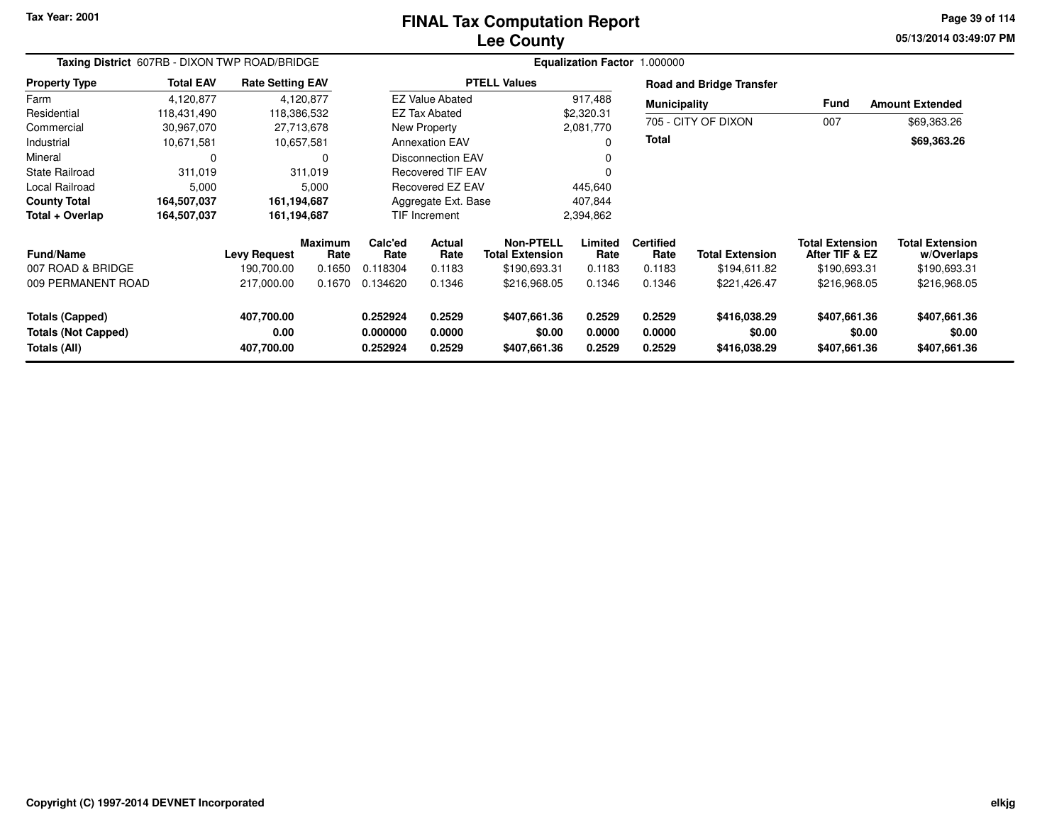Tax Year: 2001

# FINAL Tax Computation Report
## Lee County

05/13/2014 03:49:07 PM

**Taxing District** 607RB - DIXON TWP ROAD/BRIDGE

**Equalization Factor** 1.000000

| Property Type | Total EAV | Rate Setting EAV |
|---|---|---|
| Farm | 4,120,877 | 4,120,877 |
| Residential | 118,431,490 | 118,386,532 |
| Commercial | 30,967,070 | 27,713,678 |
| Industrial | 10,671,581 | 10,657,581 |
| Mineral | 0 | 0 |
| State Railroad | 311,019 | 311,019 |
| Local Railroad | 5,000 | 5,000 |
| **County Total** | **164,507,037** | **161,194,687** |
| **Total + Overlap** | **164,507,037** | **161,194,687** |

| PTELL Values | |
|---|---|
| EZ Value Abated | 917,488 |
| EZ Tax Abated | $2,320.31 |
| New Property | 2,081,770 |
| Annexation EAV | 0 |
| Disconnection EAV | 0 |
| Recovered TIF EAV | 0 |
| Recovered EZ EAV | 445,640 |
| Aggregate Ext. Base | 407,844 |
| TIF Increment | 2,394,862 |

**Road and Bridge Transfer**

| Municipality | Fund | Amount Extended |
|---|---|---|
| 705 - CITY OF DIXON | 007 | $69,363.26 |
| **Total** | | **$69,363.26** |

| Fund/Name | Levy Request | Maximum Rate | Calc'ed Rate | Actual Rate | Non-PTELL Total Extension | Limited Rate | Certified Rate | Total Extension | Total Extension After TIF & EZ | Total Extension w/Overlaps |
|---|---|---|---|---|---|---|---|---|---|---|
| 007 ROAD & BRIDGE | 190,700.00 | 0.1650 | 0.118304 | 0.1183 | $190,693.31 | 0.1183 | 0.1183 | $194,611.82 | $190,693.31 | $190,693.31 |
| 009 PERMANENT ROAD | 217,000.00 | 0.1670 | 0.134620 | 0.1346 | $216,968.05 | 0.1346 | 0.1346 | $221,426.47 | $216,968.05 | $216,968.05 |
| **Totals (Capped)** | **407,700.00** | | **0.252924** | **0.2529** | **$407,661.36** | **0.2529** | **0.2529** | **$416,038.29** | **$407,661.36** | **$407,661.36** |
| **Totals (Not Capped)** | **0.00** | | **0.000000** | **0.0000** | **$0.00** | **0.0000** | **0.0000** | **$0.00** | **$0.00** | **$0.00** |
| **Totals (All)** | **407,700.00** | | **0.252924** | **0.2529** | **$407,661.36** | **0.2529** | **0.2529** | **$416,038.29** | **$407,661.36** | **$407,661.36** |

Copyright (C) 1997-2014 DEVNET Incorporated

elkjg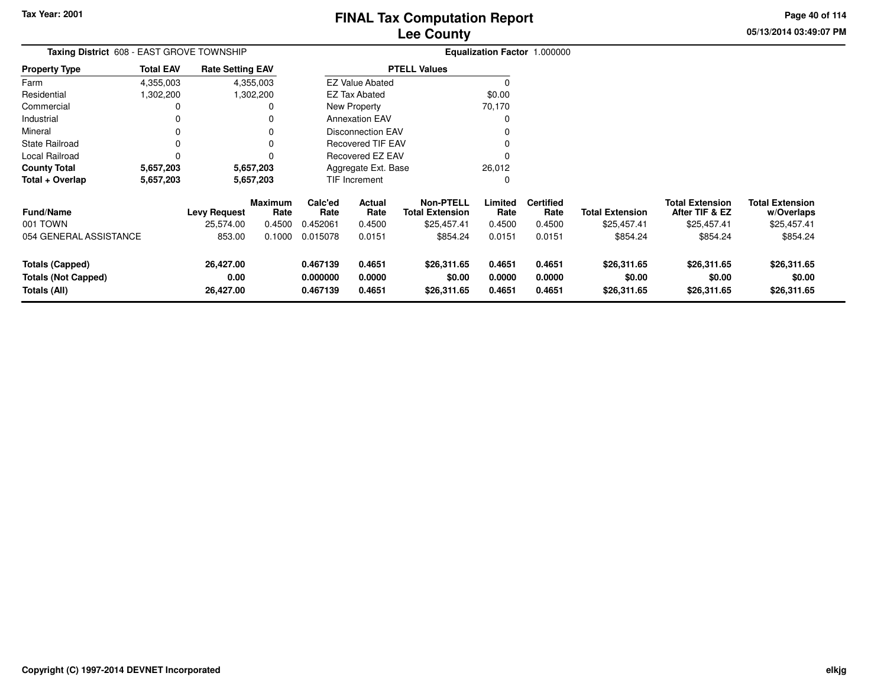# FINAL Tax Computation Report
## Lee County

Tax Year: 2001

**Taxing District** 608 - EAST GROVE TOWNSHIP

**Equalization Factor** 1.000000

| Property Type | Total EAV | Rate Setting EAV |
|---|---|---|
| Farm | 4,355,003 | 4,355,003 |
| Residential | 1,302,200 | 1,302,200 |
| Commercial | 0 | 0 |
| Industrial | 0 | 0 |
| Mineral | 0 | 0 |
| State Railroad | 0 | 0 |
| Local Railroad | 0 | 0 |
| **County Total** | **5,657,203** | **5,657,203** |
| **Total + Overlap** | **5,657,203** | **5,657,203** |

| PTELL Values | |
|---|---|
| EZ Value Abated | 0 |
| EZ Tax Abated | $0.00 |
| New Property | 70,170 |
| Annexation EAV | 0 |
| Disconnection EAV | 0 |
| Recovered TIF EAV | 0 |
| Recovered EZ EAV | 0 |
| Aggregate Ext. Base | 26,012 |
| TIF Increment | 0 |

| Fund/Name | Levy Request | Maximum Rate | Calc'ed Rate | Actual Rate | Non-PTELL Total Extension | Limited Rate | Certified Rate | Total Extension | Total Extension After TIF & EZ | Total Extension w/Overlaps |
|---|---|---|---|---|---|---|---|---|---|---|
| 001 TOWN | 25,574.00 | 0.4500 | 0.452061 | 0.4500 | $25,457.41 | 0.4500 | 0.4500 | $25,457.41 | $25,457.41 | $25,457.41 |
| 054 GENERAL ASSISTANCE | 853.00 | 0.1000 | 0.015078 | 0.0151 | $854.24 | 0.0151 | 0.0151 | $854.24 | $854.24 | $854.24 |
| **Totals (Capped)** | **26,427.00** | | **0.467139** | **0.4651** | **$26,311.65** | **0.4651** | **0.4651** | **$26,311.65** | **$26,311.65** | **$26,311.65** |
| **Totals (Not Capped)** | **0.00** | | **0.000000** | **0.0000** | **$0.00** | **0.0000** | **0.0000** | **$0.00** | **$0.00** | **$0.00** |
| **Totals (All)** | **26,427.00** | | **0.467139** | **0.4651** | **$26,311.65** | **0.4651** | **0.4651** | **$26,311.65** | **$26,311.65** | **$26,311.65** |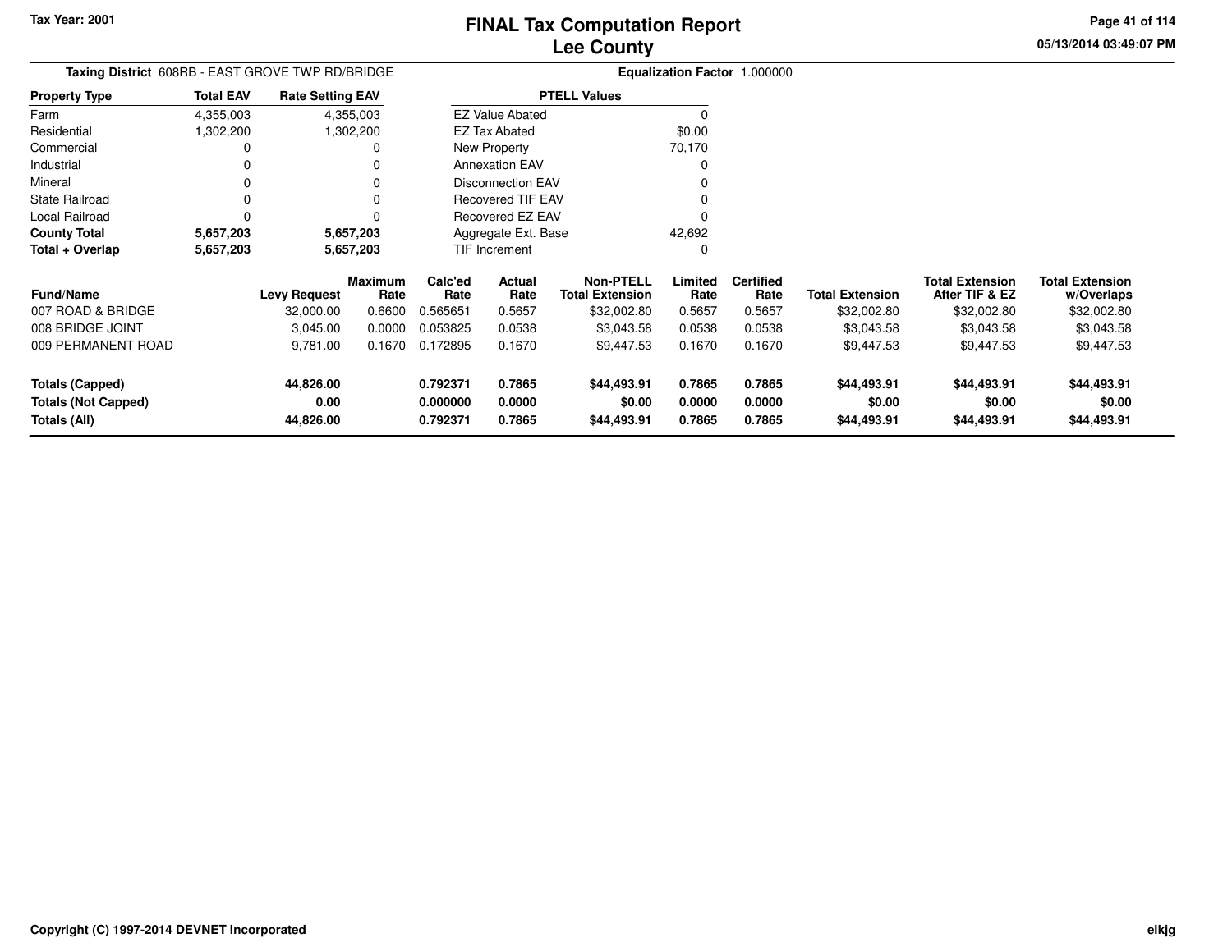Tax Year: 2001

# FINAL Tax Computation Report
## Lee County

05/13/2014 03:49:07 PM

**Taxing District** 608RB - EAST GROVE TWP RD/BRIDGE

**Equalization Factor** 1.000000

| Property Type | Total EAV | Rate Setting EAV |
|---|---|---|
| Farm | 4,355,003 | 4,355,003 |
| Residential | 1,302,200 | 1,302,200 |
| Commercial | 0 | 0 |
| Industrial | 0 | 0 |
| Mineral | 0 | 0 |
| State Railroad | 0 | 0 |
| Local Railroad | 0 | 0 |
| **County Total** | **5,657,203** | **5,657,203** |
| **Total + Overlap** | **5,657,203** | **5,657,203** |

| PTELL Values | |
|---|---|
| EZ Value Abated | 0 |
| EZ Tax Abated | $0.00 |
| New Property | 70,170 |
| Annexation EAV | 0 |
| Disconnection EAV | 0 |
| Recovered TIF EAV | 0 |
| Recovered EZ EAV | 0 |
| Aggregate Ext. Base | 42,692 |
| TIF Increment | 0 |

| Fund/Name | Levy Request | Maximum Rate | Calc'ed Rate | Actual Rate | Non-PTELL Total Extension | Limited Rate | Certified Rate | Total Extension | Total Extension After TIF & EZ | Total Extension w/Overlaps |
|---|---|---|---|---|---|---|---|---|---|---|
| 007 ROAD & BRIDGE | 32,000.00 | 0.6600 | 0.565651 | 0.5657 | $32,002.80 | 0.5657 | 0.5657 | $32,002.80 | $32,002.80 | $32,002.80 |
| 008 BRIDGE JOINT | 3,045.00 | 0.0000 | 0.053825 | 0.0538 | $3,043.58 | 0.0538 | 0.0538 | $3,043.58 | $3,043.58 | $3,043.58 |
| 009 PERMANENT ROAD | 9,781.00 | 0.1670 | 0.172895 | 0.1670 | $9,447.53 | 0.1670 | 0.1670 | $9,447.53 | $9,447.53 | $9,447.53 |
| **Totals (Capped)** | **44,826.00** | | **0.792371** | **0.7865** | **$44,493.91** | **0.7865** | **0.7865** | **$44,493.91** | **$44,493.91** | **$44,493.91** |
| **Totals (Not Capped)** | **0.00** | | **0.000000** | **0.0000** | **$0.00** | **0.0000** | **0.0000** | **$0.00** | **$0.00** | **$0.00** |
| **Totals (All)** | **44,826.00** | | **0.792371** | **0.7865** | **$44,493.91** | **0.7865** | **0.7865** | **$44,493.91** | **$44,493.91** | **$44,493.91** |

Copyright (C) 1997-2014 DEVNET Incorporated

elkjg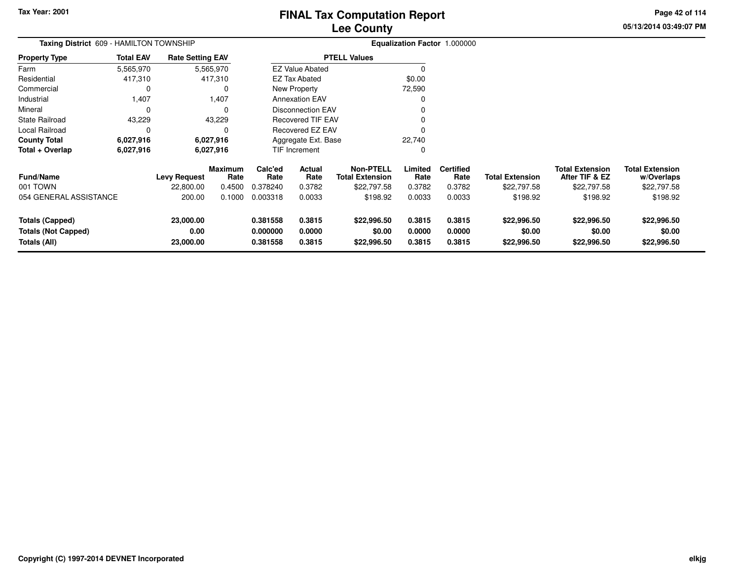Tax Year: 2001

# FINAL Tax Computation Report
## Lee County

05/13/2014 03:49:07 PM

**Taxing District** 609 - HAMILTON TOWNSHIP

**Equalization Factor** 1.000000

| Property Type | Total EAV | Rate Setting EAV |
|---|---|---|
| Farm | 5,565,970 | 5,565,970 |
| Residential | 417,310 | 417,310 |
| Commercial | 0 | 0 |
| Industrial | 1,407 | 1,407 |
| Mineral | 0 | 0 |
| State Railroad | 43,229 | 43,229 |
| Local Railroad | 0 | 0 |
| **County Total** | **6,027,916** | **6,027,916** |
| **Total + Overlap** | **6,027,916** | **6,027,916** |

| PTELL Values | |
|---|---|
| EZ Value Abated | 0 |
| EZ Tax Abated | $0.00 |
| New Property | 72,590 |
| Annexation EAV | 0 |
| Disconnection EAV | 0 |
| Recovered TIF EAV | 0 |
| Recovered EZ EAV | 0 |
| Aggregate Ext. Base | 22,740 |
| TIF Increment | 0 |

| Fund/Name | Levy Request | Maximum Rate | Calc'ed Rate | Actual Rate | Non-PTELL Total Extension | Limited Rate | Certified Rate | Total Extension | Total Extension After TIF & EZ | Total Extension w/Overlaps |
|---|---|---|---|---|---|---|---|---|---|---|
| 001 TOWN | 22,800.00 | 0.4500 | 0.378240 | 0.3782 | $22,797.58 | 0.3782 | 0.3782 | $22,797.58 | $22,797.58 | $22,797.58 |
| 054 GENERAL ASSISTANCE | 200.00 | 0.1000 | 0.003318 | 0.0033 | $198.92 | 0.0033 | 0.0033 | $198.92 | $198.92 | $198.92 |
| **Totals (Capped)** | **23,000.00** | | **0.381558** | **0.3815** | **$22,996.50** | **0.3815** | **0.3815** | **$22,996.50** | **$22,996.50** | **$22,996.50** |
| **Totals (Not Capped)** | **0.00** | | **0.000000** | **0.0000** | **$0.00** | **0.0000** | **0.0000** | **$0.00** | **$0.00** | **$0.00** |
| **Totals (All)** | **23,000.00** | | **0.381558** | **0.3815** | **$22,996.50** | **0.3815** | **0.3815** | **$22,996.50** | **$22,996.50** | **$22,996.50** |

Copyright (C) 1997-2014 DEVNET Incorporated

elkjg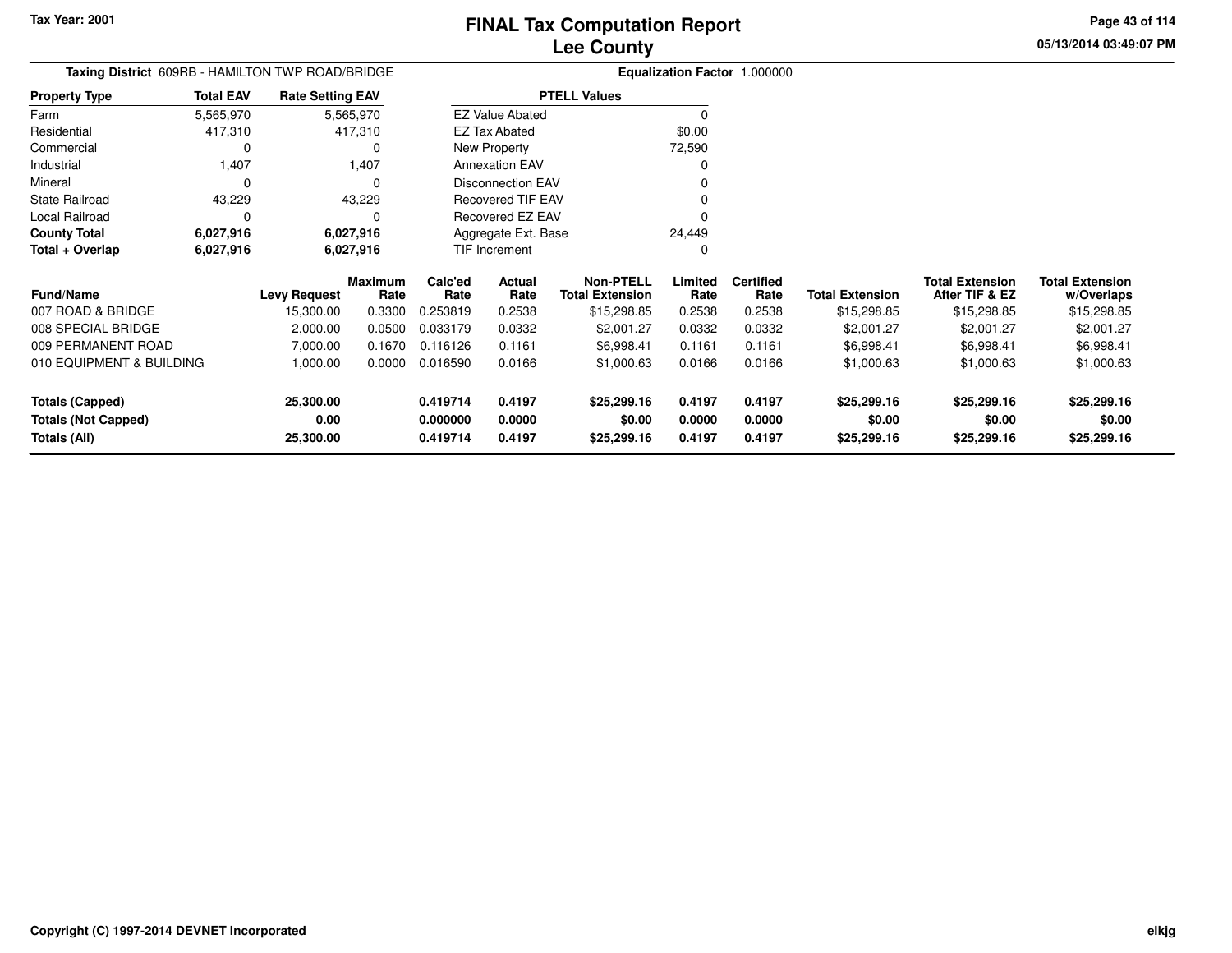# FINAL Tax Computation Report
## Lee County

Tax Year: 2001

**Taxing District** 609RB - HAMILTON TWP ROAD/BRIDGE

**Equalization Factor** 1.000000

| Property Type | Total EAV | Rate Setting EAV |
|---|---|---|
| Farm | 5,565,970 | 5,565,970 |
| Residential | 417,310 | 417,310 |
| Commercial | 0 | 0 |
| Industrial | 1,407 | 1,407 |
| Mineral | 0 | 0 |
| State Railroad | 43,229 | 43,229 |
| Local Railroad | 0 | 0 |
| **County Total** | **6,027,916** | **6,027,916** |
| **Total + Overlap** | **6,027,916** | **6,027,916** |

| PTELL Values | |
|---|---|
| EZ Value Abated | 0 |
| EZ Tax Abated | $0.00 |
| New Property | 72,590 |
| Annexation EAV | 0 |
| Disconnection EAV | 0 |
| Recovered TIF EAV | 0 |
| Recovered EZ EAV | 0 |
| Aggregate Ext. Base | 24,449 |
| TIF Increment | 0 |

| Fund/Name | Levy Request | Maximum Rate | Calc'ed Rate | Actual Rate | Non-PTELL Total Extension | Limited Rate | Certified Rate | Total Extension | Total Extension After TIF & EZ | Total Extension w/Overlaps |
|---|---|---|---|---|---|---|---|---|---|---|
| 007 ROAD & BRIDGE | 15,300.00 | 0.3300 | 0.253819 | 0.2538 | $15,298.85 | 0.2538 | 0.2538 | $15,298.85 | $15,298.85 | $15,298.85 |
| 008 SPECIAL BRIDGE | 2,000.00 | 0.0500 | 0.033179 | 0.0332 | $2,001.27 | 0.0332 | 0.0332 | $2,001.27 | $2,001.27 | $2,001.27 |
| 009 PERMANENT ROAD | 7,000.00 | 0.1670 | 0.116126 | 0.1161 | $6,998.41 | 0.1161 | 0.1161 | $6,998.41 | $6,998.41 | $6,998.41 |
| 010 EQUIPMENT & BUILDING | 1,000.00 | 0.0000 | 0.016590 | 0.0166 | $1,000.63 | 0.0166 | 0.0166 | $1,000.63 | $1,000.63 | $1,000.63 |
| **Totals (Capped)** | **25,300.00** | | **0.419714** | **0.4197** | **$25,299.16** | **0.4197** | **0.4197** | **$25,299.16** | **$25,299.16** | **$25,299.16** |
| **Totals (Not Capped)** | **0.00** | | **0.000000** | **0.0000** | **$0.00** | **0.0000** | **0.0000** | **$0.00** | **$0.00** | **$0.00** |
| **Totals (All)** | **25,300.00** | | **0.419714** | **0.4197** | **$25,299.16** | **0.4197** | **0.4197** | **$25,299.16** | **$25,299.16** | **$25,299.16** |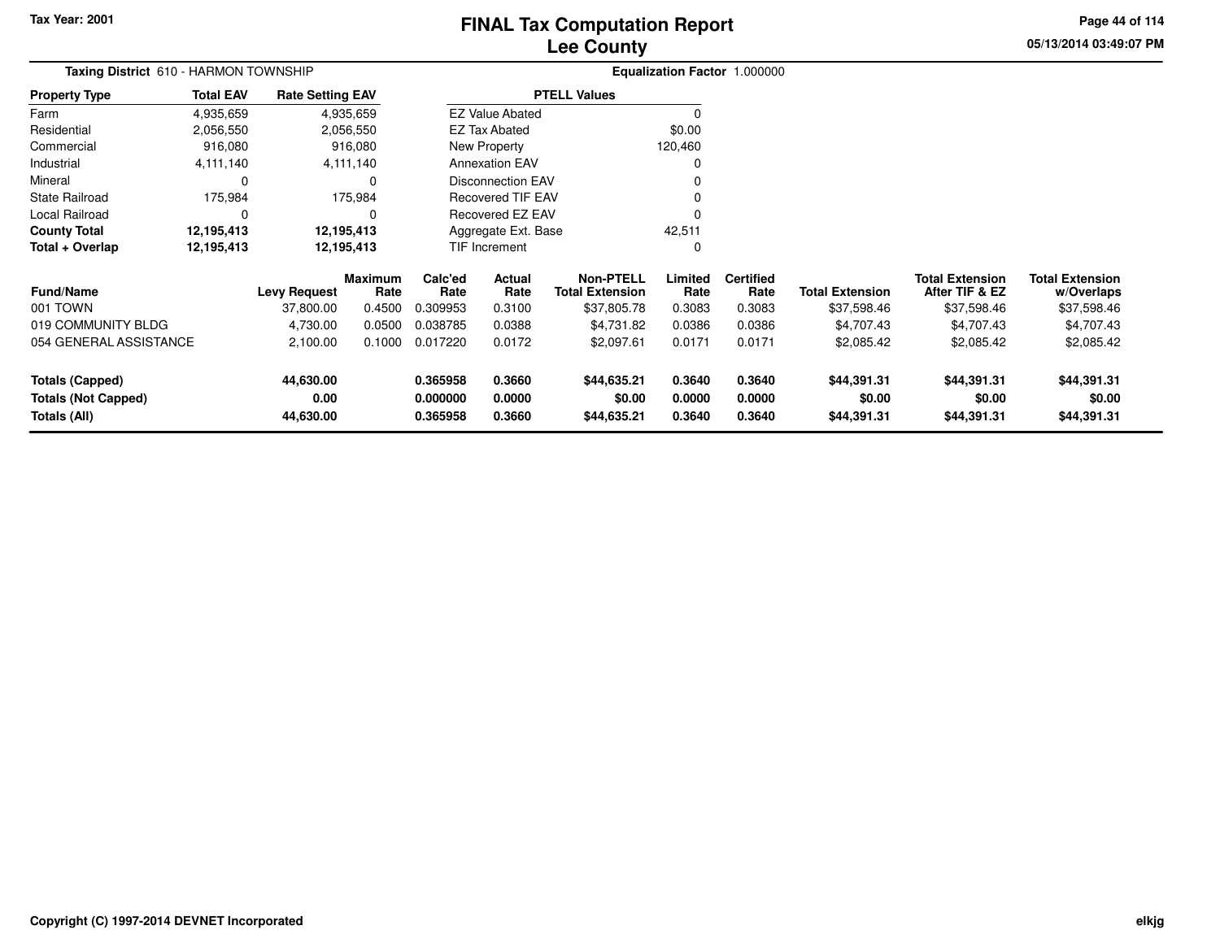Tax Year: 2001

# FINAL Tax Computation Report
## Lee County

05/13/2014 03:49:07 PM

**Taxing District** 610 - HARMON TOWNSHIP

**Equalization Factor** 1.000000

| Property Type | Total EAV | Rate Setting EAV |
|---|---|---|
| Farm | 4,935,659 | 4,935,659 |
| Residential | 2,056,550 | 2,056,550 |
| Commercial | 916,080 | 916,080 |
| Industrial | 4,111,140 | 4,111,140 |
| Mineral | 0 | 0 |
| State Railroad | 175,984 | 175,984 |
| Local Railroad | 0 | 0 |
| **County Total** | **12,195,413** | **12,195,413** |
| **Total + Overlap** | **12,195,413** | **12,195,413** |

| PTELL Values | |
|---|---|
| EZ Value Abated | 0 |
| EZ Tax Abated | $0.00 |
| New Property | 120,460 |
| Annexation EAV | 0 |
| Disconnection EAV | 0 |
| Recovered TIF EAV | 0 |
| Recovered EZ EAV | 0 |
| Aggregate Ext. Base | 42,511 |
| TIF Increment | 0 |

| Fund/Name | Levy Request | Maximum Rate | Calc'ed Rate | Actual Rate | Non-PTELL Total Extension | Limited Rate | Certified Rate | Total Extension | Total Extension After TIF & EZ | Total Extension w/Overlaps |
|---|---|---|---|---|---|---|---|---|---|---|
| 001 TOWN | 37,800.00 | 0.4500 | 0.309953 | 0.3100 | $37,805.78 | 0.3083 | 0.3083 | $37,598.46 | $37,598.46 | $37,598.46 |
| 019 COMMUNITY BLDG | 4,730.00 | 0.0500 | 0.038785 | 0.0388 | $4,731.82 | 0.0386 | 0.0386 | $4,707.43 | $4,707.43 | $4,707.43 |
| 054 GENERAL ASSISTANCE | 2,100.00 | 0.1000 | 0.017220 | 0.0172 | $2,097.61 | 0.0171 | 0.0171 | $2,085.42 | $2,085.42 | $2,085.42 |
| **Totals (Capped)** | **44,630.00** | | **0.365958** | **0.3660** | **$44,635.21** | **0.3640** | **0.3640** | **$44,391.31** | **$44,391.31** | **$44,391.31** |
| **Totals (Not Capped)** | **0.00** | | **0.000000** | **0.0000** | **$0.00** | **0.0000** | **0.0000** | **$0.00** | **$0.00** | **$0.00** |
| **Totals (All)** | **44,630.00** | | **0.365958** | **0.3660** | **$44,635.21** | **0.3640** | **0.3640** | **$44,391.31** | **$44,391.31** | **$44,391.31** |

Copyright (C) 1997-2014 DEVNET Incorporated

elkjg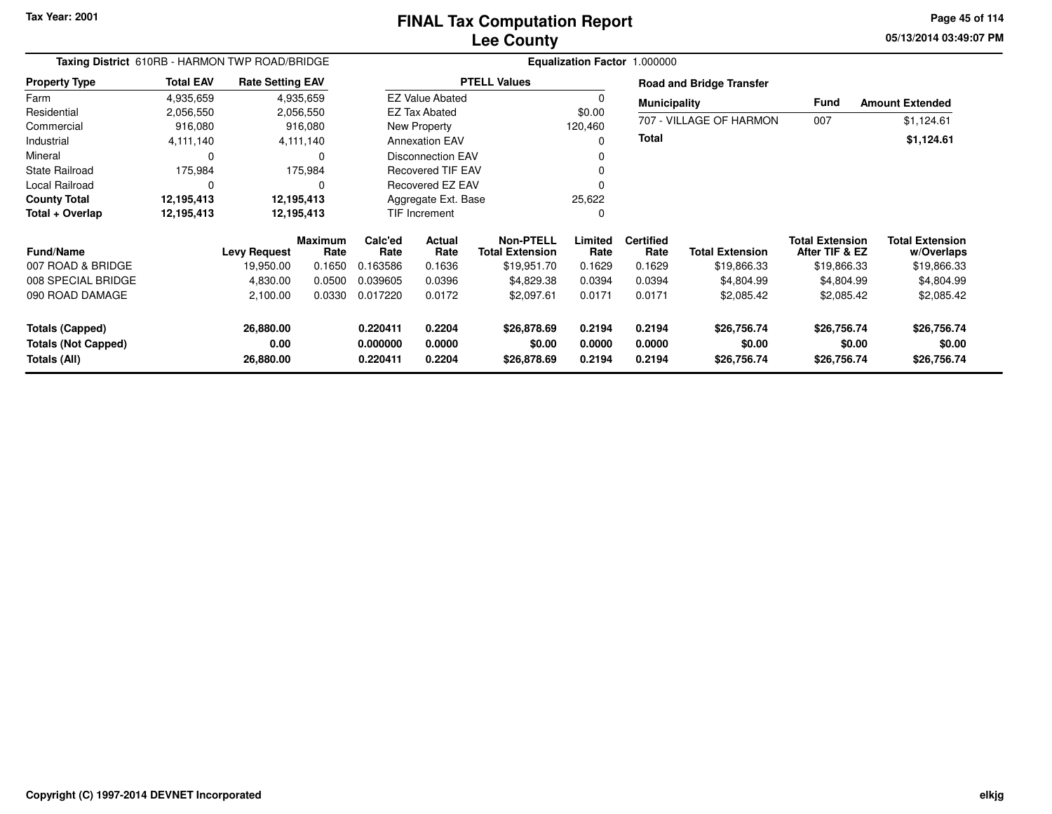# FINAL Tax Computation Report
## Lee County

Tax Year: 2001

**Taxing District** 610RB - HARMON TWP ROAD/BRIDGE

**Equalization Factor** 1.000000

| Property Type | Total EAV | Rate Setting EAV |
|---|---|---|
| Farm | 4,935,659 | 4,935,659 |
| Residential | 2,056,550 | 2,056,550 |
| Commercial | 916,080 | 916,080 |
| Industrial | 4,111,140 | 4,111,140 |
| Mineral | 0 | 0 |
| State Railroad | 175,984 | 175,984 |
| Local Railroad | 0 | 0 |
| **County Total** | **12,195,413** | **12,195,413** |
| **Total + Overlap** | **12,195,413** | **12,195,413** |

| PTELL Values | |
|---|---|
| EZ Value Abated | 0 |
| EZ Tax Abated | $0.00 |
| New Property | 120,460 |
| Annexation EAV | 0 |
| Disconnection EAV | 0 |
| Recovered TIF EAV | 0 |
| Recovered EZ EAV | 0 |
| Aggregate Ext. Base | 25,622 |
| TIF Increment | 0 |

**Road and Bridge Transfer**

| Municipality | Fund | Amount Extended |
|---|---|---|
| 707 - VILLAGE OF HARMON | 007 | $1,124.61 |
| **Total** | | **$1,124.61** |

| Fund/Name | Levy Request | Maximum Rate | Calc'ed Rate | Actual Rate | Non-PTELL Total Extension | Limited Rate | Certified Rate | Total Extension | Total Extension After TIF & EZ | Total Extension w/Overlaps |
|---|---|---|---|---|---|---|---|---|---|---|
| 007 ROAD & BRIDGE | 19,950.00 | 0.1650 | 0.163586 | 0.1636 | $19,951.70 | 0.1629 | 0.1629 | $19,866.33 | $19,866.33 | $19,866.33 |
| 008 SPECIAL BRIDGE | 4,830.00 | 0.0500 | 0.039605 | 0.0396 | $4,829.38 | 0.0394 | 0.0394 | $4,804.99 | $4,804.99 | $4,804.99 |
| 090 ROAD DAMAGE | 2,100.00 | 0.0330 | 0.017220 | 0.0172 | $2,097.61 | 0.0171 | 0.0171 | $2,085.42 | $2,085.42 | $2,085.42 |
| **Totals (Capped)** | **26,880.00** | | **0.220411** | **0.2204** | **$26,878.69** | **0.2194** | **0.2194** | **$26,756.74** | **$26,756.74** | **$26,756.74** |
| **Totals (Not Capped)** | **0.00** | | **0.000000** | **0.0000** | **$0.00** | **0.0000** | **0.0000** | **$0.00** | **$0.00** | **$0.00** |
| **Totals (All)** | **26,880.00** | | **0.220411** | **0.2204** | **$26,878.69** | **0.2194** | **0.2194** | **$26,756.74** | **$26,756.74** | **$26,756.74** |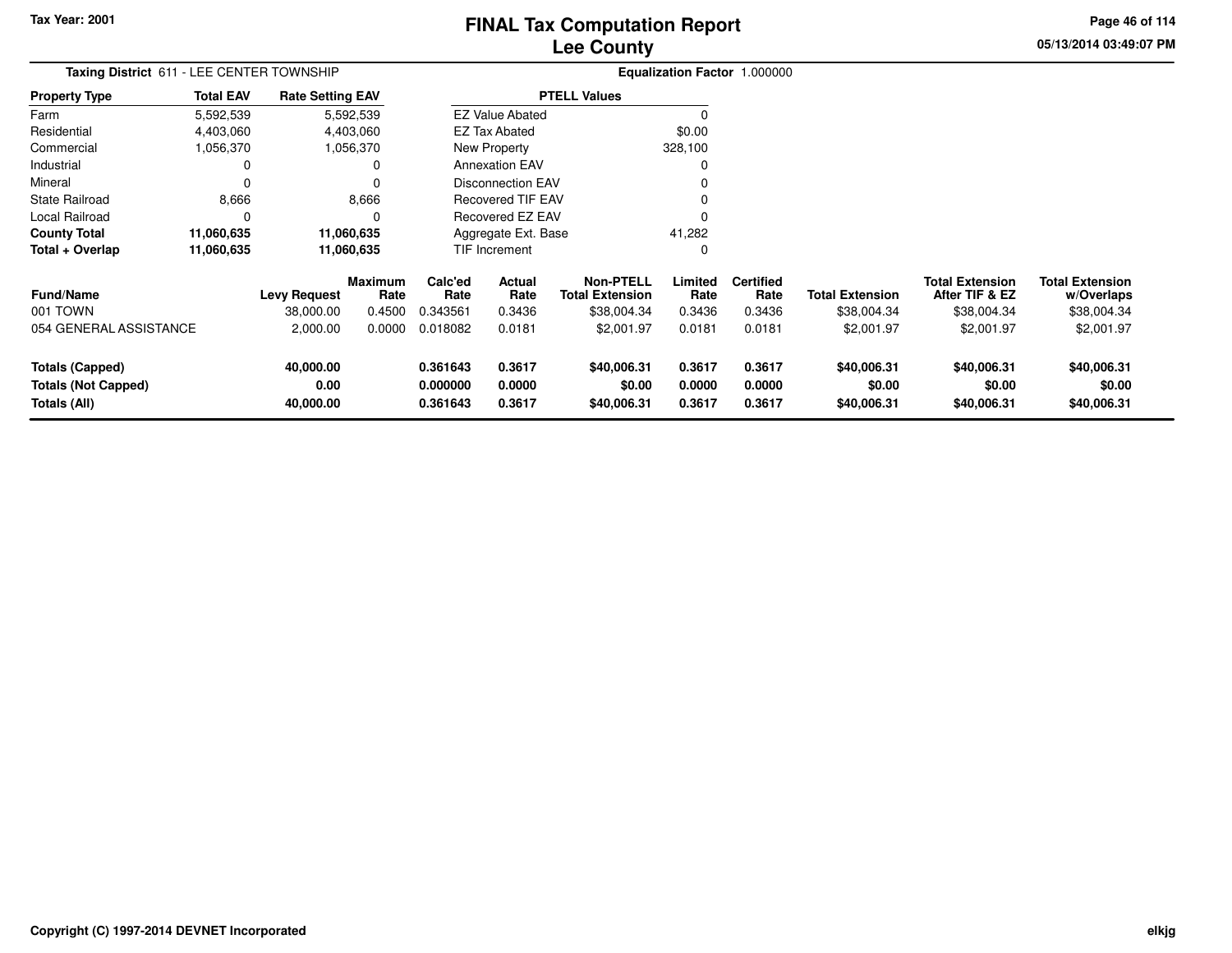Tax Year: 2001

# FINAL Tax Computation Report
## Lee County

05/13/2014 03:49:07 PM

**Taxing District** 611 - LEE CENTER TOWNSHIP

**Equalization Factor** 1.000000

| Property Type | Total EAV | Rate Setting EAV |
|---|---|---|
| Farm | 5,592,539 | 5,592,539 |
| Residential | 4,403,060 | 4,403,060 |
| Commercial | 1,056,370 | 1,056,370 |
| Industrial | 0 | 0 |
| Mineral | 0 | 0 |
| State Railroad | 8,666 | 8,666 |
| Local Railroad | 0 | 0 |
| **County Total** | **11,060,635** | **11,060,635** |
| **Total + Overlap** | **11,060,635** | **11,060,635** |

| PTELL Values | |
|---|---|
| EZ Value Abated | 0 |
| EZ Tax Abated | $0.00 |
| New Property | 328,100 |
| Annexation EAV | 0 |
| Disconnection EAV | 0 |
| Recovered TIF EAV | 0 |
| Recovered EZ EAV | 0 |
| Aggregate Ext. Base | 41,282 |
| TIF Increment | 0 |

| Fund/Name | Levy Request | Maximum Rate | Calc'ed Rate | Actual Rate | Non-PTELL Total Extension | Limited Rate | Certified Rate | Total Extension | Total Extension After TIF & EZ | Total Extension w/Overlaps |
|---|---|---|---|---|---|---|---|---|---|---|
| 001 TOWN | 38,000.00 | 0.4500 | 0.343561 | 0.3436 | $38,004.34 | 0.3436 | 0.3436 | $38,004.34 | $38,004.34 | $38,004.34 |
| 054 GENERAL ASSISTANCE | 2,000.00 | 0.0000 | 0.018082 | 0.0181 | $2,001.97 | 0.0181 | 0.0181 | $2,001.97 | $2,001.97 | $2,001.97 |
| **Totals (Capped)** | **40,000.00** | | **0.361643** | **0.3617** | **$40,006.31** | **0.3617** | **0.3617** | **$40,006.31** | **$40,006.31** | **$40,006.31** |
| **Totals (Not Capped)** | **0.00** | | **0.000000** | **0.0000** | **$0.00** | **0.0000** | **0.0000** | **$0.00** | **$0.00** | **$0.00** |
| **Totals (All)** | **40,000.00** | | **0.361643** | **0.3617** | **$40,006.31** | **0.3617** | **0.3617** | **$40,006.31** | **$40,006.31** | **$40,006.31** |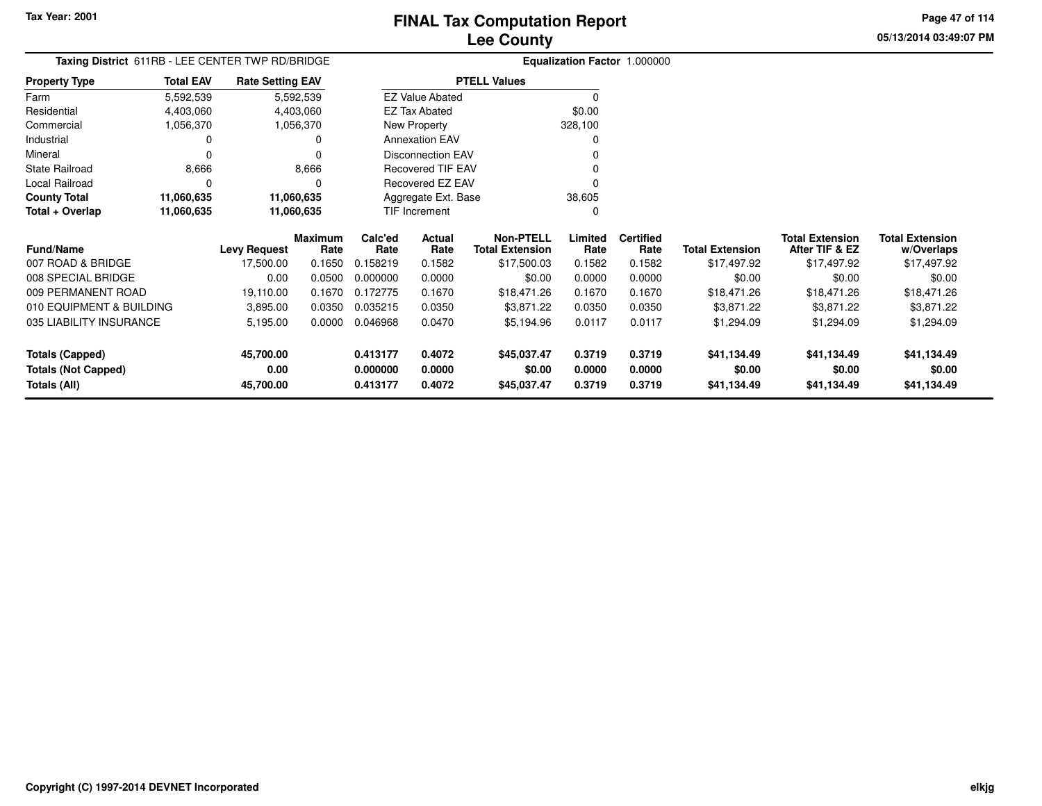Tax Year: 2001

# FINAL Tax Computation Report
## Lee County

**Taxing District** 611RB - LEE CENTER TWP RD/BRIDGE

**Equalization Factor** 1.000000

| Property Type | Total EAV | Rate Setting EAV |
|---|---|---|
| Farm | 5,592,539 | 5,592,539 |
| Residential | 4,403,060 | 4,403,060 |
| Commercial | 1,056,370 | 1,056,370 |
| Industrial | 0 | 0 |
| Mineral | 0 | 0 |
| State Railroad | 8,666 | 8,666 |
| Local Railroad | 0 | 0 |
| **County Total** | **11,060,635** | **11,060,635** |
| **Total + Overlap** | **11,060,635** | **11,060,635** |

| PTELL Values | |
|---|---|
| EZ Value Abated | 0 |
| EZ Tax Abated | $0.00 |
| New Property | 328,100 |
| Annexation EAV | 0 |
| Disconnection EAV | 0 |
| Recovered TIF EAV | 0 |
| Recovered EZ EAV | 0 |
| Aggregate Ext. Base | 38,605 |
| TIF Increment | 0 |

| Fund/Name | Levy Request | Maximum Rate | Calc'ed Rate | Actual Rate | Non-PTELL Total Extension | Limited Rate | Certified Rate | Total Extension | Total Extension After TIF & EZ | Total Extension w/Overlaps |
|---|---|---|---|---|---|---|---|---|---|---|
| 007 ROAD & BRIDGE | 17,500.00 | 0.1650 | 0.158219 | 0.1582 | $17,500.03 | 0.1582 | 0.1582 | $17,497.92 | $17,497.92 | $17,497.92 |
| 008 SPECIAL BRIDGE | 0.00 | 0.0500 | 0.000000 | 0.0000 | $0.00 | 0.0000 | 0.0000 | $0.00 | $0.00 | $0.00 |
| 009 PERMANENT ROAD | 19,110.00 | 0.1670 | 0.172775 | 0.1670 | $18,471.26 | 0.1670 | 0.1670 | $18,471.26 | $18,471.26 | $18,471.26 |
| 010 EQUIPMENT & BUILDING | 3,895.00 | 0.0350 | 0.035215 | 0.0350 | $3,871.22 | 0.0350 | 0.0350 | $3,871.22 | $3,871.22 | $3,871.22 |
| 035 LIABILITY INSURANCE | 5,195.00 | 0.0000 | 0.046968 | 0.0470 | $5,194.96 | 0.0117 | 0.0117 | $1,294.09 | $1,294.09 | $1,294.09 |
| **Totals (Capped)** | **45,700.00** | | **0.413177** | **0.4072** | **$45,037.47** | **0.3719** | **0.3719** | **$41,134.49** | **$41,134.49** | **$41,134.49** |
| **Totals (Not Capped)** | **0.00** | | **0.000000** | **0.0000** | **$0.00** | **0.0000** | **0.0000** | **$0.00** | **$0.00** | **$0.00** |
| **Totals (All)** | **45,700.00** | | **0.413177** | **0.4072** | **$45,037.47** | **0.3719** | **0.3719** | **$41,134.49** | **$41,134.49** | **$41,134.49** |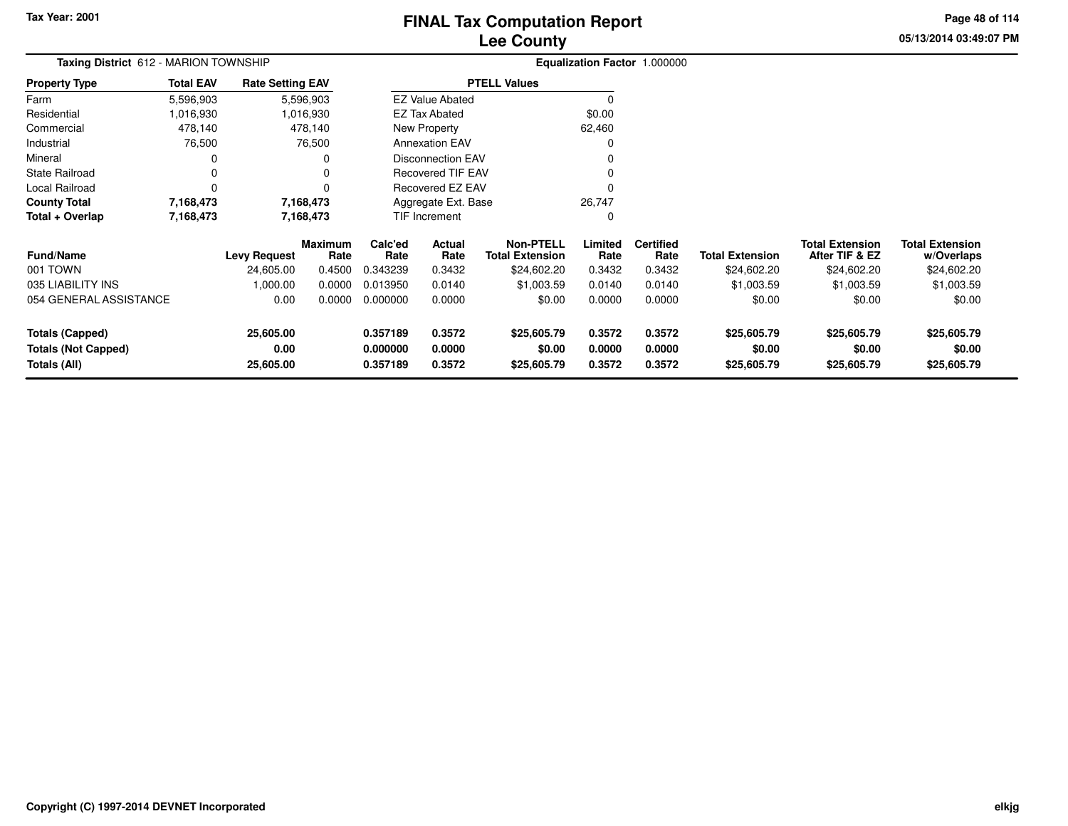Tax Year: 2001

# FINAL Tax Computation Report
## Lee County

**Taxing District** 612 - MARION TOWNSHIP

**Equalization Factor** 1.000000

| Property Type | Total EAV | Rate Setting EAV |
|---|---|---|
| Farm | 5,596,903 | 5,596,903 |
| Residential | 1,016,930 | 1,016,930 |
| Commercial | 478,140 | 478,140 |
| Industrial | 76,500 | 76,500 |
| Mineral | 0 | 0 |
| State Railroad | 0 | 0 |
| Local Railroad | 0 | 0 |
| **County Total** | **7,168,473** | **7,168,473** |
| **Total + Overlap** | **7,168,473** | **7,168,473** |

| PTELL Values | |
|---|---|
| EZ Value Abated | 0 |
| EZ Tax Abated | $0.00 |
| New Property | 62,460 |
| Annexation EAV | 0 |
| Disconnection EAV | 0 |
| Recovered TIF EAV | 0 |
| Recovered EZ EAV | 0 |
| Aggregate Ext. Base | 26,747 |
| TIF Increment | 0 |

| Fund/Name | Levy Request | Maximum Rate | Calc'ed Rate | Actual Rate | Non-PTELL Total Extension | Limited Rate | Certified Rate | Total Extension | Total Extension After TIF & EZ | Total Extension w/Overlaps |
|---|---|---|---|---|---|---|---|---|---|---|
| 001 TOWN | 24,605.00 | 0.4500 | 0.343239 | 0.3432 | $24,602.20 | 0.3432 | 0.3432 | $24,602.20 | $24,602.20 | $24,602.20 |
| 035 LIABILITY INS | 1,000.00 | 0.0000 | 0.013950 | 0.0140 | $1,003.59 | 0.0140 | 0.0140 | $1,003.59 | $1,003.59 | $1,003.59 |
| 054 GENERAL ASSISTANCE | 0.00 | 0.0000 | 0.000000 | 0.0000 | $0.00 | 0.0000 | 0.0000 | $0.00 | $0.00 | $0.00 |
| **Totals (Capped)** | **25,605.00** | | **0.357189** | **0.3572** | **$25,605.79** | **0.3572** | **0.3572** | **$25,605.79** | **$25,605.79** | **$25,605.79** |
| **Totals (Not Capped)** | **0.00** | | **0.000000** | **0.0000** | **$0.00** | **0.0000** | **0.0000** | **$0.00** | **$0.00** | **$0.00** |
| **Totals (All)** | **25,605.00** | | **0.357189** | **0.3572** | **$25,605.79** | **0.3572** | **0.3572** | **$25,605.79** | **$25,605.79** | **$25,605.79** |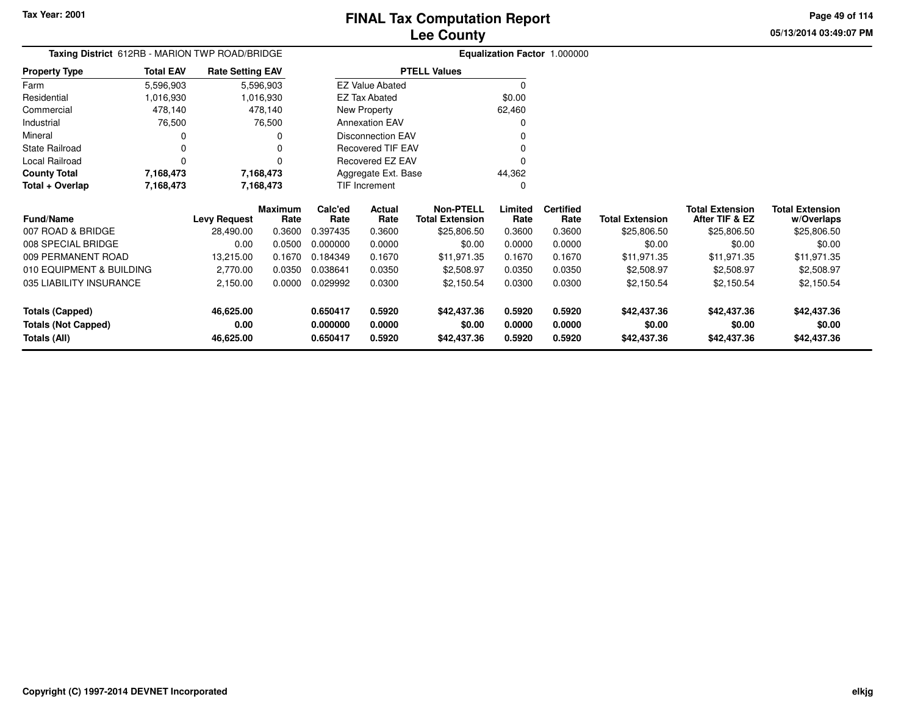Tax Year: 2001

# FINAL Tax Computation Report
## Lee County

05/13/2014 03:49:07 PM

**Taxing District** 612RB - MARION TWP ROAD/BRIDGE

**Equalization Factor** 1.000000

| Property Type | Total EAV | Rate Setting EAV |
|---|---|---|
| Farm | 5,596,903 | 5,596,903 |
| Residential | 1,016,930 | 1,016,930 |
| Commercial | 478,140 | 478,140 |
| Industrial | 76,500 | 76,500 |
| Mineral | 0 | 0 |
| State Railroad | 0 | 0 |
| Local Railroad | 0 | 0 |
| **County Total** | **7,168,473** | **7,168,473** |
| **Total + Overlap** | **7,168,473** | **7,168,473** |

| PTELL Values | |
|---|---|
| EZ Value Abated | 0 |
| EZ Tax Abated | $0.00 |
| New Property | 62,460 |
| Annexation EAV | 0 |
| Disconnection EAV | 0 |
| Recovered TIF EAV | 0 |
| Recovered EZ EAV | 0 |
| Aggregate Ext. Base | 44,362 |
| TIF Increment | 0 |

| Fund/Name | Levy Request | Maximum Rate | Calc'ed Rate | Actual Rate | Non-PTELL Total Extension | Limited Rate | Certified Rate | Total Extension | Total Extension After TIF & EZ | Total Extension w/Overlaps |
|---|---|---|---|---|---|---|---|---|---|---|
| 007 ROAD & BRIDGE | 28,490.00 | 0.3600 | 0.397435 | 0.3600 | $25,806.50 | 0.3600 | 0.3600 | $25,806.50 | $25,806.50 | $25,806.50 |
| 008 SPECIAL BRIDGE | 0.00 | 0.0500 | 0.000000 | 0.0000 | $0.00 | 0.0000 | 0.0000 | $0.00 | $0.00 | $0.00 |
| 009 PERMANENT ROAD | 13,215.00 | 0.1670 | 0.184349 | 0.1670 | $11,971.35 | 0.1670 | 0.1670 | $11,971.35 | $11,971.35 | $11,971.35 |
| 010 EQUIPMENT & BUILDING | 2,770.00 | 0.0350 | 0.038641 | 0.0350 | $2,508.97 | 0.0350 | 0.0350 | $2,508.97 | $2,508.97 | $2,508.97 |
| 035 LIABILITY INSURANCE | 2,150.00 | 0.0000 | 0.029992 | 0.0300 | $2,150.54 | 0.0300 | 0.0300 | $2,150.54 | $2,150.54 | $2,150.54 |
| **Totals (Capped)** | **46,625.00** | | **0.650417** | **0.5920** | **$42,437.36** | **0.5920** | **0.5920** | **$42,437.36** | **$42,437.36** | **$42,437.36** |
| **Totals (Not Capped)** | **0.00** | | **0.000000** | **0.0000** | **$0.00** | **0.0000** | **0.0000** | **$0.00** | **$0.00** | **$0.00** |
| **Totals (All)** | **46,625.00** | | **0.650417** | **0.5920** | **$42,437.36** | **0.5920** | **0.5920** | **$42,437.36** | **$42,437.36** | **$42,437.36** |

Copyright (C) 1997-2014 DEVNET Incorporated

elkjg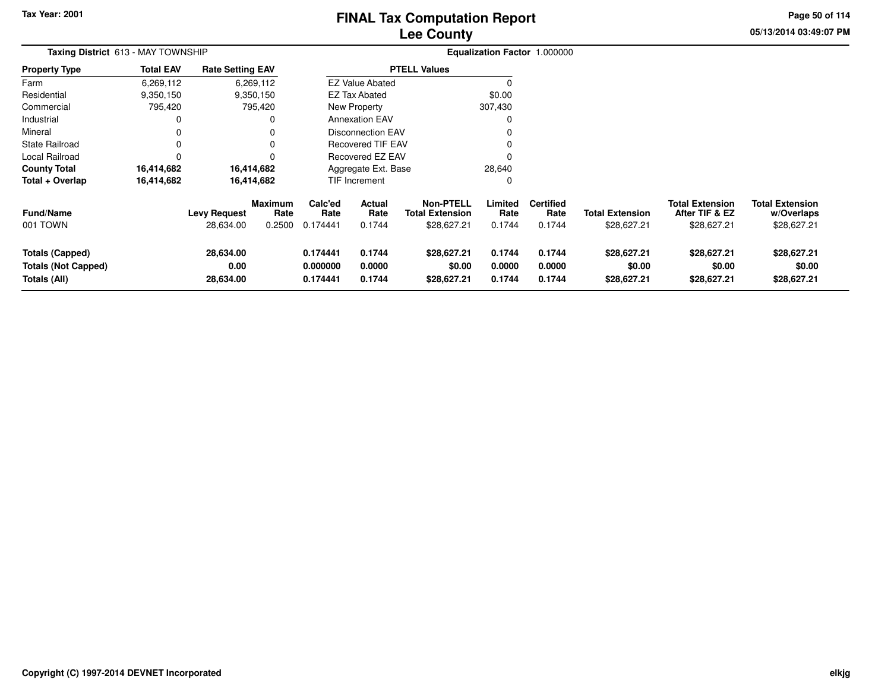# FINAL Tax Computation Report
## Lee County

**Tax Year: 2001**

**Taxing District** 613 - MAY TOWNSHIP

**Equalization Factor** 1.000000

| Property Type | Total EAV | Rate Setting EAV |
|---|---|---|
| Farm | 6,269,112 | 6,269,112 |
| Residential | 9,350,150 | 9,350,150 |
| Commercial | 795,420 | 795,420 |
| Industrial | 0 | 0 |
| Mineral | 0 | 0 |
| State Railroad | 0 | 0 |
| Local Railroad | 0 | 0 |
| **County Total** | **16,414,682** | **16,414,682** |
| **Total + Overlap** | **16,414,682** | **16,414,682** |

| PTELL Values | |
|---|---|
| EZ Value Abated | 0 |
| EZ Tax Abated | $0.00 |
| New Property | 307,430 |
| Annexation EAV | 0 |
| Disconnection EAV | 0 |
| Recovered TIF EAV | 0 |
| Recovered EZ EAV | 0 |
| Aggregate Ext. Base | 28,640 |
| TIF Increment | 0 |

| Fund/Name | Levy Request | Maximum Rate | Calc'ed Rate | Actual Rate | Non-PTELL Total Extension | Limited Rate | Certified Rate | Total Extension | Total Extension After TIF & EZ | Total Extension w/Overlaps |
|---|---|---|---|---|---|---|---|---|---|---|
| 001 TOWN | 28,634.00 | 0.2500 | 0.174441 | 0.1744 | $28,627.21 | 0.1744 | 0.1744 | $28,627.21 | $28,627.21 | $28,627.21 |
| **Totals (Capped)** | **28,634.00** | | **0.174441** | **0.1744** | **$28,627.21** | **0.1744** | **0.1744** | **$28,627.21** | **$28,627.21** | **$28,627.21** |
| **Totals (Not Capped)** | **0.00** | | **0.000000** | **0.0000** | **$0.00** | **0.0000** | **0.0000** | **$0.00** | **$0.00** | **$0.00** |
| **Totals (All)** | **28,634.00** | | **0.174441** | **0.1744** | **$28,627.21** | **0.1744** | **0.1744** | **$28,627.21** | **$28,627.21** | **$28,627.21** |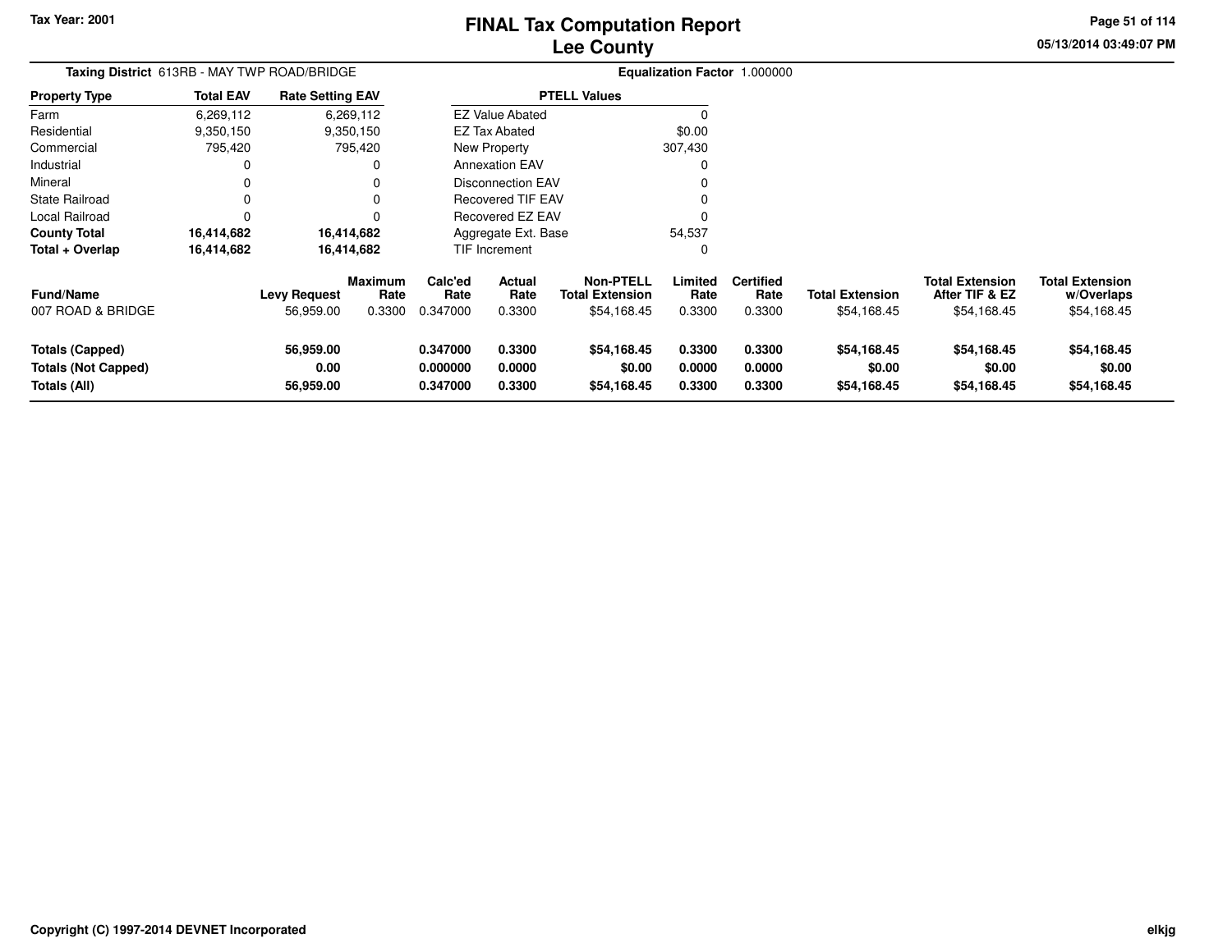# FINAL Tax Computation Report
## Lee County

Tax Year: 2001

**Taxing District** 613RB - MAY TWP ROAD/BRIDGE

**Equalization Factor** 1.000000

| Property Type | Total EAV | Rate Setting EAV |
|---|---|---|
| Farm | 6,269,112 | 6,269,112 |
| Residential | 9,350,150 | 9,350,150 |
| Commercial | 795,420 | 795,420 |
| Industrial | 0 | 0 |
| Mineral | 0 | 0 |
| State Railroad | 0 | 0 |
| Local Railroad | 0 | 0 |
| **County Total** | **16,414,682** | **16,414,682** |
| **Total + Overlap** | **16,414,682** | **16,414,682** |

| PTELL Values | |
|---|---|
| EZ Value Abated | 0 |
| EZ Tax Abated | $0.00 |
| New Property | 307,430 |
| Annexation EAV | 0 |
| Disconnection EAV | 0 |
| Recovered TIF EAV | 0 |
| Recovered EZ EAV | 0 |
| Aggregate Ext. Base | 54,537 |
| TIF Increment | 0 |

| Fund/Name | Levy Request | Maximum Rate | Calc'ed Rate | Actual Rate | Non-PTELL Total Extension | Limited Rate | Certified Rate | Total Extension | Total Extension After TIF & EZ | Total Extension w/Overlaps |
|---|---|---|---|---|---|---|---|---|---|---|
| 007 ROAD & BRIDGE | 56,959.00 | 0.3300 | 0.347000 | 0.3300 | $54,168.45 | 0.3300 | 0.3300 | $54,168.45 | $54,168.45 | $54,168.45 |
| **Totals (Capped)** | **56,959.00** | | **0.347000** | **0.3300** | **$54,168.45** | **0.3300** | **0.3300** | **$54,168.45** | **$54,168.45** | **$54,168.45** |
| **Totals (Not Capped)** | **0.00** | | **0.000000** | **0.0000** | **$0.00** | **0.0000** | **0.0000** | **$0.00** | **$0.00** | **$0.00** |
| **Totals (All)** | **56,959.00** | | **0.347000** | **0.3300** | **$54,168.45** | **0.3300** | **0.3300** | **$54,168.45** | **$54,168.45** | **$54,168.45** |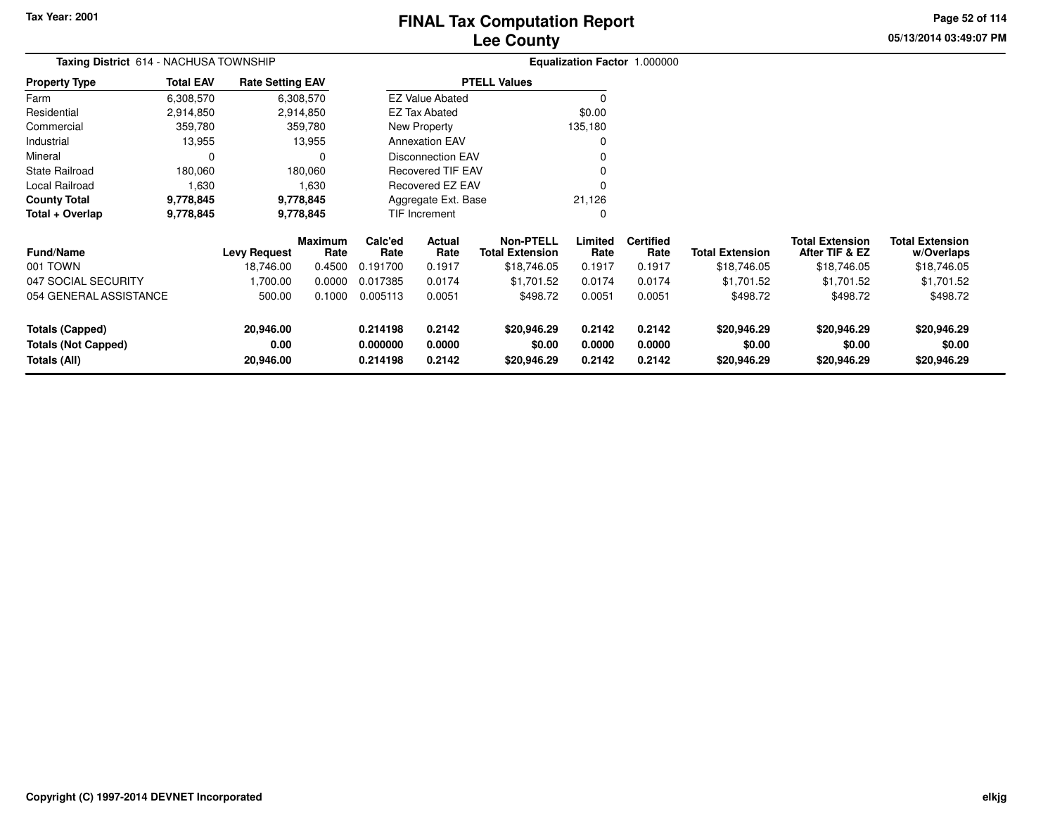Tax Year: 2001

# FINAL Tax Computation Report
## Lee County

05/13/2014 03:49:07 PM

**Taxing District** 614 - NACHUSA TOWNSHIP

**Equalization Factor** 1.000000

| Property Type | Total EAV | Rate Setting EAV |
|---|---|---|
| Farm | 6,308,570 | 6,308,570 |
| Residential | 2,914,850 | 2,914,850 |
| Commercial | 359,780 | 359,780 |
| Industrial | 13,955 | 13,955 |
| Mineral | 0 | 0 |
| State Railroad | 180,060 | 180,060 |
| Local Railroad | 1,630 | 1,630 |
| **County Total** | **9,778,845** | **9,778,845** |
| **Total + Overlap** | **9,778,845** | **9,778,845** |

| PTELL Values | |
|---|---|
| EZ Value Abated | 0 |
| EZ Tax Abated | $0.00 |
| New Property | 135,180 |
| Annexation EAV | 0 |
| Disconnection EAV | 0 |
| Recovered TIF EAV | 0 |
| Recovered EZ EAV | 0 |
| Aggregate Ext. Base | 21,126 |
| TIF Increment | 0 |

| Fund/Name | Levy Request | Maximum Rate | Calc'ed Rate | Actual Rate | Non-PTELL Total Extension | Limited Rate | Certified Rate | Total Extension | Total Extension After TIF & EZ | Total Extension w/Overlaps |
|---|---|---|---|---|---|---|---|---|---|---|
| 001 TOWN | 18,746.00 | 0.4500 | 0.191700 | 0.1917 | $18,746.05 | 0.1917 | 0.1917 | $18,746.05 | $18,746.05 | $18,746.05 |
| 047 SOCIAL SECURITY | 1,700.00 | 0.0000 | 0.017385 | 0.0174 | $1,701.52 | 0.0174 | 0.0174 | $1,701.52 | $1,701.52 | $1,701.52 |
| 054 GENERAL ASSISTANCE | 500.00 | 0.1000 | 0.005113 | 0.0051 | $498.72 | 0.0051 | 0.0051 | $498.72 | $498.72 | $498.72 |
| **Totals (Capped)** | **20,946.00** | | **0.214198** | **0.2142** | **$20,946.29** | **0.2142** | **0.2142** | **$20,946.29** | **$20,946.29** | **$20,946.29** |
| **Totals (Not Capped)** | **0.00** | | **0.000000** | **0.0000** | **$0.00** | **0.0000** | **0.0000** | **$0.00** | **$0.00** | **$0.00** |
| **Totals (All)** | **20,946.00** | | **0.214198** | **0.2142** | **$20,946.29** | **0.2142** | **0.2142** | **$20,946.29** | **$20,946.29** | **$20,946.29** |

Copyright (C) 1997-2014 DEVNET Incorporated

elkjg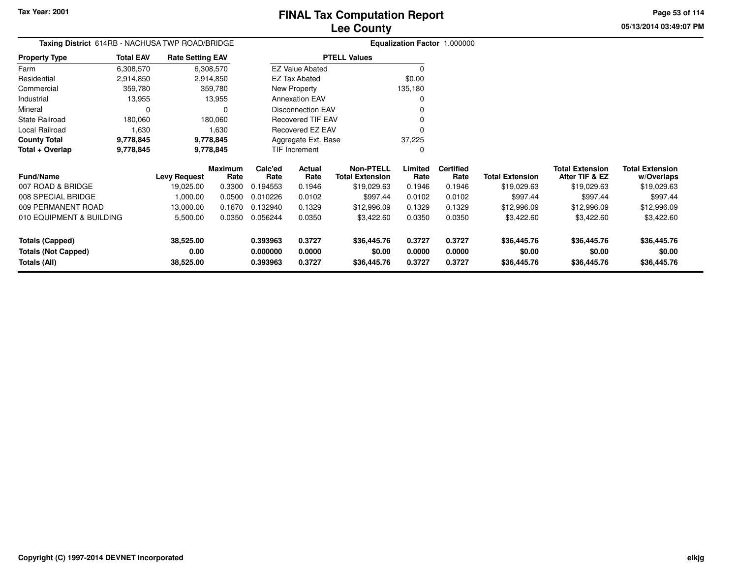Tax Year: 2001

# FINAL Tax Computation Report
## Lee County

05/13/2014 03:49:07 PM

**Taxing District** 614RB - NACHUSA TWP ROAD/BRIDGE

**Equalization Factor** 1.000000

| Property Type | Total EAV | Rate Setting EAV |
|---|---|---|
| Farm | 6,308,570 | 6,308,570 |
| Residential | 2,914,850 | 2,914,850 |
| Commercial | 359,780 | 359,780 |
| Industrial | 13,955 | 13,955 |
| Mineral | 0 | 0 |
| State Railroad | 180,060 | 180,060 |
| Local Railroad | 1,630 | 1,630 |
| **County Total** | **9,778,845** | **9,778,845** |
| **Total + Overlap** | **9,778,845** | **9,778,845** |

| PTELL Values | |
|---|---|
| EZ Value Abated | 0 |
| EZ Tax Abated | $0.00 |
| New Property | 135,180 |
| Annexation EAV | 0 |
| Disconnection EAV | 0 |
| Recovered TIF EAV | 0 |
| Recovered EZ EAV | 0 |
| Aggregate Ext. Base | 37,225 |
| TIF Increment | 0 |

| Fund/Name | Levy Request | Maximum Rate | Calc'ed Rate | Actual Rate | Non-PTELL Total Extension | Limited Rate | Certified Rate | Total Extension | Total Extension After TIF & EZ | Total Extension w/Overlaps |
|---|---|---|---|---|---|---|---|---|---|---|
| 007 ROAD & BRIDGE | 19,025.00 | 0.3300 | 0.194553 | 0.1946 | $19,029.63 | 0.1946 | 0.1946 | $19,029.63 | $19,029.63 | $19,029.63 |
| 008 SPECIAL BRIDGE | 1,000.00 | 0.0500 | 0.010226 | 0.0102 | $997.44 | 0.0102 | 0.0102 | $997.44 | $997.44 | $997.44 |
| 009 PERMANENT ROAD | 13,000.00 | 0.1670 | 0.132940 | 0.1329 | $12,996.09 | 0.1329 | 0.1329 | $12,996.09 | $12,996.09 | $12,996.09 |
| 010 EQUIPMENT & BUILDING | 5,500.00 | 0.0350 | 0.056244 | 0.0350 | $3,422.60 | 0.0350 | 0.0350 | $3,422.60 | $3,422.60 | $3,422.60 |
| **Totals (Capped)** | **38,525.00** | | **0.393963** | **0.3727** | **$36,445.76** | **0.3727** | **0.3727** | **$36,445.76** | **$36,445.76** | **$36,445.76** |
| **Totals (Not Capped)** | **0.00** | | **0.000000** | **0.0000** | **$0.00** | **0.0000** | **0.0000** | **$0.00** | **$0.00** | **$0.00** |
| **Totals (All)** | **38,525.00** | | **0.393963** | **0.3727** | **$36,445.76** | **0.3727** | **0.3727** | **$36,445.76** | **$36,445.76** | **$36,445.76** |

Copyright (C) 1997-2014 DEVNET Incorporated

elkjg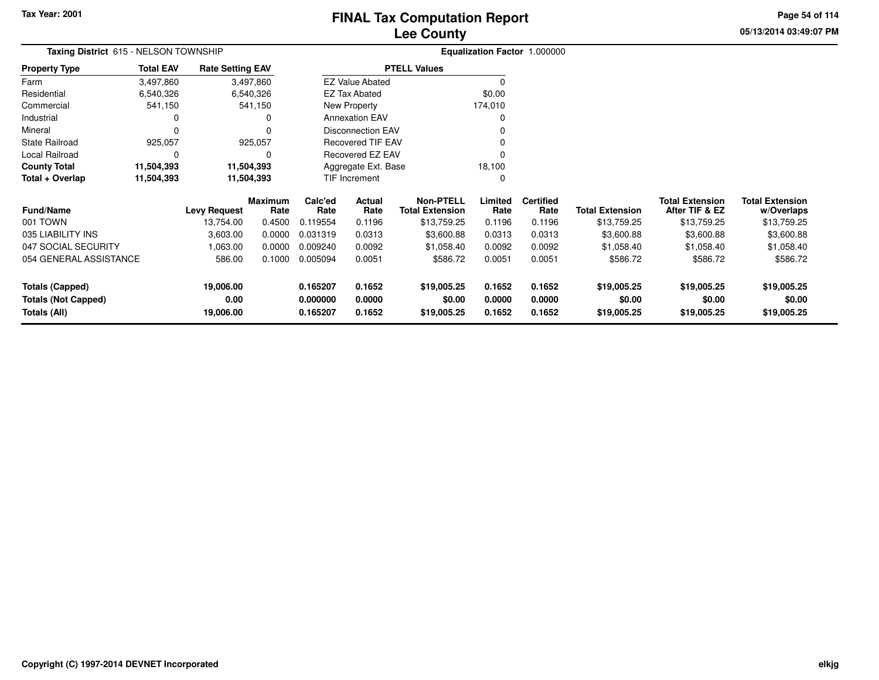Tax Year: 2001

# FINAL Tax Computation Report
## Lee County

**Taxing District** 615 - NELSON TOWNSHIP

**Equalization Factor** 1.000000

| Property Type | Total EAV | Rate Setting EAV |
|---|---|---|
| Farm | 3,497,860 | 3,497,860 |
| Residential | 6,540,326 | 6,540,326 |
| Commercial | 541,150 | 541,150 |
| Industrial | 0 | 0 |
| Mineral | 0 | 0 |
| State Railroad | 925,057 | 925,057 |
| Local Railroad | 0 | 0 |
| **County Total** | **11,504,393** | **11,504,393** |
| **Total + Overlap** | **11,504,393** | **11,504,393** |

| PTELL Values | |
|---|---|
| EZ Value Abated | 0 |
| EZ Tax Abated | $0.00 |
| New Property | 174,010 |
| Annexation EAV | 0 |
| Disconnection EAV | 0 |
| Recovered TIF EAV | 0 |
| Recovered EZ EAV | 0 |
| Aggregate Ext. Base | 18,100 |
| TIF Increment | 0 |

| Fund/Name | Levy Request | Maximum Rate | Calc'ed Rate | Actual Rate | Non-PTELL Total Extension | Limited Rate | Certified Rate | Total Extension | Total Extension After TIF & EZ | Total Extension w/Overlaps |
|---|---|---|---|---|---|---|---|---|---|---|
| 001 TOWN | 13,754.00 | 0.4500 | 0.119554 | 0.1196 | $13,759.25 | 0.1196 | 0.1196 | $13,759.25 | $13,759.25 | $13,759.25 |
| 035 LIABILITY INS | 3,603.00 | 0.0000 | 0.031319 | 0.0313 | $3,600.88 | 0.0313 | 0.0313 | $3,600.88 | $3,600.88 | $3,600.88 |
| 047 SOCIAL SECURITY | 1,063.00 | 0.0000 | 0.009240 | 0.0092 | $1,058.40 | 0.0092 | 0.0092 | $1,058.40 | $1,058.40 | $1,058.40 |
| 054 GENERAL ASSISTANCE | 586.00 | 0.1000 | 0.005094 | 0.0051 | $586.72 | 0.0051 | 0.0051 | $586.72 | $586.72 | $586.72 |
| **Totals (Capped)** | **19,006.00** | | **0.165207** | **0.1652** | **$19,005.25** | **0.1652** | **0.1652** | **$19,005.25** | **$19,005.25** | **$19,005.25** |
| **Totals (Not Capped)** | **0.00** | | **0.000000** | **0.0000** | **$0.00** | **0.0000** | **0.0000** | **$0.00** | **$0.00** | **$0.00** |
| **Totals (All)** | **19,006.00** | | **0.165207** | **0.1652** | **$19,005.25** | **0.1652** | **0.1652** | **$19,005.25** | **$19,005.25** | **$19,005.25** |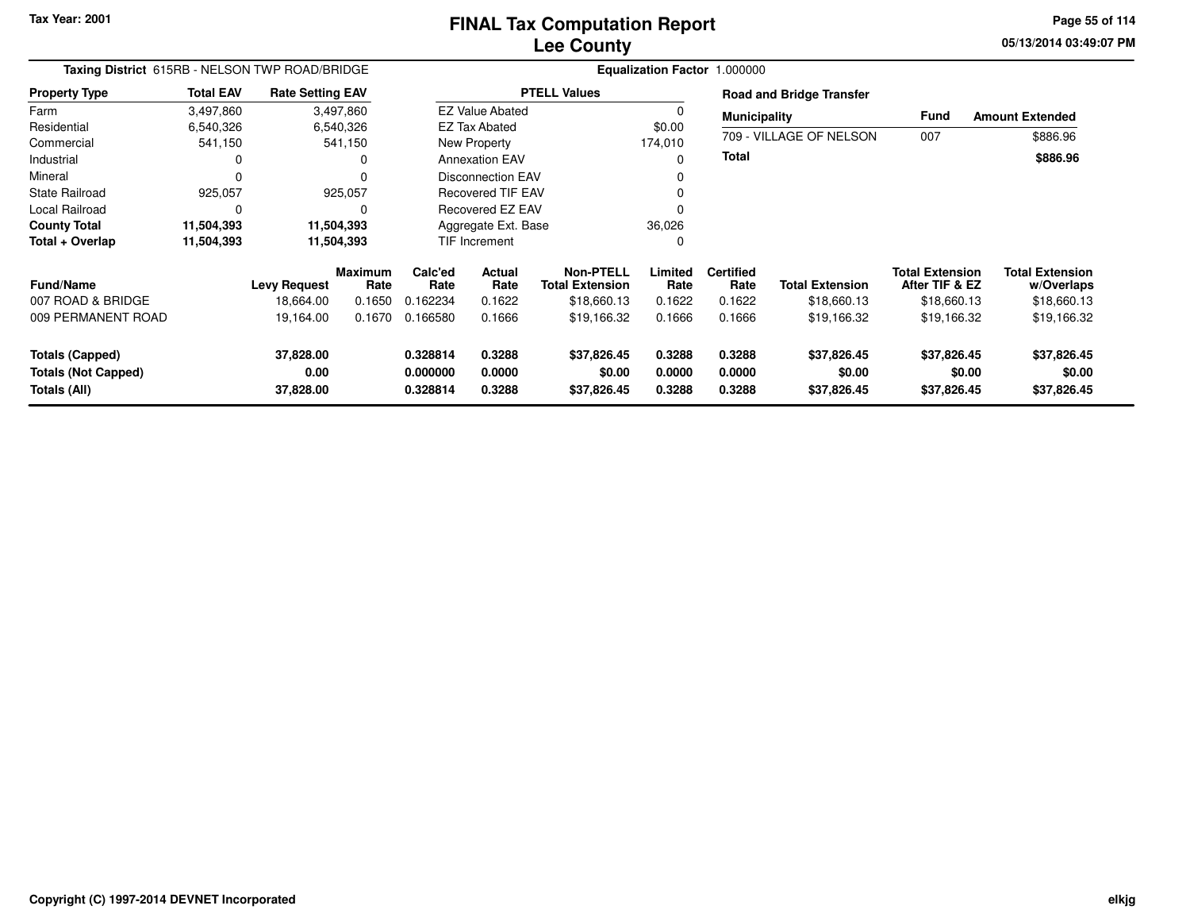**Tax Year: 2001**

# FINAL Tax Computation Report
## Lee County

05/13/2014 03:49:07 PM

**Taxing District** 615RB - NELSON TWP ROAD/BRIDGE

**Equalization Factor** 1.000000

| Property Type | Total EAV | Rate Setting EAV |
|---|---|---|
| Farm | 3,497,860 | 3,497,860 |
| Residential | 6,540,326 | 6,540,326 |
| Commercial | 541,150 | 541,150 |
| Industrial | 0 | 0 |
| Mineral | 0 | 0 |
| State Railroad | 925,057 | 925,057 |
| Local Railroad | 0 | 0 |
| **County Total** | **11,504,393** | **11,504,393** |
| **Total + Overlap** | **11,504,393** | **11,504,393** |

| PTELL Values | |
|---|---|
| EZ Value Abated | 0 |
| EZ Tax Abated | $0.00 |
| New Property | 174,010 |
| Annexation EAV | 0 |
| Disconnection EAV | 0 |
| Recovered TIF EAV | 0 |
| Recovered EZ EAV | 0 |
| Aggregate Ext. Base | 36,026 |
| TIF Increment | 0 |

**Road and Bridge Transfer**

| Municipality | Fund | Amount Extended |
|---|---|---|
| 709 - VILLAGE OF NELSON | 007 | $886.96 |
| **Total** | | **$886.96** |

| Fund/Name | Levy Request | Maximum Rate | Calc'ed Rate | Actual Rate | Non-PTELL Total Extension | Limited Rate | Certified Rate | Total Extension | Total Extension After TIF & EZ | Total Extension w/Overlaps |
|---|---|---|---|---|---|---|---|---|---|---|
| 007 ROAD & BRIDGE | 18,664.00 | 0.1650 | 0.162234 | 0.1622 | $18,660.13 | 0.1622 | 0.1622 | $18,660.13 | $18,660.13 | $18,660.13 |
| 009 PERMANENT ROAD | 19,164.00 | 0.1670 | 0.166580 | 0.1666 | $19,166.32 | 0.1666 | 0.1666 | $19,166.32 | $19,166.32 | $19,166.32 |
| **Totals (Capped)** | **37,828.00** | | **0.328814** | **0.3288** | **$37,826.45** | **0.3288** | **0.3288** | **$37,826.45** | **$37,826.45** | **$37,826.45** |
| **Totals (Not Capped)** | **0.00** | | **0.000000** | **0.0000** | **$0.00** | **0.0000** | **0.0000** | **$0.00** | **$0.00** | **$0.00** |
| **Totals (All)** | **37,828.00** | | **0.328814** | **0.3288** | **$37,826.45** | **0.3288** | **0.3288** | **$37,826.45** | **$37,826.45** | **$37,826.45** |

**Copyright (C) 1997-2014 DEVNET Incorporated**

elkjg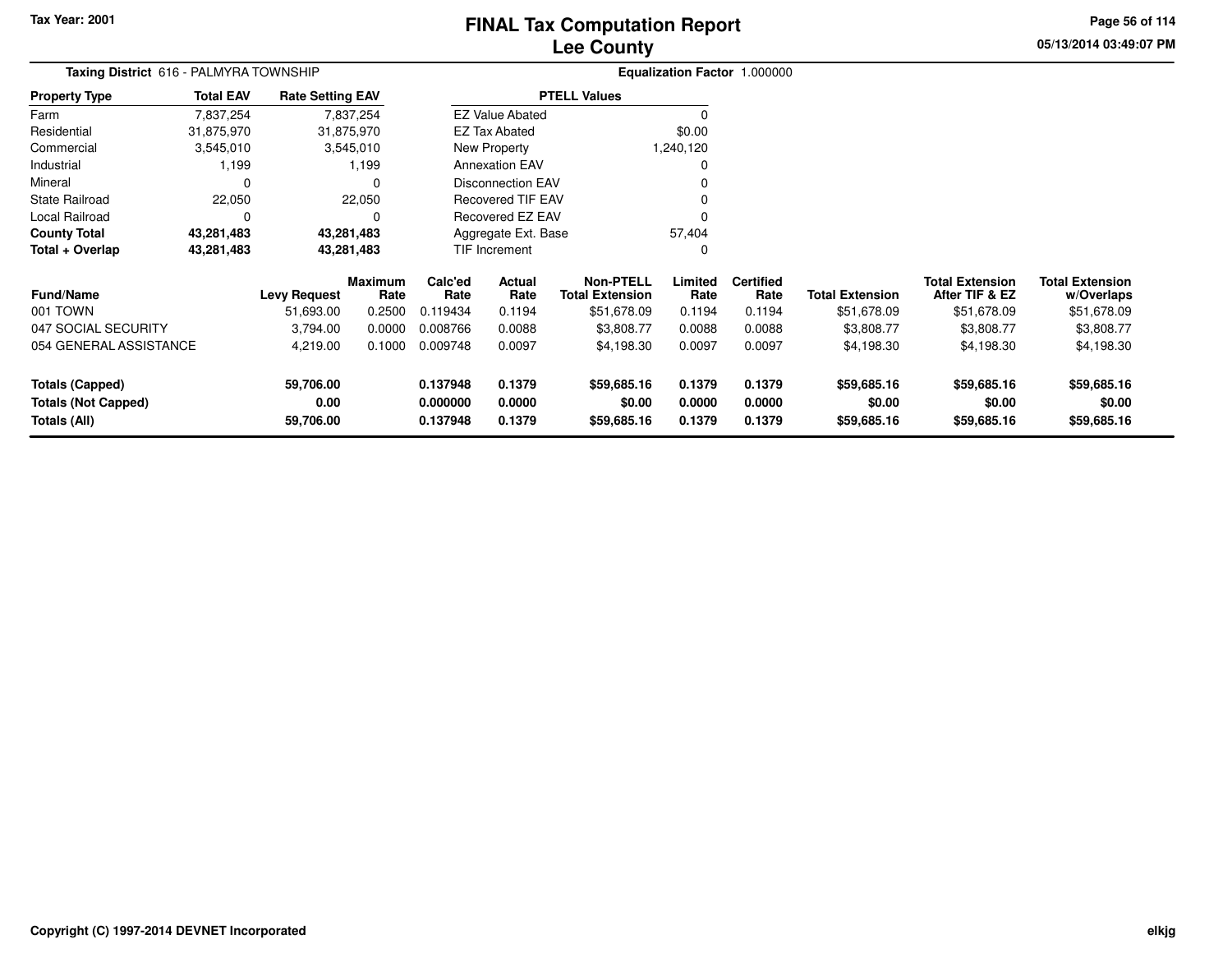Tax Year: 2001

# FINAL Tax Computation Report
## Lee County

**Taxing District** 616 - PALMYRA TOWNSHIP

**Equalization Factor** 1.000000

| Property Type | Total EAV | Rate Setting EAV |
|---|---|---|
| Farm | 7,837,254 | 7,837,254 |
| Residential | 31,875,970 | 31,875,970 |
| Commercial | 3,545,010 | 3,545,010 |
| Industrial | 1,199 | 1,199 |
| Mineral | 0 | 0 |
| State Railroad | 22,050 | 22,050 |
| Local Railroad | 0 | 0 |
| **County Total** | **43,281,483** | **43,281,483** |
| **Total + Overlap** | **43,281,483** | **43,281,483** |

| PTELL Values | |
|---|---|
| EZ Value Abated | 0 |
| EZ Tax Abated | $0.00 |
| New Property | 1,240,120 |
| Annexation EAV | 0 |
| Disconnection EAV | 0 |
| Recovered TIF EAV | 0 |
| Recovered EZ EAV | 0 |
| Aggregate Ext. Base | 57,404 |
| TIF Increment | 0 |

| Fund/Name | Levy Request | Maximum Rate | Calc'ed Rate | Actual Rate | Non-PTELL Total Extension | Limited Rate | Certified Rate | Total Extension | Total Extension After TIF & EZ | Total Extension w/Overlaps |
|---|---|---|---|---|---|---|---|---|---|---|
| 001 TOWN | 51,693.00 | 0.2500 | 0.119434 | 0.1194 | $51,678.09 | 0.1194 | 0.1194 | $51,678.09 | $51,678.09 | $51,678.09 |
| 047 SOCIAL SECURITY | 3,794.00 | 0.0000 | 0.008766 | 0.0088 | $3,808.77 | 0.0088 | 0.0088 | $3,808.77 | $3,808.77 | $3,808.77 |
| 054 GENERAL ASSISTANCE | 4,219.00 | 0.1000 | 0.009748 | 0.0097 | $4,198.30 | 0.0097 | 0.0097 | $4,198.30 | $4,198.30 | $4,198.30 |
| **Totals (Capped)** | **59,706.00** | | **0.137948** | **0.1379** | **$59,685.16** | **0.1379** | **0.1379** | **$59,685.16** | **$59,685.16** | **$59,685.16** |
| **Totals (Not Capped)** | **0.00** | | **0.000000** | **0.0000** | **$0.00** | **0.0000** | **0.0000** | **$0.00** | **$0.00** | **$0.00** |
| **Totals (All)** | **59,706.00** | | **0.137948** | **0.1379** | **$59,685.16** | **0.1379** | **0.1379** | **$59,685.16** | **$59,685.16** | **$59,685.16** |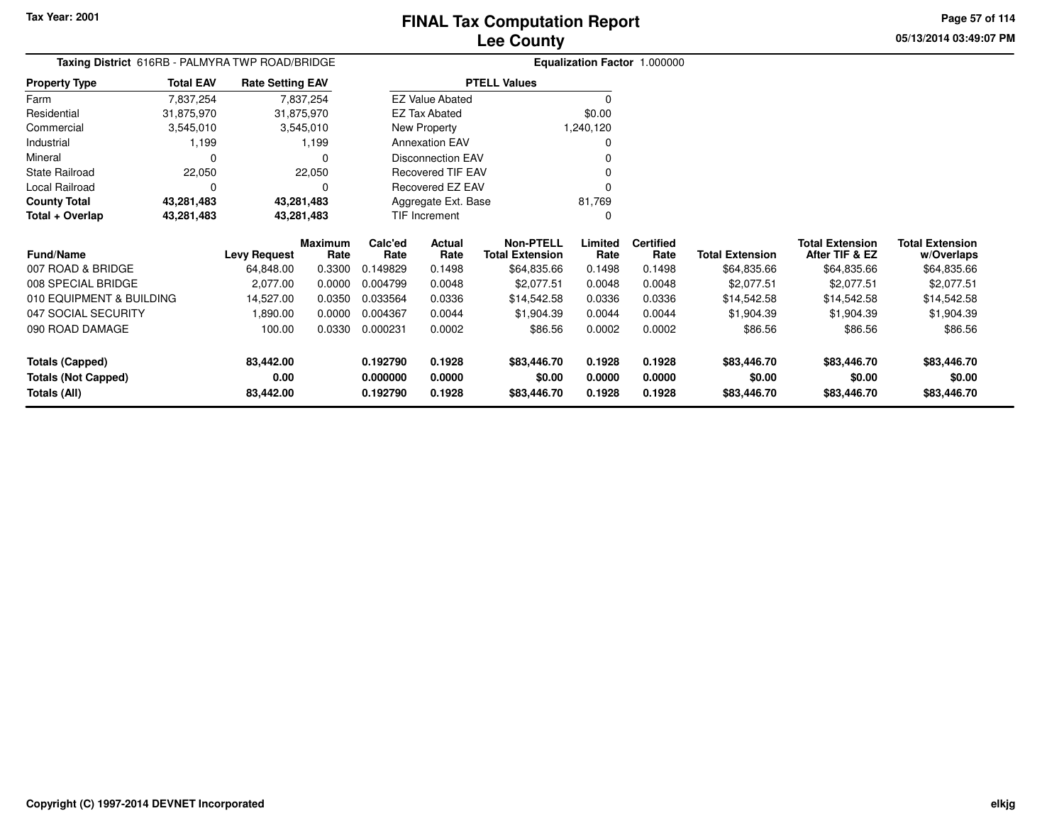# FINAL Tax Computation Report
## Lee County

Tax Year: 2001

**Taxing District** 616RB - PALMYRA TWP ROAD/BRIDGE

**Equalization Factor** 1.000000

| Property Type | Total EAV | Rate Setting EAV |
|---|---|---|
| Farm | 7,837,254 | 7,837,254 |
| Residential | 31,875,970 | 31,875,970 |
| Commercial | 3,545,010 | 3,545,010 |
| Industrial | 1,199 | 1,199 |
| Mineral | 0 | 0 |
| State Railroad | 22,050 | 22,050 |
| Local Railroad | 0 | 0 |
| **County Total** | **43,281,483** | **43,281,483** |
| **Total + Overlap** | **43,281,483** | **43,281,483** |

| PTELL Values | |
|---|---|
| EZ Value Abated | 0 |
| EZ Tax Abated | $0.00 |
| New Property | 1,240,120 |
| Annexation EAV | 0 |
| Disconnection EAV | 0 |
| Recovered TIF EAV | 0 |
| Recovered EZ EAV | 0 |
| Aggregate Ext. Base | 81,769 |
| TIF Increment | 0 |

| Fund/Name | Levy Request | Maximum Rate | Calc'ed Rate | Actual Rate | Non-PTELL Total Extension | Limited Rate | Certified Rate | Total Extension | Total Extension After TIF & EZ | Total Extension w/Overlaps |
|---|---|---|---|---|---|---|---|---|---|---|
| 007 ROAD & BRIDGE | 64,848.00 | 0.3300 | 0.149829 | 0.1498 | $64,835.66 | 0.1498 | 0.1498 | $64,835.66 | $64,835.66 | $64,835.66 |
| 008 SPECIAL BRIDGE | 2,077.00 | 0.0000 | 0.004799 | 0.0048 | $2,077.51 | 0.0048 | 0.0048 | $2,077.51 | $2,077.51 | $2,077.51 |
| 010 EQUIPMENT & BUILDING | 14,527.00 | 0.0350 | 0.033564 | 0.0336 | $14,542.58 | 0.0336 | 0.0336 | $14,542.58 | $14,542.58 | $14,542.58 |
| 047 SOCIAL SECURITY | 1,890.00 | 0.0000 | 0.004367 | 0.0044 | $1,904.39 | 0.0044 | 0.0044 | $1,904.39 | $1,904.39 | $1,904.39 |
| 090 ROAD DAMAGE | 100.00 | 0.0330 | 0.000231 | 0.0002 | $86.56 | 0.0002 | 0.0002 | $86.56 | $86.56 | $86.56 |
| **Totals (Capped)** | **83,442.00** | | **0.192790** | **0.1928** | **$83,446.70** | **0.1928** | **0.1928** | **$83,446.70** | **$83,446.70** | **$83,446.70** |
| **Totals (Not Capped)** | **0.00** | | **0.000000** | **0.0000** | **$0.00** | **0.0000** | **0.0000** | **$0.00** | **$0.00** | **$0.00** |
| **Totals (All)** | **83,442.00** | | **0.192790** | **0.1928** | **$83,446.70** | **0.1928** | **0.1928** | **$83,446.70** | **$83,446.70** | **$83,446.70** |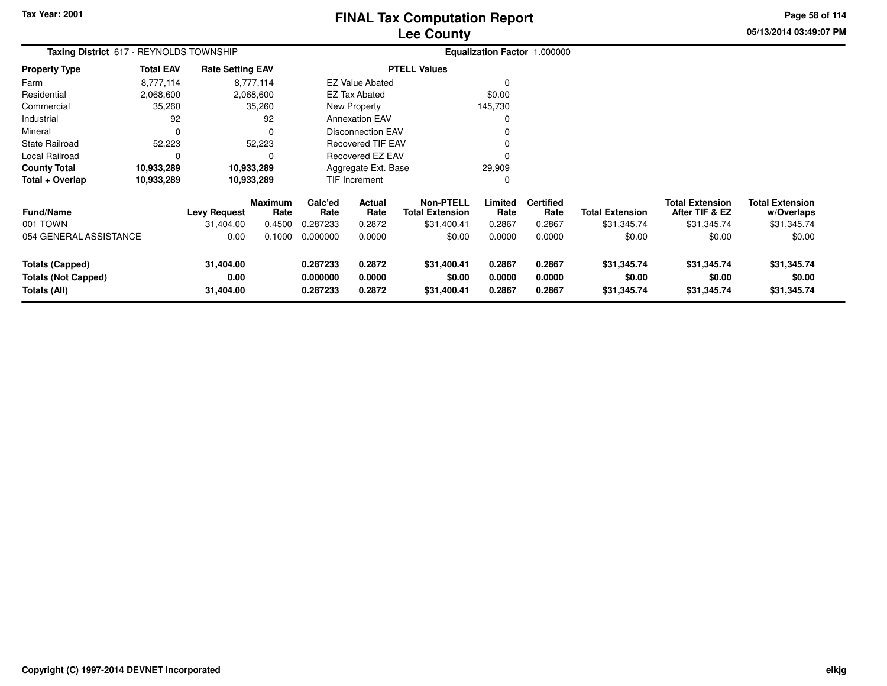Tax Year: 2001

# FINAL Tax Computation Report
## Lee County

**Taxing District** 617 - REYNOLDS TOWNSHIP

**Equalization Factor** 1.000000

| Property Type | Total EAV | Rate Setting EAV |
|---|---|---|
| Farm | 8,777,114 | 8,777,114 |
| Residential | 2,068,600 | 2,068,600 |
| Commercial | 35,260 | 35,260 |
| Industrial | 92 | 92 |
| Mineral | 0 | 0 |
| State Railroad | 52,223 | 52,223 |
| Local Railroad | 0 | 0 |
| **County Total** | **10,933,289** | **10,933,289** |
| **Total + Overlap** | **10,933,289** | **10,933,289** |

| PTELL Values | |
|---|---|
| EZ Value Abated | 0 |
| EZ Tax Abated | $0.00 |
| New Property | 145,730 |
| Annexation EAV | 0 |
| Disconnection EAV | 0 |
| Recovered TIF EAV | 0 |
| Recovered EZ EAV | 0 |
| Aggregate Ext. Base | 29,909 |
| TIF Increment | 0 |

| Fund/Name | Levy Request | Maximum Rate | Calc'ed Rate | Actual Rate | Non-PTELL Total Extension | Limited Rate | Certified Rate | Total Extension | Total Extension After TIF & EZ | Total Extension w/Overlaps |
|---|---|---|---|---|---|---|---|---|---|---|
| 001 TOWN | 31,404.00 | 0.4500 | 0.287233 | 0.2872 | $31,400.41 | 0.2867 | 0.2867 | $31,345.74 | $31,345.74 | $31,345.74 |
| 054 GENERAL ASSISTANCE | 0.00 | 0.1000 | 0.000000 | 0.0000 | $0.00 | 0.0000 | 0.0000 | $0.00 | $0.00 | $0.00 |
| **Totals (Capped)** | **31,404.00** | | **0.287233** | **0.2872** | **$31,400.41** | **0.2867** | **0.2867** | **$31,345.74** | **$31,345.74** | **$31,345.74** |
| **Totals (Not Capped)** | **0.00** | | **0.000000** | **0.0000** | **$0.00** | **0.0000** | **0.0000** | **$0.00** | **$0.00** | **$0.00** |
| **Totals (All)** | **31,404.00** | | **0.287233** | **0.2872** | **$31,400.41** | **0.2867** | **0.2867** | **$31,345.74** | **$31,345.74** | **$31,345.74** |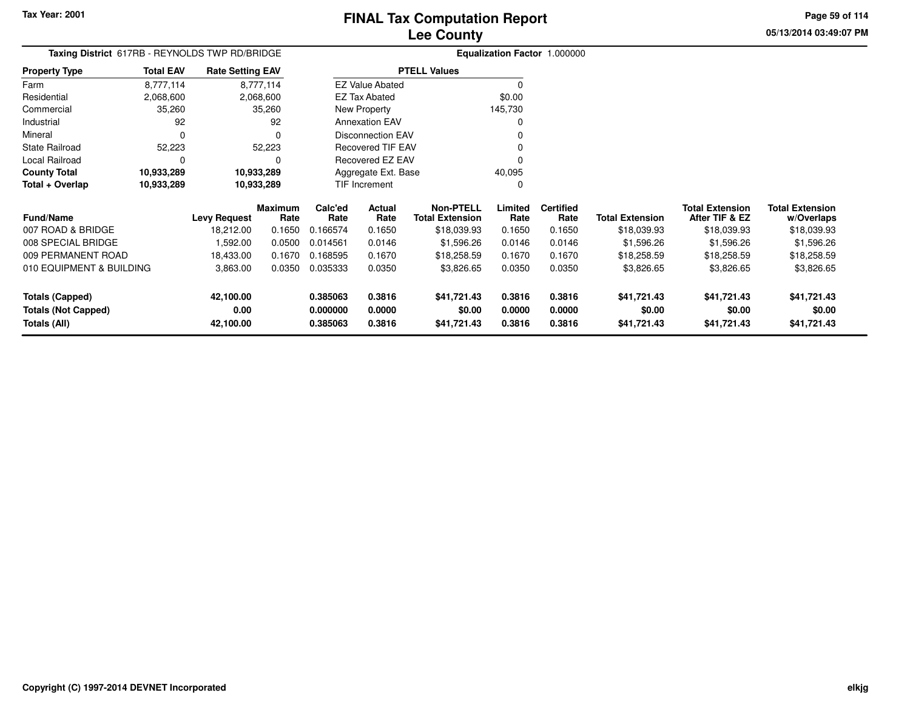Tax Year: 2001

# FINAL Tax Computation Report
## Lee County

05/13/2014 03:49:07 PM

**Taxing District** 617RB - REYNOLDS TWP RD/BRIDGE

**Equalization Factor** 1.000000

| Property Type | Total EAV | Rate Setting EAV |
|---|---|---|
| Farm | 8,777,114 | 8,777,114 |
| Residential | 2,068,600 | 2,068,600 |
| Commercial | 35,260 | 35,260 |
| Industrial | 92 | 92 |
| Mineral | 0 | 0 |
| State Railroad | 52,223 | 52,223 |
| Local Railroad | 0 | 0 |
| **County Total** | **10,933,289** | **10,933,289** |
| **Total + Overlap** | **10,933,289** | **10,933,289** |

| PTELL Values | |
|---|---|
| EZ Value Abated | 0 |
| EZ Tax Abated | $0.00 |
| New Property | 145,730 |
| Annexation EAV | 0 |
| Disconnection EAV | 0 |
| Recovered TIF EAV | 0 |
| Recovered EZ EAV | 0 |
| Aggregate Ext. Base | 40,095 |
| TIF Increment | 0 |

| Fund/Name | Levy Request | Maximum Rate | Calc'ed Rate | Actual Rate | Non-PTELL Total Extension | Limited Rate | Certified Rate | Total Extension | Total Extension After TIF & EZ | Total Extension w/Overlaps |
|---|---|---|---|---|---|---|---|---|---|---|
| 007 ROAD & BRIDGE | 18,212.00 | 0.1650 | 0.166574 | 0.1650 | $18,039.93 | 0.1650 | 0.1650 | $18,039.93 | $18,039.93 | $18,039.93 |
| 008 SPECIAL BRIDGE | 1,592.00 | 0.0500 | 0.014561 | 0.0146 | $1,596.26 | 0.0146 | 0.0146 | $1,596.26 | $1,596.26 | $1,596.26 |
| 009 PERMANENT ROAD | 18,433.00 | 0.1670 | 0.168595 | 0.1670 | $18,258.59 | 0.1670 | 0.1670 | $18,258.59 | $18,258.59 | $18,258.59 |
| 010 EQUIPMENT & BUILDING | 3,863.00 | 0.0350 | 0.035333 | 0.0350 | $3,826.65 | 0.0350 | 0.0350 | $3,826.65 | $3,826.65 | $3,826.65 |
| **Totals (Capped)** | **42,100.00** | | **0.385063** | **0.3816** | **$41,721.43** | **0.3816** | **0.3816** | **$41,721.43** | **$41,721.43** | **$41,721.43** |
| **Totals (Not Capped)** | **0.00** | | **0.000000** | **0.0000** | **$0.00** | **0.0000** | **0.0000** | **$0.00** | **$0.00** | **$0.00** |
| **Totals (All)** | **42,100.00** | | **0.385063** | **0.3816** | **$41,721.43** | **0.3816** | **0.3816** | **$41,721.43** | **$41,721.43** | **$41,721.43** |

Copyright (C) 1997-2014 DEVNET Incorporated

elkjg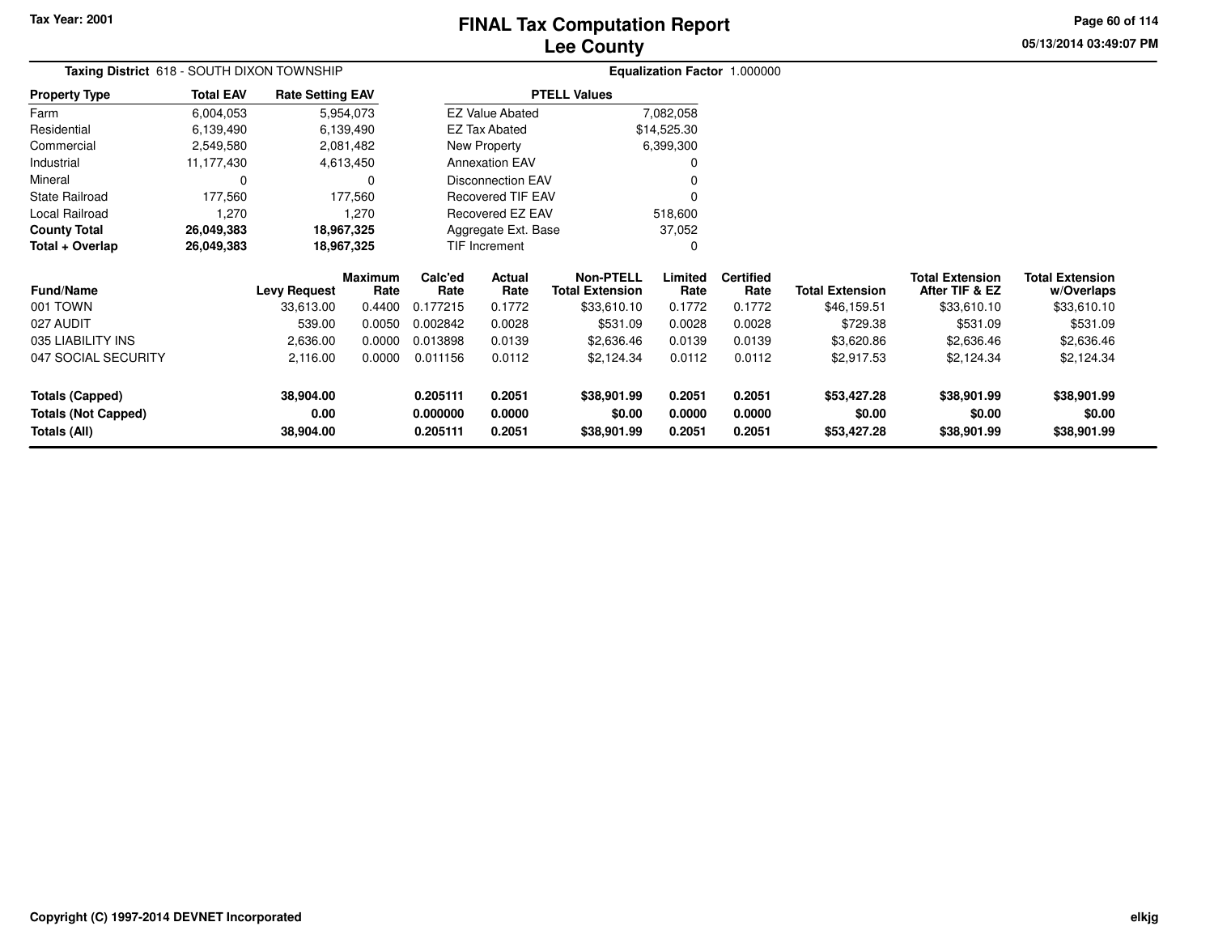# FINAL Tax Computation Report
# Lee County

Tax Year: 2001

**Taxing District** 618 - SOUTH DIXON TOWNSHIP

**Equalization Factor** 1.000000

| Property Type | Total EAV | Rate Setting EAV |
|---|---|---|
| Farm | 6,004,053 | 5,954,073 |
| Residential | 6,139,490 | 6,139,490 |
| Commercial | 2,549,580 | 2,081,482 |
| Industrial | 11,177,430 | 4,613,450 |
| Mineral | 0 | 0 |
| State Railroad | 177,560 | 177,560 |
| Local Railroad | 1,270 | 1,270 |
| **County Total** | **26,049,383** | **18,967,325** |
| **Total + Overlap** | **26,049,383** | **18,967,325** |

| PTELL Values | |
|---|---|
| EZ Value Abated | 7,082,058 |
| EZ Tax Abated | $14,525.30 |
| New Property | 6,399,300 |
| Annexation EAV | 0 |
| Disconnection EAV | 0 |
| Recovered TIF EAV | 0 |
| Recovered EZ EAV | 518,600 |
| Aggregate Ext. Base | 37,052 |
| TIF Increment | 0 |

| Fund/Name | Levy Request | Maximum Rate | Calc'ed Rate | Actual Rate | Non-PTELL Total Extension | Limited Rate | Certified Rate | Total Extension | Total Extension After TIF & EZ | Total Extension w/Overlaps |
|---|---|---|---|---|---|---|---|---|---|---|
| 001 TOWN | 33,613.00 | 0.4400 | 0.177215 | 0.1772 | $33,610.10 | 0.1772 | 0.1772 | $46,159.51 | $33,610.10 | $33,610.10 |
| 027 AUDIT | 539.00 | 0.0050 | 0.002842 | 0.0028 | $531.09 | 0.0028 | 0.0028 | $729.38 | $531.09 | $531.09 |
| 035 LIABILITY INS | 2,636.00 | 0.0000 | 0.013898 | 0.0139 | $2,636.46 | 0.0139 | 0.0139 | $3,620.86 | $2,636.46 | $2,636.46 |
| 047 SOCIAL SECURITY | 2,116.00 | 0.0000 | 0.011156 | 0.0112 | $2,124.34 | 0.0112 | 0.0112 | $2,917.53 | $2,124.34 | $2,124.34 |
| **Totals (Capped)** | **38,904.00** | | **0.205111** | **0.2051** | **$38,901.99** | **0.2051** | **0.2051** | **$53,427.28** | **$38,901.99** | **$38,901.99** |
| **Totals (Not Capped)** | **0.00** | | **0.000000** | **0.0000** | **$0.00** | **0.0000** | **0.0000** | **$0.00** | **$0.00** | **$0.00** |
| **Totals (All)** | **38,904.00** | | **0.205111** | **0.2051** | **$38,901.99** | **0.2051** | **0.2051** | **$53,427.28** | **$38,901.99** | **$38,901.99** |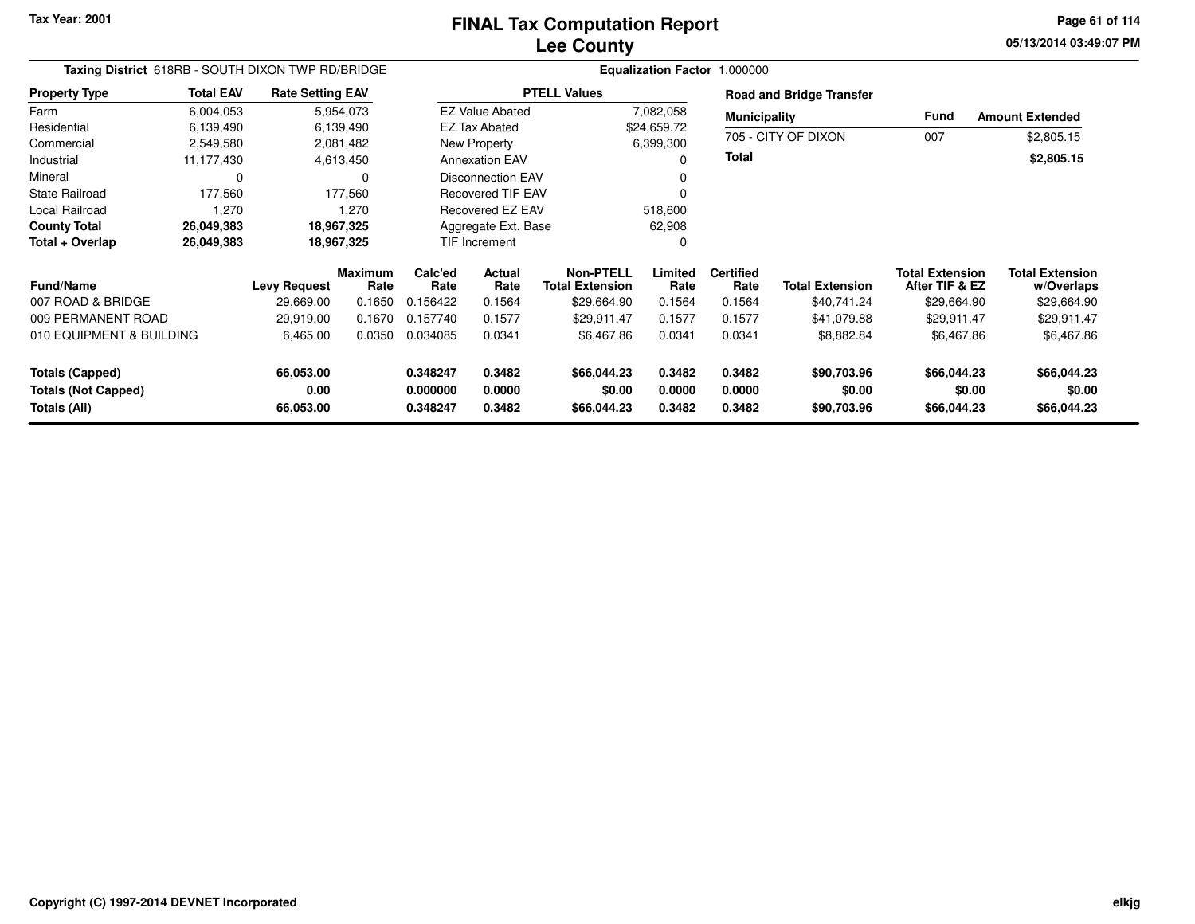# FINAL Tax Computation Report
## Lee County

Tax Year: 2001

**Taxing District** 618RB - SOUTH DIXON TWP RD/BRIDGE

**Equalization Factor** 1.000000

| Property Type | Total EAV | Rate Setting EAV |
|---|---|---|
| Farm | 6,004,053 | 5,954,073 |
| Residential | 6,139,490 | 6,139,490 |
| Commercial | 2,549,580 | 2,081,482 |
| Industrial | 11,177,430 | 4,613,450 |
| Mineral | 0 | 0 |
| State Railroad | 177,560 | 177,560 |
| Local Railroad | 1,270 | 1,270 |
| **County Total** | **26,049,383** | **18,967,325** |
| **Total + Overlap** | **26,049,383** | **18,967,325** |

| PTELL Values | |
|---|---|
| EZ Value Abated | 7,082,058 |
| EZ Tax Abated | $24,659.72 |
| New Property | 6,399,300 |
| Annexation EAV | 0 |
| Disconnection EAV | 0 |
| Recovered TIF EAV | 0 |
| Recovered EZ EAV | 518,600 |
| Aggregate Ext. Base | 62,908 |
| TIF Increment | 0 |

**Road and Bridge Transfer**

| Municipality | Fund | Amount Extended |
|---|---|---|
| 705 - CITY OF DIXON | 007 | $2,805.15 |
| **Total** | | **$2,805.15** |

| Fund/Name | Levy Request | Maximum Rate | Calc'ed Rate | Actual Rate | Non-PTELL Total Extension | Limited Rate | Certified Rate | Total Extension | Total Extension After TIF & EZ | Total Extension w/Overlaps |
|---|---|---|---|---|---|---|---|---|---|---|
| 007 ROAD & BRIDGE | 29,669.00 | 0.1650 | 0.156422 | 0.1564 | $29,664.90 | 0.1564 | 0.1564 | $40,741.24 | $29,664.90 | $29,664.90 |
| 009 PERMANENT ROAD | 29,919.00 | 0.1670 | 0.157740 | 0.1577 | $29,911.47 | 0.1577 | 0.1577 | $41,079.88 | $29,911.47 | $29,911.47 |
| 010 EQUIPMENT & BUILDING | 6,465.00 | 0.0350 | 0.034085 | 0.0341 | $6,467.86 | 0.0341 | 0.0341 | $8,882.84 | $6,467.86 | $6,467.86 |
| **Totals (Capped)** | **66,053.00** | | **0.348247** | **0.3482** | **$66,044.23** | **0.3482** | **0.3482** | **$90,703.96** | **$66,044.23** | **$66,044.23** |
| **Totals (Not Capped)** | **0.00** | | **0.000000** | **0.0000** | **$0.00** | **0.0000** | **0.0000** | **$0.00** | **$0.00** | **$0.00** |
| **Totals (All)** | **66,053.00** | | **0.348247** | **0.3482** | **$66,044.23** | **0.3482** | **0.3482** | **$90,703.96** | **$66,044.23** | **$66,044.23** |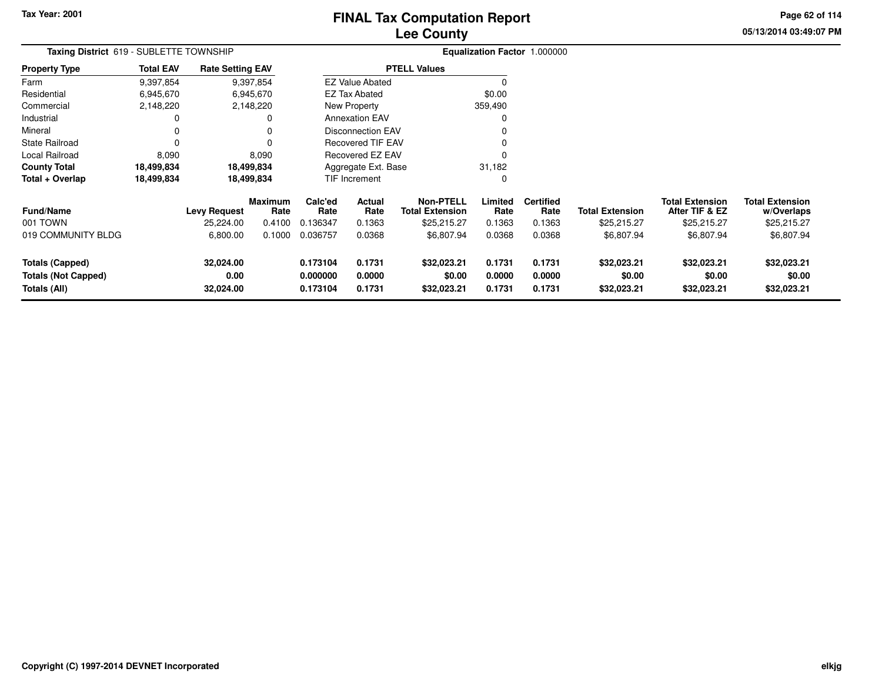# FINAL Tax Computation Report
## Lee County

Tax Year: 2001

**Taxing District** 619 - SUBLETTE TOWNSHIP

**Equalization Factor** 1.000000

| Property Type | Total EAV | Rate Setting EAV |
|---|---|---|
| Farm | 9,397,854 | 9,397,854 |
| Residential | 6,945,670 | 6,945,670 |
| Commercial | 2,148,220 | 2,148,220 |
| Industrial | 0 | 0 |
| Mineral | 0 | 0 |
| State Railroad | 0 | 0 |
| Local Railroad | 8,090 | 8,090 |
| **County Total** | **18,499,834** | **18,499,834** |
| **Total + Overlap** | **18,499,834** | **18,499,834** |

| PTELL Values | |
|---|---|
| EZ Value Abated | 0 |
| EZ Tax Abated | $0.00 |
| New Property | 359,490 |
| Annexation EAV | 0 |
| Disconnection EAV | 0 |
| Recovered TIF EAV | 0 |
| Recovered EZ EAV | 0 |
| Aggregate Ext. Base | 31,182 |
| TIF Increment | 0 |

| Fund/Name | Levy Request | Maximum Rate | Calc'ed Rate | Actual Rate | Non-PTELL Total Extension | Limited Rate | Certified Rate | Total Extension | Total Extension After TIF & EZ | Total Extension w/Overlaps |
|---|---|---|---|---|---|---|---|---|---|---|
| 001 TOWN | 25,224.00 | 0.4100 | 0.136347 | 0.1363 | $25,215.27 | 0.1363 | 0.1363 | $25,215.27 | $25,215.27 | $25,215.27 |
| 019 COMMUNITY BLDG | 6,800.00 | 0.1000 | 0.036757 | 0.0368 | $6,807.94 | 0.0368 | 0.0368 | $6,807.94 | $6,807.94 | $6,807.94 |
| **Totals (Capped)** | **32,024.00** | | **0.173104** | **0.1731** | **$32,023.21** | **0.1731** | **0.1731** | **$32,023.21** | **$32,023.21** | **$32,023.21** |
| **Totals (Not Capped)** | **0.00** | | **0.000000** | **0.0000** | **$0.00** | **0.0000** | **0.0000** | **$0.00** | **$0.00** | **$0.00** |
| **Totals (All)** | **32,024.00** | | **0.173104** | **0.1731** | **$32,023.21** | **0.1731** | **0.1731** | **$32,023.21** | **$32,023.21** | **$32,023.21** |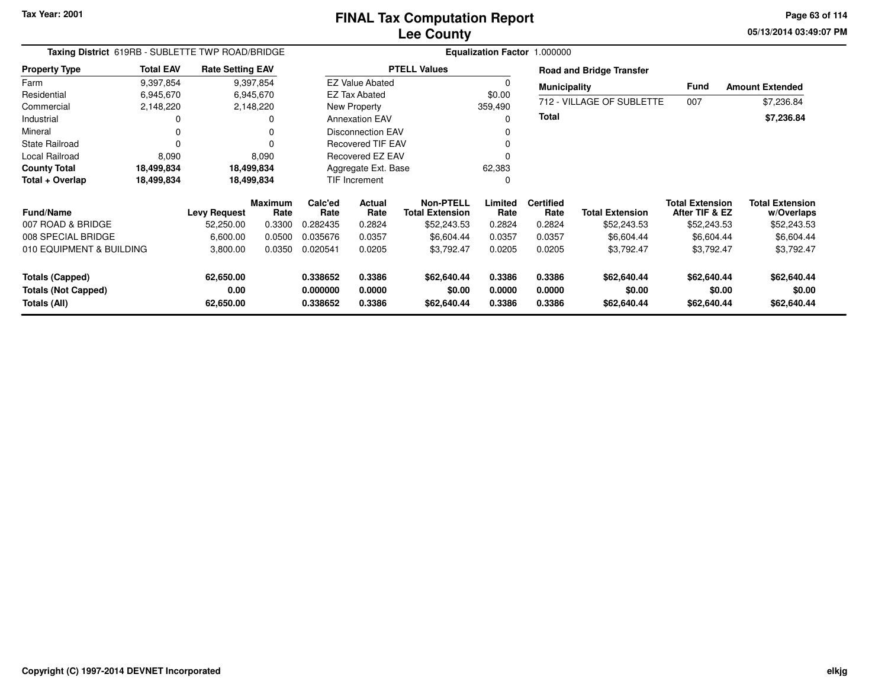Tax Year: 2001

# FINAL Tax Computation Report
## Lee County

05/13/2014 03:49:07 PM

**Taxing District** 619RB - SUBLETTE TWP ROAD/BRIDGE

**Equalization Factor** 1.000000

| Property Type | Total EAV | Rate Setting EAV |
|---|---|---|
| Farm | 9,397,854 | 9,397,854 |
| Residential | 6,945,670 | 6,945,670 |
| Commercial | 2,148,220 | 2,148,220 |
| Industrial | 0 | 0 |
| Mineral | 0 | 0 |
| State Railroad | 0 | 0 |
| Local Railroad | 8,090 | 8,090 |
| **County Total** | **18,499,834** | **18,499,834** |
| **Total + Overlap** | **18,499,834** | **18,499,834** |

| PTELL Values | |
|---|---|
| EZ Value Abated | 0 |
| EZ Tax Abated | $0.00 |
| New Property | 359,490 |
| Annexation EAV | 0 |
| Disconnection EAV | 0 |
| Recovered TIF EAV | 0 |
| Recovered EZ EAV | 0 |
| Aggregate Ext. Base | 62,383 |
| TIF Increment | 0 |

**Road and Bridge Transfer**

| Municipality | Fund | Amount Extended |
|---|---|---|
| 712 - VILLAGE OF SUBLETTE | 007 | $7,236.84 |
| **Total** | | **$7,236.84** |

| Fund/Name | Levy Request | Maximum Rate | Calc'ed Rate | Actual Rate | Non-PTELL Total Extension | Limited Rate | Certified Rate | Total Extension | Total Extension After TIF & EZ | Total Extension w/Overlaps |
|---|---|---|---|---|---|---|---|---|---|---|
| 007 ROAD & BRIDGE | 52,250.00 | 0.3300 | 0.282435 | 0.2824 | $52,243.53 | 0.2824 | 0.2824 | $52,243.53 | $52,243.53 | $52,243.53 |
| 008 SPECIAL BRIDGE | 6,600.00 | 0.0500 | 0.035676 | 0.0357 | $6,604.44 | 0.0357 | 0.0357 | $6,604.44 | $6,604.44 | $6,604.44 |
| 010 EQUIPMENT & BUILDING | 3,800.00 | 0.0350 | 0.020541 | 0.0205 | $3,792.47 | 0.0205 | 0.0205 | $3,792.47 | $3,792.47 | $3,792.47 |
| **Totals (Capped)** | **62,650.00** | | **0.338652** | **0.3386** | **$62,640.44** | **0.3386** | **0.3386** | **$62,640.44** | **$62,640.44** | **$62,640.44** |
| **Totals (Not Capped)** | **0.00** | | **0.000000** | **0.0000** | **$0.00** | **0.0000** | **0.0000** | **$0.00** | **$0.00** | **$0.00** |
| **Totals (All)** | **62,650.00** | | **0.338652** | **0.3386** | **$62,640.44** | **0.3386** | **0.3386** | **$62,640.44** | **$62,640.44** | **$62,640.44** |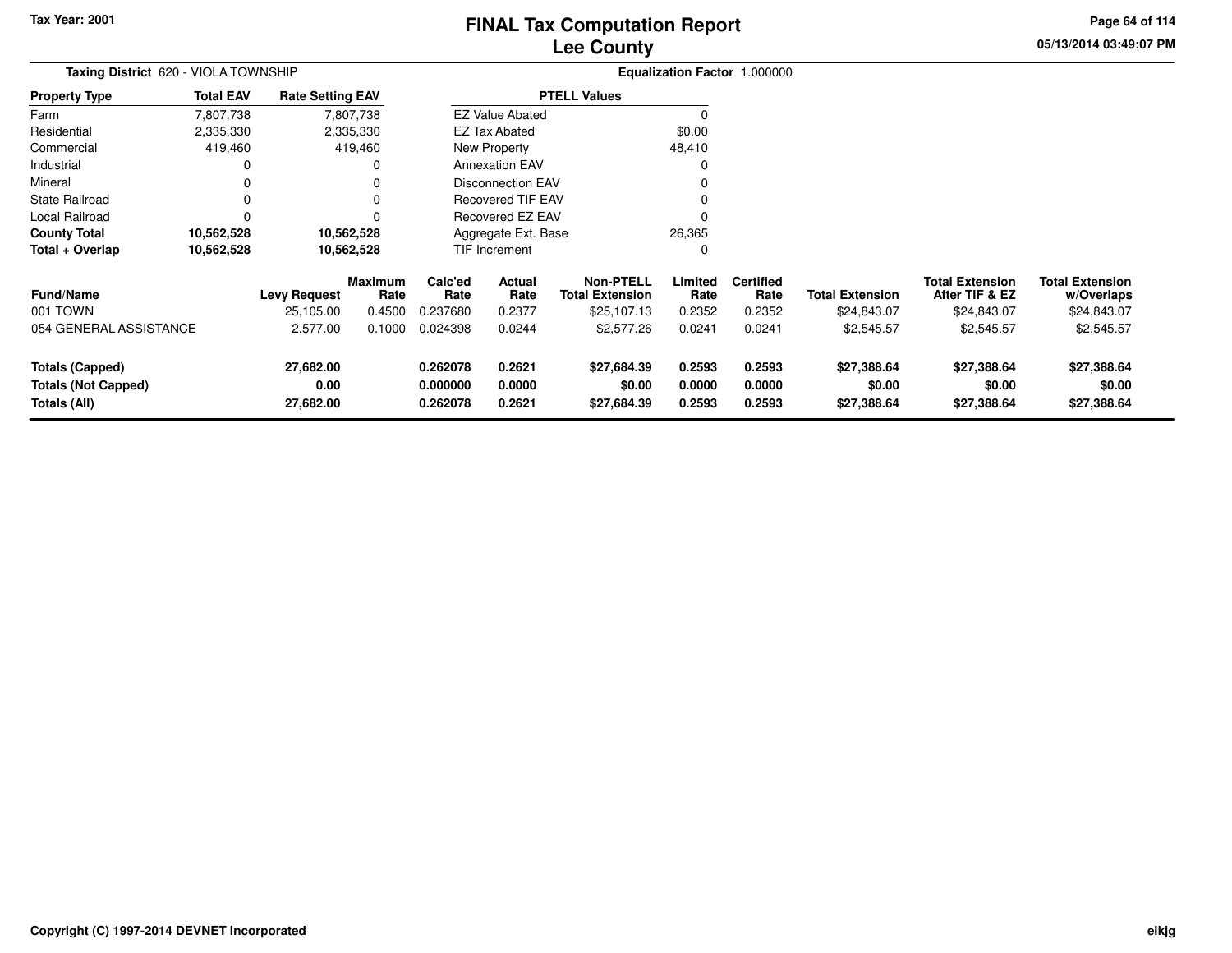# FINAL Tax Computation Report
## Lee County

Tax Year: 2001

**Taxing District** 620 - VIOLA TOWNSHIP

**Equalization Factor** 1.000000

| Property Type | Total EAV | Rate Setting EAV |
|---|---|---|
| Farm | 7,807,738 | 7,807,738 |
| Residential | 2,335,330 | 2,335,330 |
| Commercial | 419,460 | 419,460 |
| Industrial | 0 | 0 |
| Mineral | 0 | 0 |
| State Railroad | 0 | 0 |
| Local Railroad | 0 | 0 |
| **County Total** | **10,562,528** | **10,562,528** |
| **Total + Overlap** | **10,562,528** | **10,562,528** |

| PTELL Values | |
|---|---|
| EZ Value Abated | 0 |
| EZ Tax Abated | $0.00 |
| New Property | 48,410 |
| Annexation EAV | 0 |
| Disconnection EAV | 0 |
| Recovered TIF EAV | 0 |
| Recovered EZ EAV | 0 |
| Aggregate Ext. Base | 26,365 |
| TIF Increment | 0 |

| Fund/Name | Levy Request | Maximum Rate | Calc'ed Rate | Actual Rate | Non-PTELL Total Extension | Limited Rate | Certified Rate | Total Extension | Total Extension After TIF & EZ | Total Extension w/Overlaps |
|---|---|---|---|---|---|---|---|---|---|---|
| 001 TOWN | 25,105.00 | 0.4500 | 0.237680 | 0.2377 | $25,107.13 | 0.2352 | 0.2352 | $24,843.07 | $24,843.07 | $24,843.07 |
| 054 GENERAL ASSISTANCE | 2,577.00 | 0.1000 | 0.024398 | 0.0244 | $2,577.26 | 0.0241 | 0.0241 | $2,545.57 | $2,545.57 | $2,545.57 |
| **Totals (Capped)** | **27,682.00** | | **0.262078** | **0.2621** | **$27,684.39** | **0.2593** | **0.2593** | **$27,388.64** | **$27,388.64** | **$27,388.64** |
| **Totals (Not Capped)** | **0.00** | | **0.000000** | **0.0000** | **$0.00** | **0.0000** | **0.0000** | **$0.00** | **$0.00** | **$0.00** |
| **Totals (All)** | **27,682.00** | | **0.262078** | **0.2621** | **$27,684.39** | **0.2593** | **0.2593** | **$27,388.64** | **$27,388.64** | **$27,388.64** |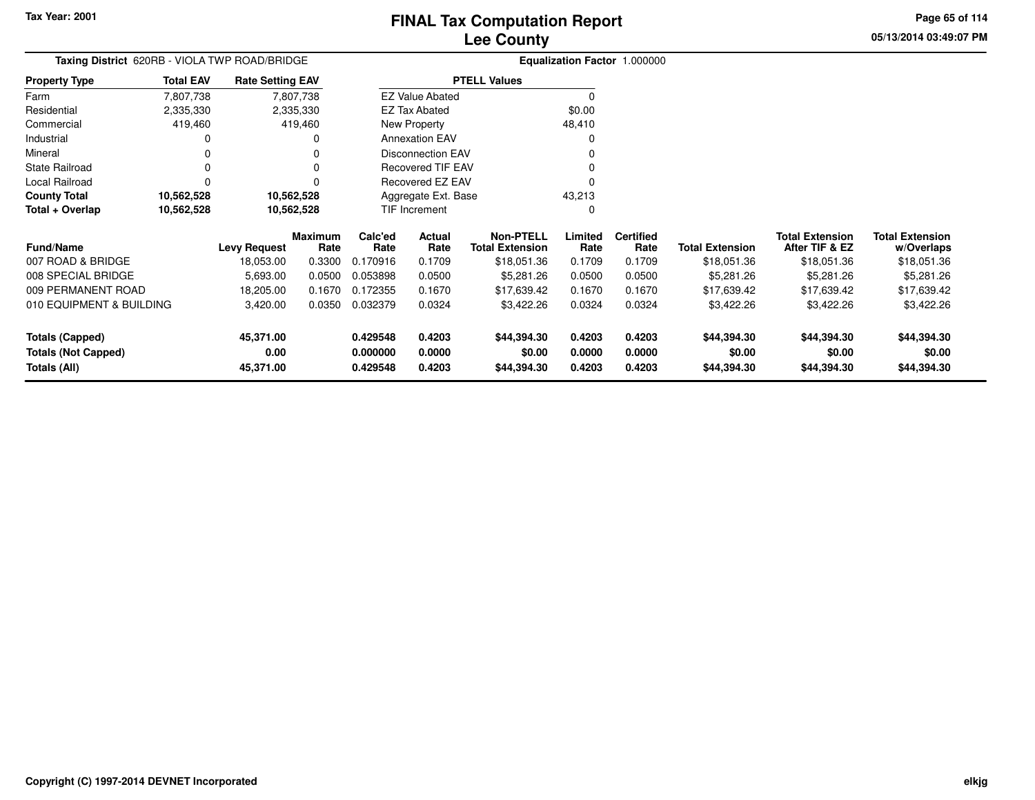Tax Year: 2001

# FINAL Tax Computation Report
## Lee County

05/13/2014 03:49:07 PM

**Taxing District** 620RB - VIOLA TWP ROAD/BRIDGE | **Equalization Factor** 1.000000

| Property Type | Total EAV | Rate Setting EAV |
|---|---|---|
| Farm | 7,807,738 | 7,807,738 |
| Residential | 2,335,330 | 2,335,330 |
| Commercial | 419,460 | 419,460 |
| Industrial | 0 | 0 |
| Mineral | 0 | 0 |
| State Railroad | 0 | 0 |
| Local Railroad | 0 | 0 |
| **County Total** | **10,562,528** | **10,562,528** |
| **Total + Overlap** | **10,562,528** | **10,562,528** |

| PTELL Values | |
|---|---|
| EZ Value Abated | 0 |
| EZ Tax Abated | $0.00 |
| New Property | 48,410 |
| Annexation EAV | 0 |
| Disconnection EAV | 0 |
| Recovered TIF EAV | 0 |
| Recovered EZ EAV | 0 |
| Aggregate Ext. Base | 43,213 |
| TIF Increment | 0 |

| Fund/Name | Levy Request | Maximum Rate | Calc'ed Rate | Actual Rate | Non-PTELL Total Extension | Limited Rate | Certified Rate | Total Extension | Total Extension After TIF & EZ | Total Extension w/Overlaps |
|---|---|---|---|---|---|---|---|---|---|---|
| 007 ROAD & BRIDGE | 18,053.00 | 0.3300 | 0.170916 | 0.1709 | $18,051.36 | 0.1709 | 0.1709 | $18,051.36 | $18,051.36 | $18,051.36 |
| 008 SPECIAL BRIDGE | 5,693.00 | 0.0500 | 0.053898 | 0.0500 | $5,281.26 | 0.0500 | 0.0500 | $5,281.26 | $5,281.26 | $5,281.26 |
| 009 PERMANENT ROAD | 18,205.00 | 0.1670 | 0.172355 | 0.1670 | $17,639.42 | 0.1670 | 0.1670 | $17,639.42 | $17,639.42 | $17,639.42 |
| 010 EQUIPMENT & BUILDING | 3,420.00 | 0.0350 | 0.032379 | 0.0324 | $3,422.26 | 0.0324 | 0.0324 | $3,422.26 | $3,422.26 | $3,422.26 |
| **Totals (Capped)** | **45,371.00** | | **0.429548** | **0.4203** | **$44,394.30** | **0.4203** | **0.4203** | **$44,394.30** | **$44,394.30** | **$44,394.30** |
| **Totals (Not Capped)** | **0.00** | | **0.000000** | **0.0000** | **$0.00** | **0.0000** | **0.0000** | **$0.00** | **$0.00** | **$0.00** |
| **Totals (All)** | **45,371.00** | | **0.429548** | **0.4203** | **$44,394.30** | **0.4203** | **0.4203** | **$44,394.30** | **$44,394.30** | **$44,394.30** |

Copyright (C) 1997-2014 DEVNET Incorporated

elkjg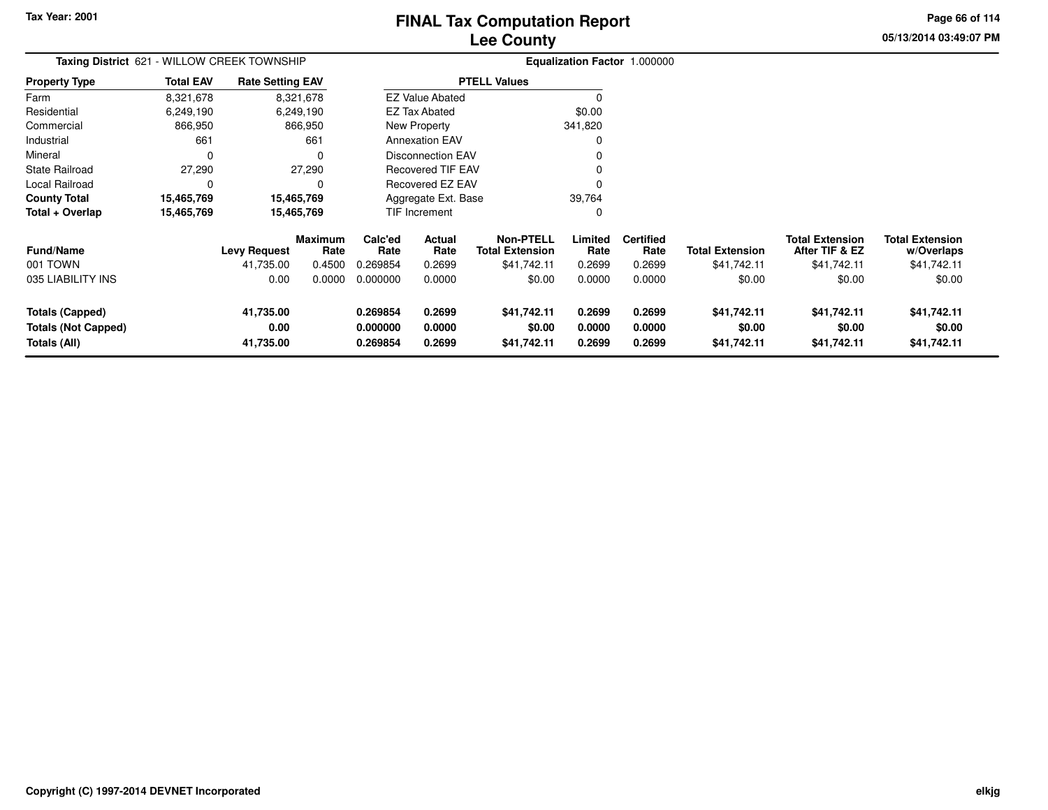Tax Year: 2001

# FINAL Tax Computation Report
## Lee County

**Taxing District** 621 - WILLOW CREEK TOWNSHIP

**Equalization Factor** 1.000000

| Property Type | Total EAV | Rate Setting EAV |
|---|---|---|
| Farm | 8,321,678 | 8,321,678 |
| Residential | 6,249,190 | 6,249,190 |
| Commercial | 866,950 | 866,950 |
| Industrial | 661 | 661 |
| Mineral | 0 | 0 |
| State Railroad | 27,290 | 27,290 |
| Local Railroad | 0 | 0 |
| **County Total** | **15,465,769** | **15,465,769** |
| **Total + Overlap** | **15,465,769** | **15,465,769** |

| PTELL Values | |
|---|---|
| EZ Value Abated | 0 |
| EZ Tax Abated | $0.00 |
| New Property | 341,820 |
| Annexation EAV | 0 |
| Disconnection EAV | 0 |
| Recovered TIF EAV | 0 |
| Recovered EZ EAV | 0 |
| Aggregate Ext. Base | 39,764 |
| TIF Increment | 0 |

| Fund/Name | Levy Request | Maximum Rate | Calc'ed Rate | Actual Rate | Non-PTELL Total Extension | Limited Rate | Certified Rate | Total Extension | Total Extension After TIF & EZ | Total Extension w/Overlaps |
|---|---|---|---|---|---|---|---|---|---|---|
| 001 TOWN | 41,735.00 | 0.4500 | 0.269854 | 0.2699 | $41,742.11 | 0.2699 | 0.2699 | $41,742.11 | $41,742.11 | $41,742.11 |
| 035 LIABILITY INS | 0.00 | 0.0000 | 0.000000 | 0.0000 | $0.00 | 0.0000 | 0.0000 | $0.00 | $0.00 | $0.00 |
| **Totals (Capped)** | **41,735.00** | | **0.269854** | **0.2699** | **$41,742.11** | **0.2699** | **0.2699** | **$41,742.11** | **$41,742.11** | **$41,742.11** |
| **Totals (Not Capped)** | **0.00** | | **0.000000** | **0.0000** | **$0.00** | **0.0000** | **0.0000** | **$0.00** | **$0.00** | **$0.00** |
| **Totals (All)** | **41,735.00** | | **0.269854** | **0.2699** | **$41,742.11** | **0.2699** | **0.2699** | **$41,742.11** | **$41,742.11** | **$41,742.11** |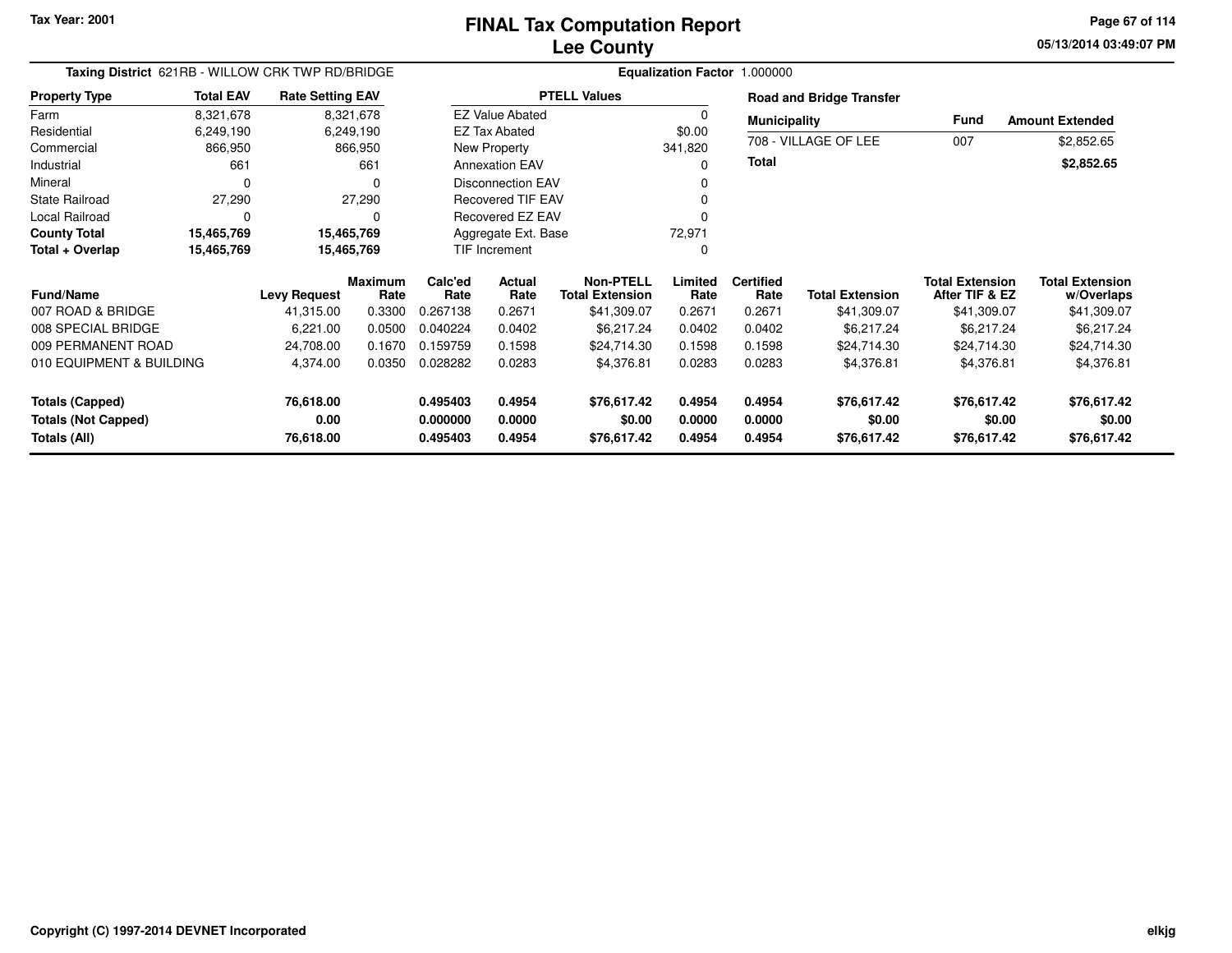Tax Year: 2001

# FINAL Tax Computation Report
## Lee County

05/13/2014 03:49:07 PM

**Taxing District** 621RB - WILLOW CRK TWP RD/BRIDGE

**Equalization Factor** 1.000000

| Property Type | Total EAV | Rate Setting EAV |
|---|---|---|
| Farm | 8,321,678 | 8,321,678 |
| Residential | 6,249,190 | 6,249,190 |
| Commercial | 866,950 | 866,950 |
| Industrial | 661 | 661 |
| Mineral | 0 | 0 |
| State Railroad | 27,290 | 27,290 |
| Local Railroad | 0 | 0 |
| **County Total** | **15,465,769** | **15,465,769** |
| **Total + Overlap** | **15,465,769** | **15,465,769** |

| PTELL Values | |
|---|---|
| EZ Value Abated | 0 |
| EZ Tax Abated | $0.00 |
| New Property | 341,820 |
| Annexation EAV | 0 |
| Disconnection EAV | 0 |
| Recovered TIF EAV | 0 |
| Recovered EZ EAV | 0 |
| Aggregate Ext. Base | 72,971 |
| TIF Increment | 0 |

**Road and Bridge Transfer**

| Municipality | Fund | Amount Extended |
|---|---|---|
| 708 - VILLAGE OF LEE | 007 | $2,852.65 |
| **Total** | | **$2,852.65** |

| Fund/Name | Levy Request | Maximum Rate | Calc'ed Rate | Actual Rate | Non-PTELL Total Extension | Limited Rate | Certified Rate | Total Extension | Total Extension After TIF & EZ | Total Extension w/Overlaps |
|---|---|---|---|---|---|---|---|---|---|---|
| 007 ROAD & BRIDGE | 41,315.00 | 0.3300 | 0.267138 | 0.2671 | $41,309.07 | 0.2671 | 0.2671 | $41,309.07 | $41,309.07 | $41,309.07 |
| 008 SPECIAL BRIDGE | 6,221.00 | 0.0500 | 0.040224 | 0.0402 | $6,217.24 | 0.0402 | 0.0402 | $6,217.24 | $6,217.24 | $6,217.24 |
| 009 PERMANENT ROAD | 24,708.00 | 0.1670 | 0.159759 | 0.1598 | $24,714.30 | 0.1598 | 0.1598 | $24,714.30 | $24,714.30 | $24,714.30 |
| 010 EQUIPMENT & BUILDING | 4,374.00 | 0.0350 | 0.028282 | 0.0283 | $4,376.81 | 0.0283 | 0.0283 | $4,376.81 | $4,376.81 | $4,376.81 |
| **Totals (Capped)** | **76,618.00** | | **0.495403** | **0.4954** | **$76,617.42** | **0.4954** | **0.4954** | **$76,617.42** | **$76,617.42** | **$76,617.42** |
| **Totals (Not Capped)** | **0.00** | | **0.000000** | **0.0000** | **$0.00** | **0.0000** | **0.0000** | **$0.00** | **$0.00** | **$0.00** |
| **Totals (All)** | **76,618.00** | | **0.495403** | **0.4954** | **$76,617.42** | **0.4954** | **0.4954** | **$76,617.42** | **$76,617.42** | **$76,617.42** |

Copyright (C) 1997-2014 DEVNET Incorporated

elkjg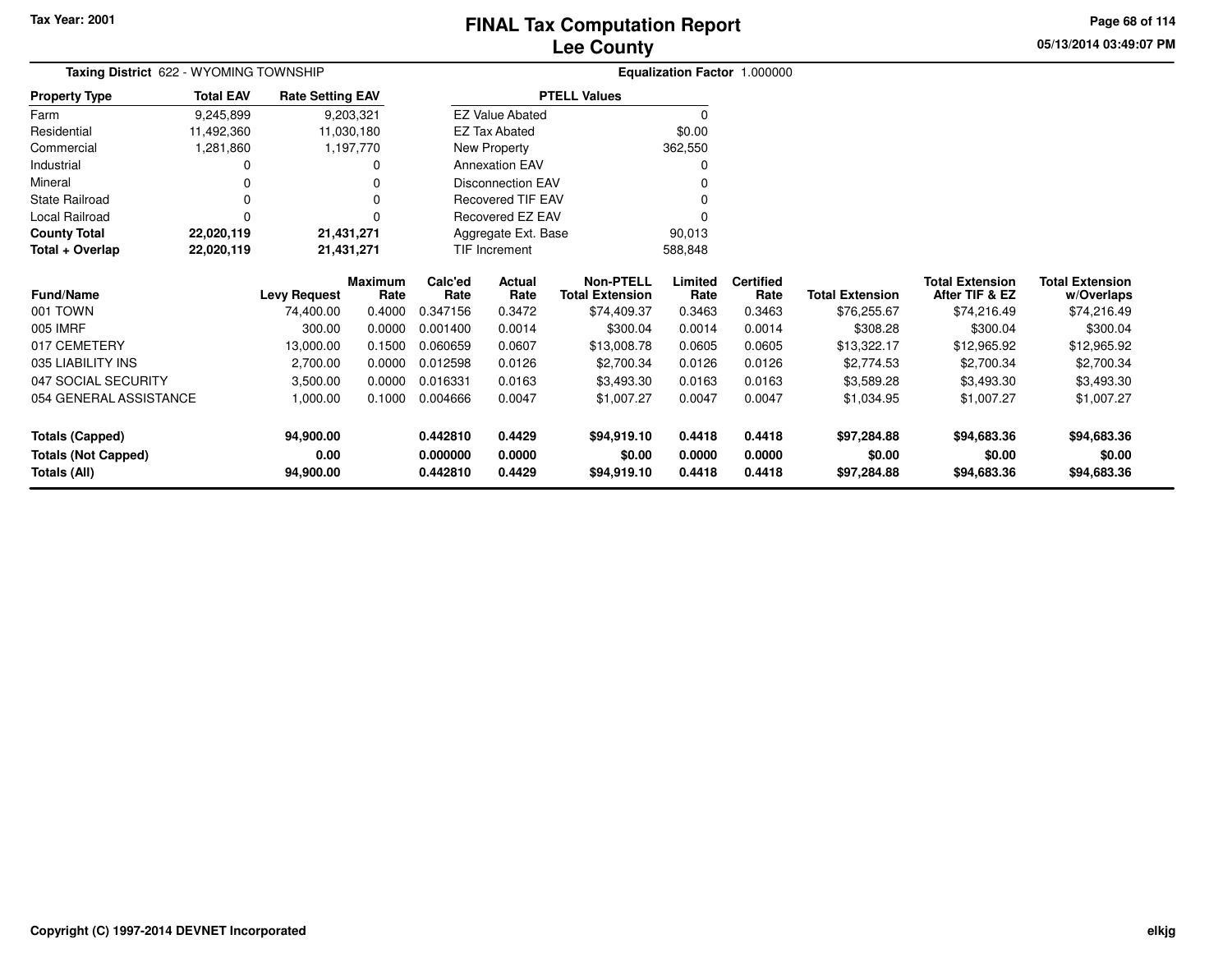# FINAL Tax Computation Report
## Lee County

Tax Year: 2001

**Taxing District** 622 - WYOMING TOWNSHIP

**Equalization Factor** 1.000000

| Property Type | Total EAV | Rate Setting EAV |
|---|---|---|
| Farm | 9,245,899 | 9,203,321 |
| Residential | 11,492,360 | 11,030,180 |
| Commercial | 1,281,860 | 1,197,770 |
| Industrial | 0 | 0 |
| Mineral | 0 | 0 |
| State Railroad | 0 | 0 |
| Local Railroad | 0 | 0 |
| **County Total** | **22,020,119** | **21,431,271** |
| **Total + Overlap** | **22,020,119** | **21,431,271** |

| PTELL Values | |
|---|---|
| EZ Value Abated | 0 |
| EZ Tax Abated | $0.00 |
| New Property | 362,550 |
| Annexation EAV | 0 |
| Disconnection EAV | 0 |
| Recovered TIF EAV | 0 |
| Recovered EZ EAV | 0 |
| Aggregate Ext. Base | 90,013 |
| TIF Increment | 588,848 |

| Fund/Name | Levy Request | Maximum Rate | Calc'ed Rate | Actual Rate | Non-PTELL Total Extension | Limited Rate | Certified Rate | Total Extension | Total Extension After TIF & EZ | Total Extension w/Overlaps |
|---|---|---|---|---|---|---|---|---|---|---|
| 001 TOWN | 74,400.00 | 0.4000 | 0.347156 | 0.3472 | $74,409.37 | 0.3463 | 0.3463 | $76,255.67 | $74,216.49 | $74,216.49 |
| 005 IMRF | 300.00 | 0.0000 | 0.001400 | 0.0014 | $300.04 | 0.0014 | 0.0014 | $308.28 | $300.04 | $300.04 |
| 017 CEMETERY | 13,000.00 | 0.1500 | 0.060659 | 0.0607 | $13,008.78 | 0.0605 | 0.0605 | $13,322.17 | $12,965.92 | $12,965.92 |
| 035 LIABILITY INS | 2,700.00 | 0.0000 | 0.012598 | 0.0126 | $2,700.34 | 0.0126 | 0.0126 | $2,774.53 | $2,700.34 | $2,700.34 |
| 047 SOCIAL SECURITY | 3,500.00 | 0.0000 | 0.016331 | 0.0163 | $3,493.30 | 0.0163 | 0.0163 | $3,589.28 | $3,493.30 | $3,493.30 |
| 054 GENERAL ASSISTANCE | 1,000.00 | 0.1000 | 0.004666 | 0.0047 | $1,007.27 | 0.0047 | 0.0047 | $1,034.95 | $1,007.27 | $1,007.27 |
| **Totals (Capped)** | **94,900.00** | | **0.442810** | **0.4429** | **$94,919.10** | **0.4418** | **0.4418** | **$97,284.88** | **$94,683.36** | **$94,683.36** |
| **Totals (Not Capped)** | **0.00** | | **0.000000** | **0.0000** | **$0.00** | **0.0000** | **0.0000** | **$0.00** | **$0.00** | **$0.00** |
| **Totals (All)** | **94,900.00** | | **0.442810** | **0.4429** | **$94,919.10** | **0.4418** | **0.4418** | **$97,284.88** | **$94,683.36** | **$94,683.36** |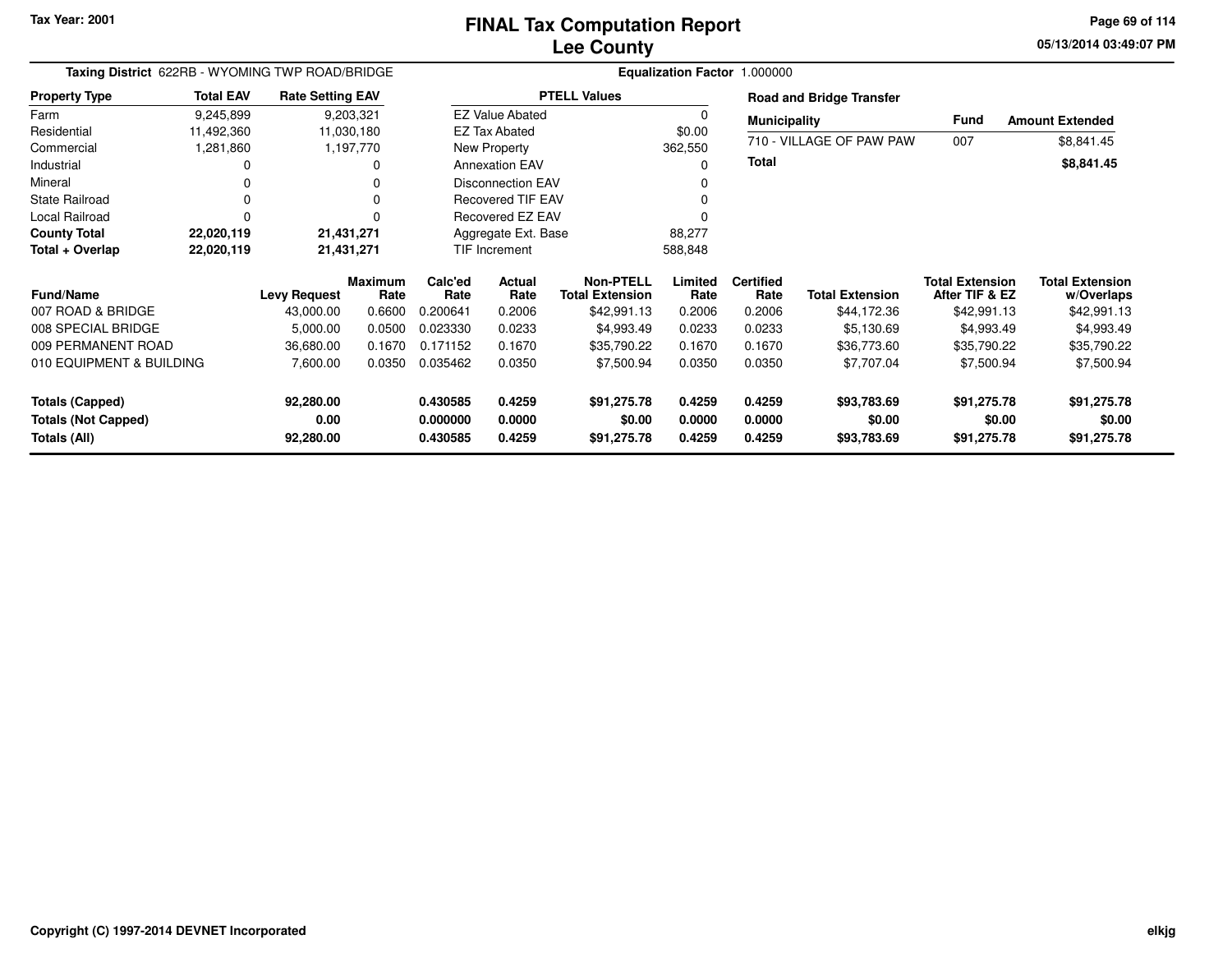# FINAL Tax Computation Report
## Lee County

Tax Year: 2001

**Taxing District** 622RB - WYOMING TWP ROAD/BRIDGE

**Equalization Factor** 1.000000

| Property Type | Total EAV | Rate Setting EAV |
|---|---|---|
| Farm | 9,245,899 | 9,203,321 |
| Residential | 11,492,360 | 11,030,180 |
| Commercial | 1,281,860 | 1,197,770 |
| Industrial | 0 | 0 |
| Mineral | 0 | 0 |
| State Railroad | 0 | 0 |
| Local Railroad | 0 | 0 |
| **County Total** | **22,020,119** | **21,431,271** |
| **Total + Overlap** | **22,020,119** | **21,431,271** |

| PTELL Values | |
|---|---|
| EZ Value Abated | 0 |
| EZ Tax Abated | $0.00 |
| New Property | 362,550 |
| Annexation EAV | 0 |
| Disconnection EAV | 0 |
| Recovered TIF EAV | 0 |
| Recovered EZ EAV | 0 |
| Aggregate Ext. Base | 88,277 |
| TIF Increment | 588,848 |

**Road and Bridge Transfer**

| Municipality | Fund | Amount Extended |
|---|---|---|
| 710 - VILLAGE OF PAW PAW | 007 | $8,841.45 |
| **Total** | | **$8,841.45** |

| Fund/Name | Levy Request | Maximum Rate | Calc'ed Rate | Actual Rate | Non-PTELL Total Extension | Limited Rate | Certified Rate | Total Extension | Total Extension After TIF & EZ | Total Extension w/Overlaps |
|---|---|---|---|---|---|---|---|---|---|---|
| 007 ROAD & BRIDGE | 43,000.00 | 0.6600 | 0.200641 | 0.2006 | $42,991.13 | 0.2006 | 0.2006 | $44,172.36 | $42,991.13 | $42,991.13 |
| 008 SPECIAL BRIDGE | 5,000.00 | 0.0500 | 0.023330 | 0.0233 | $4,993.49 | 0.0233 | 0.0233 | $5,130.69 | $4,993.49 | $4,993.49 |
| 009 PERMANENT ROAD | 36,680.00 | 0.1670 | 0.171152 | 0.1670 | $35,790.22 | 0.1670 | 0.1670 | $36,773.60 | $35,790.22 | $35,790.22 |
| 010 EQUIPMENT & BUILDING | 7,600.00 | 0.0350 | 0.035462 | 0.0350 | $7,500.94 | 0.0350 | 0.0350 | $7,707.04 | $7,500.94 | $7,500.94 |
| **Totals (Capped)** | **92,280.00** | | **0.430585** | **0.4259** | **$91,275.78** | **0.4259** | **0.4259** | **$93,783.69** | **$91,275.78** | **$91,275.78** |
| **Totals (Not Capped)** | **0.00** | | **0.000000** | **0.0000** | **$0.00** | **0.0000** | **0.0000** | **$0.00** | **$0.00** | **$0.00** |
| **Totals (All)** | **92,280.00** | | **0.430585** | **0.4259** | **$91,275.78** | **0.4259** | **0.4259** | **$93,783.69** | **$91,275.78** | **$91,275.78** |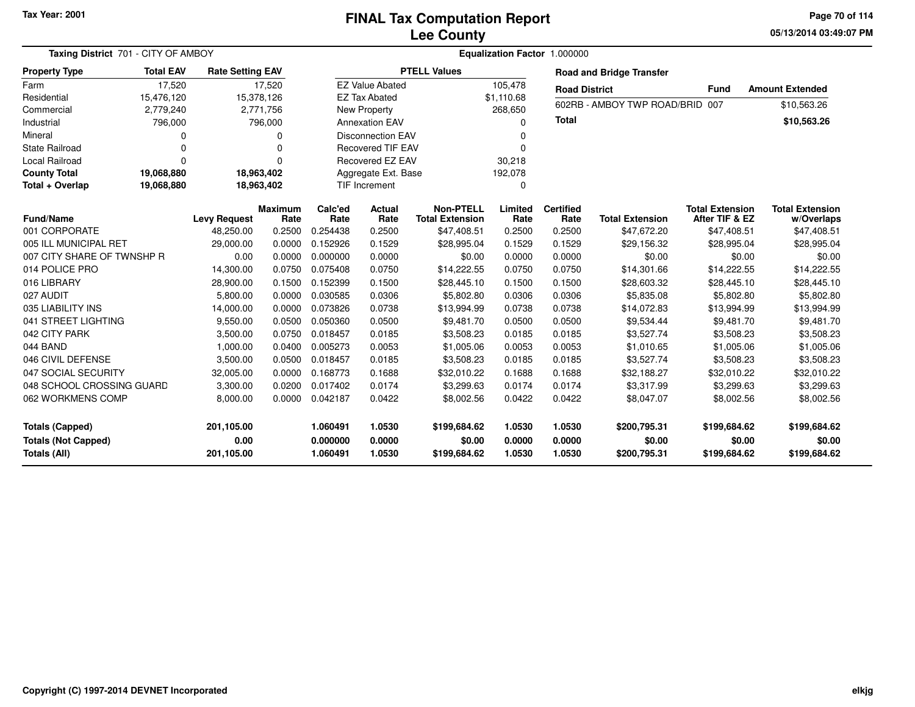Tax Year: 2001

# FINAL Tax Computation Report
# Lee County

05/13/2014 03:49:07 PM

**Taxing District** 701 - CITY OF AMBOY

**Equalization Factor** 1.000000

| Property Type | Total EAV | Rate Setting EAV |
|---|---|---|
| Farm | 17,520 | 17,520 |
| Residential | 15,476,120 | 15,378,126 |
| Commercial | 2,779,240 | 2,771,756 |
| Industrial | 796,000 | 796,000 |
| Mineral | 0 | 0 |
| State Railroad | 0 | 0 |
| Local Railroad | 0 | 0 |
| **County Total** | **19,068,880** | **18,963,402** |
| **Total + Overlap** | **19,068,880** | **18,963,402** |

| PTELL Values | |
|---|---|
| EZ Value Abated | 105,478 |
| EZ Tax Abated | $1,110.68 |
| New Property | 268,650 |
| Annexation EAV | 0 |
| Disconnection EAV | 0 |
| Recovered TIF EAV | 0 |
| Recovered EZ EAV | 30,218 |
| Aggregate Ext. Base | 192,078 |
| TIF Increment | 0 |

**Road and Bridge Transfer**

| Road District | Fund | Amount Extended |
|---|---|---|
| 602RB - AMBOY TWP ROAD/BRID | 007 | $10,563.26 |
| **Total** | | **$10,563.26** |

| Fund/Name | Levy Request | Maximum Rate | Calc'ed Rate | Actual Rate | Non-PTELL Total Extension | Limited Rate | Certified Rate | Total Extension | Total Extension After TIF & EZ | Total Extension w/Overlaps |
|---|---|---|---|---|---|---|---|---|---|---|
| 001 CORPORATE | 48,250.00 | 0.2500 | 0.254438 | 0.2500 | $47,408.51 | 0.2500 | 0.2500 | $47,672.20 | $47,408.51 | $47,408.51 |
| 005 ILL MUNICIPAL RET | 29,000.00 | 0.0000 | 0.152926 | 0.1529 | $28,995.04 | 0.1529 | 0.1529 | $29,156.32 | $28,995.04 | $28,995.04 |
| 007 CITY SHARE OF TWNSHP R | 0.00 | 0.0000 | 0.000000 | 0.0000 | $0.00 | 0.0000 | 0.0000 | $0.00 | $0.00 | $0.00 |
| 014 POLICE PRO | 14,300.00 | 0.0750 | 0.075408 | 0.0750 | $14,222.55 | 0.0750 | 0.0750 | $14,301.66 | $14,222.55 | $14,222.55 |
| 016 LIBRARY | 28,900.00 | 0.1500 | 0.152399 | 0.1500 | $28,445.10 | 0.1500 | 0.1500 | $28,603.32 | $28,445.10 | $28,445.10 |
| 027 AUDIT | 5,800.00 | 0.0000 | 0.030585 | 0.0306 | $5,802.80 | 0.0306 | 0.0306 | $5,835.08 | $5,802.80 | $5,802.80 |
| 035 LIABILITY INS | 14,000.00 | 0.0000 | 0.073826 | 0.0738 | $13,994.99 | 0.0738 | 0.0738 | $14,072.83 | $13,994.99 | $13,994.99 |
| 041 STREET LIGHTING | 9,550.00 | 0.0500 | 0.050360 | 0.0500 | $9,481.70 | 0.0500 | 0.0500 | $9,534.44 | $9,481.70 | $9,481.70 |
| 042 CITY PARK | 3,500.00 | 0.0750 | 0.018457 | 0.0185 | $3,508.23 | 0.0185 | 0.0185 | $3,527.74 | $3,508.23 | $3,508.23 |
| 044 BAND | 1,000.00 | 0.0400 | 0.005273 | 0.0053 | $1,005.06 | 0.0053 | 0.0053 | $1,010.65 | $1,005.06 | $1,005.06 |
| 046 CIVIL DEFENSE | 3,500.00 | 0.0500 | 0.018457 | 0.0185 | $3,508.23 | 0.0185 | 0.0185 | $3,527.74 | $3,508.23 | $3,508.23 |
| 047 SOCIAL SECURITY | 32,005.00 | 0.0000 | 0.168773 | 0.1688 | $32,010.22 | 0.1688 | 0.1688 | $32,188.27 | $32,010.22 | $32,010.22 |
| 048 SCHOOL CROSSING GUARD | 3,300.00 | 0.0200 | 0.017402 | 0.0174 | $3,299.63 | 0.0174 | 0.0174 | $3,317.99 | $3,299.63 | $3,299.63 |
| 062 WORKMENS COMP | 8,000.00 | 0.0000 | 0.042187 | 0.0422 | $8,002.56 | 0.0422 | 0.0422 | $8,047.07 | $8,002.56 | $8,002.56 |
| **Totals (Capped)** | **201,105.00** | | **1.060491** | **1.0530** | **$199,684.62** | **1.0530** | **1.0530** | **$200,795.31** | **$199,684.62** | **$199,684.62** |
| **Totals (Not Capped)** | **0.00** | | **0.000000** | **0.0000** | **$0.00** | **0.0000** | **0.0000** | **$0.00** | **$0.00** | **$0.00** |
| **Totals (All)** | **201,105.00** | | **1.060491** | **1.0530** | **$199,684.62** | **1.0530** | **1.0530** | **$200,795.31** | **$199,684.62** | **$199,684.62** |

Copyright (C) 1997-2014 DEVNET Incorporated

elkjg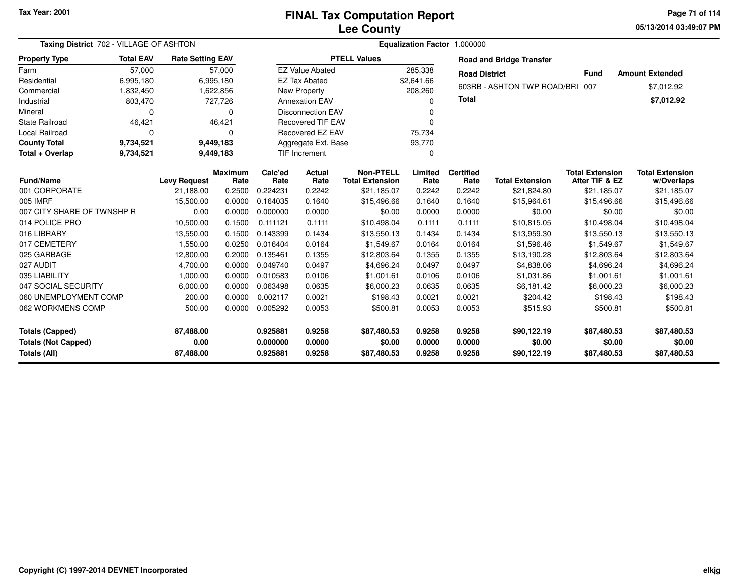Tax Year: 2001

# FINAL Tax Computation Report
## Lee County

05/13/2014 03:49:07 PM

**Taxing District** 702 - VILLAGE OF ASHTON

**Equalization Factor** 1.000000

| Property Type | Total EAV | Rate Setting EAV |
|---|---|---|
| Farm | 57,000 | 57,000 |
| Residential | 6,995,180 | 6,995,180 |
| Commercial | 1,832,450 | 1,622,856 |
| Industrial | 803,470 | 727,726 |
| Mineral | 0 | 0 |
| State Railroad | 46,421 | 46,421 |
| Local Railroad | 0 | 0 |
| **County Total** | **9,734,521** | **9,449,183** |
| **Total + Overlap** | **9,734,521** | **9,449,183** |

| PTELL Values | |
|---|---|
| EZ Value Abated | 285,338 |
| EZ Tax Abated | $2,641.66 |
| New Property | 208,260 |
| Annexation EAV | 0 |
| Disconnection EAV | 0 |
| Recovered TIF EAV | 0 |
| Recovered EZ EAV | 75,734 |
| Aggregate Ext. Base | 93,770 |
| TIF Increment | 0 |

**Road and Bridge Transfer**

| Road District | Fund | Amount Extended |
|---|---|---|
| 603RB - ASHTON TWP ROAD/BRI | 007 | $7,012.92 |
| **Total** | | **$7,012.92** |

| Fund/Name | Levy Request | Maximum Rate | Calc'ed Rate | Actual Rate | Non-PTELL Total Extension | Limited Rate | Certified Rate | Total Extension | Total Extension After TIF & EZ | Total Extension w/Overlaps |
|---|---|---|---|---|---|---|---|---|---|---|
| 001 CORPORATE | 21,188.00 | 0.2500 | 0.224231 | 0.2242 | $21,185.07 | 0.2242 | 0.2242 | $21,824.80 | $21,185.07 | $21,185.07 |
| 005 IMRF | 15,500.00 | 0.0000 | 0.164035 | 0.1640 | $15,496.66 | 0.1640 | 0.1640 | $15,964.61 | $15,496.66 | $15,496.66 |
| 007 CITY SHARE OF TWNSHP R | 0.00 | 0.0000 | 0.000000 | 0.0000 | $0.00 | 0.0000 | 0.0000 | $0.00 | $0.00 | $0.00 |
| 014 POLICE PRO | 10,500.00 | 0.1500 | 0.111121 | 0.1111 | $10,498.04 | 0.1111 | 0.1111 | $10,815.05 | $10,498.04 | $10,498.04 |
| 016 LIBRARY | 13,550.00 | 0.1500 | 0.143399 | 0.1434 | $13,550.13 | 0.1434 | 0.1434 | $13,959.30 | $13,550.13 | $13,550.13 |
| 017 CEMETERY | 1,550.00 | 0.0250 | 0.016404 | 0.0164 | $1,549.67 | 0.0164 | 0.0164 | $1,596.46 | $1,549.67 | $1,549.67 |
| 025 GARBAGE | 12,800.00 | 0.2000 | 0.135461 | 0.1355 | $12,803.64 | 0.1355 | 0.1355 | $13,190.28 | $12,803.64 | $12,803.64 |
| 027 AUDIT | 4,700.00 | 0.0000 | 0.049740 | 0.0497 | $4,696.24 | 0.0497 | 0.0497 | $4,838.06 | $4,696.24 | $4,696.24 |
| 035 LIABILITY | 1,000.00 | 0.0000 | 0.010583 | 0.0106 | $1,001.61 | 0.0106 | 0.0106 | $1,031.86 | $1,001.61 | $1,001.61 |
| 047 SOCIAL SECURITY | 6,000.00 | 0.0000 | 0.063498 | 0.0635 | $6,000.23 | 0.0635 | 0.0635 | $6,181.42 | $6,000.23 | $6,000.23 |
| 060 UNEMPLOYMENT COMP | 200.00 | 0.0000 | 0.002117 | 0.0021 | $198.43 | 0.0021 | 0.0021 | $204.42 | $198.43 | $198.43 |
| 062 WORKMENS COMP | 500.00 | 0.0000 | 0.005292 | 0.0053 | $500.81 | 0.0053 | 0.0053 | $515.93 | $500.81 | $500.81 |
| **Totals (Capped)** | **87,488.00** | | **0.925881** | **0.9258** | **$87,480.53** | **0.9258** | **0.9258** | **$90,122.19** | **$87,480.53** | **$87,480.53** |
| **Totals (Not Capped)** | **0.00** | | **0.000000** | **0.0000** | **$0.00** | **0.0000** | **0.0000** | **$0.00** | **$0.00** | **$0.00** |
| **Totals (All)** | **87,488.00** | | **0.925881** | **0.9258** | **$87,480.53** | **0.9258** | **0.9258** | **$90,122.19** | **$87,480.53** | **$87,480.53** |

Copyright (C) 1997-2014 DEVNET Incorporated

elkjg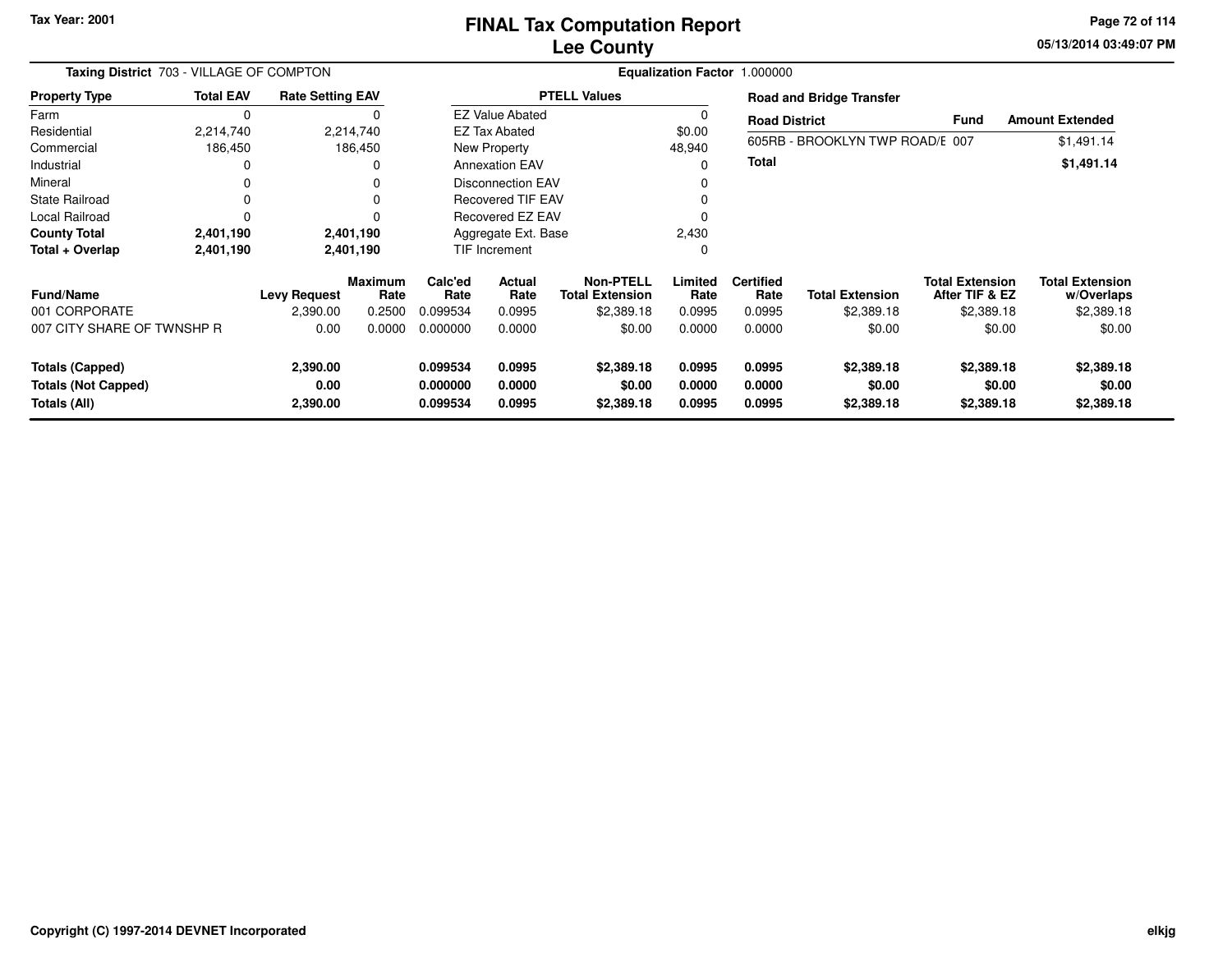Tax Year: 2001

# FINAL Tax Computation Report
## Lee County

05/13/2014 03:49:07 PM

**Taxing District** 703 - VILLAGE OF COMPTON

**Equalization Factor** 1.000000

| Property Type | Total EAV | Rate Setting EAV |
|---|---|---|
| Farm | 0 | 0 |
| Residential | 2,214,740 | 2,214,740 |
| Commercial | 186,450 | 186,450 |
| Industrial | 0 | 0 |
| Mineral | 0 | 0 |
| State Railroad | 0 | 0 |
| Local Railroad | 0 | 0 |
| **County Total** | **2,401,190** | **2,401,190** |
| **Total + Overlap** | **2,401,190** | **2,401,190** |

| PTELL Values | |
|---|---|
| EZ Value Abated | 0 |
| EZ Tax Abated | $0.00 |
| New Property | 48,940 |
| Annexation EAV | 0 |
| Disconnection EAV | 0 |
| Recovered TIF EAV | 0 |
| Recovered EZ EAV | 0 |
| Aggregate Ext. Base | 2,430 |
| TIF Increment | 0 |

**Road and Bridge Transfer**

| Road District | Fund | Amount Extended |
|---|---|---|
| 605RB - BROOKLYN TWP ROAD/E | 007 | $1,491.14 |
| **Total** | | **$1,491.14** |

| Fund/Name | Levy Request | Maximum Rate | Calc'ed Rate | Actual Rate | Non-PTELL Total Extension | Limited Rate | Certified Rate | Total Extension | Total Extension After TIF & EZ | Total Extension w/Overlaps |
|---|---|---|---|---|---|---|---|---|---|---|
| 001 CORPORATE | 2,390.00 | 0.2500 | 0.099534 | 0.0995 | $2,389.18 | 0.0995 | 0.0995 | $2,389.18 | $2,389.18 | $2,389.18 |
| 007 CITY SHARE OF TWNSHP R | 0.00 | 0.0000 | 0.000000 | 0.0000 | $0.00 | 0.0000 | 0.0000 | $0.00 | $0.00 | $0.00 |
| **Totals (Capped)** | **2,390.00** | | **0.099534** | **0.0995** | **$2,389.18** | **0.0995** | **0.0995** | **$2,389.18** | **$2,389.18** | **$2,389.18** |
| **Totals (Not Capped)** | **0.00** | | **0.000000** | **0.0000** | **$0.00** | **0.0000** | **0.0000** | **$0.00** | **$0.00** | **$0.00** |
| **Totals (All)** | **2,390.00** | | **0.099534** | **0.0995** | **$2,389.18** | **0.0995** | **0.0995** | **$2,389.18** | **$2,389.18** | **$2,389.18** |

Copyright (C) 1997-2014 DEVNET Incorporated

elkjg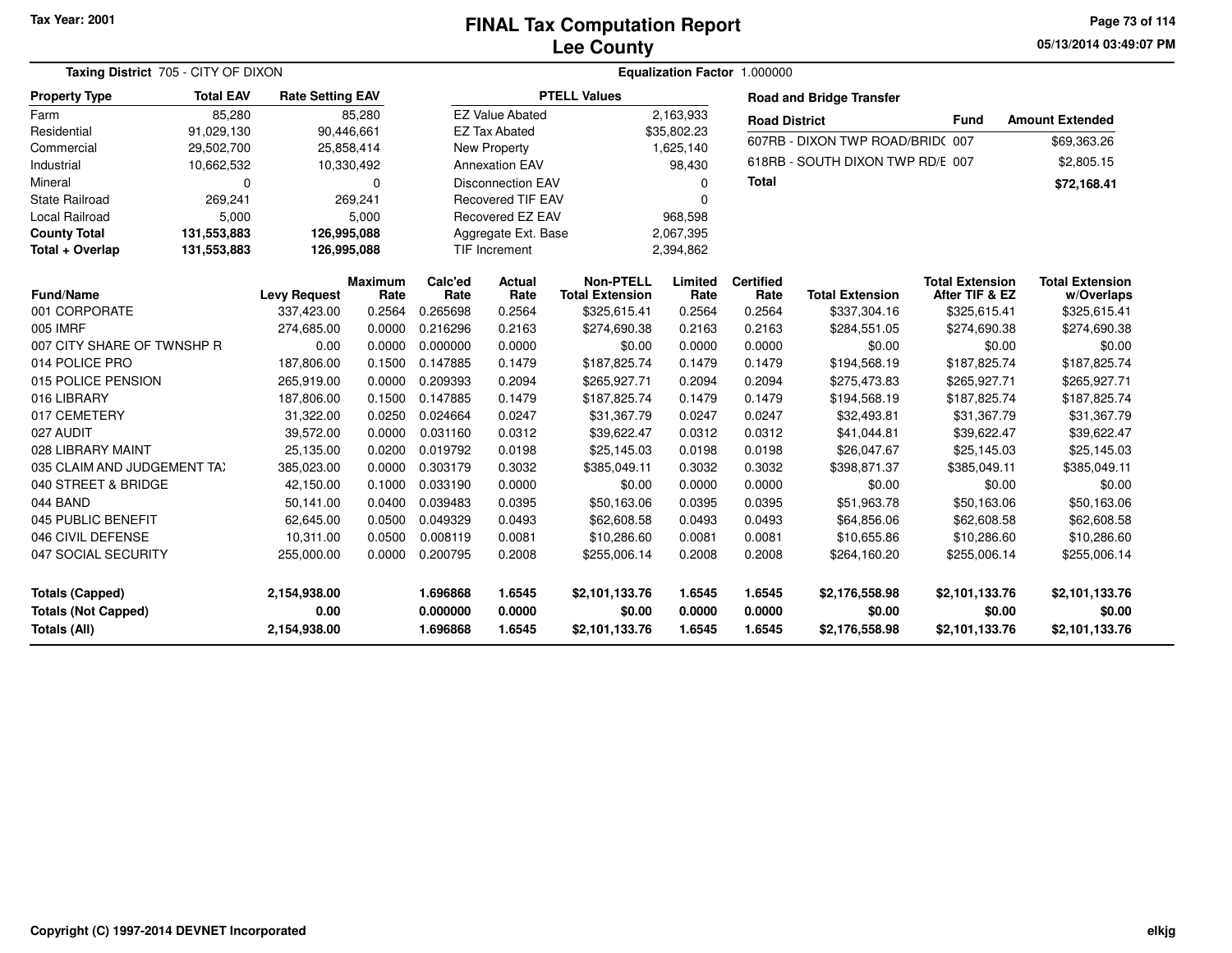Tax Year: 2001

# FINAL Tax Computation Report
## Lee County

05/13/2014 03:49:07 PM

**Taxing District** 705 - CITY OF DIXON

**Equalization Factor** 1.000000

| Property Type | Total EAV | Rate Setting EAV |
|---|---|---|
| Farm | 85,280 | 85,280 |
| Residential | 91,029,130 | 90,446,661 |
| Commercial | 29,502,700 | 25,858,414 |
| Industrial | 10,662,532 | 10,330,492 |
| Mineral | 0 | 0 |
| State Railroad | 269,241 | 269,241 |
| Local Railroad | 5,000 | 5,000 |
| **County Total** | **131,553,883** | **126,995,088** |
| **Total + Overlap** | **131,553,883** | **126,995,088** |

| PTELL Values | |
|---|---|
| EZ Value Abated | 2,163,933 |
| EZ Tax Abated | $35,802.23 |
| New Property | 1,625,140 |
| Annexation EAV | 98,430 |
| Disconnection EAV | 0 |
| Recovered TIF EAV | 0 |
| Recovered EZ EAV | 968,598 |
| Aggregate Ext. Base | 2,067,395 |
| TIF Increment | 2,394,862 |

**Road and Bridge Transfer**

| Road District | Fund | Amount Extended |
|---|---|---|
| 607RB - DIXON TWP ROAD/BRID( | 007 | $69,363.26 |
| 618RB - SOUTH DIXON TWP RD/E | 007 | $2,805.15 |
| **Total** | | **$72,168.41** |

| Fund/Name | Levy Request | Maximum Rate | Calc'ed Rate | Actual Rate | Non-PTELL Total Extension | Limited Rate | Certified Rate | Total Extension | Total Extension After TIF & EZ | Total Extension w/Overlaps |
|---|---|---|---|---|---|---|---|---|---|---|
| 001 CORPORATE | 337,423.00 | 0.2564 | 0.265698 | 0.2564 | $325,615.41 | 0.2564 | 0.2564 | $337,304.16 | $325,615.41 | $325,615.41 |
| 005 IMRF | 274,685.00 | 0.0000 | 0.216296 | 0.2163 | $274,690.38 | 0.2163 | 0.2163 | $284,551.05 | $274,690.38 | $274,690.38 |
| 007 CITY SHARE OF TWNSHP R | 0.00 | 0.0000 | 0.000000 | 0.0000 | $0.00 | 0.0000 | 0.0000 | $0.00 | $0.00 | $0.00 |
| 014 POLICE PRO | 187,806.00 | 0.1500 | 0.147885 | 0.1479 | $187,825.74 | 0.1479 | 0.1479 | $194,568.19 | $187,825.74 | $187,825.74 |
| 015 POLICE PENSION | 265,919.00 | 0.0000 | 0.209393 | 0.2094 | $265,927.71 | 0.2094 | 0.2094 | $275,473.83 | $265,927.71 | $265,927.71 |
| 016 LIBRARY | 187,806.00 | 0.1500 | 0.147885 | 0.1479 | $187,825.74 | 0.1479 | 0.1479 | $194,568.19 | $187,825.74 | $187,825.74 |
| 017 CEMETERY | 31,322.00 | 0.0250 | 0.024664 | 0.0247 | $31,367.79 | 0.0247 | 0.0247 | $32,493.81 | $31,367.79 | $31,367.79 |
| 027 AUDIT | 39,572.00 | 0.0000 | 0.031160 | 0.0312 | $39,622.47 | 0.0312 | 0.0312 | $41,044.81 | $39,622.47 | $39,622.47 |
| 028 LIBRARY MAINT | 25,135.00 | 0.0200 | 0.019792 | 0.0198 | $25,145.03 | 0.0198 | 0.0198 | $26,047.67 | $25,145.03 | $25,145.03 |
| 035 CLAIM AND JUDGEMENT TA) | 385,023.00 | 0.0000 | 0.303179 | 0.3032 | $385,049.11 | 0.3032 | 0.3032 | $398,871.37 | $385,049.11 | $385,049.11 |
| 040 STREET & BRIDGE | 42,150.00 | 0.1000 | 0.033190 | 0.0000 | $0.00 | 0.0000 | 0.0000 | $0.00 | $0.00 | $0.00 |
| 044 BAND | 50,141.00 | 0.0400 | 0.039483 | 0.0395 | $50,163.06 | 0.0395 | 0.0395 | $51,963.78 | $50,163.06 | $50,163.06 |
| 045 PUBLIC BENEFIT | 62,645.00 | 0.0500 | 0.049329 | 0.0493 | $62,608.58 | 0.0493 | 0.0493 | $64,856.06 | $62,608.58 | $62,608.58 |
| 046 CIVIL DEFENSE | 10,311.00 | 0.0500 | 0.008119 | 0.0081 | $10,286.60 | 0.0081 | 0.0081 | $10,655.86 | $10,286.60 | $10,286.60 |
| 047 SOCIAL SECURITY | 255,000.00 | 0.0000 | 0.200795 | 0.2008 | $255,006.14 | 0.2008 | 0.2008 | $264,160.20 | $255,006.14 | $255,006.14 |
| **Totals (Capped)** | **2,154,938.00** | | **1.696868** | **1.6545** | **$2,101,133.76** | **1.6545** | **1.6545** | **$2,176,558.98** | **$2,101,133.76** | **$2,101,133.76** |
| **Totals (Not Capped)** | **0.00** | | **0.000000** | **0.0000** | **$0.00** | **0.0000** | **0.0000** | **$0.00** | **$0.00** | **$0.00** |
| **Totals (All)** | **2,154,938.00** | | **1.696868** | **1.6545** | **$2,101,133.76** | **1.6545** | **1.6545** | **$2,176,558.98** | **$2,101,133.76** | **$2,101,133.76** |

Copyright (C) 1997-2014 DEVNET Incorporated

elkjg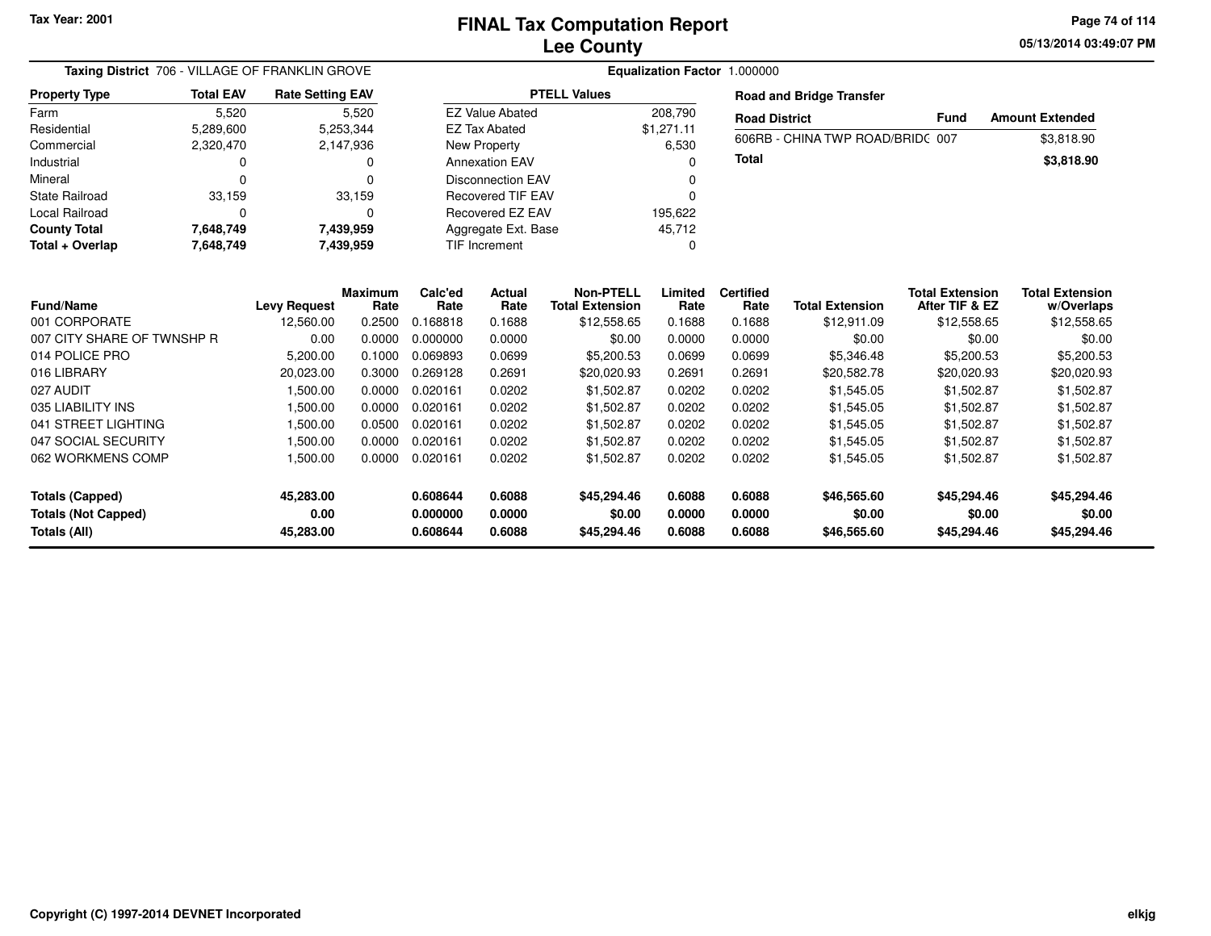Tax Year: 2001

# FINAL Tax Computation Report
# Lee County

05/13/2014 03:49:07 PM

**Taxing District** 706 - VILLAGE OF FRANKLIN GROVE

**Equalization Factor** 1.000000

| Property Type | Total EAV | Rate Setting EAV |
|---|---|---|
| Farm | 5,520 | 5,520 |
| Residential | 5,289,600 | 5,253,344 |
| Commercial | 2,320,470 | 2,147,936 |
| Industrial | 0 | 0 |
| Mineral | 0 | 0 |
| State Railroad | 33,159 | 33,159 |
| Local Railroad | 0 | 0 |
| **County Total** | **7,648,749** | **7,439,959** |
| **Total + Overlap** | **7,648,749** | **7,439,959** |

| PTELL Values | |
|---|---|
| EZ Value Abated | 208,790 |
| EZ Tax Abated | $1,271.11 |
| New Property | 6,530 |
| Annexation EAV | 0 |
| Disconnection EAV | 0 |
| Recovered TIF EAV | 0 |
| Recovered EZ EAV | 195,622 |
| Aggregate Ext. Base | 45,712 |
| TIF Increment | 0 |

**Road and Bridge Transfer**

| Road District | Fund | Amount Extended |
|---|---|---|
| 606RB - CHINA TWP ROAD/BRIDG | 007 | $3,818.90 |
| **Total** | | **$3,818.90** |

| Fund/Name | Levy Request | Maximum Rate | Calc'ed Rate | Actual Rate | Non-PTELL Total Extension | Limited Rate | Certified Rate | Total Extension | Total Extension After TIF & EZ | Total Extension w/Overlaps |
|---|---|---|---|---|---|---|---|---|---|---|
| 001 CORPORATE | 12,560.00 | 0.2500 | 0.168818 | 0.1688 | $12,558.65 | 0.1688 | 0.1688 | $12,911.09 | $12,558.65 | $12,558.65 |
| 007 CITY SHARE OF TWNSHP R | 0.00 | 0.0000 | 0.000000 | 0.0000 | $0.00 | 0.0000 | 0.0000 | $0.00 | $0.00 | $0.00 |
| 014 POLICE PRO | 5,200.00 | 0.1000 | 0.069893 | 0.0699 | $5,200.53 | 0.0699 | 0.0699 | $5,346.48 | $5,200.53 | $5,200.53 |
| 016 LIBRARY | 20,023.00 | 0.3000 | 0.269128 | 0.2691 | $20,020.93 | 0.2691 | 0.2691 | $20,582.78 | $20,020.93 | $20,020.93 |
| 027 AUDIT | 1,500.00 | 0.0000 | 0.020161 | 0.0202 | $1,502.87 | 0.0202 | 0.0202 | $1,545.05 | $1,502.87 | $1,502.87 |
| 035 LIABILITY INS | 1,500.00 | 0.0000 | 0.020161 | 0.0202 | $1,502.87 | 0.0202 | 0.0202 | $1,545.05 | $1,502.87 | $1,502.87 |
| 041 STREET LIGHTING | 1,500.00 | 0.0500 | 0.020161 | 0.0202 | $1,502.87 | 0.0202 | 0.0202 | $1,545.05 | $1,502.87 | $1,502.87 |
| 047 SOCIAL SECURITY | 1,500.00 | 0.0000 | 0.020161 | 0.0202 | $1,502.87 | 0.0202 | 0.0202 | $1,545.05 | $1,502.87 | $1,502.87 |
| 062 WORKMENS COMP | 1,500.00 | 0.0000 | 0.020161 | 0.0202 | $1,502.87 | 0.0202 | 0.0202 | $1,545.05 | $1,502.87 | $1,502.87 |
| **Totals (Capped)** | **45,283.00** | | **0.608644** | **0.6088** | **$45,294.46** | **0.6088** | **0.6088** | **$46,565.60** | **$45,294.46** | **$45,294.46** |
| **Totals (Not Capped)** | **0.00** | | **0.000000** | **0.0000** | **$0.00** | **0.0000** | **0.0000** | **$0.00** | **$0.00** | **$0.00** |
| **Totals (All)** | **45,283.00** | | **0.608644** | **0.6088** | **$45,294.46** | **0.6088** | **0.6088** | **$46,565.60** | **$45,294.46** | **$45,294.46** |

Copyright (C) 1997-2014 DEVNET Incorporated

elkjg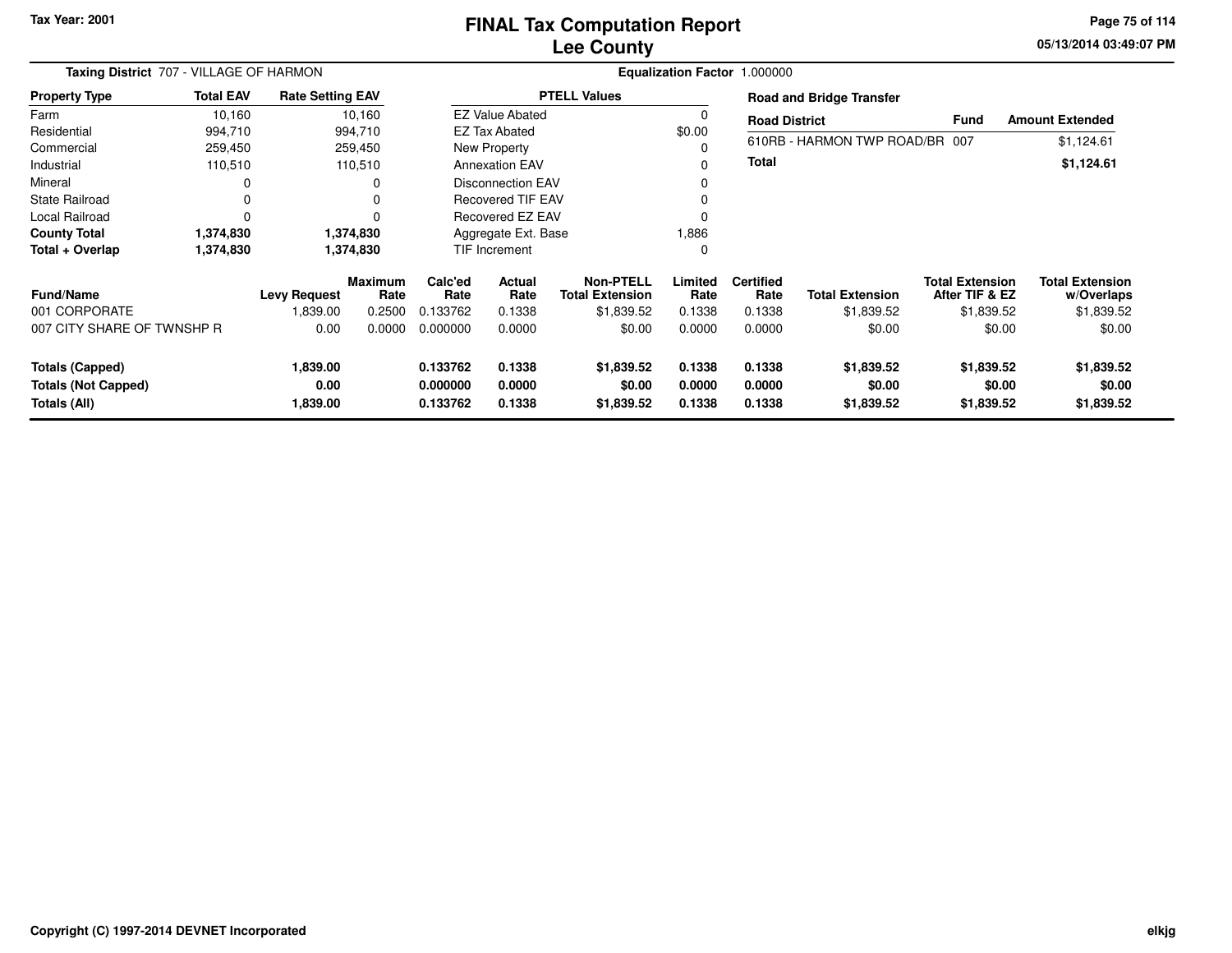**Tax Year: 2001**

# FINAL Tax Computation Report
## Lee County

05/13/2014 03:49:07 PM

**Taxing District** 707 - VILLAGE OF HARMON

**Equalization Factor** 1.000000

| Property Type | Total EAV | Rate Setting EAV |
|---|---|---|
| Farm | 10,160 | 10,160 |
| Residential | 994,710 | 994,710 |
| Commercial | 259,450 | 259,450 |
| Industrial | 110,510 | 110,510 |
| Mineral | 0 | 0 |
| State Railroad | 0 | 0 |
| Local Railroad | 0 | 0 |
| **County Total** | **1,374,830** | **1,374,830** |
| **Total + Overlap** | **1,374,830** | **1,374,830** |

| PTELL Values | |
|---|---|
| EZ Value Abated | 0 |
| EZ Tax Abated | $0.00 |
| New Property | 0 |
| Annexation EAV | 0 |
| Disconnection EAV | 0 |
| Recovered TIF EAV | 0 |
| Recovered EZ EAV | 0 |
| Aggregate Ext. Base | 1,886 |
| TIF Increment | 0 |

**Road and Bridge Transfer**

| Road District | Fund | Amount Extended |
|---|---|---|
| 610RB - HARMON TWP ROAD/BR | 007 | $1,124.61 |
| **Total** | | **$1,124.61** |

| Fund/Name | Levy Request | Maximum Rate | Calc'ed Rate | Actual Rate | Non-PTELL Total Extension | Limited Rate | Certified Rate | Total Extension | Total Extension After TIF & EZ | Total Extension w/Overlaps |
|---|---|---|---|---|---|---|---|---|---|---|
| 001 CORPORATE | 1,839.00 | 0.2500 | 0.133762 | 0.1338 | $1,839.52 | 0.1338 | 0.1338 | $1,839.52 | $1,839.52 | $1,839.52 |
| 007 CITY SHARE OF TWNSHP R | 0.00 | 0.0000 | 0.000000 | 0.0000 | $0.00 | 0.0000 | 0.0000 | $0.00 | $0.00 | $0.00 |
| **Totals (Capped)** | **1,839.00** | | **0.133762** | **0.1338** | **$1,839.52** | **0.1338** | **0.1338** | **$1,839.52** | **$1,839.52** | **$1,839.52** |
| **Totals (Not Capped)** | **0.00** | | **0.000000** | **0.0000** | **$0.00** | **0.0000** | **0.0000** | **$0.00** | **$0.00** | **$0.00** |
| **Totals (All)** | **1,839.00** | | **0.133762** | **0.1338** | **$1,839.52** | **0.1338** | **0.1338** | **$1,839.52** | **$1,839.52** | **$1,839.52** |

**Copyright (C) 1997-2014 DEVNET Incorporated**

elkjg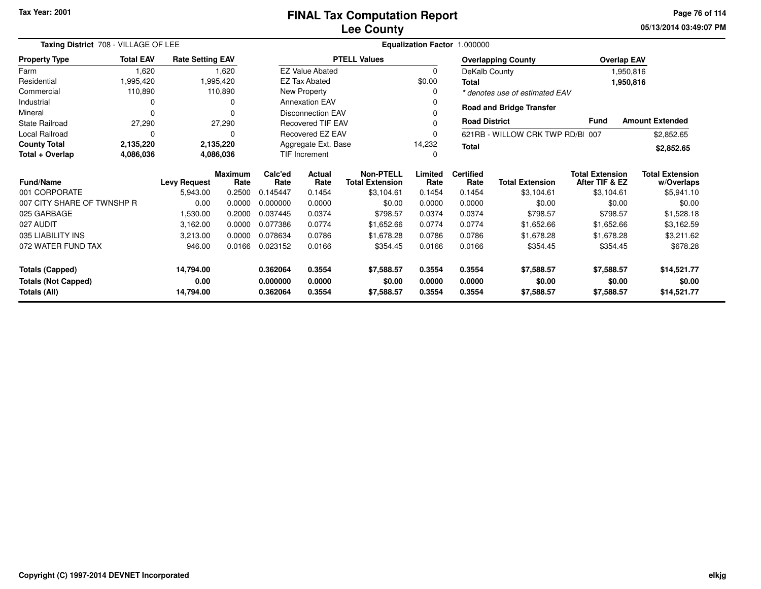Tax Year: 2001

# FINAL Tax Computation Report
## Lee County

05/13/2014 03:49:07 PM

**Taxing District** 708 - VILLAGE OF LEE

**Equalization Factor** 1.000000

| Property Type | Total EAV | Rate Setting EAV |
|---|---|---|
| Farm | 1,620 | 1,620 |
| Residential | 1,995,420 | 1,995,420 |
| Commercial | 110,890 | 110,890 |
| Industrial | 0 | 0 |
| Mineral | 0 | 0 |
| State Railroad | 27,290 | 27,290 |
| Local Railroad | 0 | 0 |
| **County Total** | **2,135,220** | **2,135,220** |
| **Total + Overlap** | **4,086,036** | **4,086,036** |

| PTELL Values | |
|---|---|
| EZ Value Abated | 0 |
| EZ Tax Abated | $0.00 |
| New Property | 0 |
| Annexation EAV | 0 |
| Disconnection EAV | 0 |
| Recovered TIF EAV | 0 |
| Recovered EZ EAV | 0 |
| Aggregate Ext. Base | 14,232 |
| TIF Increment | 0 |

| Overlapping County | Overlap EAV |
|---|---|
| DeKalb County | 1,950,816 |
| **Total** | **1,950,816** |

*\* denotes use of estimated EAV*

**Road and Bridge Transfer**

| Road District | Fund | Amount Extended |
|---|---|---|
| 621RB - WILLOW CRK TWP RD/BI | 007 | $2,852.65 |
| **Total** | | **$2,852.65** |

| Fund/Name | Levy Request | Maximum Rate | Calc'ed Rate | Actual Rate | Non-PTELL Total Extension | Limited Rate | Certified Rate | Total Extension | Total Extension After TIF & EZ | Total Extension w/Overlaps |
|---|---|---|---|---|---|---|---|---|---|---|
| 001 CORPORATE | 5,943.00 | 0.2500 | 0.145447 | 0.1454 | $3,104.61 | 0.1454 | 0.1454 | $3,104.61 | $3,104.61 | $5,941.10 |
| 007 CITY SHARE OF TWNSHP R | 0.00 | 0.0000 | 0.000000 | 0.0000 | $0.00 | 0.0000 | 0.0000 | $0.00 | $0.00 | $0.00 |
| 025 GARBAGE | 1,530.00 | 0.2000 | 0.037445 | 0.0374 | $798.57 | 0.0374 | 0.0374 | $798.57 | $798.57 | $1,528.18 |
| 027 AUDIT | 3,162.00 | 0.0000 | 0.077386 | 0.0774 | $1,652.66 | 0.0774 | 0.0774 | $1,652.66 | $1,652.66 | $3,162.59 |
| 035 LIABILITY INS | 3,213.00 | 0.0000 | 0.078634 | 0.0786 | $1,678.28 | 0.0786 | 0.0786 | $1,678.28 | $1,678.28 | $3,211.62 |
| 072 WATER FUND TAX | 946.00 | 0.0166 | 0.023152 | 0.0166 | $354.45 | 0.0166 | 0.0166 | $354.45 | $354.45 | $678.28 |
| **Totals (Capped)** | **14,794.00** | | **0.362064** | **0.3554** | **$7,588.57** | **0.3554** | **0.3554** | **$7,588.57** | **$7,588.57** | **$14,521.77** |
| **Totals (Not Capped)** | **0.00** | | **0.000000** | **0.0000** | **$0.00** | **0.0000** | **0.0000** | **$0.00** | **$0.00** | **$0.00** |
| **Totals (All)** | **14,794.00** | | **0.362064** | **0.3554** | **$7,588.57** | **0.3554** | **0.3554** | **$7,588.57** | **$7,588.57** | **$14,521.77** |

Copyright (C) 1997-2014 DEVNET Incorporated

elkjg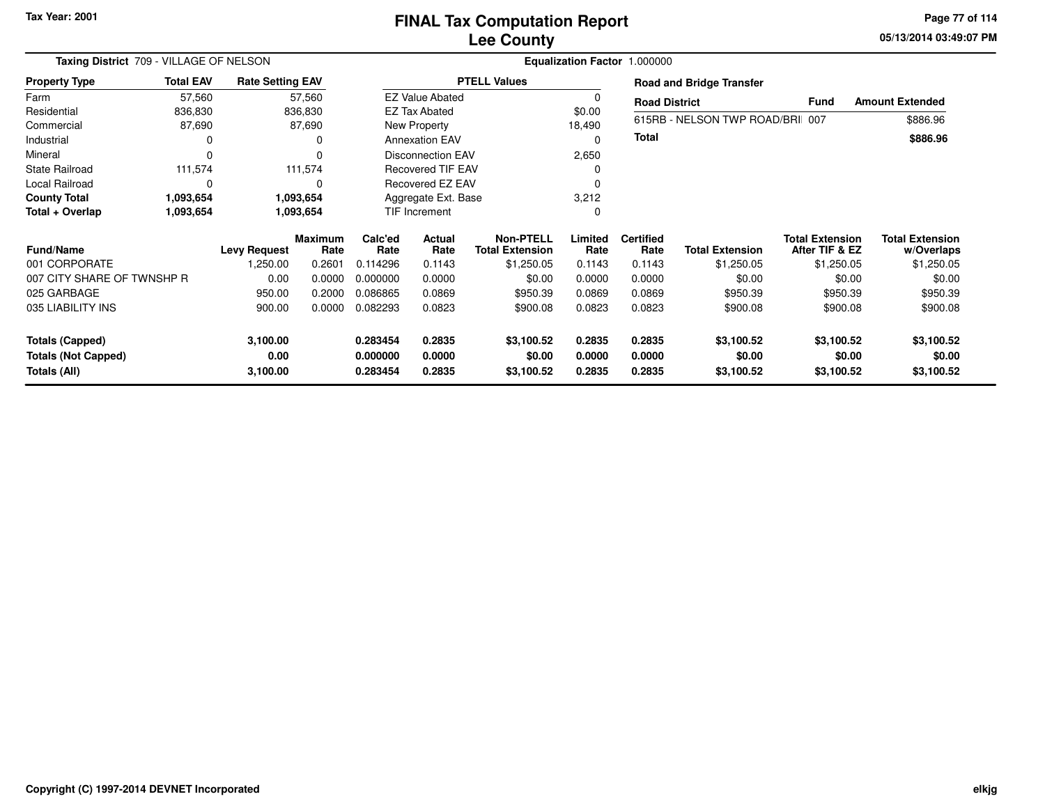Tax Year: 2001

# FINAL Tax Computation Report
## Lee County

**Taxing District** 709 - VILLAGE OF NELSON

**Equalization Factor** 1.000000

| Property Type | Total EAV | Rate Setting EAV |
|---|---|---|
| Farm | 57,560 | 57,560 |
| Residential | 836,830 | 836,830 |
| Commercial | 87,690 | 87,690 |
| Industrial | 0 | 0 |
| Mineral | 0 | 0 |
| State Railroad | 111,574 | 111,574 |
| Local Railroad | 0 | 0 |
| **County Total** | **1,093,654** | **1,093,654** |
| **Total + Overlap** | **1,093,654** | **1,093,654** |

| PTELL Values | |
|---|---|
| EZ Value Abated | 0 |
| EZ Tax Abated | $0.00 |
| New Property | 18,490 |
| Annexation EAV | 0 |
| Disconnection EAV | 2,650 |
| Recovered TIF EAV | 0 |
| Recovered EZ EAV | 0 |
| Aggregate Ext. Base | 3,212 |
| TIF Increment | 0 |

**Road and Bridge Transfer**

| Road District | Fund | Amount Extended |
|---|---|---|
| 615RB - NELSON TWP ROAD/BRI | 007 | $886.96 |
| **Total** | | **$886.96** |

| Fund/Name | Levy Request | Maximum Rate | Calc'ed Rate | Actual Rate | Non-PTELL Total Extension | Limited Rate | Certified Rate | Total Extension | Total Extension After TIF & EZ | Total Extension w/Overlaps |
|---|---|---|---|---|---|---|---|---|---|---|
| 001 CORPORATE | 1,250.00 | 0.2601 | 0.114296 | 0.1143 | $1,250.05 | 0.1143 | 0.1143 | $1,250.05 | $1,250.05 | $1,250.05 |
| 007 CITY SHARE OF TWNSHP R | 0.00 | 0.0000 | 0.000000 | 0.0000 | $0.00 | 0.0000 | 0.0000 | $0.00 | $0.00 | $0.00 |
| 025 GARBAGE | 950.00 | 0.2000 | 0.086865 | 0.0869 | $950.39 | 0.0869 | 0.0869 | $950.39 | $950.39 | $950.39 |
| 035 LIABILITY INS | 900.00 | 0.0000 | 0.082293 | 0.0823 | $900.08 | 0.0823 | 0.0823 | $900.08 | $900.08 | $900.08 |
| **Totals (Capped)** | **3,100.00** | | **0.283454** | **0.2835** | **$3,100.52** | **0.2835** | **0.2835** | **$3,100.52** | **$3,100.52** | **$3,100.52** |
| **Totals (Not Capped)** | **0.00** | | **0.000000** | **0.0000** | **$0.00** | **0.0000** | **0.0000** | **$0.00** | **$0.00** | **$0.00** |
| **Totals (All)** | **3,100.00** | | **0.283454** | **0.2835** | **$3,100.52** | **0.2835** | **0.2835** | **$3,100.52** | **$3,100.52** | **$3,100.52** |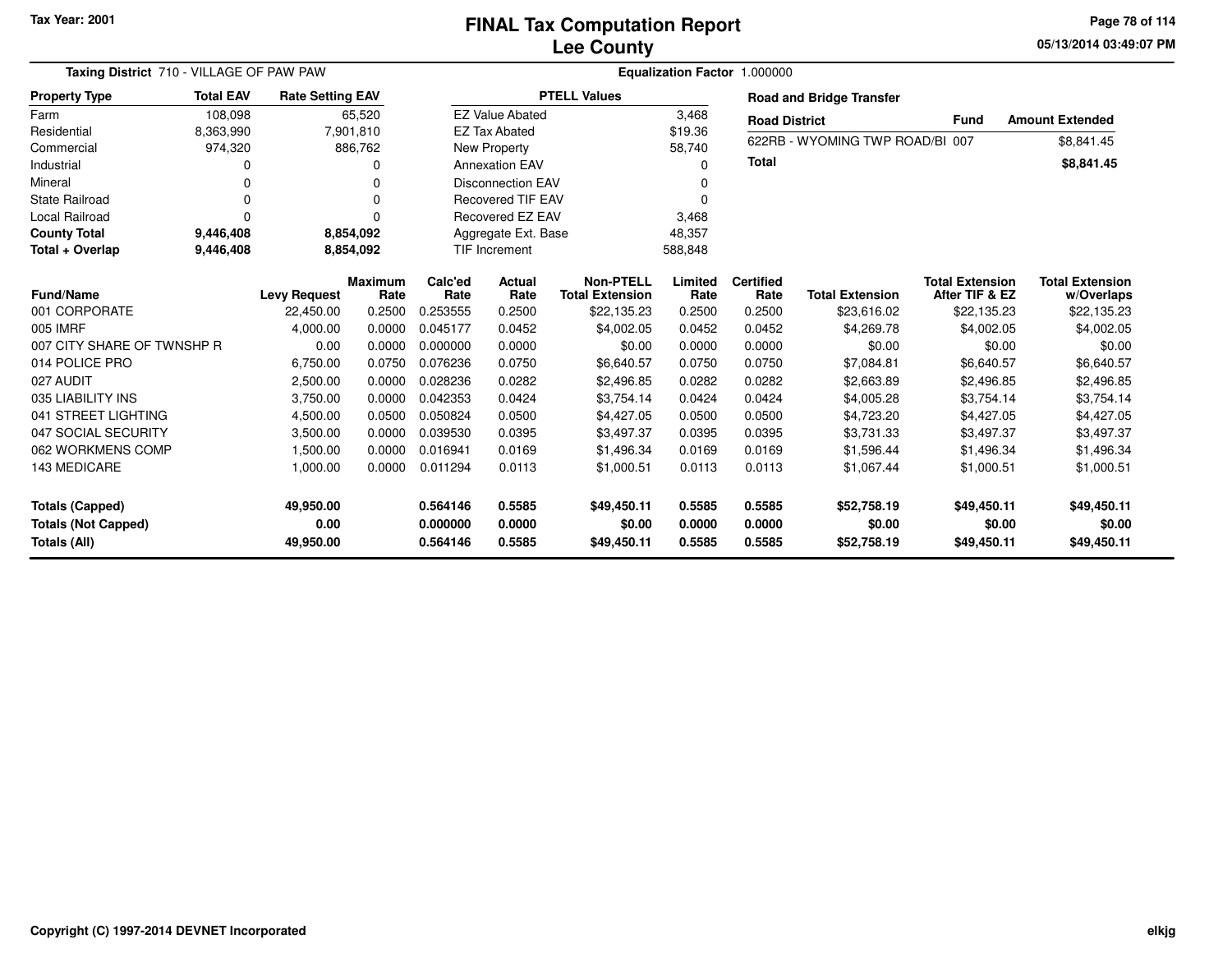Tax Year: 2001

# FINAL Tax Computation Report
## Lee County

05/13/2014 03:49:07 PM

**Taxing District** 710 - VILLAGE OF PAW PAW

**Equalization Factor** 1.000000

| Property Type | Total EAV | Rate Setting EAV |
|---|---|---|
| Farm | 108,098 | 65,520 |
| Residential | 8,363,990 | 7,901,810 |
| Commercial | 974,320 | 886,762 |
| Industrial | 0 | 0 |
| Mineral | 0 | 0 |
| State Railroad | 0 | 0 |
| Local Railroad | 0 | 0 |
| **County Total** | **9,446,408** | **8,854,092** |
| **Total + Overlap** | **9,446,408** | **8,854,092** |

| PTELL Values | |
|---|---|
| EZ Value Abated | 3,468 |
| EZ Tax Abated | $19.36 |
| New Property | 58,740 |
| Annexation EAV | 0 |
| Disconnection EAV | 0 |
| Recovered TIF EAV | 0 |
| Recovered EZ EAV | 3,468 |
| Aggregate Ext. Base | 48,357 |
| TIF Increment | 588,848 |

**Road and Bridge Transfer**

| Road District | Fund | Amount Extended |
|---|---|---|
| 622RB - WYOMING TWP ROAD/BI | 007 | $8,841.45 |
| **Total** | | **$8,841.45** |

| Fund/Name | Levy Request | Maximum Rate | Calc'ed Rate | Actual Rate | Non-PTELL Total Extension | Limited Rate | Certified Rate | Total Extension | Total Extension After TIF & EZ | Total Extension w/Overlaps |
|---|---|---|---|---|---|---|---|---|---|---|
| 001 CORPORATE | 22,450.00 | 0.2500 | 0.253555 | 0.2500 | $22,135.23 | 0.2500 | 0.2500 | $23,616.02 | $22,135.23 | $22,135.23 |
| 005 IMRF | 4,000.00 | 0.0000 | 0.045177 | 0.0452 | $4,002.05 | 0.0452 | 0.0452 | $4,269.78 | $4,002.05 | $4,002.05 |
| 007 CITY SHARE OF TWNSHP R | 0.00 | 0.0000 | 0.000000 | 0.0000 | $0.00 | 0.0000 | 0.0000 | $0.00 | $0.00 | $0.00 |
| 014 POLICE PRO | 6,750.00 | 0.0750 | 0.076236 | 0.0750 | $6,640.57 | 0.0750 | 0.0750 | $7,084.81 | $6,640.57 | $6,640.57 |
| 027 AUDIT | 2,500.00 | 0.0000 | 0.028236 | 0.0282 | $2,496.85 | 0.0282 | 0.0282 | $2,663.89 | $2,496.85 | $2,496.85 |
| 035 LIABILITY INS | 3,750.00 | 0.0000 | 0.042353 | 0.0424 | $3,754.14 | 0.0424 | 0.0424 | $4,005.28 | $3,754.14 | $3,754.14 |
| 041 STREET LIGHTING | 4,500.00 | 0.0500 | 0.050824 | 0.0500 | $4,427.05 | 0.0500 | 0.0500 | $4,723.20 | $4,427.05 | $4,427.05 |
| 047 SOCIAL SECURITY | 3,500.00 | 0.0000 | 0.039530 | 0.0395 | $3,497.37 | 0.0395 | 0.0395 | $3,731.33 | $3,497.37 | $3,497.37 |
| 062 WORKMENS COMP | 1,500.00 | 0.0000 | 0.016941 | 0.0169 | $1,496.34 | 0.0169 | 0.0169 | $1,596.44 | $1,496.34 | $1,496.34 |
| 143 MEDICARE | 1,000.00 | 0.0000 | 0.011294 | 0.0113 | $1,000.51 | 0.0113 | 0.0113 | $1,067.44 | $1,000.51 | $1,000.51 |
| **Totals (Capped)** | **49,950.00** | | **0.564146** | **0.5585** | **$49,450.11** | **0.5585** | **0.5585** | **$52,758.19** | **$49,450.11** | **$49,450.11** |
| **Totals (Not Capped)** | **0.00** | | **0.000000** | **0.0000** | **$0.00** | **0.0000** | **0.0000** | **$0.00** | **$0.00** | **$0.00** |
| **Totals (All)** | **49,950.00** | | **0.564146** | **0.5585** | **$49,450.11** | **0.5585** | **0.5585** | **$52,758.19** | **$49,450.11** | **$49,450.11** |

Copyright (C) 1997-2014 DEVNET Incorporated

elkjg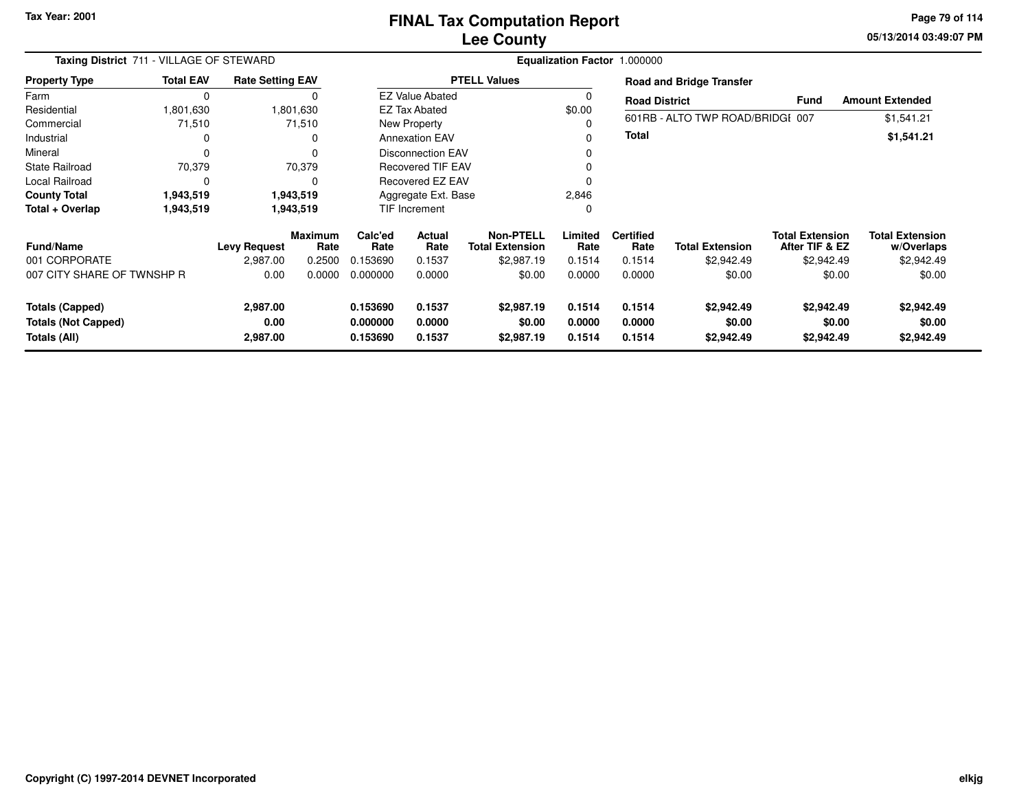Tax Year: 2001

# FINAL Tax Computation Report
## Lee County

05/13/2014 03:49:07 PM

**Taxing District** 711 - VILLAGE OF STEWARD

**Equalization Factor** 1.000000

| Property Type | Total EAV | Rate Setting EAV |
|---|---|---|
| Farm | 0 | 0 |
| Residential | 1,801,630 | 1,801,630 |
| Commercial | 71,510 | 71,510 |
| Industrial | 0 | 0 |
| Mineral | 0 | 0 |
| State Railroad | 70,379 | 70,379 |
| Local Railroad | 0 | 0 |
| **County Total** | **1,943,519** | **1,943,519** |
| **Total + Overlap** | **1,943,519** | **1,943,519** |

| PTELL Values | |
|---|---|
| EZ Value Abated | 0 |
| EZ Tax Abated | $0.00 |
| New Property | 0 |
| Annexation EAV | 0 |
| Disconnection EAV | 0 |
| Recovered TIF EAV | 0 |
| Recovered EZ EAV | 0 |
| Aggregate Ext. Base | 2,846 |
| TIF Increment | 0 |

**Road and Bridge Transfer**

| Road District | Fund | Amount Extended |
|---|---|---|
| 601RB - ALTO TWP ROAD/BRIDGI | 007 | $1,541.21 |
| **Total** | | **$1,541.21** |

| Fund/Name | Levy Request | Maximum Rate | Calc'ed Rate | Actual Rate | Non-PTELL Total Extension | Limited Rate | Certified Rate | Total Extension | Total Extension After TIF & EZ | Total Extension w/Overlaps |
|---|---|---|---|---|---|---|---|---|---|---|
| 001 CORPORATE | 2,987.00 | 0.2500 | 0.153690 | 0.1537 | $2,987.19 | 0.1514 | 0.1514 | $2,942.49 | $2,942.49 | $2,942.49 |
| 007 CITY SHARE OF TWNSHP R | 0.00 | 0.0000 | 0.000000 | 0.0000 | $0.00 | 0.0000 | 0.0000 | $0.00 | $0.00 | $0.00 |
| **Totals (Capped)** | **2,987.00** | | **0.153690** | **0.1537** | **$2,987.19** | **0.1514** | **0.1514** | **$2,942.49** | **$2,942.49** | **$2,942.49** |
| **Totals (Not Capped)** | **0.00** | | **0.000000** | **0.0000** | **$0.00** | **0.0000** | **0.0000** | **$0.00** | **$0.00** | **$0.00** |
| **Totals (All)** | **2,987.00** | | **0.153690** | **0.1537** | **$2,987.19** | **0.1514** | **0.1514** | **$2,942.49** | **$2,942.49** | **$2,942.49** |

Copyright (C) 1997-2014 DEVNET Incorporated

elkjg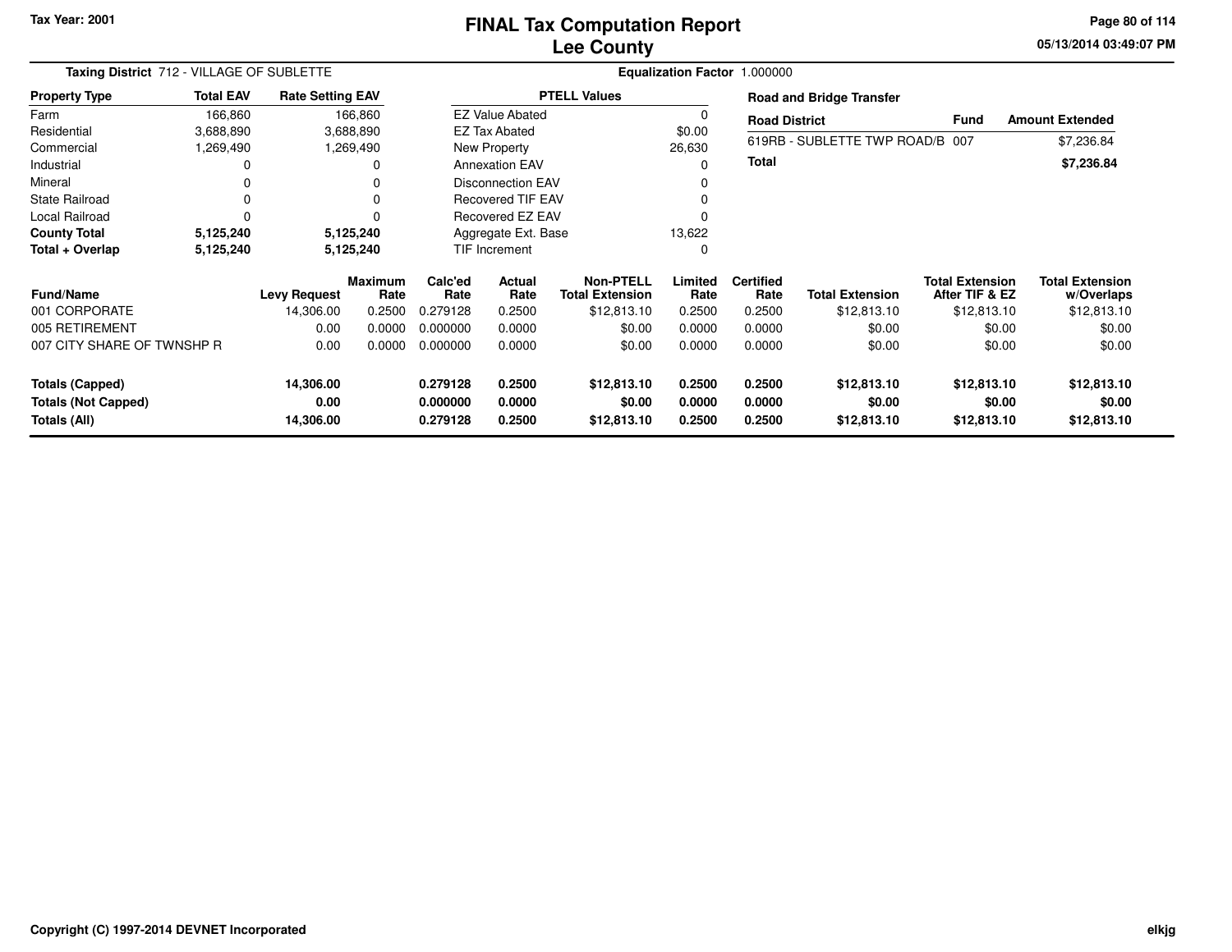# FINAL Tax Computation Report
# Lee County

Tax Year: 2001

**Taxing District** 712 - VILLAGE OF SUBLETTE

**Equalization Factor** 1.000000

| Property Type | Total EAV | Rate Setting EAV |
|---|---|---|
| Farm | 166,860 | 166,860 |
| Residential | 3,688,890 | 3,688,890 |
| Commercial | 1,269,490 | 1,269,490 |
| Industrial | 0 | 0 |
| Mineral | 0 | 0 |
| State Railroad | 0 | 0 |
| Local Railroad | 0 | 0 |
| **County Total** | **5,125,240** | **5,125,240** |
| **Total + Overlap** | **5,125,240** | **5,125,240** |

| PTELL Values | |
|---|---|
| EZ Value Abated | 0 |
| EZ Tax Abated | $0.00 |
| New Property | 26,630 |
| Annexation EAV | 0 |
| Disconnection EAV | 0 |
| Recovered TIF EAV | 0 |
| Recovered EZ EAV | 0 |
| Aggregate Ext. Base | 13,622 |
| TIF Increment | 0 |

**Road and Bridge Transfer**

| Road District | Fund | Amount Extended |
|---|---|---|
| 619RB - SUBLETTE TWP ROAD/B | 007 | $7,236.84 |
| **Total** | | **$7,236.84** |

| Fund/Name | Levy Request | Maximum Rate | Calc'ed Rate | Actual Rate | Non-PTELL Total Extension | Limited Rate | Certified Rate | Total Extension | Total Extension After TIF & EZ | Total Extension w/Overlaps |
|---|---|---|---|---|---|---|---|---|---|---|
| 001 CORPORATE | 14,306.00 | 0.2500 | 0.279128 | 0.2500 | $12,813.10 | 0.2500 | 0.2500 | $12,813.10 | $12,813.10 | $12,813.10 |
| 005 RETIREMENT | 0.00 | 0.0000 | 0.000000 | 0.0000 | $0.00 | 0.0000 | 0.0000 | $0.00 | $0.00 | $0.00 |
| 007 CITY SHARE OF TWNSHP R | 0.00 | 0.0000 | 0.000000 | 0.0000 | $0.00 | 0.0000 | 0.0000 | $0.00 | $0.00 | $0.00 |
| **Totals (Capped)** | **14,306.00** | | **0.279128** | **0.2500** | **$12,813.10** | **0.2500** | **0.2500** | **$12,813.10** | **$12,813.10** | **$12,813.10** |
| **Totals (Not Capped)** | **0.00** | | **0.000000** | **0.0000** | **$0.00** | **0.0000** | **0.0000** | **$0.00** | **$0.00** | **$0.00** |
| **Totals (All)** | **14,306.00** | | **0.279128** | **0.2500** | **$12,813.10** | **0.2500** | **0.2500** | **$12,813.10** | **$12,813.10** | **$12,813.10** |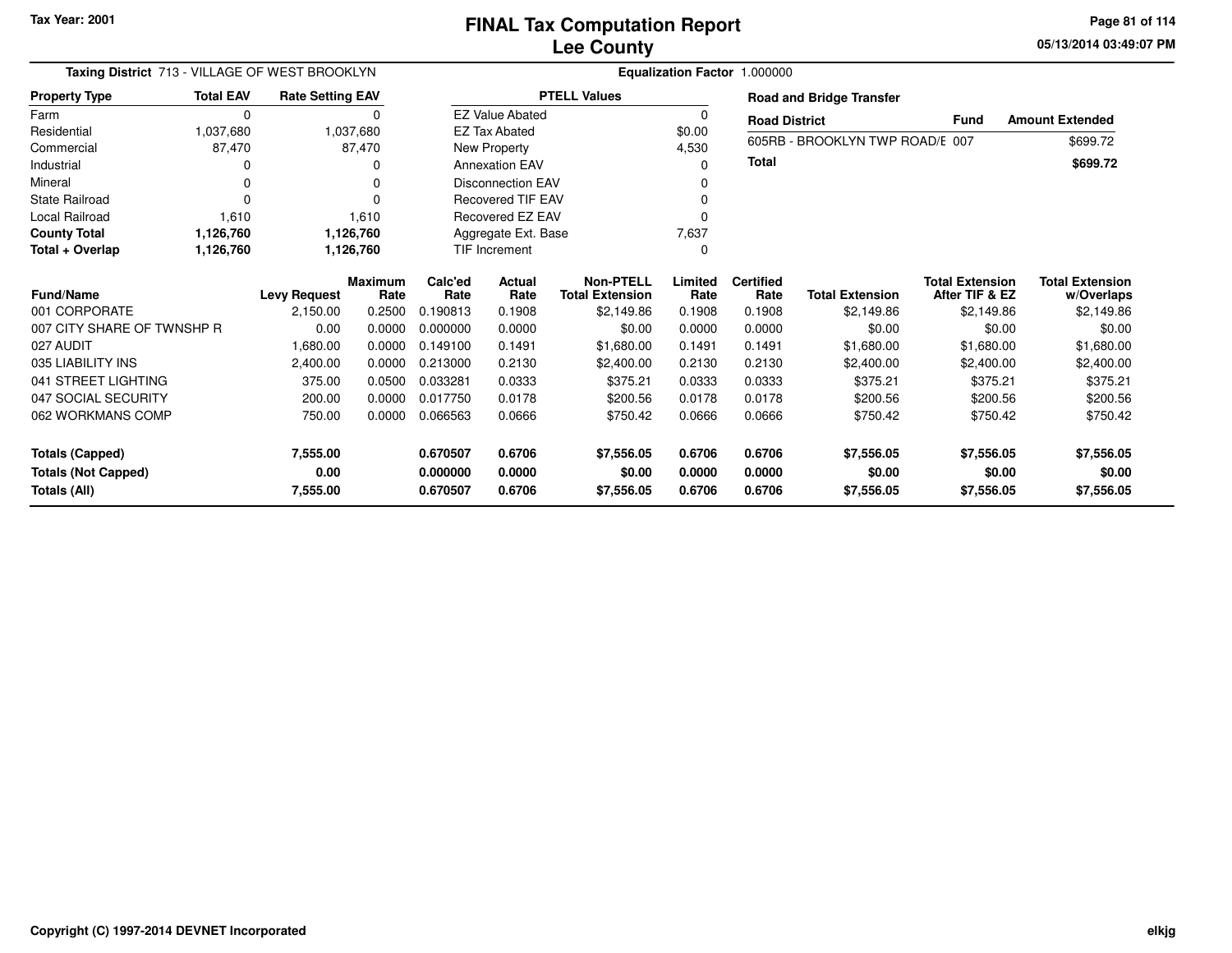Tax Year: 2001

# FINAL Tax Computation Report
## Lee County

05/13/2014 03:49:07 PM

**Taxing District** 713 - VILLAGE OF WEST BROOKLYN

**Equalization Factor** 1.000000

| Property Type | Total EAV | Rate Setting EAV |
|---|---|---|
| Farm | 0 | 0 |
| Residential | 1,037,680 | 1,037,680 |
| Commercial | 87,470 | 87,470 |
| Industrial | 0 | 0 |
| Mineral | 0 | 0 |
| State Railroad | 0 | 0 |
| Local Railroad | 1,610 | 1,610 |
| **County Total** | **1,126,760** | **1,126,760** |
| **Total + Overlap** | **1,126,760** | **1,126,760** |

| PTELL Values | |
|---|---|
| EZ Value Abated | 0 |
| EZ Tax Abated | $0.00 |
| New Property | 4,530 |
| Annexation EAV | 0 |
| Disconnection EAV | 0 |
| Recovered TIF EAV | 0 |
| Recovered EZ EAV | 0 |
| Aggregate Ext. Base | 7,637 |
| TIF Increment | 0 |

**Road and Bridge Transfer**

| Road District | Fund | Amount Extended |
|---|---|---|
| 605RB - BROOKLYN TWP ROAD/E | 007 | $699.72 |
| **Total** | | **$699.72** |

| Fund/Name | Levy Request | Maximum Rate | Calc'ed Rate | Actual Rate | Non-PTELL Total Extension | Limited Rate | Certified Rate | Total Extension | Total Extension After TIF & EZ | Total Extension w/Overlaps |
|---|---|---|---|---|---|---|---|---|---|---|
| 001 CORPORATE | 2,150.00 | 0.2500 | 0.190813 | 0.1908 | $2,149.86 | 0.1908 | 0.1908 | $2,149.86 | $2,149.86 | $2,149.86 |
| 007 CITY SHARE OF TWNSHP R | 0.00 | 0.0000 | 0.000000 | 0.0000 | $0.00 | 0.0000 | 0.0000 | $0.00 | $0.00 | $0.00 |
| 027 AUDIT | 1,680.00 | 0.0000 | 0.149100 | 0.1491 | $1,680.00 | 0.1491 | 0.1491 | $1,680.00 | $1,680.00 | $1,680.00 |
| 035 LIABILITY INS | 2,400.00 | 0.0000 | 0.213000 | 0.2130 | $2,400.00 | 0.2130 | 0.2130 | $2,400.00 | $2,400.00 | $2,400.00 |
| 041 STREET LIGHTING | 375.00 | 0.0500 | 0.033281 | 0.0333 | $375.21 | 0.0333 | 0.0333 | $375.21 | $375.21 | $375.21 |
| 047 SOCIAL SECURITY | 200.00 | 0.0000 | 0.017750 | 0.0178 | $200.56 | 0.0178 | 0.0178 | $200.56 | $200.56 | $200.56 |
| 062 WORKMANS COMP | 750.00 | 0.0000 | 0.066563 | 0.0666 | $750.42 | 0.0666 | 0.0666 | $750.42 | $750.42 | $750.42 |
| **Totals (Capped)** | **7,555.00** | | **0.670507** | **0.6706** | **$7,556.05** | **0.6706** | **0.6706** | **$7,556.05** | **$7,556.05** | **$7,556.05** |
| **Totals (Not Capped)** | **0.00** | | **0.000000** | **0.0000** | **$0.00** | **0.0000** | **0.0000** | **$0.00** | **$0.00** | **$0.00** |
| **Totals (All)** | **7,555.00** | | **0.670507** | **0.6706** | **$7,556.05** | **0.6706** | **0.6706** | **$7,556.05** | **$7,556.05** | **$7,556.05** |

Copyright (C) 1997-2014 DEVNET Incorporated

elkjg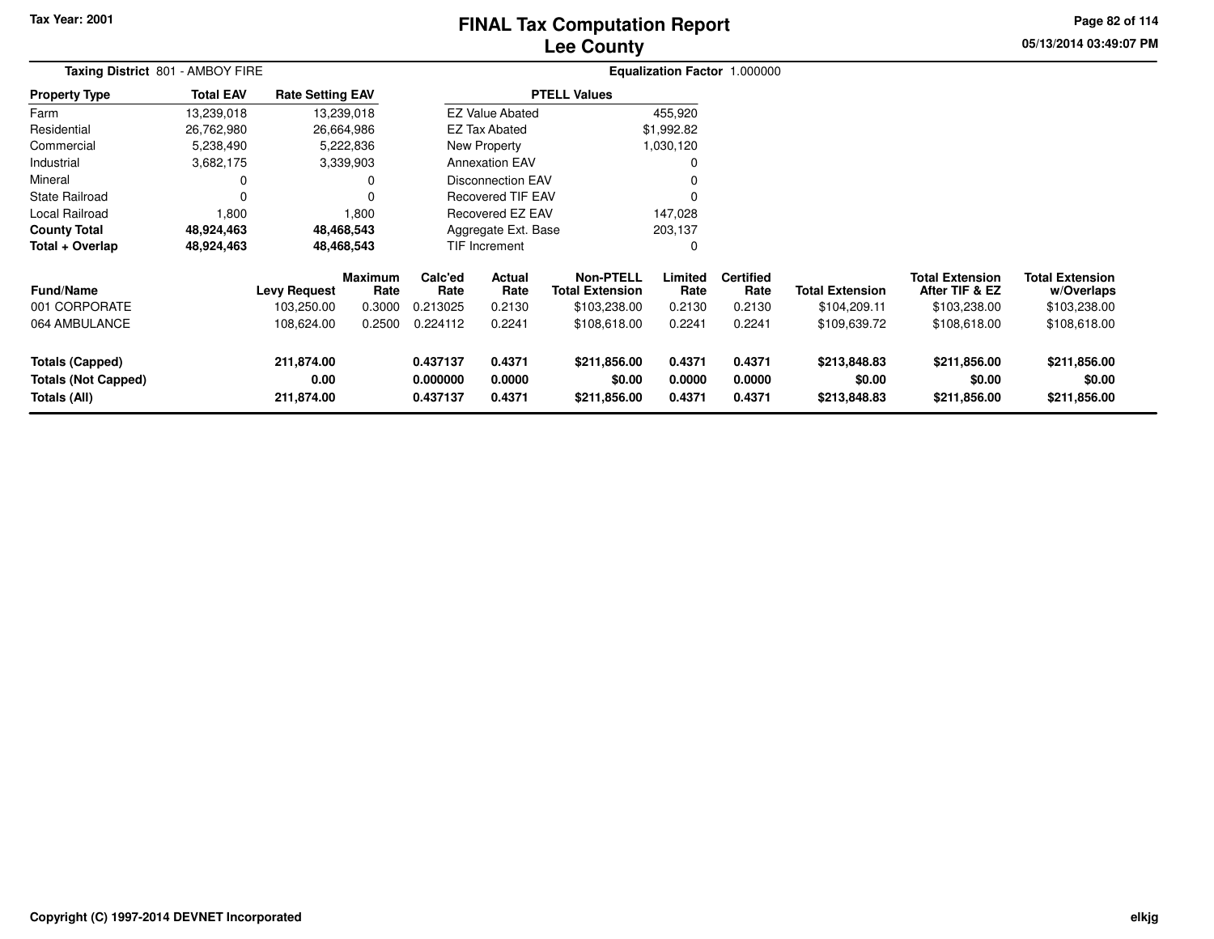Tax Year: 2001

# FINAL Tax Computation Report
## Lee County

05/13/2014 03:49:07 PM

**Taxing District** 801 - AMBOY FIRE

**Equalization Factor** 1.000000

| Property Type | Total EAV | Rate Setting EAV |
|---|---|---|
| Farm | 13,239,018 | 13,239,018 |
| Residential | 26,762,980 | 26,664,986 |
| Commercial | 5,238,490 | 5,222,836 |
| Industrial | 3,682,175 | 3,339,903 |
| Mineral | 0 | 0 |
| State Railroad | 0 | 0 |
| Local Railroad | 1,800 | 1,800 |
| **County Total** | **48,924,463** | **48,468,543** |
| **Total + Overlap** | **48,924,463** | **48,468,543** |

| PTELL Values | |
|---|---|
| EZ Value Abated | 455,920 |
| EZ Tax Abated | $1,992.82 |
| New Property | 1,030,120 |
| Annexation EAV | 0 |
| Disconnection EAV | 0 |
| Recovered TIF EAV | 0 |
| Recovered EZ EAV | 147,028 |
| Aggregate Ext. Base | 203,137 |
| TIF Increment | 0 |

| Fund/Name | Levy Request | Maximum Rate | Calc'ed Rate | Actual Rate | Non-PTELL Total Extension | Limited Rate | Certified Rate | Total Extension | Total Extension After TIF & EZ | Total Extension w/Overlaps |
|---|---|---|---|---|---|---|---|---|---|---|
| 001 CORPORATE | 103,250.00 | 0.3000 | 0.213025 | 0.2130 | $103,238.00 | 0.2130 | 0.2130 | $104,209.11 | $103,238.00 | $103,238.00 |
| 064 AMBULANCE | 108,624.00 | 0.2500 | 0.224112 | 0.2241 | $108,618.00 | 0.2241 | 0.2241 | $109,639.72 | $108,618.00 | $108,618.00 |
| **Totals (Capped)** | **211,874.00** | | **0.437137** | **0.4371** | **$211,856.00** | **0.4371** | **0.4371** | **$213,848.83** | **$211,856.00** | **$211,856.00** |
| **Totals (Not Capped)** | **0.00** | | **0.000000** | **0.0000** | **$0.00** | **0.0000** | **0.0000** | **$0.00** | **$0.00** | **$0.00** |
| **Totals (All)** | **211,874.00** | | **0.437137** | **0.4371** | **$211,856.00** | **0.4371** | **0.4371** | **$213,848.83** | **$211,856.00** | **$211,856.00** |

Copyright (C) 1997-2014 DEVNET Incorporated

elkjg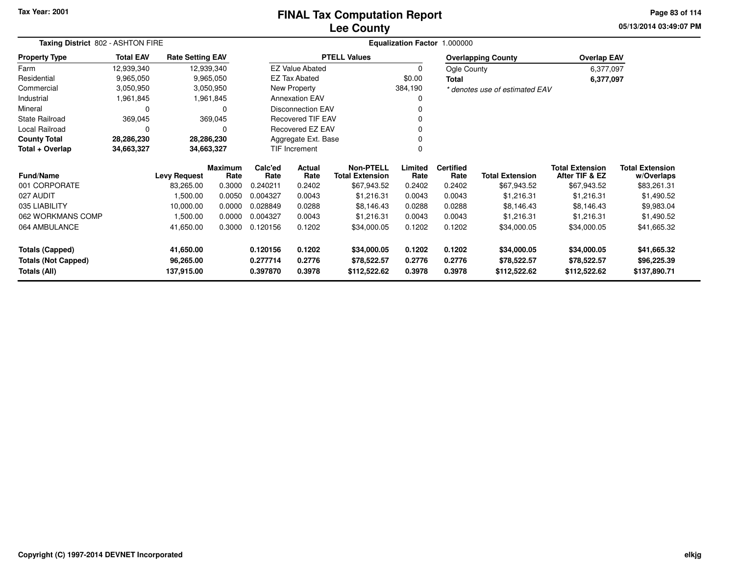Tax Year: 2001

# FINAL Tax Computation Report
## Lee County

05/13/2014 03:49:07 PM

**Taxing District** 802 - ASHTON FIRE

**Equalization Factor** 1.000000

| Property Type | Total EAV | Rate Setting EAV |
|---|---|---|
| Farm | 12,939,340 | 12,939,340 |
| Residential | 9,965,050 | 9,965,050 |
| Commercial | 3,050,950 | 3,050,950 |
| Industrial | 1,961,845 | 1,961,845 |
| Mineral | 0 | 0 |
| State Railroad | 369,045 | 369,045 |
| Local Railroad | 0 | 0 |
| **County Total** | **28,286,230** | **28,286,230** |
| **Total + Overlap** | **34,663,327** | **34,663,327** |

| PTELL Values | |
|---|---|
| EZ Value Abated | 0 |
| EZ Tax Abated | $0.00 |
| New Property | 384,190 |
| Annexation EAV | 0 |
| Disconnection EAV | 0 |
| Recovered TIF EAV | 0 |
| Recovered EZ EAV | 0 |
| Aggregate Ext. Base | 0 |
| TIF Increment | 0 |

| Overlapping County | Overlap EAV |
|---|---|
| Ogle County | 6,377,097 |
| **Total** | **6,377,097** |

*\* denotes use of estimated EAV*

| Fund/Name | Levy Request | Maximum Rate | Calc'ed Rate | Actual Rate | Non-PTELL Total Extension | Limited Rate | Certified Rate | Total Extension | Total Extension After TIF & EZ | Total Extension w/Overlaps |
|---|---|---|---|---|---|---|---|---|---|---|
| 001 CORPORATE | 83,265.00 | 0.3000 | 0.240211 | 0.2402 | $67,943.52 | 0.2402 | 0.2402 | $67,943.52 | $67,943.52 | $83,261.31 |
| 027 AUDIT | 1,500.00 | 0.0050 | 0.004327 | 0.0043 | $1,216.31 | 0.0043 | 0.0043 | $1,216.31 | $1,216.31 | $1,490.52 |
| 035 LIABILITY | 10,000.00 | 0.0000 | 0.028849 | 0.0288 | $8,146.43 | 0.0288 | 0.0288 | $8,146.43 | $8,146.43 | $9,983.04 |
| 062 WORKMANS COMP | 1,500.00 | 0.0000 | 0.004327 | 0.0043 | $1,216.31 | 0.0043 | 0.0043 | $1,216.31 | $1,216.31 | $1,490.52 |
| 064 AMBULANCE | 41,650.00 | 0.3000 | 0.120156 | 0.1202 | $34,000.05 | 0.1202 | 0.1202 | $34,000.05 | $34,000.05 | $41,665.32 |
| **Totals (Capped)** | **41,650.00** | | **0.120156** | **0.1202** | **$34,000.05** | **0.1202** | **0.1202** | **$34,000.05** | **$34,000.05** | **$41,665.32** |
| **Totals (Not Capped)** | **96,265.00** | | **0.277714** | **0.2776** | **$78,522.57** | **0.2776** | **0.2776** | **$78,522.57** | **$78,522.57** | **$96,225.39** |
| **Totals (All)** | **137,915.00** | | **0.397870** | **0.3978** | **$112,522.62** | **0.3978** | **0.3978** | **$112,522.62** | **$112,522.62** | **$137,890.71** |

Copyright (C) 1997-2014 DEVNET Incorporated

elkjg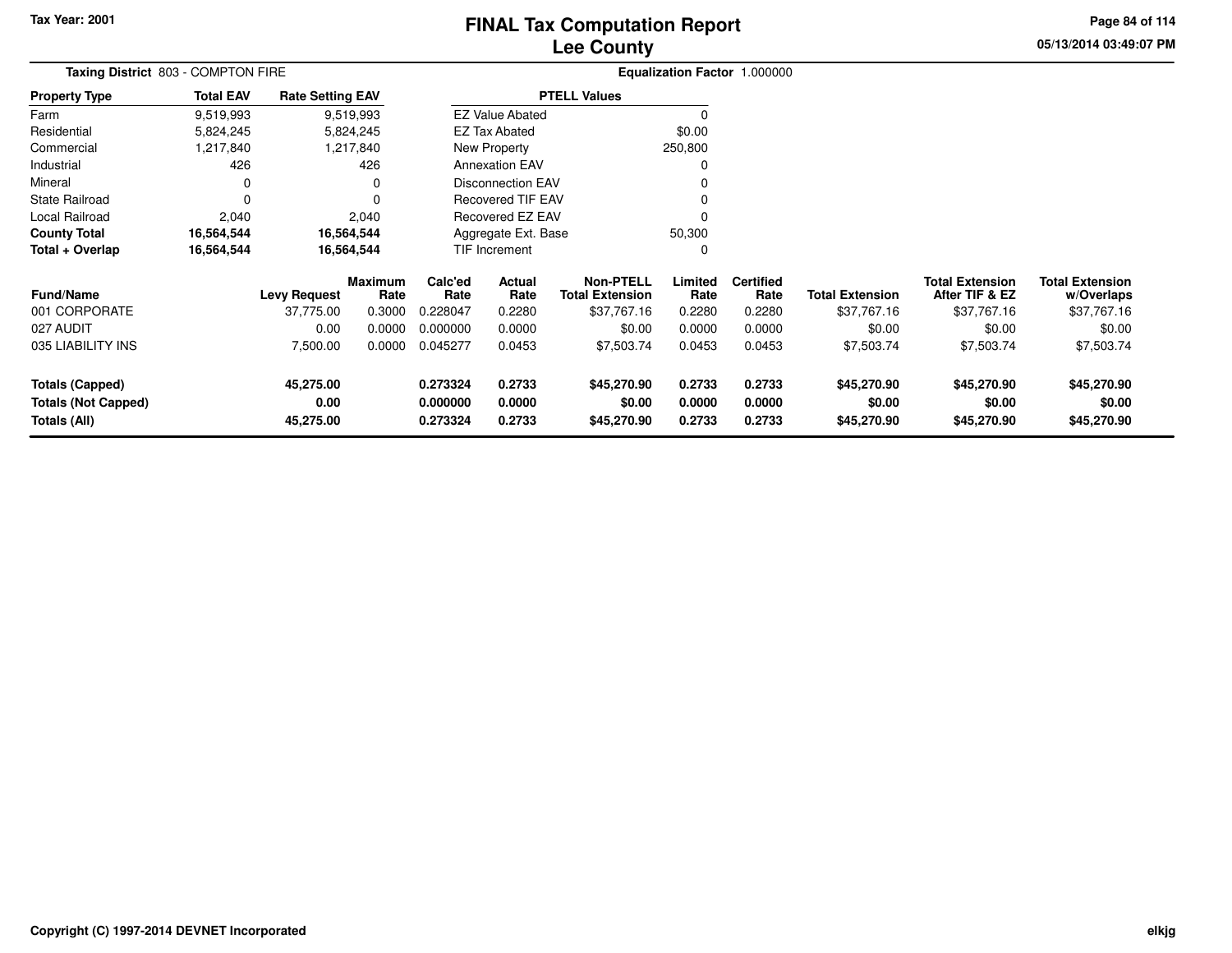Tax Year: 2001

# FINAL Tax Computation Report
## Lee County

05/13/2014 03:49:07 PM

**Taxing District** 803 - COMPTON FIRE

**Equalization Factor** 1.000000

| Property Type | Total EAV | Rate Setting EAV |
|---|---|---|
| Farm | 9,519,993 | 9,519,993 |
| Residential | 5,824,245 | 5,824,245 |
| Commercial | 1,217,840 | 1,217,840 |
| Industrial | 426 | 426 |
| Mineral | 0 | 0 |
| State Railroad | 0 | 0 |
| Local Railroad | 2,040 | 2,040 |
| **County Total** | **16,564,544** | **16,564,544** |
| **Total + Overlap** | **16,564,544** | **16,564,544** |

| PTELL Values | |
|---|---|
| EZ Value Abated | 0 |
| EZ Tax Abated | $0.00 |
| New Property | 250,800 |
| Annexation EAV | 0 |
| Disconnection EAV | 0 |
| Recovered TIF EAV | 0 |
| Recovered EZ EAV | 0 |
| Aggregate Ext. Base | 50,300 |
| TIF Increment | 0 |

| Fund/Name | Levy Request | Maximum Rate | Calc'ed Rate | Actual Rate | Non-PTELL Total Extension | Limited Rate | Certified Rate | Total Extension | Total Extension After TIF & EZ | Total Extension w/Overlaps |
|---|---|---|---|---|---|---|---|---|---|---|
| 001 CORPORATE | 37,775.00 | 0.3000 | 0.228047 | 0.2280 | $37,767.16 | 0.2280 | 0.2280 | $37,767.16 | $37,767.16 | $37,767.16 |
| 027 AUDIT | 0.00 | 0.0000 | 0.000000 | 0.0000 | $0.00 | 0.0000 | 0.0000 | $0.00 | $0.00 | $0.00 |
| 035 LIABILITY INS | 7,500.00 | 0.0000 | 0.045277 | 0.0453 | $7,503.74 | 0.0453 | 0.0453 | $7,503.74 | $7,503.74 | $7,503.74 |
| **Totals (Capped)** | **45,275.00** | | **0.273324** | **0.2733** | **$45,270.90** | **0.2733** | **0.2733** | **$45,270.90** | **$45,270.90** | **$45,270.90** |
| **Totals (Not Capped)** | **0.00** | | **0.000000** | **0.0000** | **$0.00** | **0.0000** | **0.0000** | **$0.00** | **$0.00** | **$0.00** |
| **Totals (All)** | **45,275.00** | | **0.273324** | **0.2733** | **$45,270.90** | **0.2733** | **0.2733** | **$45,270.90** | **$45,270.90** | **$45,270.90** |

Copyright (C) 1997-2014 DEVNET Incorporated

elkjg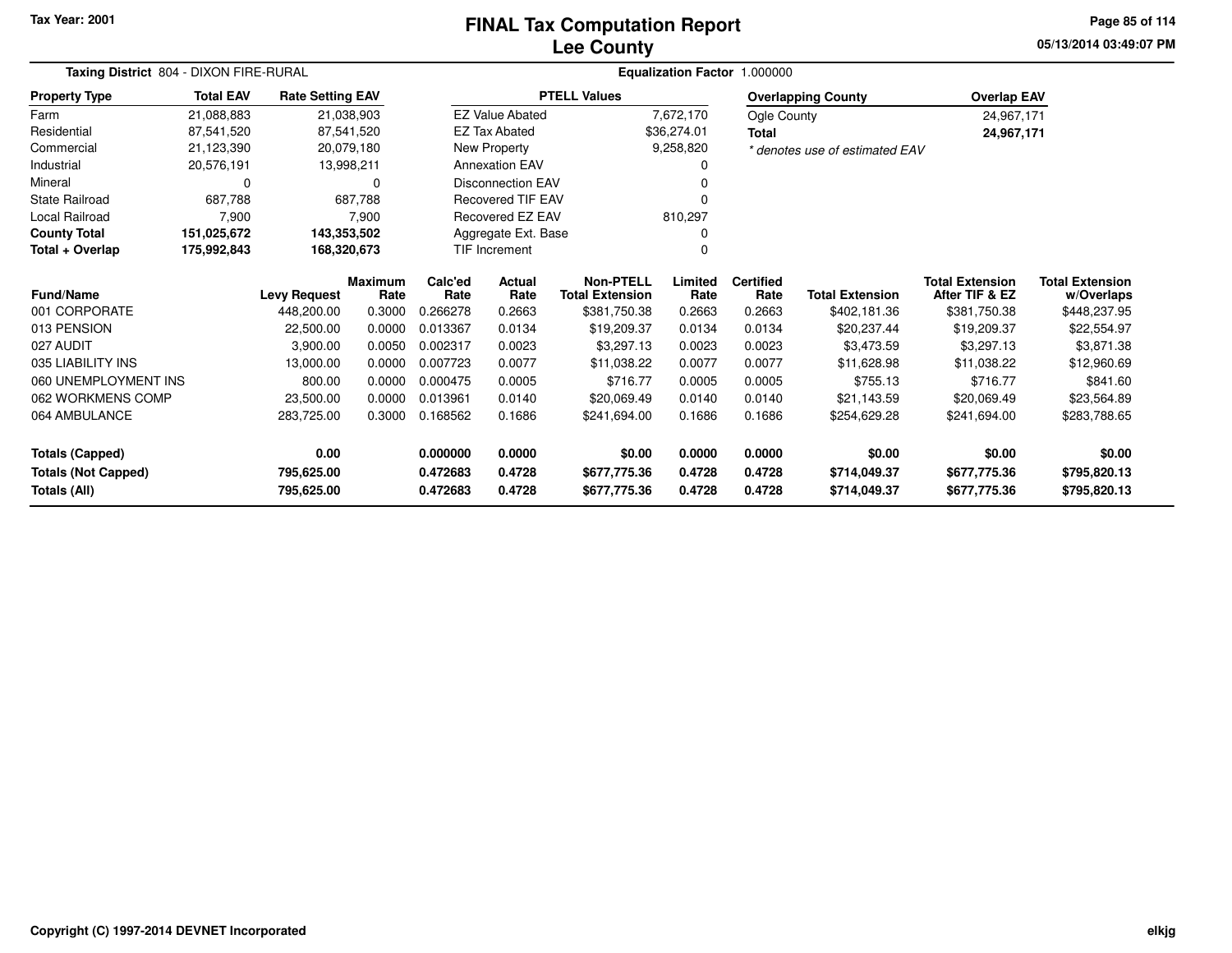Tax Year: 2001

# FINAL Tax Computation Report
## Lee County

05/13/2014 03:49:07 PM

**Taxing District** 804 - DIXON FIRE-RURAL

**Equalization Factor** 1.000000

| Property Type | Total EAV | Rate Setting EAV |
|---|---|---|
| Farm | 21,088,883 | 21,038,903 |
| Residential | 87,541,520 | 87,541,520 |
| Commercial | 21,123,390 | 20,079,180 |
| Industrial | 20,576,191 | 13,998,211 |
| Mineral | 0 | 0 |
| State Railroad | 687,788 | 687,788 |
| Local Railroad | 7,900 | 7,900 |
| **County Total** | **151,025,672** | **143,353,502** |
| **Total + Overlap** | **175,992,843** | **168,320,673** |

| PTELL Values | |
|---|---|
| EZ Value Abated | 7,672,170 |
| EZ Tax Abated | $36,274.01 |
| New Property | 9,258,820 |
| Annexation EAV | 0 |
| Disconnection EAV | 0 |
| Recovered TIF EAV | 0 |
| Recovered EZ EAV | 810,297 |
| Aggregate Ext. Base | 0 |
| TIF Increment | 0 |

| Overlapping County | Overlap EAV |
|---|---|
| Ogle County | 24,967,171 |
| **Total** | **24,967,171** |

*\* denotes use of estimated EAV*

| Fund/Name | Levy Request | Maximum Rate | Calc'ed Rate | Actual Rate | Non-PTELL Total Extension | Limited Rate | Certified Rate | Total Extension | Total Extension After TIF & EZ | Total Extension w/Overlaps |
|---|---|---|---|---|---|---|---|---|---|---|
| 001 CORPORATE | 448,200.00 | 0.3000 | 0.266278 | 0.2663 | $381,750.38 | 0.2663 | 0.2663 | $402,181.36 | $381,750.38 | $448,237.95 |
| 013 PENSION | 22,500.00 | 0.0000 | 0.013367 | 0.0134 | $19,209.37 | 0.0134 | 0.0134 | $20,237.44 | $19,209.37 | $22,554.97 |
| 027 AUDIT | 3,900.00 | 0.0050 | 0.002317 | 0.0023 | $3,297.13 | 0.0023 | 0.0023 | $3,473.59 | $3,297.13 | $3,871.38 |
| 035 LIABILITY INS | 13,000.00 | 0.0000 | 0.007723 | 0.0077 | $11,038.22 | 0.0077 | 0.0077 | $11,628.98 | $11,038.22 | $12,960.69 |
| 060 UNEMPLOYMENT INS | 800.00 | 0.0000 | 0.000475 | 0.0005 | $716.77 | 0.0005 | 0.0005 | $755.13 | $716.77 | $841.60 |
| 062 WORKMENS COMP | 23,500.00 | 0.0000 | 0.013961 | 0.0140 | $20,069.49 | 0.0140 | 0.0140 | $21,143.59 | $20,069.49 | $23,564.89 |
| 064 AMBULANCE | 283,725.00 | 0.3000 | 0.168562 | 0.1686 | $241,694.00 | 0.1686 | 0.1686 | $254,629.28 | $241,694.00 | $283,788.65 |
| **Totals (Capped)** | **0.00** | | **0.000000** | **0.0000** | **$0.00** | **0.0000** | **0.0000** | **$0.00** | **$0.00** | **$0.00** |
| **Totals (Not Capped)** | **795,625.00** | | **0.472683** | **0.4728** | **$677,775.36** | **0.4728** | **0.4728** | **$714,049.37** | **$677,775.36** | **$795,820.13** |
| **Totals (All)** | **795,625.00** | | **0.472683** | **0.4728** | **$677,775.36** | **0.4728** | **0.4728** | **$714,049.37** | **$677,775.36** | **$795,820.13** |

Copyright (C) 1997-2014 DEVNET Incorporated

elkjg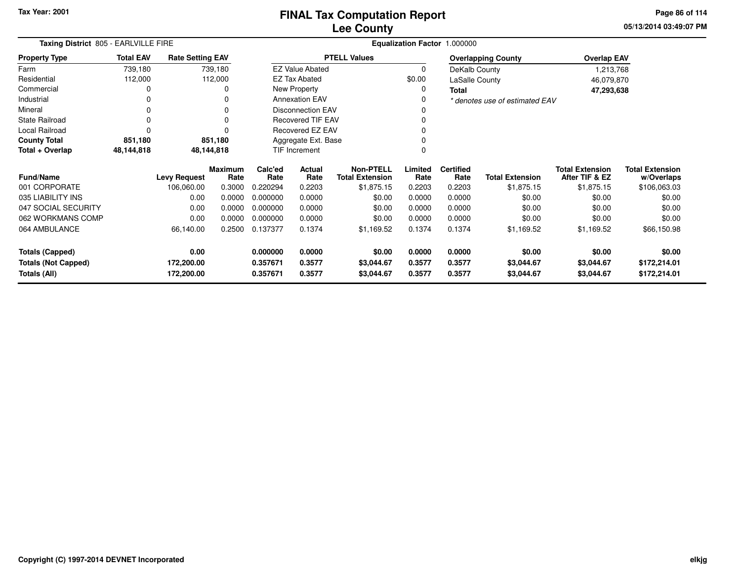Tax Year: 2001

# FINAL Tax Computation Report
## Lee County

05/13/2014 03:49:07 PM

**Taxing District** 805 - EARLVILLE FIRE

**Equalization Factor** 1.000000

| Property Type | Total EAV | Rate Setting EAV |
|---|---|---|
| Farm | 739,180 | 739,180 |
| Residential | 112,000 | 112,000 |
| Commercial | 0 | 0 |
| Industrial | 0 | 0 |
| Mineral | 0 | 0 |
| State Railroad | 0 | 0 |
| Local Railroad | 0 | 0 |
| **County Total** | **851,180** | **851,180** |
| **Total + Overlap** | **48,144,818** | **48,144,818** |

| PTELL Values | |
|---|---|
| EZ Value Abated | 0 |
| EZ Tax Abated | $0.00 |
| New Property | 0 |
| Annexation EAV | 0 |
| Disconnection EAV | 0 |
| Recovered TIF EAV | 0 |
| Recovered EZ EAV | 0 |
| Aggregate Ext. Base | 0 |
| TIF Increment | 0 |

| Overlapping County | Overlap EAV |
|---|---|
| DeKalb County | 1,213,768 |
| LaSalle County | 46,079,870 |
| **Total** | **47,293,638** |

*\* denotes use of estimated EAV*

| Fund/Name | Levy Request | Maximum Rate | Calc'ed Rate | Actual Rate | Non-PTELL Total Extension | Limited Rate | Certified Rate | Total Extension | Total Extension After TIF & EZ | Total Extension w/Overlaps |
|---|---|---|---|---|---|---|---|---|---|---|
| 001 CORPORATE | 106,060.00 | 0.3000 | 0.220294 | 0.2203 | $1,875.15 | 0.2203 | 0.2203 | $1,875.15 | $1,875.15 | $106,063.03 |
| 035 LIABILITY INS | 0.00 | 0.0000 | 0.000000 | 0.0000 | $0.00 | 0.0000 | 0.0000 | $0.00 | $0.00 | $0.00 |
| 047 SOCIAL SECURITY | 0.00 | 0.0000 | 0.000000 | 0.0000 | $0.00 | 0.0000 | 0.0000 | $0.00 | $0.00 | $0.00 |
| 062 WORKMANS COMP | 0.00 | 0.0000 | 0.000000 | 0.0000 | $0.00 | 0.0000 | 0.0000 | $0.00 | $0.00 | $0.00 |
| 064 AMBULANCE | 66,140.00 | 0.2500 | 0.137377 | 0.1374 | $1,169.52 | 0.1374 | 0.1374 | $1,169.52 | $1,169.52 | $66,150.98 |
| **Totals (Capped)** | **0.00** | | **0.000000** | **0.0000** | **$0.00** | **0.0000** | **0.0000** | **$0.00** | **$0.00** | **$0.00** |
| **Totals (Not Capped)** | **172,200.00** | | **0.357671** | **0.3577** | **$3,044.67** | **0.3577** | **0.3577** | **$3,044.67** | **$3,044.67** | **$172,214.01** |
| **Totals (All)** | **172,200.00** | | **0.357671** | **0.3577** | **$3,044.67** | **0.3577** | **0.3577** | **$3,044.67** | **$3,044.67** | **$172,214.01** |

Copyright (C) 1997-2014 DEVNET Incorporated

elkjg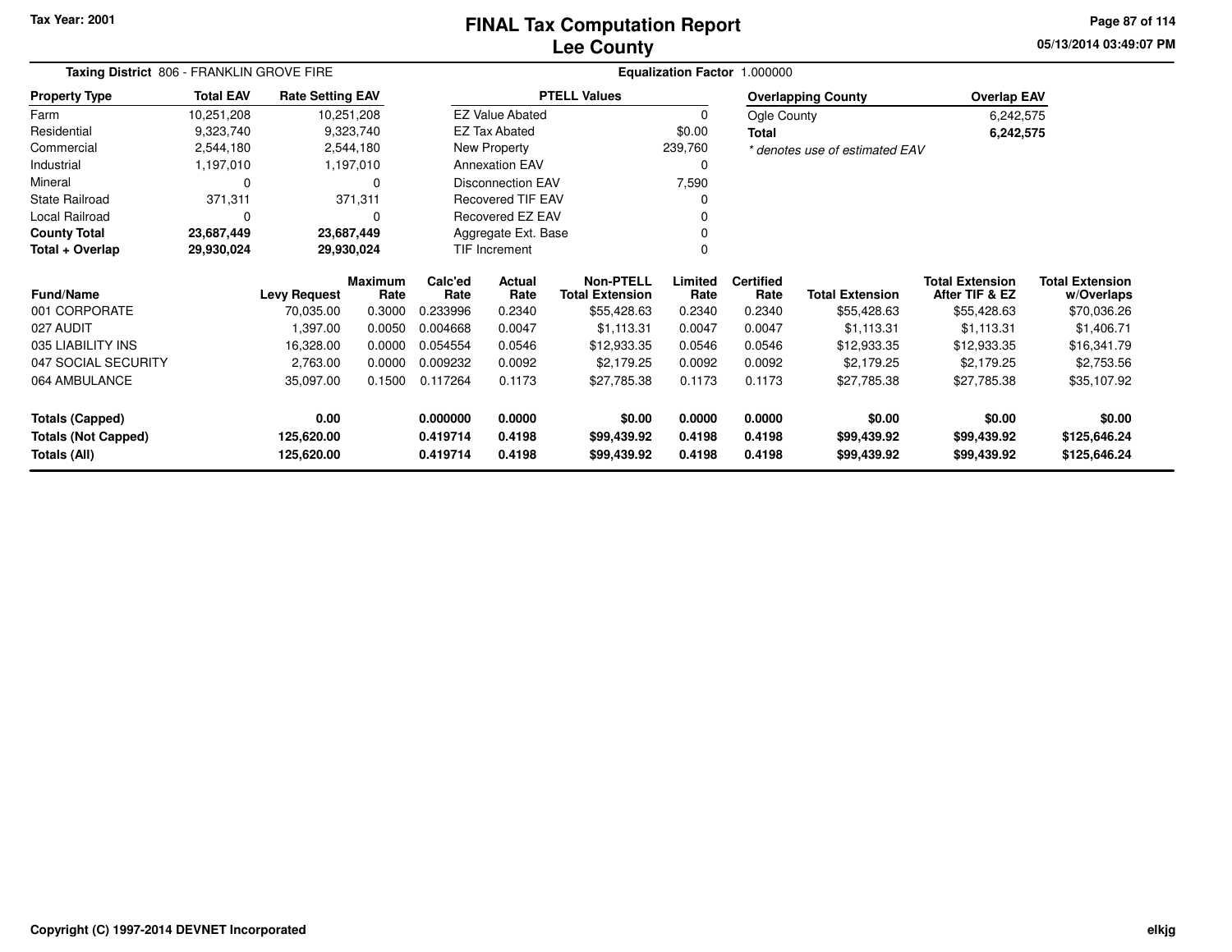Tax Year: 2001

# FINAL Tax Computation Report
## Lee County

05/13/2014 03:49:07 PM

**Taxing District** 806 - FRANKLIN GROVE FIRE

**Equalization Factor** 1.000000

| Property Type | Total EAV | Rate Setting EAV |
|---|---|---|
| Farm | 10,251,208 | 10,251,208 |
| Residential | 9,323,740 | 9,323,740 |
| Commercial | 2,544,180 | 2,544,180 |
| Industrial | 1,197,010 | 1,197,010 |
| Mineral | 0 | 0 |
| State Railroad | 371,311 | 371,311 |
| Local Railroad | 0 | 0 |
| **County Total** | **23,687,449** | **23,687,449** |
| **Total + Overlap** | **29,930,024** | **29,930,024** |

| PTELL Values | |
|---|---|
| EZ Value Abated | 0 |
| EZ Tax Abated | $0.00 |
| New Property | 239,760 |
| Annexation EAV | 0 |
| Disconnection EAV | 7,590 |
| Recovered TIF EAV | 0 |
| Recovered EZ EAV | 0 |
| Aggregate Ext. Base | 0 |
| TIF Increment | 0 |

| Overlapping County | Overlap EAV |
|---|---|
| Ogle County | 6,242,575 |
| **Total** | **6,242,575** |

*\* denotes use of estimated EAV*

| Fund/Name | Levy Request | Maximum Rate | Calc'ed Rate | Actual Rate | Non-PTELL Total Extension | Limited Rate | Certified Rate | Total Extension | Total Extension After TIF & EZ | Total Extension w/Overlaps |
|---|---|---|---|---|---|---|---|---|---|---|
| 001 CORPORATE | 70,035.00 | 0.3000 | 0.233996 | 0.2340 | $55,428.63 | 0.2340 | 0.2340 | $55,428.63 | $55,428.63 | $70,036.26 |
| 027 AUDIT | 1,397.00 | 0.0050 | 0.004668 | 0.0047 | $1,113.31 | 0.0047 | 0.0047 | $1,113.31 | $1,113.31 | $1,406.71 |
| 035 LIABILITY INS | 16,328.00 | 0.0000 | 0.054554 | 0.0546 | $12,933.35 | 0.0546 | 0.0546 | $12,933.35 | $12,933.35 | $16,341.79 |
| 047 SOCIAL SECURITY | 2,763.00 | 0.0000 | 0.009232 | 0.0092 | $2,179.25 | 0.0092 | 0.0092 | $2,179.25 | $2,179.25 | $2,753.56 |
| 064 AMBULANCE | 35,097.00 | 0.1500 | 0.117264 | 0.1173 | $27,785.38 | 0.1173 | 0.1173 | $27,785.38 | $27,785.38 | $35,107.92 |
| **Totals (Capped)** | **0.00** | | **0.000000** | **0.0000** | **$0.00** | **0.0000** | **0.0000** | **$0.00** | **$0.00** | **$0.00** |
| **Totals (Not Capped)** | **125,620.00** | | **0.419714** | **0.4198** | **$99,439.92** | **0.4198** | **0.4198** | **$99,439.92** | **$99,439.92** | **$125,646.24** |
| **Totals (All)** | **125,620.00** | | **0.419714** | **0.4198** | **$99,439.92** | **0.4198** | **0.4198** | **$99,439.92** | **$99,439.92** | **$125,646.24** |

Copyright (C) 1997-2014 DEVNET Incorporated

elkjg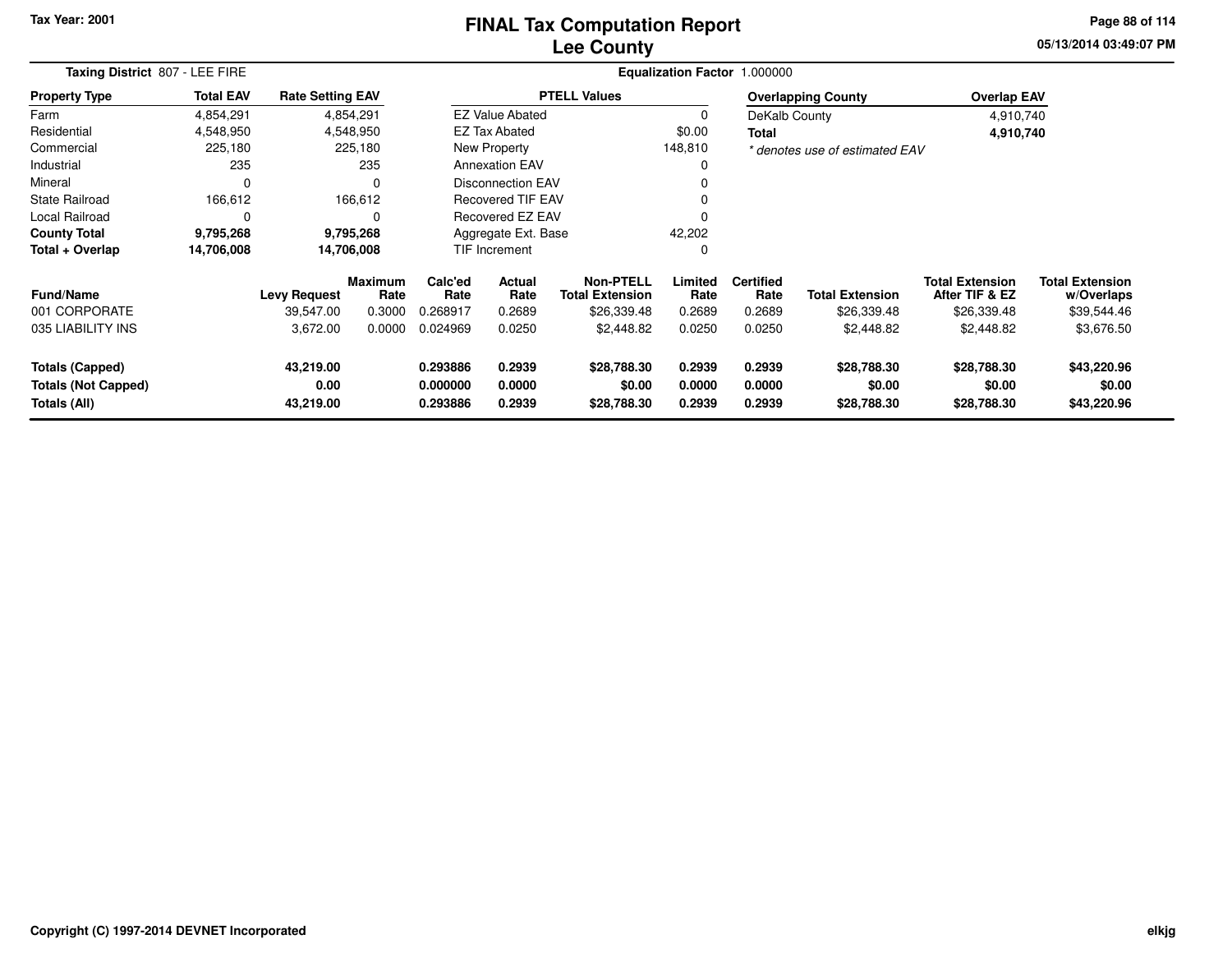Tax Year: 2001

# FINAL Tax Computation Report
## Lee County

05/13/2014 03:49:07 PM

**Taxing District** 807 - LEE FIRE

**Equalization Factor** 1.000000

| Property Type | Total EAV | Rate Setting EAV |
|---|---|---|
| Farm | 4,854,291 | 4,854,291 |
| Residential | 4,548,950 | 4,548,950 |
| Commercial | 225,180 | 225,180 |
| Industrial | 235 | 235 |
| Mineral | 0 | 0 |
| State Railroad | 166,612 | 166,612 |
| Local Railroad | 0 | 0 |
| **County Total** | **9,795,268** | **9,795,268** |
| **Total + Overlap** | **14,706,008** | **14,706,008** |

| PTELL Values | |
|---|---|
| EZ Value Abated | 0 |
| EZ Tax Abated | $0.00 |
| New Property | 148,810 |
| Annexation EAV | 0 |
| Disconnection EAV | 0 |
| Recovered TIF EAV | 0 |
| Recovered EZ EAV | 0 |
| Aggregate Ext. Base | 42,202 |
| TIF Increment | 0 |

| Overlapping County | Overlap EAV |
|---|---|
| DeKalb County | 4,910,740 |
| **Total** | **4,910,740** |

*\* denotes use of estimated EAV*

| Fund/Name | Levy Request | Maximum Rate | Calc'ed Rate | Actual Rate | Non-PTELL Total Extension | Limited Rate | Certified Rate | Total Extension | Total Extension After TIF & EZ | Total Extension w/Overlaps |
|---|---|---|---|---|---|---|---|---|---|---|
| 001 CORPORATE | 39,547.00 | 0.3000 | 0.268917 | 0.2689 | $26,339.48 | 0.2689 | 0.2689 | $26,339.48 | $26,339.48 | $39,544.46 |
| 035 LIABILITY INS | 3,672.00 | 0.0000 | 0.024969 | 0.0250 | $2,448.82 | 0.0250 | 0.0250 | $2,448.82 | $2,448.82 | $3,676.50 |
| **Totals (Capped)** | **43,219.00** | | **0.293886** | **0.2939** | **$28,788.30** | **0.2939** | **0.2939** | **$28,788.30** | **$28,788.30** | **$43,220.96** |
| **Totals (Not Capped)** | **0.00** | | **0.000000** | **0.0000** | **$0.00** | **0.0000** | **0.0000** | **$0.00** | **$0.00** | **$0.00** |
| **Totals (All)** | **43,219.00** | | **0.293886** | **0.2939** | **$28,788.30** | **0.2939** | **0.2939** | **$28,788.30** | **$28,788.30** | **$43,220.96** |

Copyright (C) 1997-2014 DEVNET Incorporated

elkjg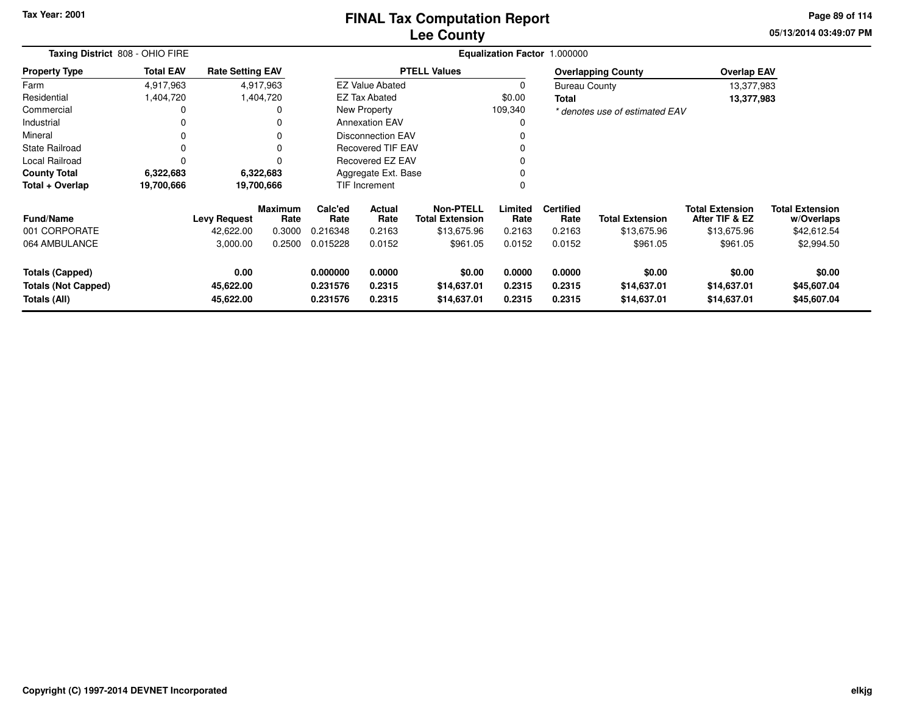Tax Year: 2001

# FINAL Tax Computation Report
## Lee County

05/13/2014 03:49:07 PM

**Taxing District** 808 - OHIO FIRE

**Equalization Factor** 1.000000

| Property Type | Total EAV | Rate Setting EAV |
|---|---|---|
| Farm | 4,917,963 | 4,917,963 |
| Residential | 1,404,720 | 1,404,720 |
| Commercial | 0 | 0 |
| Industrial | 0 | 0 |
| Mineral | 0 | 0 |
| State Railroad | 0 | 0 |
| Local Railroad | 0 | 0 |
| **County Total** | **6,322,683** | **6,322,683** |
| **Total + Overlap** | **19,700,666** | **19,700,666** |

| PTELL Values | |
|---|---|
| EZ Value Abated | 0 |
| EZ Tax Abated | $0.00 |
| New Property | 109,340 |
| Annexation EAV | 0 |
| Disconnection EAV | 0 |
| Recovered TIF EAV | 0 |
| Recovered EZ EAV | 0 |
| Aggregate Ext. Base | 0 |
| TIF Increment | 0 |

| Overlapping County | Overlap EAV |
|---|---|
| Bureau County | 13,377,983 |
| **Total** | **13,377,983** |

*\* denotes use of estimated EAV*

| Fund/Name | Levy Request | Maximum Rate | Calc'ed Rate | Actual Rate | Non-PTELL Total Extension | Limited Rate | Certified Rate | Total Extension | Total Extension After TIF & EZ | Total Extension w/Overlaps |
|---|---|---|---|---|---|---|---|---|---|---|
| 001 CORPORATE | 42,622.00 | 0.3000 | 0.216348 | 0.2163 | $13,675.96 | 0.2163 | 0.2163 | $13,675.96 | $13,675.96 | $42,612.54 |
| 064 AMBULANCE | 3,000.00 | 0.2500 | 0.015228 | 0.0152 | $961.05 | 0.0152 | 0.0152 | $961.05 | $961.05 | $2,994.50 |
| **Totals (Capped)** | **0.00** | | **0.000000** | **0.0000** | **$0.00** | **0.0000** | **0.0000** | **$0.00** | **$0.00** | **$0.00** |
| **Totals (Not Capped)** | **45,622.00** | | **0.231576** | **0.2315** | **$14,637.01** | **0.2315** | **0.2315** | **$14,637.01** | **$14,637.01** | **$45,607.04** |
| **Totals (All)** | **45,622.00** | | **0.231576** | **0.2315** | **$14,637.01** | **0.2315** | **0.2315** | **$14,637.01** | **$14,637.01** | **$45,607.04** |

Copyright (C) 1997-2014 DEVNET Incorporated

elkjg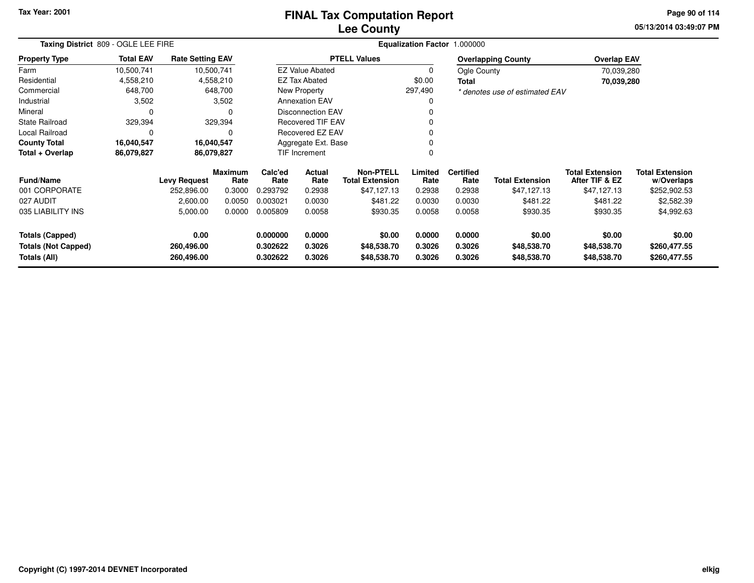Tax Year: 2001

# FINAL Tax Computation Report
## Lee County

05/13/2014 03:49:07 PM

**Taxing District** 809 - OGLE LEE FIRE

**Equalization Factor** 1.000000

| Property Type | Total EAV | Rate Setting EAV |
|---|---|---|
| Farm | 10,500,741 | 10,500,741 |
| Residential | 4,558,210 | 4,558,210 |
| Commercial | 648,700 | 648,700 |
| Industrial | 3,502 | 3,502 |
| Mineral | 0 | 0 |
| State Railroad | 329,394 | 329,394 |
| Local Railroad | 0 | 0 |
| **County Total** | **16,040,547** | **16,040,547** |
| **Total + Overlap** | **86,079,827** | **86,079,827** |

| PTELL Values | |
|---|---|
| EZ Value Abated | 0 |
| EZ Tax Abated | $0.00 |
| New Property | 297,490 |
| Annexation EAV | 0 |
| Disconnection EAV | 0 |
| Recovered TIF EAV | 0 |
| Recovered EZ EAV | 0 |
| Aggregate Ext. Base | 0 |
| TIF Increment | 0 |

| Overlapping County | Overlap EAV |
|---|---|
| Ogle County | 70,039,280 |
| **Total** | **70,039,280** |

*\* denotes use of estimated EAV*

| Fund/Name | Levy Request | Maximum Rate | Calc'ed Rate | Actual Rate | Non-PTELL Total Extension | Limited Rate | Certified Rate | Total Extension | Total Extension After TIF & EZ | Total Extension w/Overlaps |
|---|---|---|---|---|---|---|---|---|---|---|
| 001 CORPORATE | 252,896.00 | 0.3000 | 0.293792 | 0.2938 | $47,127.13 | 0.2938 | 0.2938 | $47,127.13 | $47,127.13 | $252,902.53 |
| 027 AUDIT | 2,600.00 | 0.0050 | 0.003021 | 0.0030 | $481.22 | 0.0030 | 0.0030 | $481.22 | $481.22 | $2,582.39 |
| 035 LIABILITY INS | 5,000.00 | 0.0000 | 0.005809 | 0.0058 | $930.35 | 0.0058 | 0.0058 | $930.35 | $930.35 | $4,992.63 |
| **Totals (Capped)** | **0.00** | | **0.000000** | **0.0000** | **$0.00** | **0.0000** | **0.0000** | **$0.00** | **$0.00** | **$0.00** |
| **Totals (Not Capped)** | **260,496.00** | | **0.302622** | **0.3026** | **$48,538.70** | **0.3026** | **0.3026** | **$48,538.70** | **$48,538.70** | **$260,477.55** |
| **Totals (All)** | **260,496.00** | | **0.302622** | **0.3026** | **$48,538.70** | **0.3026** | **0.3026** | **$48,538.70** | **$48,538.70** | **$260,477.55** |

Copyright (C) 1997-2014 DEVNET Incorporated

elkjg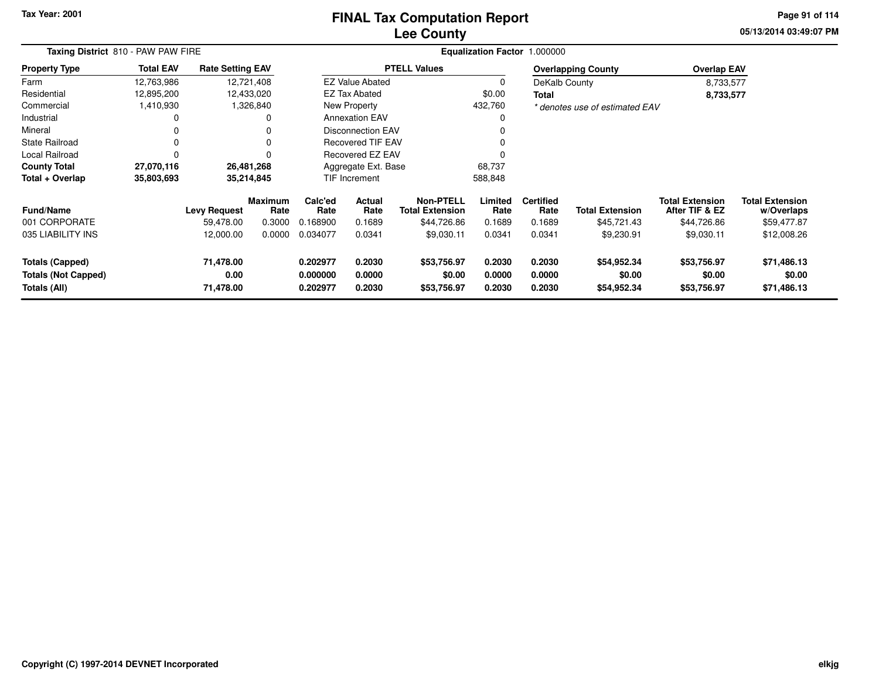Tax Year: 2001

# FINAL Tax Computation Report
## Lee County

05/13/2014 03:49:07 PM

**Taxing District** 810 - PAW PAW FIRE

**Equalization Factor** 1.000000

| Property Type | Total EAV | Rate Setting EAV |
|---|---|---|
| Farm | 12,763,986 | 12,721,408 |
| Residential | 12,895,200 | 12,433,020 |
| Commercial | 1,410,930 | 1,326,840 |
| Industrial | 0 | 0 |
| Mineral | 0 | 0 |
| State Railroad | 0 | 0 |
| Local Railroad | 0 | 0 |
| **County Total** | **27,070,116** | **26,481,268** |
| **Total + Overlap** | **35,803,693** | **35,214,845** |

| PTELL Values | |
|---|---|
| EZ Value Abated | 0 |
| EZ Tax Abated | $0.00 |
| New Property | 432,760 |
| Annexation EAV | 0 |
| Disconnection EAV | 0 |
| Recovered TIF EAV | 0 |
| Recovered EZ EAV | 0 |
| Aggregate Ext. Base | 68,737 |
| TIF Increment | 588,848 |

| Overlapping County | Overlap EAV |
|---|---|
| DeKalb County | 8,733,577 |
| **Total** | **8,733,577** |

*\* denotes use of estimated EAV*

| Fund/Name | Levy Request | Maximum Rate | Calc'ed Rate | Actual Rate | Non-PTELL Total Extension | Limited Rate | Certified Rate | Total Extension | Total Extension After TIF & EZ | Total Extension w/Overlaps |
|---|---|---|---|---|---|---|---|---|---|---|
| 001 CORPORATE | 59,478.00 | 0.3000 | 0.168900 | 0.1689 | $44,726.86 | 0.1689 | 0.1689 | $45,721.43 | $44,726.86 | $59,477.87 |
| 035 LIABILITY INS | 12,000.00 | 0.0000 | 0.034077 | 0.0341 | $9,030.11 | 0.0341 | 0.0341 | $9,230.91 | $9,030.11 | $12,008.26 |
| **Totals (Capped)** | **71,478.00** | | **0.202977** | **0.2030** | **$53,756.97** | **0.2030** | **0.2030** | **$54,952.34** | **$53,756.97** | **$71,486.13** |
| **Totals (Not Capped)** | **0.00** | | **0.000000** | **0.0000** | **$0.00** | **0.0000** | **0.0000** | **$0.00** | **$0.00** | **$0.00** |
| **Totals (All)** | **71,478.00** | | **0.202977** | **0.2030** | **$53,756.97** | **0.2030** | **0.2030** | **$54,952.34** | **$53,756.97** | **$71,486.13** |

Copyright (C) 1997-2014 DEVNET Incorporated

elkjg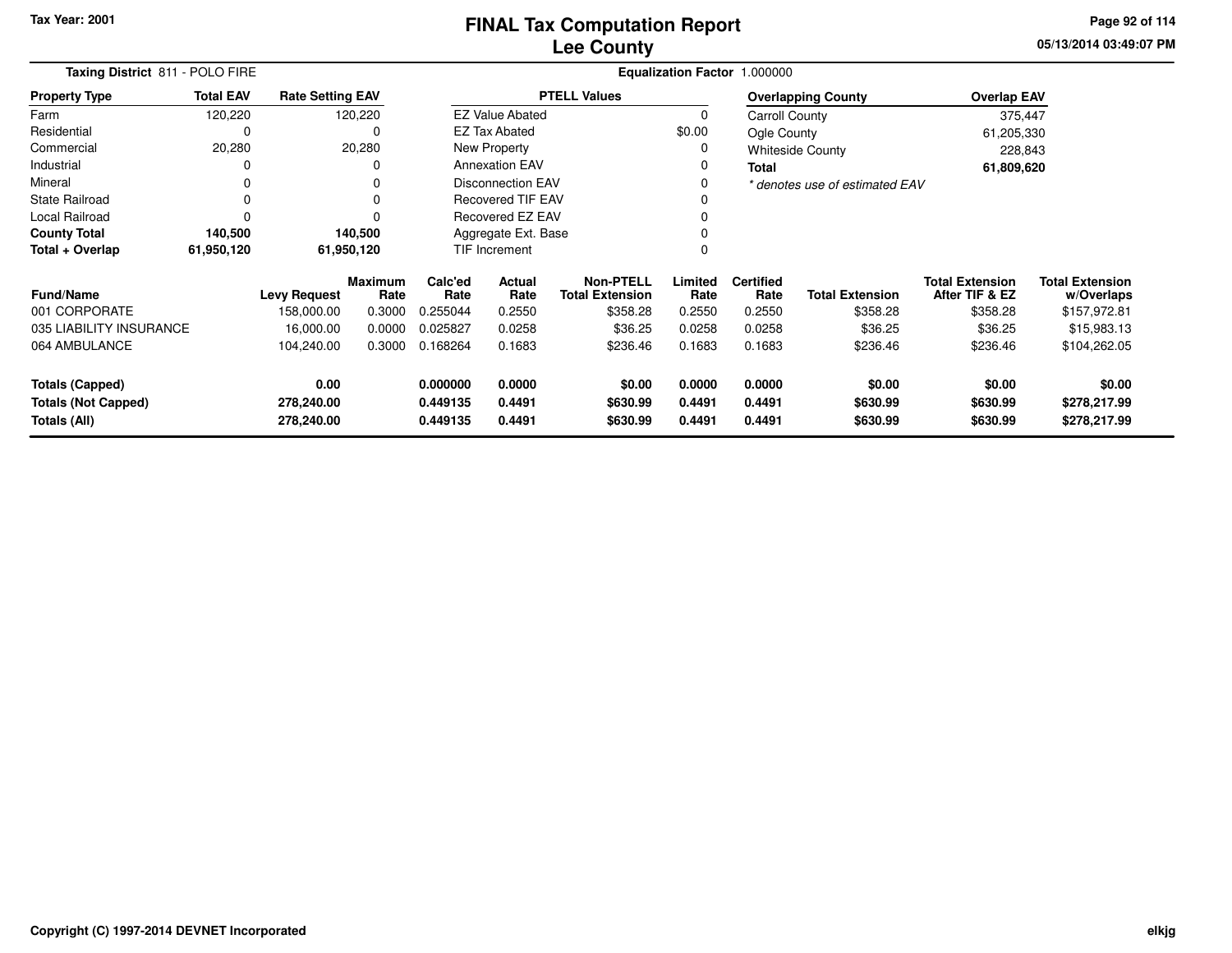Tax Year: 2001

# FINAL Tax Computation Report
## Lee County

05/13/2014 03:49:07 PM

**Taxing District** 811 - POLO FIRE

**Equalization Factor** 1.000000

| Property Type | Total EAV | Rate Setting EAV |
|---|---|---|
| Farm | 120,220 | 120,220 |
| Residential | 0 | 0 |
| Commercial | 20,280 | 20,280 |
| Industrial | 0 | 0 |
| Mineral | 0 | 0 |
| State Railroad | 0 | 0 |
| Local Railroad | 0 | 0 |
| **County Total** | **140,500** | **140,500** |
| **Total + Overlap** | **61,950,120** | **61,950,120** |

| PTELL Values | |
|---|---|
| EZ Value Abated | 0 |
| EZ Tax Abated | $0.00 |
| New Property | 0 |
| Annexation EAV | 0 |
| Disconnection EAV | 0 |
| Recovered TIF EAV | 0 |
| Recovered EZ EAV | 0 |
| Aggregate Ext. Base | 0 |
| TIF Increment | 0 |

| Overlapping County | Overlap EAV |
|---|---|
| Carroll County | 375,447 |
| Ogle County | 61,205,330 |
| Whiteside County | 228,843 |
| **Total** | **61,809,620** |

*\* denotes use of estimated EAV*

| Fund/Name | Levy Request | Maximum Rate | Calc'ed Rate | Actual Rate | Non-PTELL Total Extension | Limited Rate | Certified Rate | Total Extension | Total Extension After TIF & EZ | Total Extension w/Overlaps |
|---|---|---|---|---|---|---|---|---|---|---|
| 001 CORPORATE | 158,000.00 | 0.3000 | 0.255044 | 0.2550 | $358.28 | 0.2550 | 0.2550 | $358.28 | $358.28 | $157,972.81 |
| 035 LIABILITY INSURANCE | 16,000.00 | 0.0000 | 0.025827 | 0.0258 | $36.25 | 0.0258 | 0.0258 | $36.25 | $36.25 | $15,983.13 |
| 064 AMBULANCE | 104,240.00 | 0.3000 | 0.168264 | 0.1683 | $236.46 | 0.1683 | 0.1683 | $236.46 | $236.46 | $104,262.05 |
| **Totals (Capped)** | **0.00** | | **0.000000** | **0.0000** | **$0.00** | **0.0000** | **0.0000** | **$0.00** | **$0.00** | **$0.00** |
| **Totals (Not Capped)** | **278,240.00** | | **0.449135** | **0.4491** | **$630.99** | **0.4491** | **0.4491** | **$630.99** | **$630.99** | **$278,217.99** |
| **Totals (All)** | **278,240.00** | | **0.449135** | **0.4491** | **$630.99** | **0.4491** | **0.4491** | **$630.99** | **$630.99** | **$278,217.99** |

Copyright (C) 1997-2014 DEVNET Incorporated

elkjg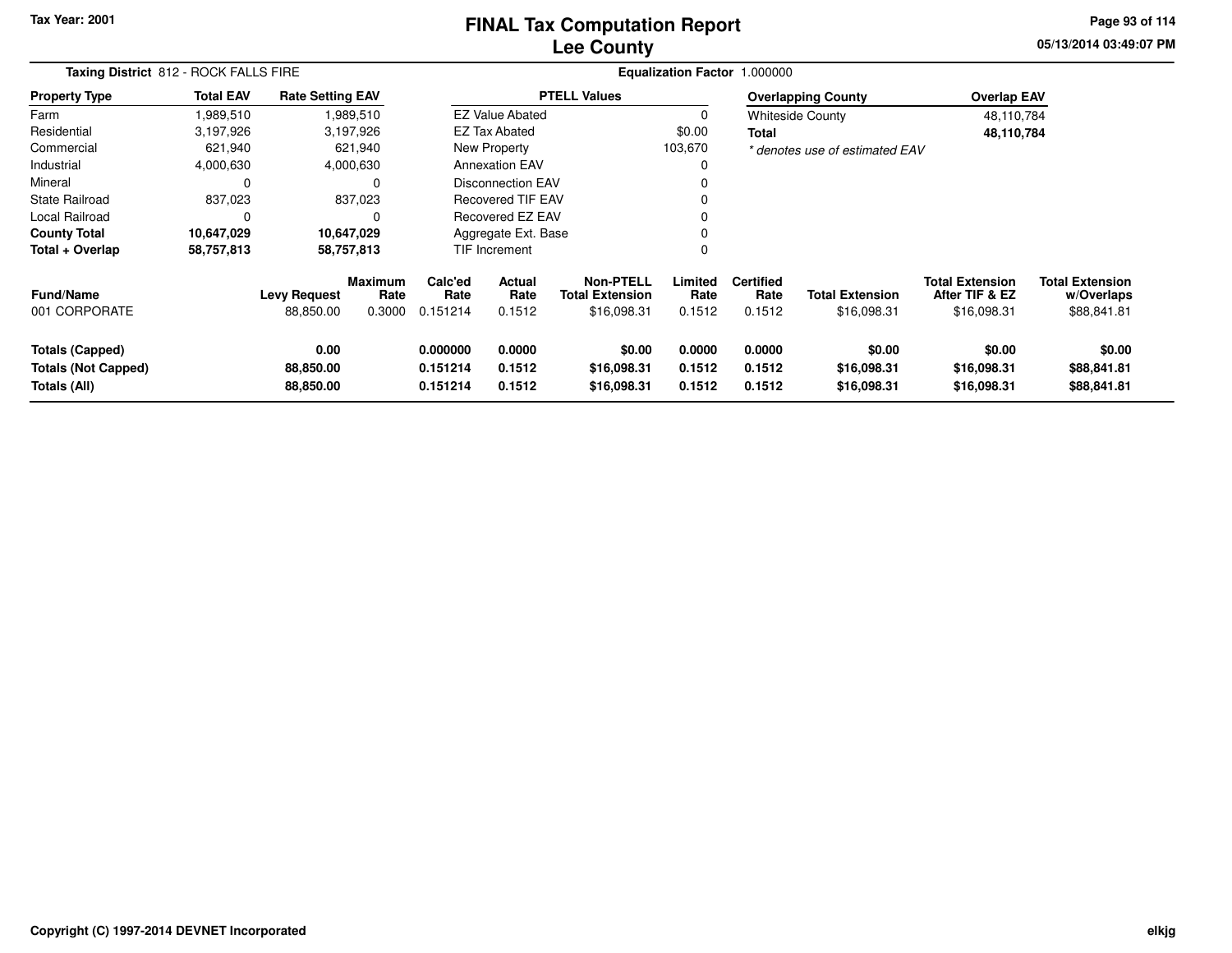Tax Year: 2001

# FINAL Tax Computation Report
## Lee County

05/13/2014 03:49:07 PM

**Taxing District** 812 - ROCK FALLS FIRE

**Equalization Factor** 1.000000

| Property Type | Total EAV | Rate Setting EAV |
|---|---|---|
| Farm | 1,989,510 | 1,989,510 |
| Residential | 3,197,926 | 3,197,926 |
| Commercial | 621,940 | 621,940 |
| Industrial | 4,000,630 | 4,000,630 |
| Mineral | 0 | 0 |
| State Railroad | 837,023 | 837,023 |
| Local Railroad | 0 | 0 |
| **County Total** | **10,647,029** | **10,647,029** |
| **Total + Overlap** | **58,757,813** | **58,757,813** |

| PTELL Values | |
|---|---|
| EZ Value Abated | 0 |
| EZ Tax Abated | $0.00 |
| New Property | 103,670 |
| Annexation EAV | 0 |
| Disconnection EAV | 0 |
| Recovered TIF EAV | 0 |
| Recovered EZ EAV | 0 |
| Aggregate Ext. Base | 0 |
| TIF Increment | 0 |

| Overlapping County | Overlap EAV |
|---|---|
| Whiteside County | 48,110,784 |
| **Total** | **48,110,784** |

*\* denotes use of estimated EAV*

| Fund/Name | Levy Request | Maximum Rate | Calc'ed Rate | Actual Rate | Non-PTELL Total Extension | Limited Rate | Certified Rate | Total Extension | Total Extension After TIF & EZ | Total Extension w/Overlaps |
|---|---|---|---|---|---|---|---|---|---|---|
| 001 CORPORATE | 88,850.00 | 0.3000 | 0.151214 | 0.1512 | $16,098.31 | 0.1512 | 0.1512 | $16,098.31 | $16,098.31 | $88,841.81 |
| **Totals (Capped)** | **0.00** | | **0.000000** | **0.0000** | **$0.00** | **0.0000** | **0.0000** | **$0.00** | **$0.00** | **$0.00** |
| **Totals (Not Capped)** | **88,850.00** | | **0.151214** | **0.1512** | **$16,098.31** | **0.1512** | **0.1512** | **$16,098.31** | **$16,098.31** | **$88,841.81** |
| **Totals (All)** | **88,850.00** | | **0.151214** | **0.1512** | **$16,098.31** | **0.1512** | **0.1512** | **$16,098.31** | **$16,098.31** | **$88,841.81** |

Copyright (C) 1997-2014 DEVNET Incorporated

elkjg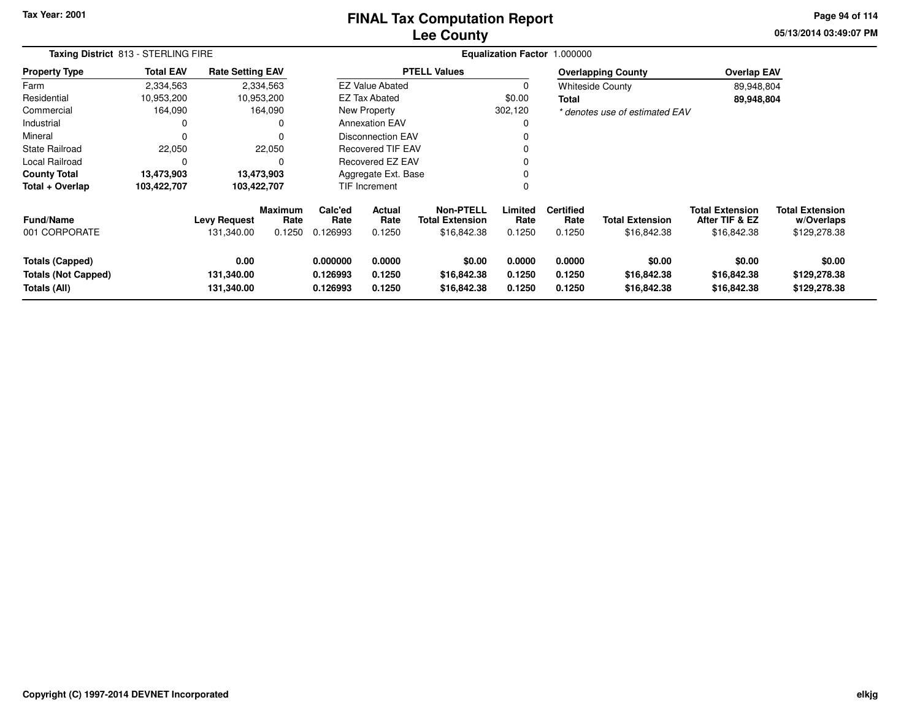# FINAL Tax Computation Report
## Lee County

**Tax Year: 2001**

**Taxing District** 813 - STERLING FIRE

**Equalization Factor** 1.000000

| Property Type | Total EAV | Rate Setting EAV |
|---|---|---|
| Farm | 2,334,563 | 2,334,563 |
| Residential | 10,953,200 | 10,953,200 |
| Commercial | 164,090 | 164,090 |
| Industrial | 0 | 0 |
| Mineral | 0 | 0 |
| State Railroad | 22,050 | 22,050 |
| Local Railroad | 0 | 0 |
| **County Total** | **13,473,903** | **13,473,903** |
| **Total + Overlap** | **103,422,707** | **103,422,707** |

| PTELL Values | |
|---|---|
| EZ Value Abated | 0 |
| EZ Tax Abated | $0.00 |
| New Property | 302,120 |
| Annexation EAV | 0 |
| Disconnection EAV | 0 |
| Recovered TIF EAV | 0 |
| Recovered EZ EAV | 0 |
| Aggregate Ext. Base | 0 |
| TIF Increment | 0 |

| Overlapping County | Overlap EAV |
|---|---|
| Whiteside County | 89,948,804 |
| **Total** | **89,948,804** |

*\* denotes use of estimated EAV*

| Fund/Name | Levy Request | Maximum Rate | Calc'ed Rate | Actual Rate | Non-PTELL Total Extension | Limited Rate | Certified Rate | Total Extension | Total Extension After TIF & EZ | Total Extension w/Overlaps |
|---|---|---|---|---|---|---|---|---|---|---|
| 001 CORPORATE | 131,340.00 | 0.1250 | 0.126993 | 0.1250 | $16,842.38 | 0.1250 | 0.1250 | $16,842.38 | $16,842.38 | $129,278.38 |
| **Totals (Capped)** | **0.00** | | **0.000000** | **0.0000** | **$0.00** | **0.0000** | **0.0000** | **$0.00** | **$0.00** | **$0.00** |
| **Totals (Not Capped)** | **131,340.00** | | **0.126993** | **0.1250** | **$16,842.38** | **0.1250** | **0.1250** | **$16,842.38** | **$16,842.38** | **$129,278.38** |
| **Totals (All)** | **131,340.00** | | **0.126993** | **0.1250** | **$16,842.38** | **0.1250** | **0.1250** | **$16,842.38** | **$16,842.38** | **$129,278.38** |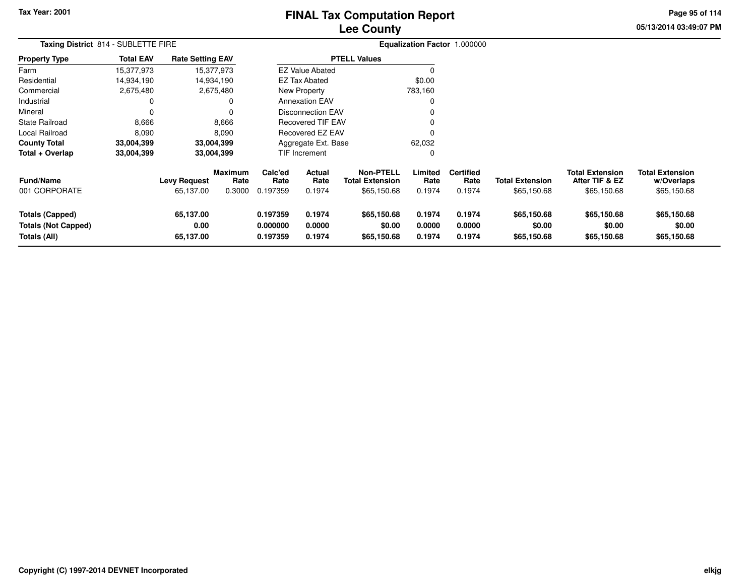Tax Year: 2001

# FINAL Tax Computation Report
## Lee County

**Taxing District** 814 - SUBLETTE FIRE

**Equalization Factor** 1.000000

| Property Type | Total EAV | Rate Setting EAV |
|---|---|---|
| Farm | 15,377,973 | 15,377,973 |
| Residential | 14,934,190 | 14,934,190 |
| Commercial | 2,675,480 | 2,675,480 |
| Industrial | 0 | 0 |
| Mineral | 0 | 0 |
| State Railroad | 8,666 | 8,666 |
| Local Railroad | 8,090 | 8,090 |
| **County Total** | **33,004,399** | **33,004,399** |
| **Total + Overlap** | **33,004,399** | **33,004,399** |

| PTELL Values | |
|---|---|
| EZ Value Abated | 0 |
| EZ Tax Abated | $0.00 |
| New Property | 783,160 |
| Annexation EAV | 0 |
| Disconnection EAV | 0 |
| Recovered TIF EAV | 0 |
| Recovered EZ EAV | 0 |
| Aggregate Ext. Base | 62,032 |
| TIF Increment | 0 |

| Fund/Name | Levy Request | Maximum Rate | Calc'ed Rate | Actual Rate | Non-PTELL Total Extension | Limited Rate | Certified Rate | Total Extension | Total Extension After TIF & EZ | Total Extension w/Overlaps |
|---|---|---|---|---|---|---|---|---|---|---|
| 001 CORPORATE | 65,137.00 | 0.3000 | 0.197359 | 0.1974 | $65,150.68 | 0.1974 | 0.1974 | $65,150.68 | $65,150.68 | $65,150.68 |
| **Totals (Capped)** | **65,137.00** | | **0.197359** | **0.1974** | **$65,150.68** | **0.1974** | **0.1974** | **$65,150.68** | **$65,150.68** | **$65,150.68** |
| **Totals (Not Capped)** | **0.00** | | **0.000000** | **0.0000** | **$0.00** | **0.0000** | **0.0000** | **$0.00** | **$0.00** | **$0.00** |
| **Totals (All)** | **65,137.00** | | **0.197359** | **0.1974** | **$65,150.68** | **0.1974** | **0.1974** | **$65,150.68** | **$65,150.68** | **$65,150.68** |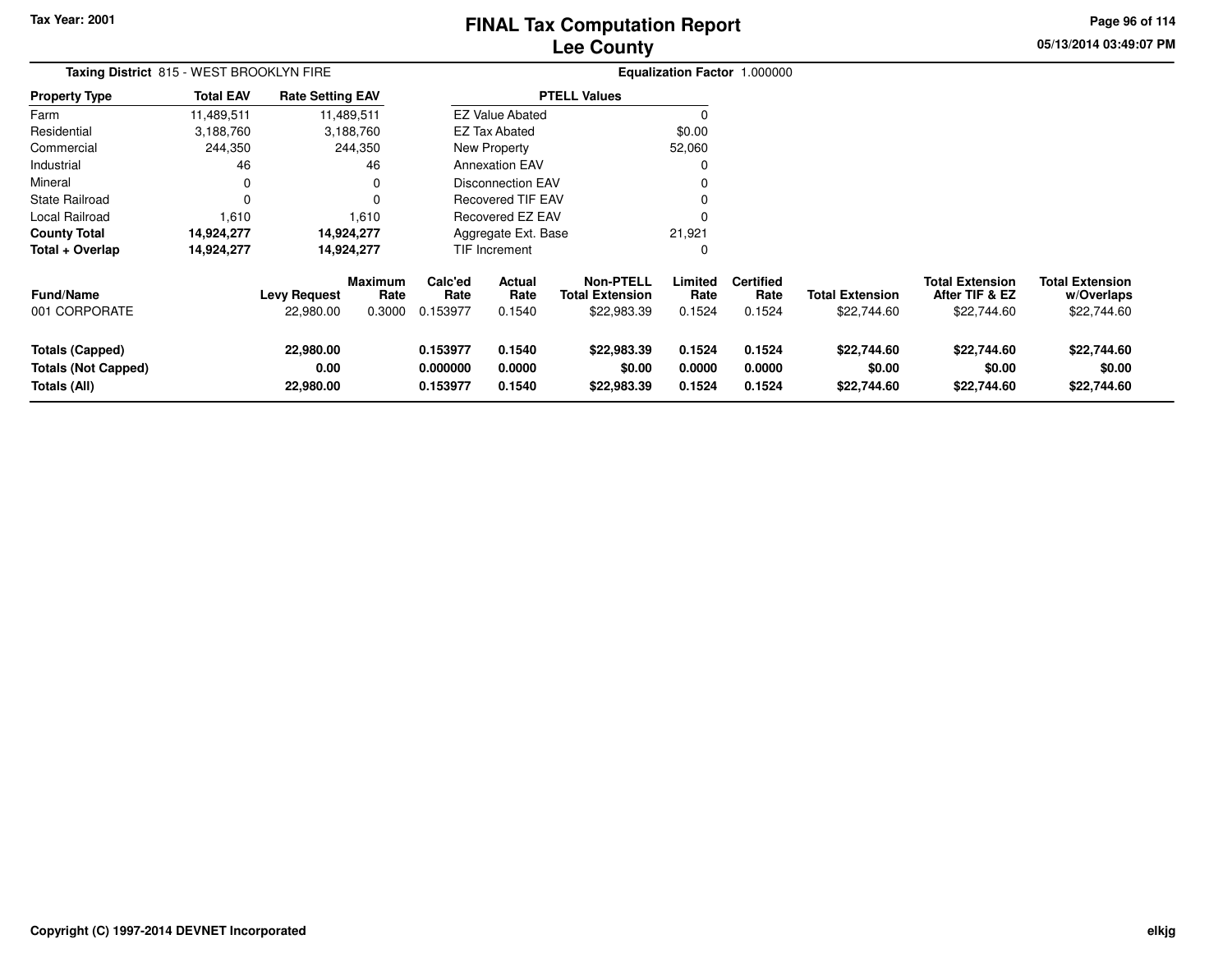# FINAL Tax Computation Report
## Lee County

Tax Year: 2001

**Taxing District** 815 - WEST BROOKLYN FIRE

**Equalization Factor** 1.000000

| Property Type | Total EAV | Rate Setting EAV |
|---|---|---|
| Farm | 11,489,511 | 11,489,511 |
| Residential | 3,188,760 | 3,188,760 |
| Commercial | 244,350 | 244,350 |
| Industrial | 46 | 46 |
| Mineral | 0 | 0 |
| State Railroad | 0 | 0 |
| Local Railroad | 1,610 | 1,610 |
| **County Total** | **14,924,277** | **14,924,277** |
| **Total + Overlap** | **14,924,277** | **14,924,277** |

| PTELL Values | |
|---|---|
| EZ Value Abated | 0 |
| EZ Tax Abated | $0.00 |
| New Property | 52,060 |
| Annexation EAV | 0 |
| Disconnection EAV | 0 |
| Recovered TIF EAV | 0 |
| Recovered EZ EAV | 0 |
| Aggregate Ext. Base | 21,921 |
| TIF Increment | 0 |

| Fund/Name | Levy Request | Maximum Rate | Calc'ed Rate | Actual Rate | Non-PTELL Total Extension | Limited Rate | Certified Rate | Total Extension | Total Extension After TIF & EZ | Total Extension w/Overlaps |
|---|---|---|---|---|---|---|---|---|---|---|
| 001 CORPORATE | 22,980.00 | 0.3000 | 0.153977 | 0.1540 | $22,983.39 | 0.1524 | 0.1524 | $22,744.60 | $22,744.60 | $22,744.60 |
| **Totals (Capped)** | **22,980.00** | | **0.153977** | **0.1540** | **$22,983.39** | **0.1524** | **0.1524** | **$22,744.60** | **$22,744.60** | **$22,744.60** |
| **Totals (Not Capped)** | **0.00** | | **0.000000** | **0.0000** | **$0.00** | **0.0000** | **0.0000** | **$0.00** | **$0.00** | **$0.00** |
| **Totals (All)** | **22,980.00** | | **0.153977** | **0.1540** | **$22,983.39** | **0.1524** | **0.1524** | **$22,744.60** | **$22,744.60** | **$22,744.60** |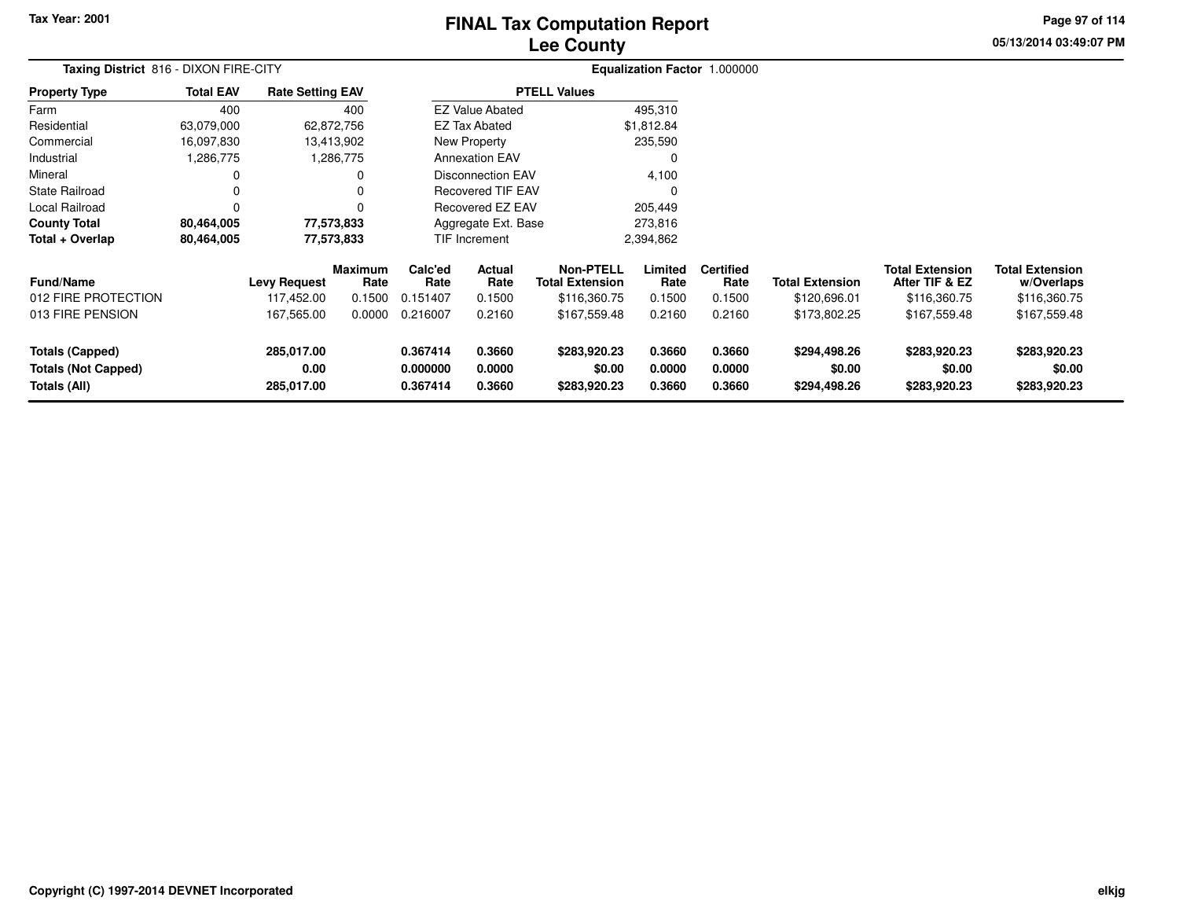Tax Year: 2001

# FINAL Tax Computation Report
## Lee County

05/13/2014 03:49:07 PM

**Taxing District** 816 - DIXON FIRE-CITY

**Equalization Factor** 1.000000

| Property Type | Total EAV | Rate Setting EAV |
|---|---|---|
| Farm | 400 | 400 |
| Residential | 63,079,000 | 62,872,756 |
| Commercial | 16,097,830 | 13,413,902 |
| Industrial | 1,286,775 | 1,286,775 |
| Mineral | 0 | 0 |
| State Railroad | 0 | 0 |
| Local Railroad | 0 | 0 |
| **County Total** | **80,464,005** | **77,573,833** |
| **Total + Overlap** | **80,464,005** | **77,573,833** |

| PTELL Values | |
|---|---|
| EZ Value Abated | 495,310 |
| EZ Tax Abated | $1,812.84 |
| New Property | 235,590 |
| Annexation EAV | 0 |
| Disconnection EAV | 4,100 |
| Recovered TIF EAV | 0 |
| Recovered EZ EAV | 205,449 |
| Aggregate Ext. Base | 273,816 |
| TIF Increment | 2,394,862 |

| Fund/Name | Levy Request | Maximum Rate | Calc'ed Rate | Actual Rate | Non-PTELL Total Extension | Limited Rate | Certified Rate | Total Extension | Total Extension After TIF & EZ | Total Extension w/Overlaps |
|---|---|---|---|---|---|---|---|---|---|---|
| 012 FIRE PROTECTION | 117,452.00 | 0.1500 | 0.151407 | 0.1500 | $116,360.75 | 0.1500 | 0.1500 | $120,696.01 | $116,360.75 | $116,360.75 |
| 013 FIRE PENSION | 167,565.00 | 0.0000 | 0.216007 | 0.2160 | $167,559.48 | 0.2160 | 0.2160 | $173,802.25 | $167,559.48 | $167,559.48 |
| **Totals (Capped)** | **285,017.00** | | **0.367414** | **0.3660** | **$283,920.23** | **0.3660** | **0.3660** | **$294,498.26** | **$283,920.23** | **$283,920.23** |
| **Totals (Not Capped)** | **0.00** | | **0.000000** | **0.0000** | **$0.00** | **0.0000** | **0.0000** | **$0.00** | **$0.00** | **$0.00** |
| **Totals (All)** | **285,017.00** | | **0.367414** | **0.3660** | **$283,920.23** | **0.3660** | **0.3660** | **$294,498.26** | **$283,920.23** | **$283,920.23** |

Copyright (C) 1997-2014 DEVNET Incorporated

elkjg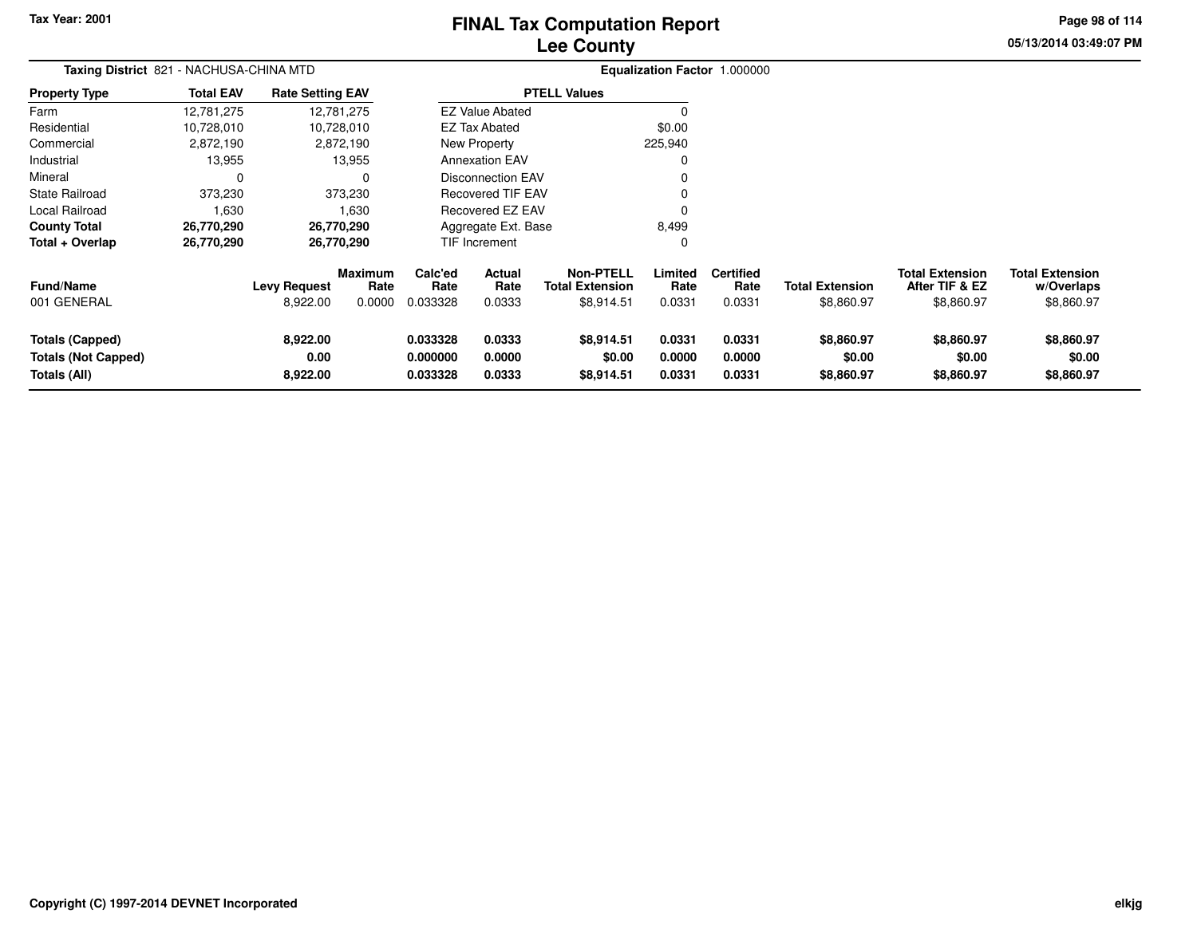# FINAL Tax Computation Report
## Lee County

Tax Year: 2001

**Taxing District** 821 - NACHUSA-CHINA MTD

**Equalization Factor** 1.000000

| Property Type | Total EAV | Rate Setting EAV |
|---|---|---|
| Farm | 12,781,275 | 12,781,275 |
| Residential | 10,728,010 | 10,728,010 |
| Commercial | 2,872,190 | 2,872,190 |
| Industrial | 13,955 | 13,955 |
| Mineral | 0 | 0 |
| State Railroad | 373,230 | 373,230 |
| Local Railroad | 1,630 | 1,630 |
| **County Total** | **26,770,290** | **26,770,290** |
| **Total + Overlap** | **26,770,290** | **26,770,290** |

| PTELL Values | |
|---|---|
| EZ Value Abated | 0 |
| EZ Tax Abated | $0.00 |
| New Property | 225,940 |
| Annexation EAV | 0 |
| Disconnection EAV | 0 |
| Recovered TIF EAV | 0 |
| Recovered EZ EAV | 0 |
| Aggregate Ext. Base | 8,499 |
| TIF Increment | 0 |

| Fund/Name | Levy Request | Maximum Rate | Calc'ed Rate | Actual Rate | Non-PTELL Total Extension | Limited Rate | Certified Rate | Total Extension | Total Extension After TIF & EZ | Total Extension w/Overlaps |
|---|---|---|---|---|---|---|---|---|---|---|
| 001 GENERAL | 8,922.00 | 0.0000 | 0.033328 | 0.0333 | $8,914.51 | 0.0331 | 0.0331 | $8,860.97 | $8,860.97 | $8,860.97 |
| **Totals (Capped)** | **8,922.00** | | **0.033328** | **0.0333** | **$8,914.51** | **0.0331** | **0.0331** | **$8,860.97** | **$8,860.97** | **$8,860.97** |
| **Totals (Not Capped)** | **0.00** | | **0.000000** | **0.0000** | **$0.00** | **0.0000** | **0.0000** | **$0.00** | **$0.00** | **$0.00** |
| **Totals (All)** | **8,922.00** | | **0.033328** | **0.0333** | **$8,914.51** | **0.0331** | **0.0331** | **$8,860.97** | **$8,860.97** | **$8,860.97** |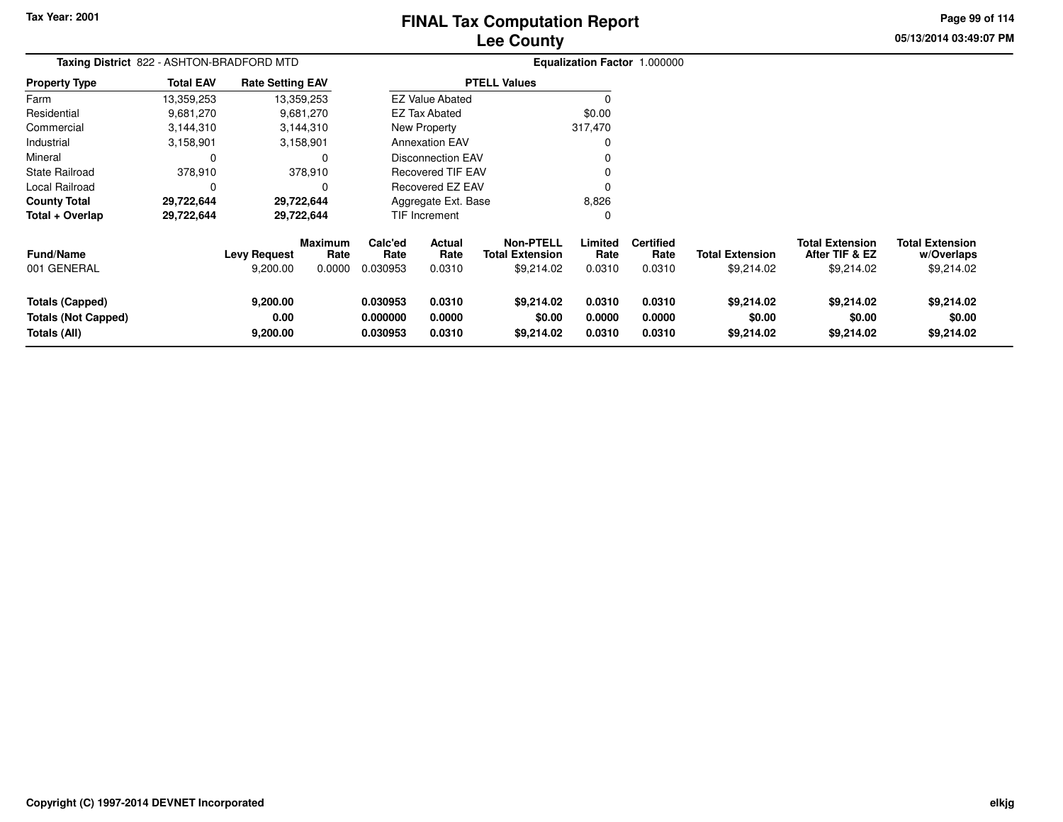# FINAL Tax Computation Report
## Lee County

**Tax Year: 2001**

**Taxing District** 822 - ASHTON-BRADFORD MTD

**Equalization Factor** 1.000000

| Property Type | Total EAV | Rate Setting EAV |
|---|---|---|
| Farm | 13,359,253 | 13,359,253 |
| Residential | 9,681,270 | 9,681,270 |
| Commercial | 3,144,310 | 3,144,310 |
| Industrial | 3,158,901 | 3,158,901 |
| Mineral | 0 | 0 |
| State Railroad | 378,910 | 378,910 |
| Local Railroad | 0 | 0 |
| **County Total** | **29,722,644** | **29,722,644** |
| **Total + Overlap** | **29,722,644** | **29,722,644** |

| PTELL Values | |
|---|---|
| EZ Value Abated | 0 |
| EZ Tax Abated | $0.00 |
| New Property | 317,470 |
| Annexation EAV | 0 |
| Disconnection EAV | 0 |
| Recovered TIF EAV | 0 |
| Recovered EZ EAV | 0 |
| Aggregate Ext. Base | 8,826 |
| TIF Increment | 0 |

| Fund/Name | Levy Request | Maximum Rate | Calc'ed Rate | Actual Rate | Non-PTELL Total Extension | Limited Rate | Certified Rate | Total Extension | Total Extension After TIF & EZ | Total Extension w/Overlaps |
|---|---|---|---|---|---|---|---|---|---|---|
| 001 GENERAL | 9,200.00 | 0.0000 | 0.030953 | 0.0310 | $9,214.02 | 0.0310 | 0.0310 | $9,214.02 | $9,214.02 | $9,214.02 |
| **Totals (Capped)** | **9,200.00** | | **0.030953** | **0.0310** | **$9,214.02** | **0.0310** | **0.0310** | **$9,214.02** | **$9,214.02** | **$9,214.02** |
| **Totals (Not Capped)** | **0.00** | | **0.000000** | **0.0000** | **$0.00** | **0.0000** | **0.0000** | **$0.00** | **$0.00** | **$0.00** |
| **Totals (All)** | **9,200.00** | | **0.030953** | **0.0310** | **$9,214.02** | **0.0310** | **0.0310** | **$9,214.02** | **$9,214.02** | **$9,214.02** |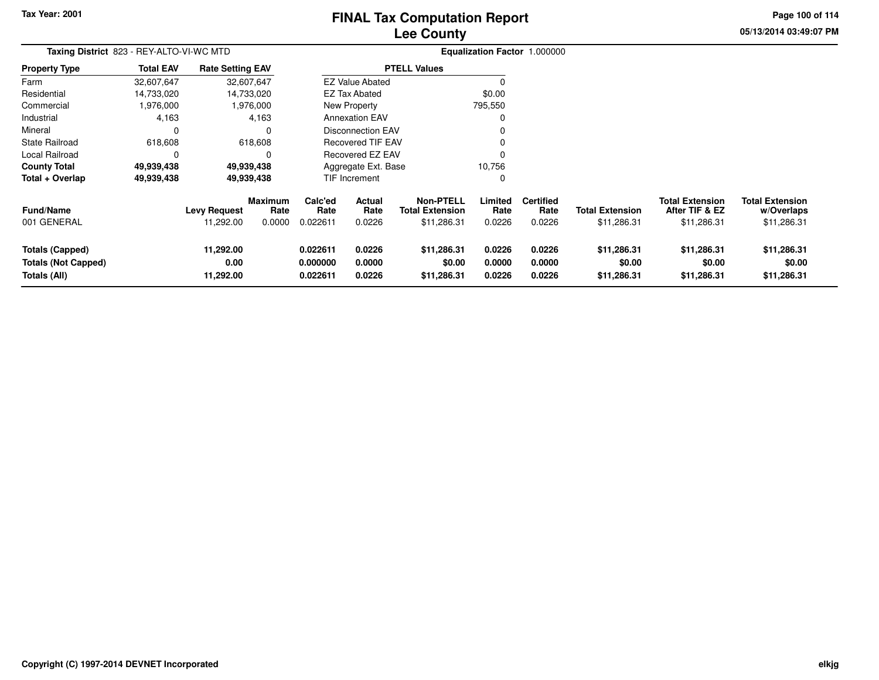Tax Year: 2001

# FINAL Tax Computation Report
## Lee County

05/13/2014 03:49:07 PM

**Taxing District** 823 - REY-ALTO-VI-WC MTD

**Equalization Factor** 1.000000

| Property Type | Total EAV | Rate Setting EAV |
|---|---|---|
| Farm | 32,607,647 | 32,607,647 |
| Residential | 14,733,020 | 14,733,020 |
| Commercial | 1,976,000 | 1,976,000 |
| Industrial | 4,163 | 4,163 |
| Mineral | 0 | 0 |
| State Railroad | 618,608 | 618,608 |
| Local Railroad | 0 | 0 |
| **County Total** | **49,939,438** | **49,939,438** |
| **Total + Overlap** | **49,939,438** | **49,939,438** |

| PTELL Values | |
|---|---|
| EZ Value Abated | 0 |
| EZ Tax Abated | $0.00 |
| New Property | 795,550 |
| Annexation EAV | 0 |
| Disconnection EAV | 0 |
| Recovered TIF EAV | 0 |
| Recovered EZ EAV | 0 |
| Aggregate Ext. Base | 10,756 |
| TIF Increment | 0 |

| Fund/Name | Levy Request | Maximum Rate | Calc'ed Rate | Actual Rate | Non-PTELL Total Extension | Limited Rate | Certified Rate | Total Extension | Total Extension After TIF & EZ | Total Extension w/Overlaps |
|---|---|---|---|---|---|---|---|---|---|---|
| 001 GENERAL | 11,292.00 | 0.0000 | 0.022611 | 0.0226 | $11,286.31 | 0.0226 | 0.0226 | $11,286.31 | $11,286.31 | $11,286.31 |
| **Totals (Capped)** | **11,292.00** | | **0.022611** | **0.0226** | **$11,286.31** | **0.0226** | **0.0226** | **$11,286.31** | **$11,286.31** | **$11,286.31** |
| **Totals (Not Capped)** | **0.00** | | **0.000000** | **0.0000** | **$0.00** | **0.0000** | **0.0000** | **$0.00** | **$0.00** | **$0.00** |
| **Totals (All)** | **11,292.00** | | **0.022611** | **0.0226** | **$11,286.31** | **0.0226** | **0.0226** | **$11,286.31** | **$11,286.31** | **$11,286.31** |

Copyright (C) 1997-2014 DEVNET Incorporated

elkjg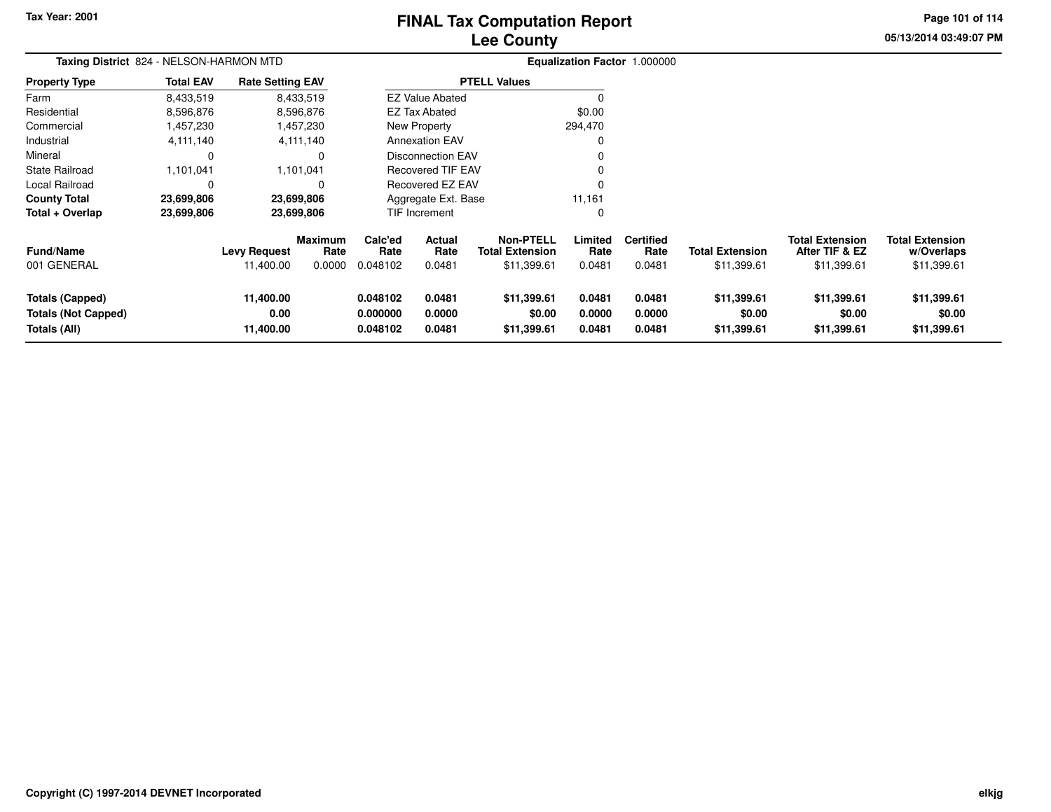Tax Year: 2001

# FINAL Tax Computation Report
## Lee County

05/13/2014 03:49:07 PM

**Taxing District** 824 - NELSON-HARMON MTD

**Equalization Factor** 1.000000

| Property Type | Total EAV | Rate Setting EAV |
|---|---|---|
| Farm | 8,433,519 | 8,433,519 |
| Residential | 8,596,876 | 8,596,876 |
| Commercial | 1,457,230 | 1,457,230 |
| Industrial | 4,111,140 | 4,111,140 |
| Mineral | 0 | 0 |
| State Railroad | 1,101,041 | 1,101,041 |
| Local Railroad | 0 | 0 |
| **County Total** | **23,699,806** | **23,699,806** |
| **Total + Overlap** | **23,699,806** | **23,699,806** |

| PTELL Values | |
|---|---|
| EZ Value Abated | 0 |
| EZ Tax Abated | $0.00 |
| New Property | 294,470 |
| Annexation EAV | 0 |
| Disconnection EAV | 0 |
| Recovered TIF EAV | 0 |
| Recovered EZ EAV | 0 |
| Aggregate Ext. Base | 11,161 |
| TIF Increment | 0 |

| Fund/Name | Levy Request | Maximum Rate | Calc'ed Rate | Actual Rate | Non-PTELL Total Extension | Limited Rate | Certified Rate | Total Extension | Total Extension After TIF & EZ | Total Extension w/Overlaps |
|---|---|---|---|---|---|---|---|---|---|---|
| 001 GENERAL | 11,400.00 | 0.0000 | 0.048102 | 0.0481 | $11,399.61 | 0.0481 | 0.0481 | $11,399.61 | $11,399.61 | $11,399.61 |
| **Totals (Capped)** | **11,400.00** | | **0.048102** | **0.0481** | **$11,399.61** | **0.0481** | **0.0481** | **$11,399.61** | **$11,399.61** | **$11,399.61** |
| **Totals (Not Capped)** | **0.00** | | **0.000000** | **0.0000** | **$0.00** | **0.0000** | **0.0000** | **$0.00** | **$0.00** | **$0.00** |
| **Totals (All)** | **11,400.00** | | **0.048102** | **0.0481** | **$11,399.61** | **0.0481** | **0.0481** | **$11,399.61** | **$11,399.61** | **$11,399.61** |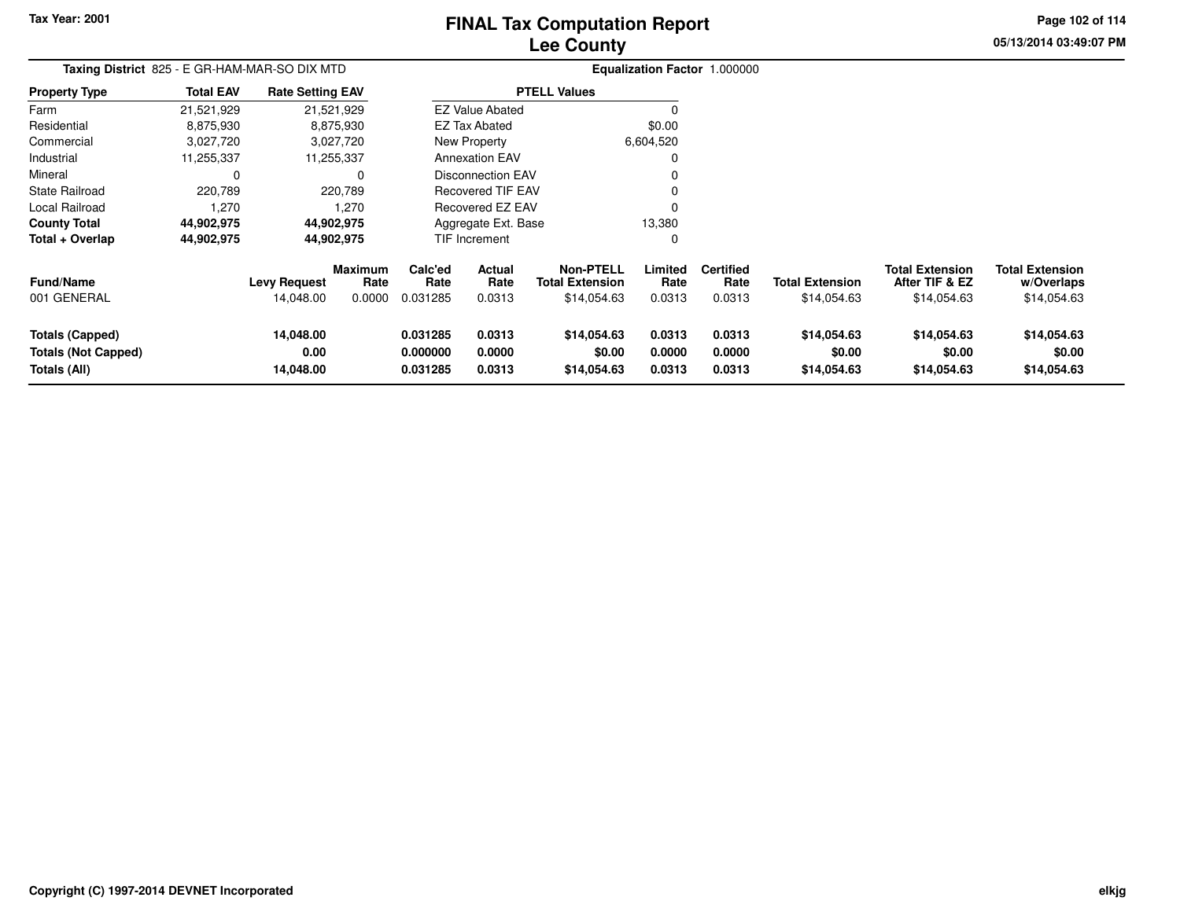**Tax Year: 2001**

# FINAL Tax Computation Report
## Lee County

05/13/2014 03:49:07 PM

**Taxing District** 825 - E GR-HAM-MAR-SO DIX MTD

**Equalization Factor** 1.000000

| Property Type | Total EAV | Rate Setting EAV |
|---|---|---|
| Farm | 21,521,929 | 21,521,929 |
| Residential | 8,875,930 | 8,875,930 |
| Commercial | 3,027,720 | 3,027,720 |
| Industrial | 11,255,337 | 11,255,337 |
| Mineral | 0 | 0 |
| State Railroad | 220,789 | 220,789 |
| Local Railroad | 1,270 | 1,270 |
| **County Total** | **44,902,975** | **44,902,975** |
| **Total + Overlap** | **44,902,975** | **44,902,975** |

| PTELL Values | |
|---|---|
| EZ Value Abated | 0 |
| EZ Tax Abated | $0.00 |
| New Property | 6,604,520 |
| Annexation EAV | 0 |
| Disconnection EAV | 0 |
| Recovered TIF EAV | 0 |
| Recovered EZ EAV | 0 |
| Aggregate Ext. Base | 13,380 |
| TIF Increment | 0 |

| Fund/Name | Levy Request | Maximum Rate | Calc'ed Rate | Actual Rate | Non-PTELL Total Extension | Limited Rate | Certified Rate | Total Extension | Total Extension After TIF & EZ | Total Extension w/Overlaps |
|---|---|---|---|---|---|---|---|---|---|---|
| 001 GENERAL | 14,048.00 | 0.0000 | 0.031285 | 0.0313 | $14,054.63 | 0.0313 | 0.0313 | $14,054.63 | $14,054.63 | $14,054.63 |
| **Totals (Capped)** | **14,048.00** | | **0.031285** | **0.0313** | **$14,054.63** | **0.0313** | **0.0313** | **$14,054.63** | **$14,054.63** | **$14,054.63** |
| **Totals (Not Capped)** | **0.00** | | **0.000000** | **0.0000** | **$0.00** | **0.0000** | **0.0000** | **$0.00** | **$0.00** | **$0.00** |
| **Totals (All)** | **14,048.00** | | **0.031285** | **0.0313** | **$14,054.63** | **0.0313** | **0.0313** | **$14,054.63** | **$14,054.63** | **$14,054.63** |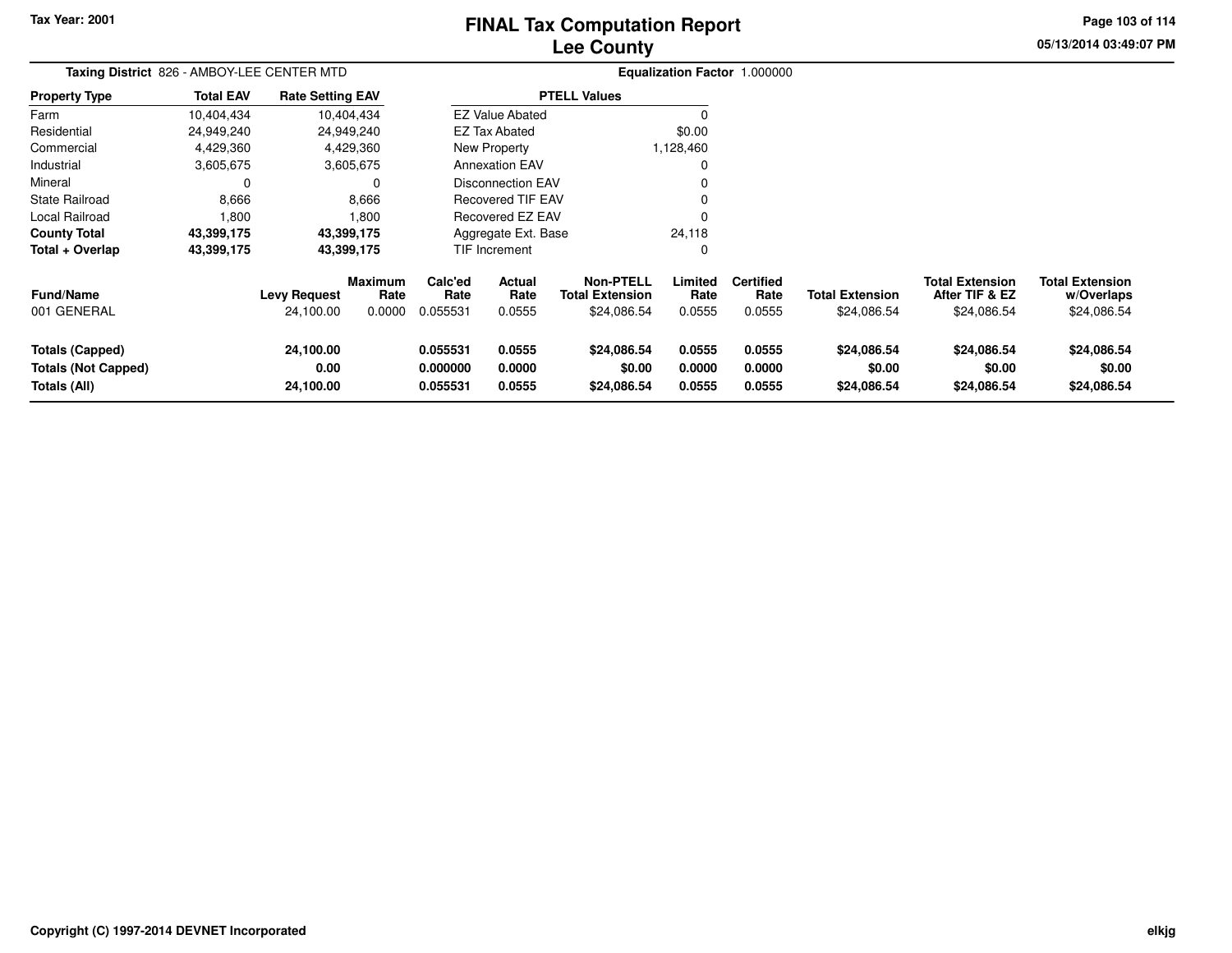Tax Year: 2001

# FINAL Tax Computation Report
## Lee County

05/13/2014 03:49:07 PM

**Taxing District** 826 - AMBOY-LEE CENTER MTD **Equalization Factor** 1.000000

| Property Type | Total EAV | Rate Setting EAV |
|---|---|---|
| Farm | 10,404,434 | 10,404,434 |
| Residential | 24,949,240 | 24,949,240 |
| Commercial | 4,429,360 | 4,429,360 |
| Industrial | 3,605,675 | 3,605,675 |
| Mineral | 0 | 0 |
| State Railroad | 8,666 | 8,666 |
| Local Railroad | 1,800 | 1,800 |
| **County Total** | **43,399,175** | **43,399,175** |
| **Total + Overlap** | **43,399,175** | **43,399,175** |

| PTELL Values | |
|---|---|
| EZ Value Abated | 0 |
| EZ Tax Abated | $0.00 |
| New Property | 1,128,460 |
| Annexation EAV | 0 |
| Disconnection EAV | 0 |
| Recovered TIF EAV | 0 |
| Recovered EZ EAV | 0 |
| Aggregate Ext. Base | 24,118 |
| TIF Increment | 0 |

| Fund/Name | Levy Request | Maximum Rate | Calc'ed Rate | Actual Rate | Non-PTELL Total Extension | Limited Rate | Certified Rate | Total Extension | Total Extension After TIF & EZ | Total Extension w/Overlaps |
|---|---|---|---|---|---|---|---|---|---|---|
| 001 GENERAL | 24,100.00 | 0.0000 | 0.055531 | 0.0555 | $24,086.54 | 0.0555 | 0.0555 | $24,086.54 | $24,086.54 | $24,086.54 |
| **Totals (Capped)** | **24,100.00** | | **0.055531** | **0.0555** | **$24,086.54** | **0.0555** | **0.0555** | **$24,086.54** | **$24,086.54** | **$24,086.54** |
| **Totals (Not Capped)** | **0.00** | | **0.000000** | **0.0000** | **$0.00** | **0.0000** | **0.0000** | **$0.00** | **$0.00** | **$0.00** |
| **Totals (All)** | **24,100.00** | | **0.055531** | **0.0555** | **$24,086.54** | **0.0555** | **0.0555** | **$24,086.54** | **$24,086.54** | **$24,086.54** |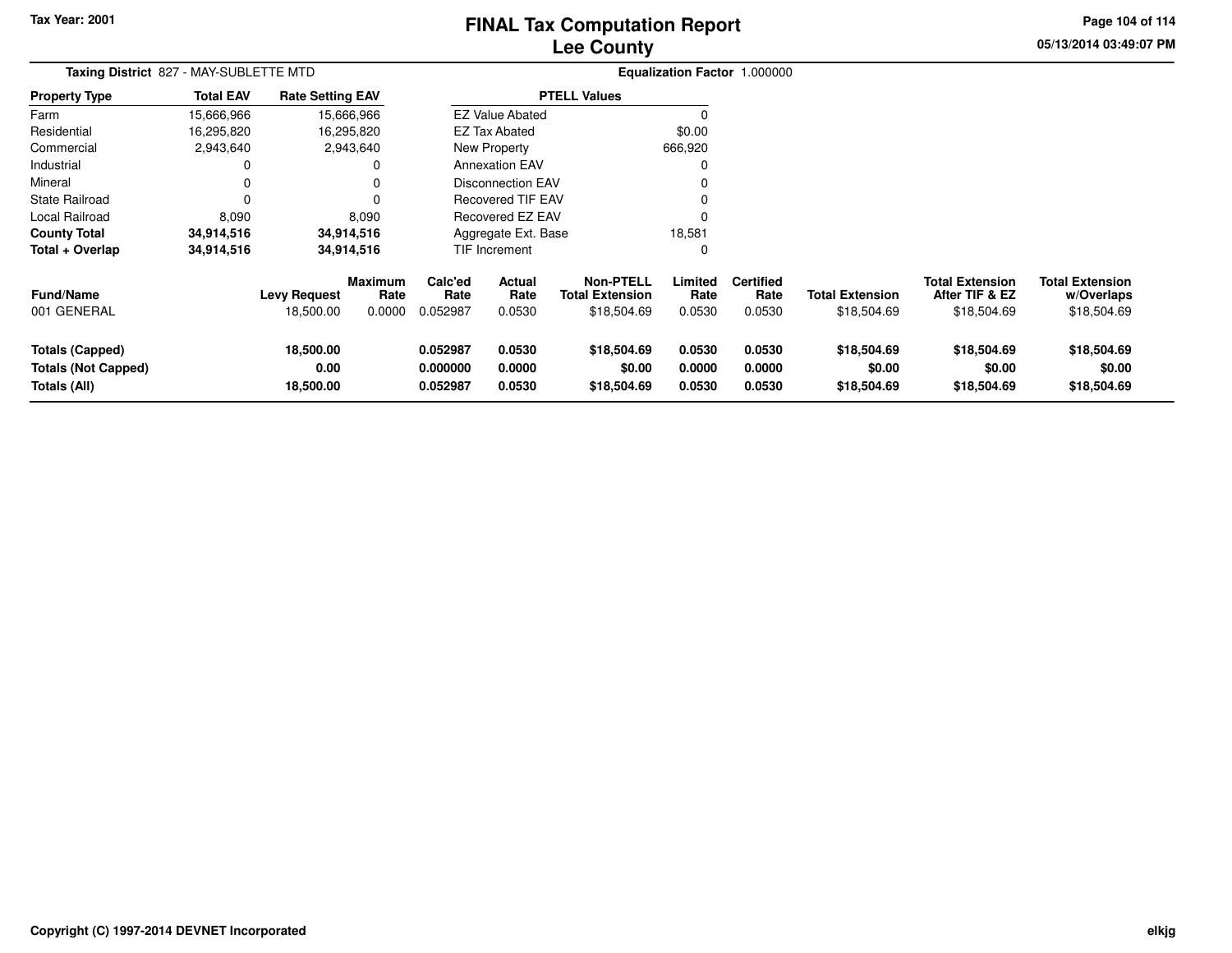Tax Year: 2001

# FINAL Tax Computation Report
## Lee County

**Taxing District** 827 - MAY-SUBLETTE MTD

**Equalization Factor** 1.000000

| Property Type | Total EAV | Rate Setting EAV |
|---|---|---|
| Farm | 15,666,966 | 15,666,966 |
| Residential | 16,295,820 | 16,295,820 |
| Commercial | 2,943,640 | 2,943,640 |
| Industrial | 0 | 0 |
| Mineral | 0 | 0 |
| State Railroad | 0 | 0 |
| Local Railroad | 8,090 | 8,090 |
| **County Total** | **34,914,516** | **34,914,516** |
| **Total + Overlap** | **34,914,516** | **34,914,516** |

| PTELL Values | |
|---|---|
| EZ Value Abated | 0 |
| EZ Tax Abated | $0.00 |
| New Property | 666,920 |
| Annexation EAV | 0 |
| Disconnection EAV | 0 |
| Recovered TIF EAV | 0 |
| Recovered EZ EAV | 0 |
| Aggregate Ext. Base | 18,581 |
| TIF Increment | 0 |

| Fund/Name | Levy Request | Maximum Rate | Calc'ed Rate | Actual Rate | Non-PTELL Total Extension | Limited Rate | Certified Rate | Total Extension | Total Extension After TIF & EZ | Total Extension w/Overlaps |
|---|---|---|---|---|---|---|---|---|---|---|
| 001 GENERAL | 18,500.00 | 0.0000 | 0.052987 | 0.0530 | $18,504.69 | 0.0530 | 0.0530 | $18,504.69 | $18,504.69 | $18,504.69 |
| **Totals (Capped)** | **18,500.00** | | **0.052987** | **0.0530** | **$18,504.69** | **0.0530** | **0.0530** | **$18,504.69** | **$18,504.69** | **$18,504.69** |
| **Totals (Not Capped)** | **0.00** | | **0.000000** | **0.0000** | **$0.00** | **0.0000** | **0.0000** | **$0.00** | **$0.00** | **$0.00** |
| **Totals (All)** | **18,500.00** | | **0.052987** | **0.0530** | **$18,504.69** | **0.0530** | **0.0530** | **$18,504.69** | **$18,504.69** | **$18,504.69** |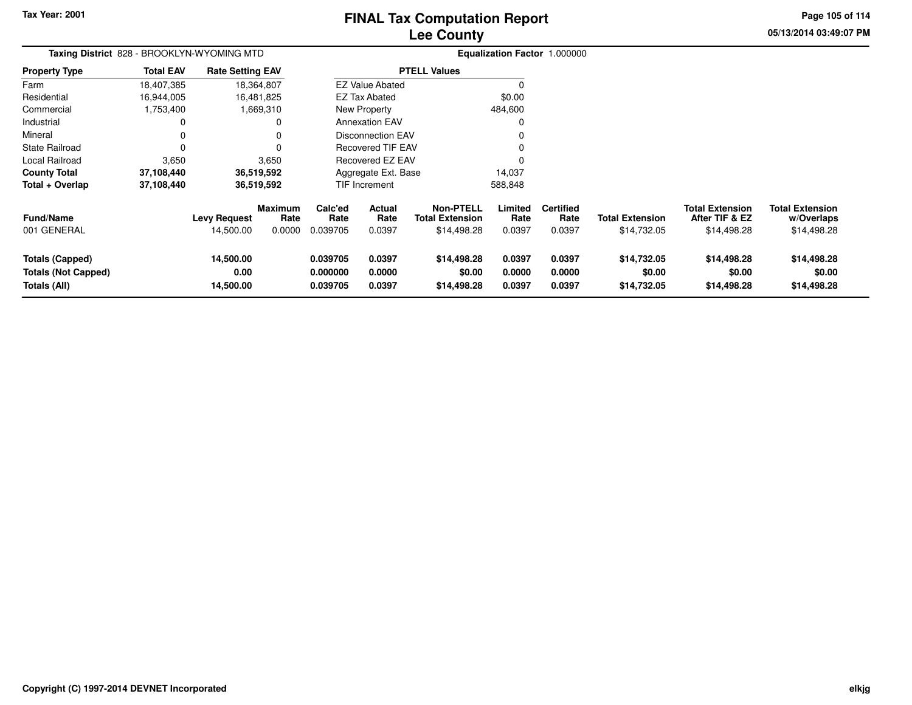Tax Year: 2001

# FINAL Tax Computation Report
## Lee County

05/13/2014 03:49:07 PM

**Taxing District** 828 - BROOKLYN-WYOMING MTD

**Equalization Factor** 1.000000

| Property Type | Total EAV | Rate Setting EAV |
|---|---|---|
| Farm | 18,407,385 | 18,364,807 |
| Residential | 16,944,005 | 16,481,825 |
| Commercial | 1,753,400 | 1,669,310 |
| Industrial | 0 | 0 |
| Mineral | 0 | 0 |
| State Railroad | 0 | 0 |
| Local Railroad | 3,650 | 3,650 |
| **County Total** | **37,108,440** | **36,519,592** |
| **Total + Overlap** | **37,108,440** | **36,519,592** |

| PTELL Values | |
|---|---|
| EZ Value Abated | 0 |
| EZ Tax Abated | $0.00 |
| New Property | 484,600 |
| Annexation EAV | 0 |
| Disconnection EAV | 0 |
| Recovered TIF EAV | 0 |
| Recovered EZ EAV | 0 |
| Aggregate Ext. Base | 14,037 |
| TIF Increment | 588,848 |

| Fund/Name | Levy Request | Maximum Rate | Calc'ed Rate | Actual Rate | Non-PTELL Total Extension | Limited Rate | Certified Rate | Total Extension | Total Extension After TIF & EZ | Total Extension w/Overlaps |
|---|---|---|---|---|---|---|---|---|---|---|
| 001 GENERAL | 14,500.00 | 0.0000 | 0.039705 | 0.0397 | $14,498.28 | 0.0397 | 0.0397 | $14,732.05 | $14,498.28 | $14,498.28 |
| **Totals (Capped)** | **14,500.00** | | **0.039705** | **0.0397** | **$14,498.28** | **0.0397** | **0.0397** | **$14,732.05** | **$14,498.28** | **$14,498.28** |
| **Totals (Not Capped)** | **0.00** | | **0.000000** | **0.0000** | **$0.00** | **0.0000** | **0.0000** | **$0.00** | **$0.00** | **$0.00** |
| **Totals (All)** | **14,500.00** | | **0.039705** | **0.0397** | **$14,498.28** | **0.0397** | **0.0397** | **$14,732.05** | **$14,498.28** | **$14,498.28** |

Copyright (C) 1997-2014 DEVNET Incorporated

elkjg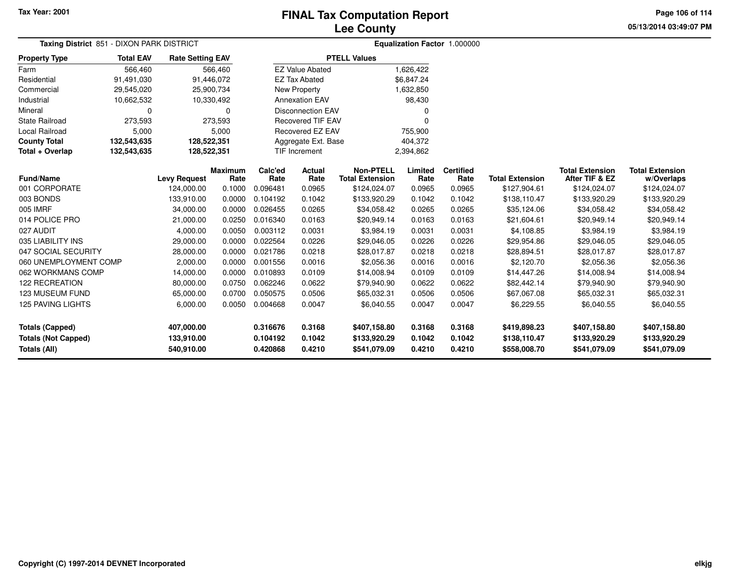Tax Year: 2001

# FINAL Tax Computation Report
## Lee County

05/13/2014 03:49:07 PM

**Taxing District** 851 - DIXON PARK DISTRICT

**Equalization Factor** 1.000000

| Property Type | Total EAV | Rate Setting EAV |
|---|---|---|
| Farm | 566,460 | 566,460 |
| Residential | 91,491,030 | 91,446,072 |
| Commercial | 29,545,020 | 25,900,734 |
| Industrial | 10,662,532 | 10,330,492 |
| Mineral | 0 | 0 |
| State Railroad | 273,593 | 273,593 |
| Local Railroad | 5,000 | 5,000 |
| **County Total** | **132,543,635** | **128,522,351** |
| **Total + Overlap** | **132,543,635** | **128,522,351** |

| PTELL Values | |
|---|---|
| EZ Value Abated | 1,626,422 |
| EZ Tax Abated | $6,847.24 |
| New Property | 1,632,850 |
| Annexation EAV | 98,430 |
| Disconnection EAV | 0 |
| Recovered TIF EAV | 0 |
| Recovered EZ EAV | 755,900 |
| Aggregate Ext. Base | 404,372 |
| TIF Increment | 2,394,862 |

| Fund/Name | Levy Request | Maximum Rate | Calc'ed Rate | Actual Rate | Non-PTELL Total Extension | Limited Rate | Certified Rate | Total Extension | Total Extension After TIF & EZ | Total Extension w/Overlaps |
|---|---|---|---|---|---|---|---|---|---|---|
| 001 CORPORATE | 124,000.00 | 0.1000 | 0.096481 | 0.0965 | $124,024.07 | 0.0965 | 0.0965 | $127,904.61 | $124,024.07 | $124,024.07 |
| 003 BONDS | 133,910.00 | 0.0000 | 0.104192 | 0.1042 | $133,920.29 | 0.1042 | 0.1042 | $138,110.47 | $133,920.29 | $133,920.29 |
| 005 IMRF | 34,000.00 | 0.0000 | 0.026455 | 0.0265 | $34,058.42 | 0.0265 | 0.0265 | $35,124.06 | $34,058.42 | $34,058.42 |
| 014 POLICE PRO | 21,000.00 | 0.0250 | 0.016340 | 0.0163 | $20,949.14 | 0.0163 | 0.0163 | $21,604.61 | $20,949.14 | $20,949.14 |
| 027 AUDIT | 4,000.00 | 0.0050 | 0.003112 | 0.0031 | $3,984.19 | 0.0031 | 0.0031 | $4,108.85 | $3,984.19 | $3,984.19 |
| 035 LIABILITY INS | 29,000.00 | 0.0000 | 0.022564 | 0.0226 | $29,046.05 | 0.0226 | 0.0226 | $29,954.86 | $29,046.05 | $29,046.05 |
| 047 SOCIAL SECURITY | 28,000.00 | 0.0000 | 0.021786 | 0.0218 | $28,017.87 | 0.0218 | 0.0218 | $28,894.51 | $28,017.87 | $28,017.87 |
| 060 UNEMPLOYMENT COMP | 2,000.00 | 0.0000 | 0.001556 | 0.0016 | $2,056.36 | 0.0016 | 0.0016 | $2,120.70 | $2,056.36 | $2,056.36 |
| 062 WORKMANS COMP | 14,000.00 | 0.0000 | 0.010893 | 0.0109 | $14,008.94 | 0.0109 | 0.0109 | $14,447.26 | $14,008.94 | $14,008.94 |
| 122 RECREATION | 80,000.00 | 0.0750 | 0.062246 | 0.0622 | $79,940.90 | 0.0622 | 0.0622 | $82,442.14 | $79,940.90 | $79,940.90 |
| 123 MUSEUM FUND | 65,000.00 | 0.0700 | 0.050575 | 0.0506 | $65,032.31 | 0.0506 | 0.0506 | $67,067.08 | $65,032.31 | $65,032.31 |
| 125 PAVING LIGHTS | 6,000.00 | 0.0050 | 0.004668 | 0.0047 | $6,040.55 | 0.0047 | 0.0047 | $6,229.55 | $6,040.55 | $6,040.55 |
| **Totals (Capped)** | **407,000.00** | | **0.316676** | **0.3168** | **$407,158.80** | **0.3168** | **0.3168** | **$419,898.23** | **$407,158.80** | **$407,158.80** |
| **Totals (Not Capped)** | **133,910.00** | | **0.104192** | **0.1042** | **$133,920.29** | **0.1042** | **0.1042** | **$138,110.47** | **$133,920.29** | **$133,920.29** |
| **Totals (All)** | **540,910.00** | | **0.420868** | **0.4210** | **$541,079.09** | **0.4210** | **0.4210** | **$558,008.70** | **$541,079.09** | **$541,079.09** |

Copyright (C) 1997-2014 DEVNET Incorporated

elkjg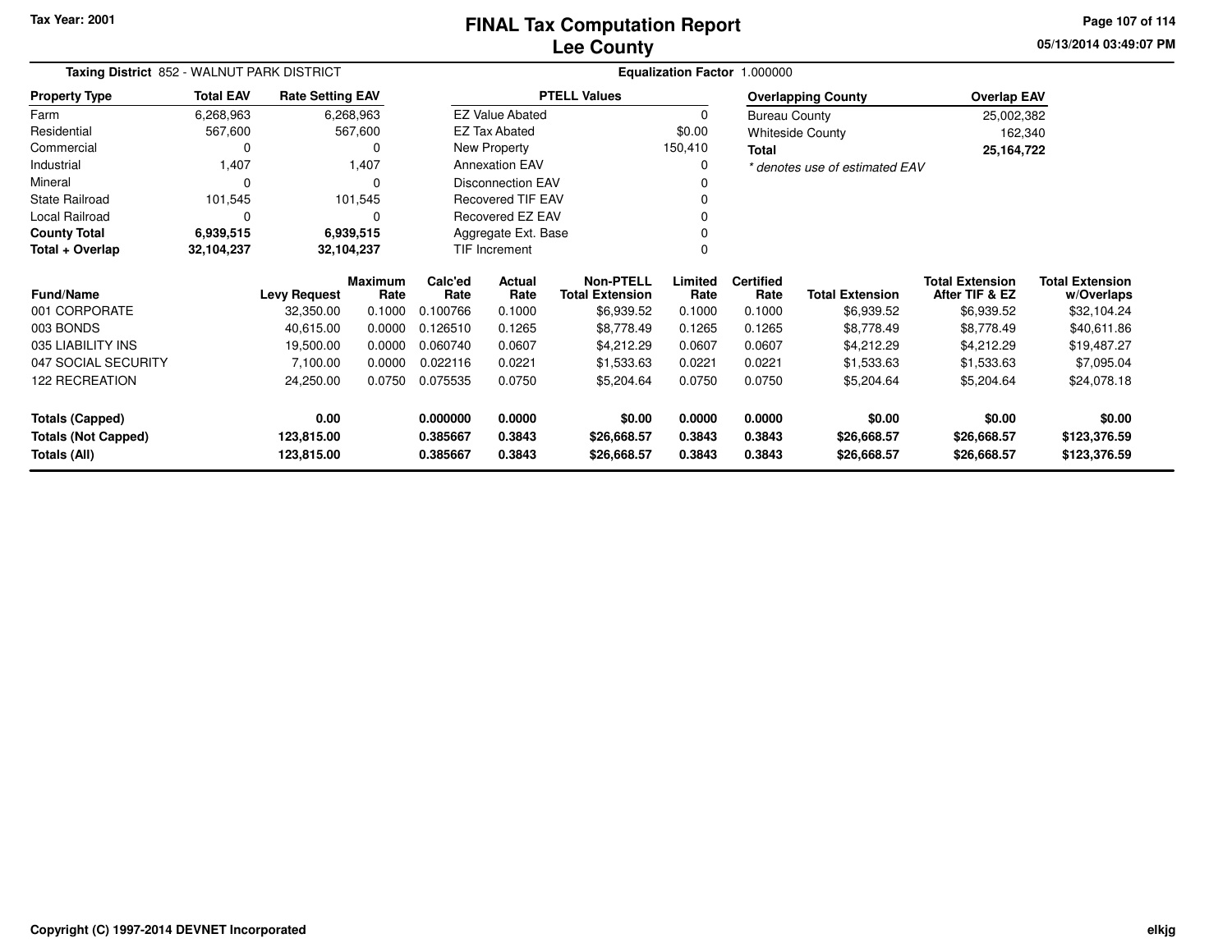# FINAL Tax Computation Report
# Lee County

Tax Year: 2001

05/13/2014 03:49:07 PM

**Taxing District** 852 - WALNUT PARK DISTRICT

**Equalization Factor** 1.000000

| Property Type | Total EAV | Rate Setting EAV |
|---|---|---|
| Farm | 6,268,963 | 6,268,963 |
| Residential | 567,600 | 567,600 |
| Commercial | 0 | 0 |
| Industrial | 1,407 | 1,407 |
| Mineral | 0 | 0 |
| State Railroad | 101,545 | 101,545 |
| Local Railroad | 0 | 0 |
| **County Total** | **6,939,515** | **6,939,515** |
| **Total + Overlap** | **32,104,237** | **32,104,237** |

| PTELL Values | |
|---|---|
| EZ Value Abated | 0 |
| EZ Tax Abated | $0.00 |
| New Property | 150,410 |
| Annexation EAV | 0 |
| Disconnection EAV | 0 |
| Recovered TIF EAV | 0 |
| Recovered EZ EAV | 0 |
| Aggregate Ext. Base | 0 |
| TIF Increment | 0 |

| Overlapping County | Overlap EAV |
|---|---|
| Bureau County | 25,002,382 |
| Whiteside County | 162,340 |
| **Total** | **25,164,722** |

*\* denotes use of estimated EAV*

| Fund/Name | Levy Request | Maximum Rate | Calc'ed Rate | Actual Rate | Non-PTELL Total Extension | Limited Rate | Certified Rate | Total Extension | Total Extension After TIF & EZ | Total Extension w/Overlaps |
|---|---|---|---|---|---|---|---|---|---|---|
| 001 CORPORATE | 32,350.00 | 0.1000 | 0.100766 | 0.1000 | $6,939.52 | 0.1000 | 0.1000 | $6,939.52 | $6,939.52 | $32,104.24 |
| 003 BONDS | 40,615.00 | 0.0000 | 0.126510 | 0.1265 | $8,778.49 | 0.1265 | 0.1265 | $8,778.49 | $8,778.49 | $40,611.86 |
| 035 LIABILITY INS | 19,500.00 | 0.0000 | 0.060740 | 0.0607 | $4,212.29 | 0.0607 | 0.0607 | $4,212.29 | $4,212.29 | $19,487.27 |
| 047 SOCIAL SECURITY | 7,100.00 | 0.0000 | 0.022116 | 0.0221 | $1,533.63 | 0.0221 | 0.0221 | $1,533.63 | $1,533.63 | $7,095.04 |
| 122 RECREATION | 24,250.00 | 0.0750 | 0.075535 | 0.0750 | $5,204.64 | 0.0750 | 0.0750 | $5,204.64 | $5,204.64 | $24,078.18 |
| **Totals (Capped)** | **0.00** | | **0.000000** | **0.0000** | **$0.00** | **0.0000** | **0.0000** | **$0.00** | **$0.00** | **$0.00** |
| **Totals (Not Capped)** | **123,815.00** | | **0.385667** | **0.3843** | **$26,668.57** | **0.3843** | **0.3843** | **$26,668.57** | **$26,668.57** | **$123,376.59** |
| **Totals (All)** | **123,815.00** | | **0.385667** | **0.3843** | **$26,668.57** | **0.3843** | **0.3843** | **$26,668.57** | **$26,668.57** | **$123,376.59** |

Copyright (C) 1997-2014 DEVNET Incorporated

elkjg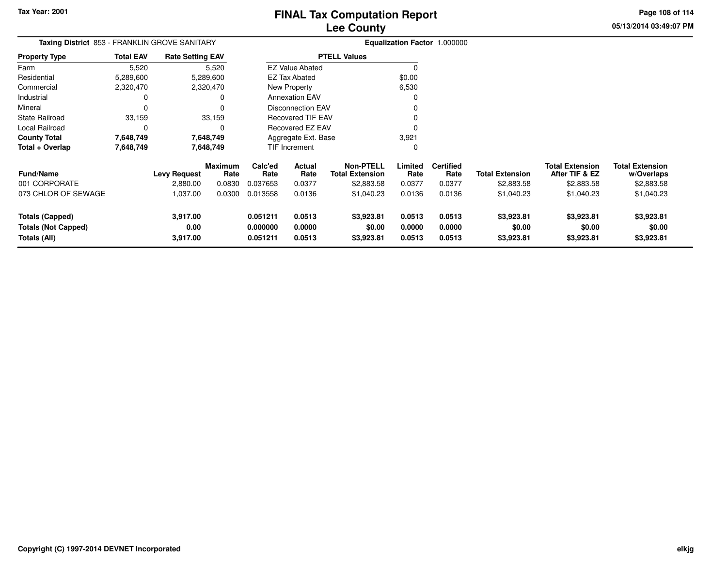# FINAL Tax Computation Report
# Lee County

Tax Year: 2001

**Taxing District** 853 - FRANKLIN GROVE SANITARY

**Equalization Factor** 1.000000

| Property Type | Total EAV | Rate Setting EAV |
|---|---|---|
| Farm | 5,520 | 5,520 |
| Residential | 5,289,600 | 5,289,600 |
| Commercial | 2,320,470 | 2,320,470 |
| Industrial | 0 | 0 |
| Mineral | 0 | 0 |
| State Railroad | 33,159 | 33,159 |
| Local Railroad | 0 | 0 |
| **County Total** | **7,648,749** | **7,648,749** |
| **Total + Overlap** | **7,648,749** | **7,648,749** |

| PTELL Values | |
|---|---|
| EZ Value Abated | 0 |
| EZ Tax Abated | $0.00 |
| New Property | 6,530 |
| Annexation EAV | 0 |
| Disconnection EAV | 0 |
| Recovered TIF EAV | 0 |
| Recovered EZ EAV | 0 |
| Aggregate Ext. Base | 3,921 |
| TIF Increment | 0 |

| Fund/Name | Levy Request | Maximum Rate | Calc'ed Rate | Actual Rate | Non-PTELL Total Extension | Limited Rate | Certified Rate | Total Extension | Total Extension After TIF & EZ | Total Extension w/Overlaps |
|---|---|---|---|---|---|---|---|---|---|---|
| 001 CORPORATE | 2,880.00 | 0.0830 | 0.037653 | 0.0377 | $2,883.58 | 0.0377 | 0.0377 | $2,883.58 | $2,883.58 | $2,883.58 |
| 073 CHLOR OF SEWAGE | 1,037.00 | 0.0300 | 0.013558 | 0.0136 | $1,040.23 | 0.0136 | 0.0136 | $1,040.23 | $1,040.23 | $1,040.23 |
| **Totals (Capped)** | **3,917.00** | | **0.051211** | **0.0513** | **$3,923.81** | **0.0513** | **0.0513** | **$3,923.81** | **$3,923.81** | **$3,923.81** |
| **Totals (Not Capped)** | **0.00** | | **0.000000** | **0.0000** | **$0.00** | **0.0000** | **0.0000** | **$0.00** | **$0.00** | **$0.00** |
| **Totals (All)** | **3,917.00** | | **0.051211** | **0.0513** | **$3,923.81** | **0.0513** | **0.0513** | **$3,923.81** | **$3,923.81** | **$3,923.81** |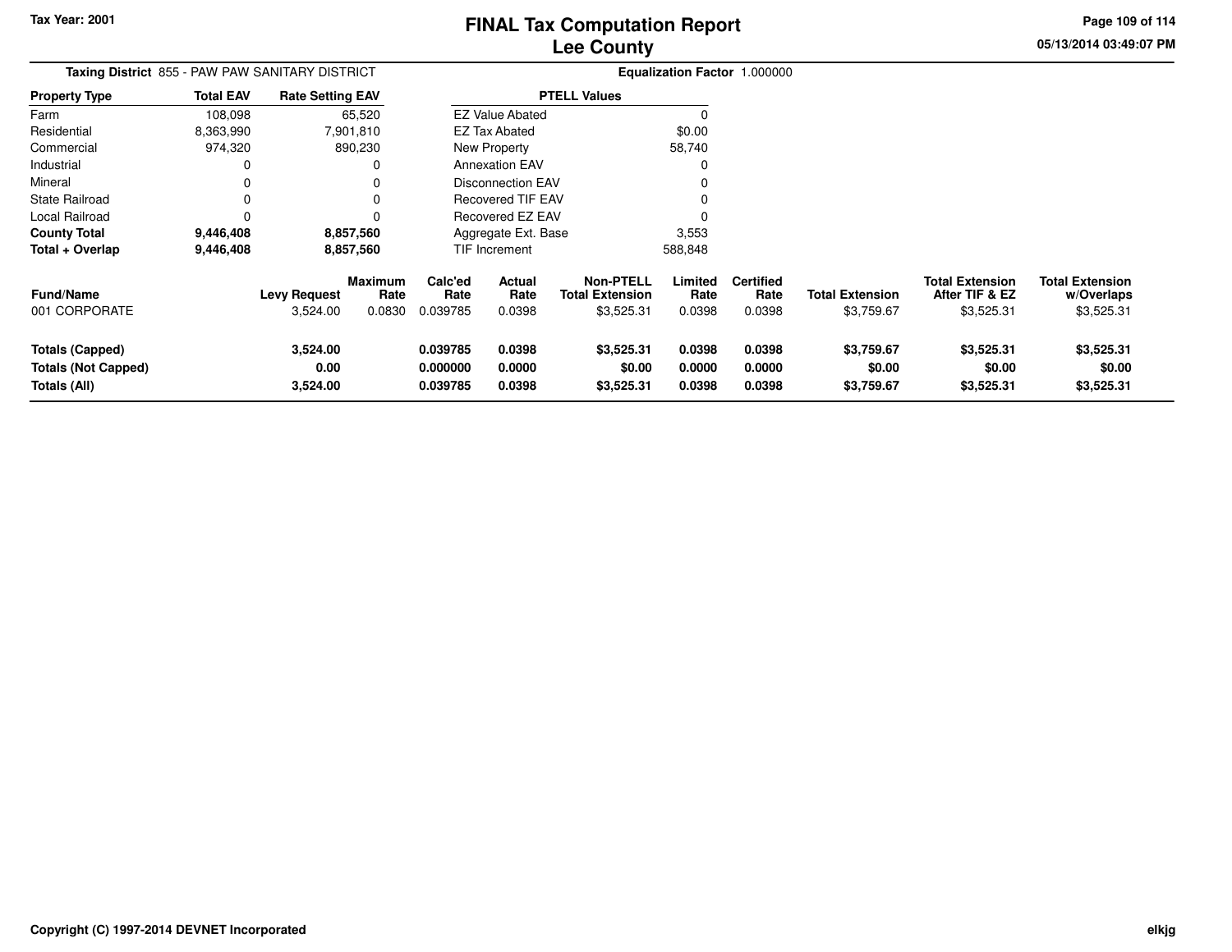Tax Year: 2001

# FINAL Tax Computation Report
## Lee County

05/13/2014 03:49:07 PM

**Taxing District** 855 - PAW PAW SANITARY DISTRICT

**Equalization Factor** 1.000000

| Property Type | Total EAV | Rate Setting EAV |
|---|---|---|
| Farm | 108,098 | 65,520 |
| Residential | 8,363,990 | 7,901,810 |
| Commercial | 974,320 | 890,230 |
| Industrial | 0 | 0 |
| Mineral | 0 | 0 |
| State Railroad | 0 | 0 |
| Local Railroad | 0 | 0 |
| **County Total** | **9,446,408** | **8,857,560** |
| **Total + Overlap** | **9,446,408** | **8,857,560** |

| PTELL Values | |
|---|---|
| EZ Value Abated | 0 |
| EZ Tax Abated | $0.00 |
| New Property | 58,740 |
| Annexation EAV | 0 |
| Disconnection EAV | 0 |
| Recovered TIF EAV | 0 |
| Recovered EZ EAV | 0 |
| Aggregate Ext. Base | 3,553 |
| TIF Increment | 588,848 |

| Fund/Name | Levy Request | Maximum Rate | Calc'ed Rate | Actual Rate | Non-PTELL Total Extension | Limited Rate | Certified Rate | Total Extension | Total Extension After TIF & EZ | Total Extension w/Overlaps |
|---|---|---|---|---|---|---|---|---|---|---|
| 001 CORPORATE | 3,524.00 | 0.0830 | 0.039785 | 0.0398 | $3,525.31 | 0.0398 | 0.0398 | $3,759.67 | $3,525.31 | $3,525.31 |
| **Totals (Capped)** | **3,524.00** | | **0.039785** | **0.0398** | **$3,525.31** | **0.0398** | **0.0398** | **$3,759.67** | **$3,525.31** | **$3,525.31** |
| **Totals (Not Capped)** | **0.00** | | **0.000000** | **0.0000** | **$0.00** | **0.0000** | **0.0000** | **$0.00** | **$0.00** | **$0.00** |
| **Totals (All)** | **3,524.00** | | **0.039785** | **0.0398** | **$3,525.31** | **0.0398** | **0.0398** | **$3,759.67** | **$3,525.31** | **$3,525.31** |

Copyright (C) 1997-2014 DEVNET Incorporated

elkjg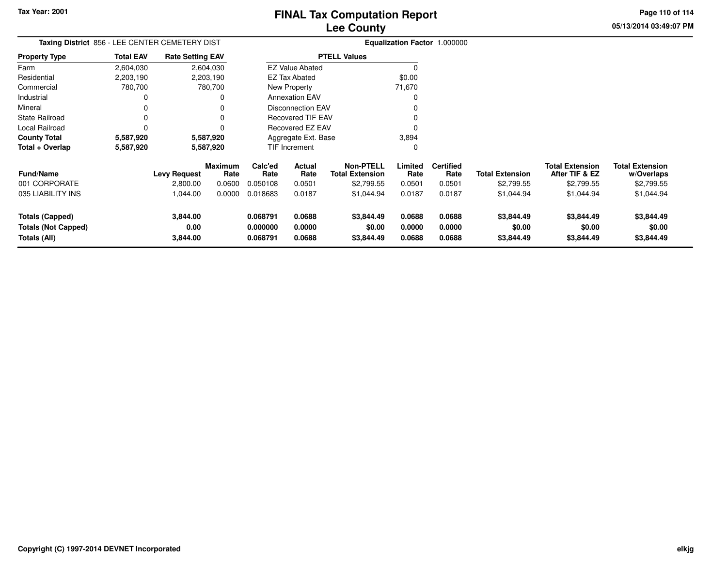Tax Year: 2001

# FINAL Tax Computation Report
## Lee County

05/13/2014 03:49:07 PM

**Taxing District** 856 - LEE CENTER CEMETERY DIST

**Equalization Factor** 1.000000

| Property Type | Total EAV | Rate Setting EAV |
|---|---|---|
| Farm | 2,604,030 | 2,604,030 |
| Residential | 2,203,190 | 2,203,190 |
| Commercial | 780,700 | 780,700 |
| Industrial | 0 | 0 |
| Mineral | 0 | 0 |
| State Railroad | 0 | 0 |
| Local Railroad | 0 | 0 |
| **County Total** | **5,587,920** | **5,587,920** |
| **Total + Overlap** | **5,587,920** | **5,587,920** |

| PTELL Values | |
|---|---|
| EZ Value Abated | 0 |
| EZ Tax Abated | $0.00 |
| New Property | 71,670 |
| Annexation EAV | 0 |
| Disconnection EAV | 0 |
| Recovered TIF EAV | 0 |
| Recovered EZ EAV | 0 |
| Aggregate Ext. Base | 3,894 |
| TIF Increment | 0 |

| Fund/Name | Levy Request | Maximum Rate | Calc'ed Rate | Actual Rate | Non-PTELL Total Extension | Limited Rate | Certified Rate | Total Extension | Total Extension After TIF & EZ | Total Extension w/Overlaps |
|---|---|---|---|---|---|---|---|---|---|---|
| 001 CORPORATE | 2,800.00 | 0.0600 | 0.050108 | 0.0501 | $2,799.55 | 0.0501 | 0.0501 | $2,799.55 | $2,799.55 | $2,799.55 |
| 035 LIABILITY INS | 1,044.00 | 0.0000 | 0.018683 | 0.0187 | $1,044.94 | 0.0187 | 0.0187 | $1,044.94 | $1,044.94 | $1,044.94 |
| **Totals (Capped)** | **3,844.00** | | **0.068791** | **0.0688** | **$3,844.49** | **0.0688** | **0.0688** | **$3,844.49** | **$3,844.49** | **$3,844.49** |
| **Totals (Not Capped)** | **0.00** | | **0.000000** | **0.0000** | **$0.00** | **0.0000** | **0.0000** | **$0.00** | **$0.00** | **$0.00** |
| **Totals (All)** | **3,844.00** | | **0.068791** | **0.0688** | **$3,844.49** | **0.0688** | **0.0688** | **$3,844.49** | **$3,844.49** | **$3,844.49** |

Copyright (C) 1997-2014 DEVNET Incorporated

elkjg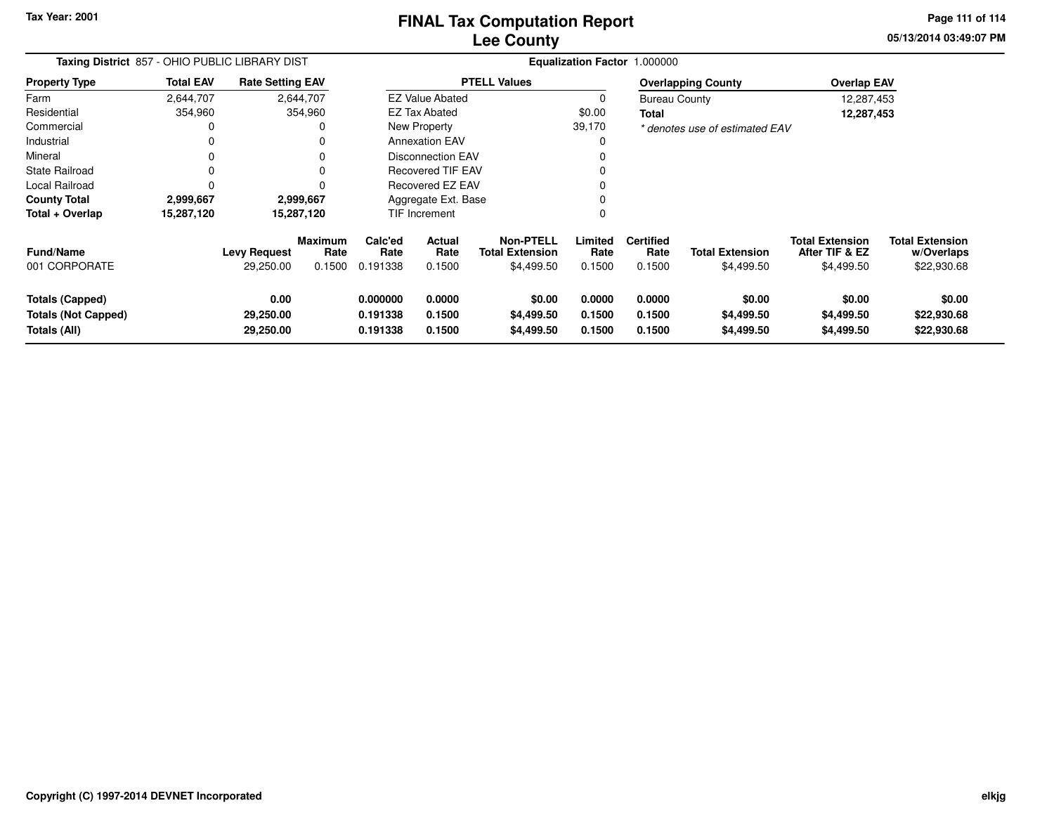Tax Year: 2001

# FINAL Tax Computation Report
## Lee County

**Taxing District** 857 - OHIO PUBLIC LIBRARY DIST **Equalization Factor** 1.000000

| Property Type | Total EAV | Rate Setting EAV |
|---|---|---|
| Farm | 2,644,707 | 2,644,707 |
| Residential | 354,960 | 354,960 |
| Commercial | 0 | 0 |
| Industrial | 0 | 0 |
| Mineral | 0 | 0 |
| State Railroad | 0 | 0 |
| Local Railroad | 0 | 0 |
| **County Total** | **2,999,667** | **2,999,667** |
| **Total + Overlap** | **15,287,120** | **15,287,120** |

| PTELL Values | |
|---|---|
| EZ Value Abated | 0 |
| EZ Tax Abated | $0.00 |
| New Property | 39,170 |
| Annexation EAV | 0 |
| Disconnection EAV | 0 |
| Recovered TIF EAV | 0 |
| Recovered EZ EAV | 0 |
| Aggregate Ext. Base | 0 |
| TIF Increment | 0 |

| Overlapping County | Overlap EAV |
|---|---|
| Bureau County | 12,287,453 |
| **Total** | **12,287,453** |

*\* denotes use of estimated EAV*

| Fund/Name | Levy Request | Maximum Rate | Calc'ed Rate | Actual Rate | Non-PTELL Total Extension | Limited Rate | Certified Rate | Total Extension | Total Extension After TIF & EZ | Total Extension w/Overlaps |
|---|---|---|---|---|---|---|---|---|---|---|
| 001 CORPORATE | 29,250.00 | 0.1500 | 0.191338 | 0.1500 | $4,499.50 | 0.1500 | 0.1500 | $4,499.50 | $4,499.50 | $22,930.68 |
| **Totals (Capped)** | **0.00** | | **0.000000** | **0.0000** | **$0.00** | **0.0000** | **0.0000** | **$0.00** | **$0.00** | **$0.00** |
| **Totals (Not Capped)** | **29,250.00** | | **0.191338** | **0.1500** | **$4,499.50** | **0.1500** | **0.1500** | **$4,499.50** | **$4,499.50** | **$22,930.68** |
| **Totals (All)** | **29,250.00** | | **0.191338** | **0.1500** | **$4,499.50** | **0.1500** | **0.1500** | **$4,499.50** | **$4,499.50** | **$22,930.68** |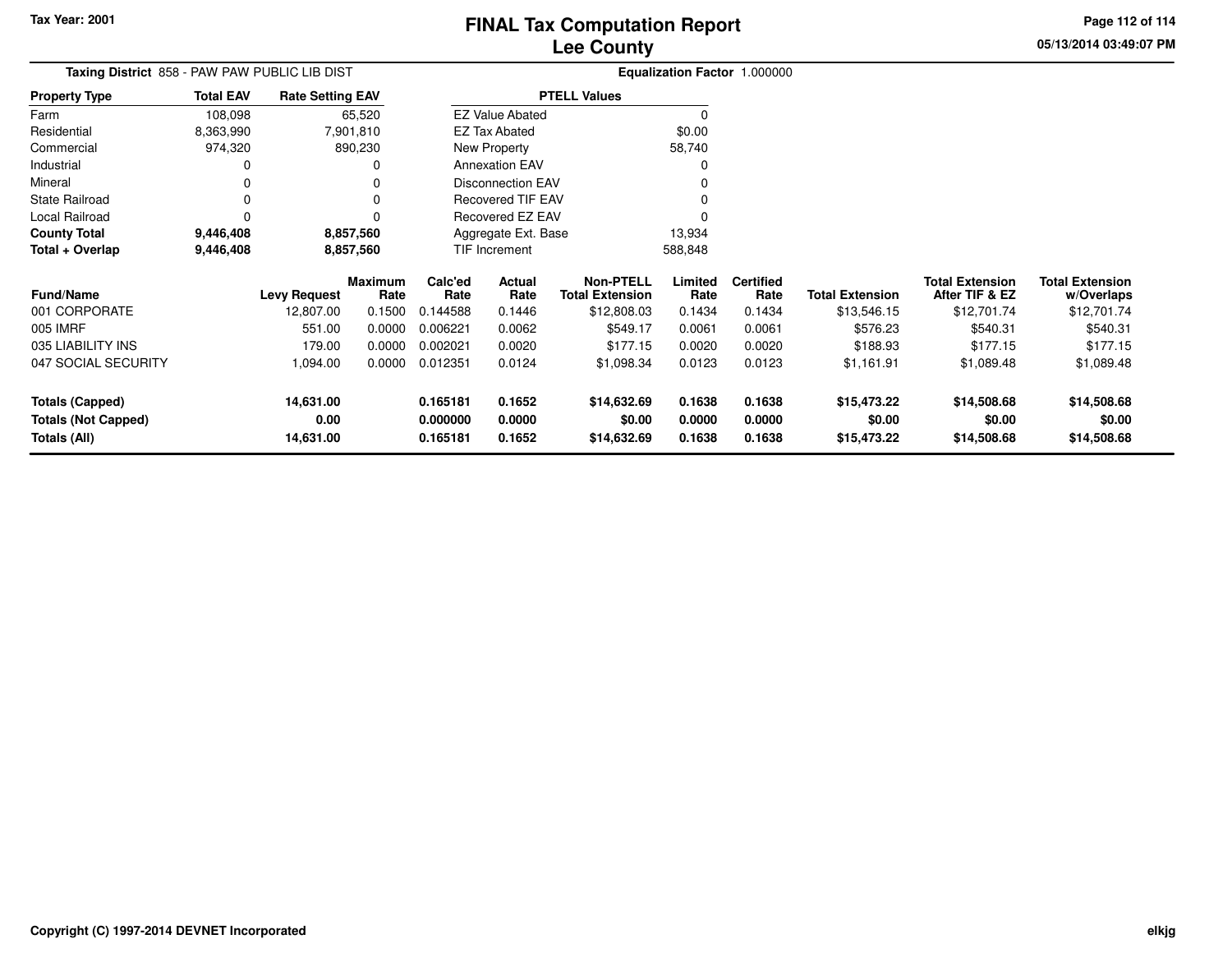Tax Year: 2001

# FINAL Tax Computation Report
## Lee County

05/13/2014 03:49:07 PM

**Taxing District** 858 - PAW PAW PUBLIC LIB DIST

**Equalization Factor** 1.000000

| Property Type | Total EAV | Rate Setting EAV |
|---|---|---|
| Farm | 108,098 | 65,520 |
| Residential | 8,363,990 | 7,901,810 |
| Commercial | 974,320 | 890,230 |
| Industrial | 0 | 0 |
| Mineral | 0 | 0 |
| State Railroad | 0 | 0 |
| Local Railroad | 0 | 0 |
| **County Total** | **9,446,408** | **8,857,560** |
| **Total + Overlap** | **9,446,408** | **8,857,560** |

| PTELL Values | |
|---|---|
| EZ Value Abated | 0 |
| EZ Tax Abated | $0.00 |
| New Property | 58,740 |
| Annexation EAV | 0 |
| Disconnection EAV | 0 |
| Recovered TIF EAV | 0 |
| Recovered EZ EAV | 0 |
| Aggregate Ext. Base | 13,934 |
| TIF Increment | 588,848 |

| Fund/Name | Levy Request | Maximum Rate | Calc'ed Rate | Actual Rate | Non-PTELL Total Extension | Limited Rate | Certified Rate | Total Extension | Total Extension After TIF & EZ | Total Extension w/Overlaps |
|---|---|---|---|---|---|---|---|---|---|---|
| 001 CORPORATE | 12,807.00 | 0.1500 | 0.144588 | 0.1446 | $12,808.03 | 0.1434 | 0.1434 | $13,546.15 | $12,701.74 | $12,701.74 |
| 005 IMRF | 551.00 | 0.0000 | 0.006221 | 0.0062 | $549.17 | 0.0061 | 0.0061 | $576.23 | $540.31 | $540.31 |
| 035 LIABILITY INS | 179.00 | 0.0000 | 0.002021 | 0.0020 | $177.15 | 0.0020 | 0.0020 | $188.93 | $177.15 | $177.15 |
| 047 SOCIAL SECURITY | 1,094.00 | 0.0000 | 0.012351 | 0.0124 | $1,098.34 | 0.0123 | 0.0123 | $1,161.91 | $1,089.48 | $1,089.48 |
| **Totals (Capped)** | **14,631.00** | | **0.165181** | **0.1652** | **$14,632.69** | **0.1638** | **0.1638** | **$15,473.22** | **$14,508.68** | **$14,508.68** |
| **Totals (Not Capped)** | **0.00** | | **0.000000** | **0.0000** | **$0.00** | **0.0000** | **0.0000** | **$0.00** | **$0.00** | **$0.00** |
| **Totals (All)** | **14,631.00** | | **0.165181** | **0.1652** | **$14,632.69** | **0.1638** | **0.1638** | **$15,473.22** | **$14,508.68** | **$14,508.68** |

Copyright (C) 1997-2014 DEVNET Incorporated

elkjg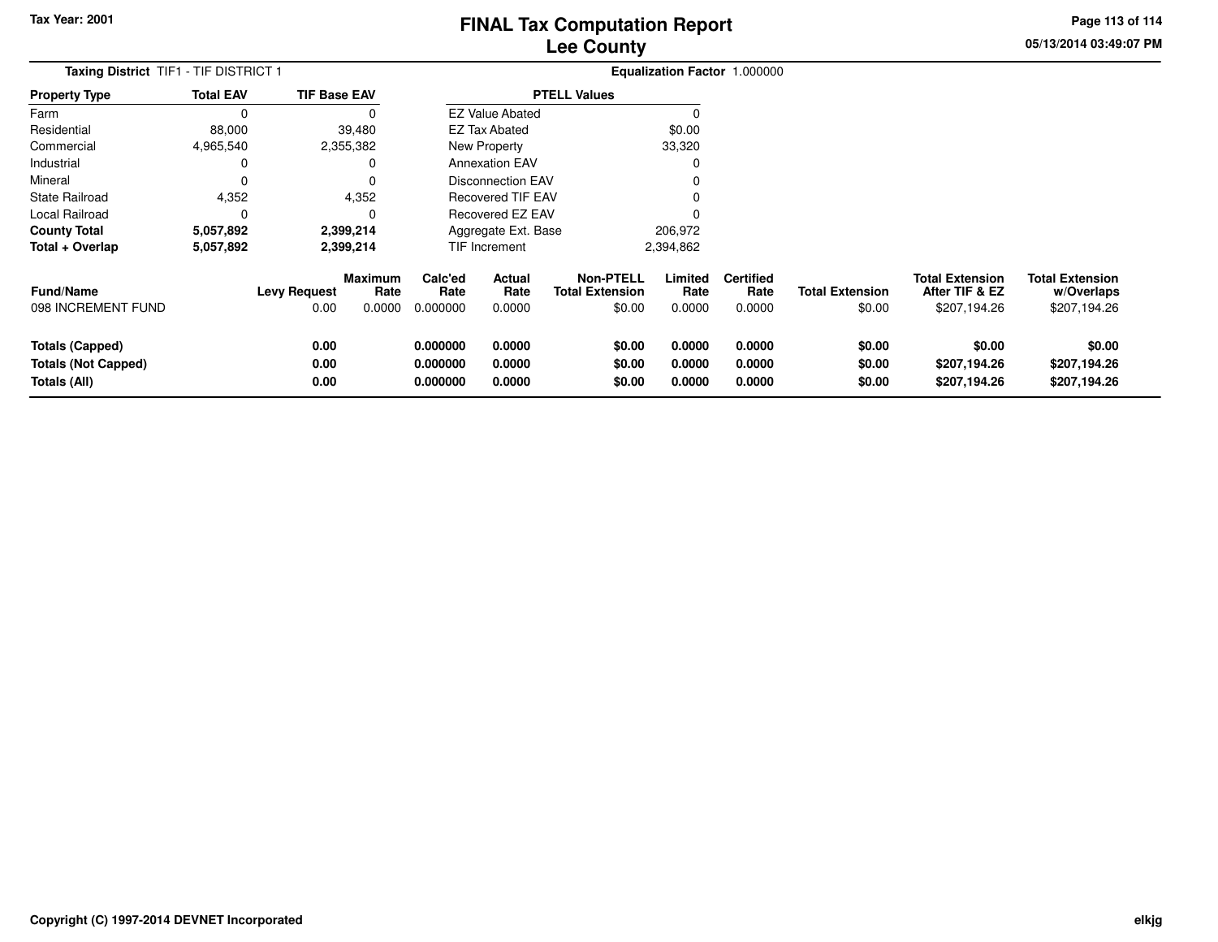# FINAL Tax Computation Report
## Lee County

Tax Year: 2001

**Taxing District** TIF1 - TIF DISTRICT 1

**Equalization Factor** 1.000000

| Property Type | Total EAV | TIF Base EAV |
|---|---|---|
| Farm | 0 | 0 |
| Residential | 88,000 | 39,480 |
| Commercial | 4,965,540 | 2,355,382 |
| Industrial | 0 | 0 |
| Mineral | 0 | 0 |
| State Railroad | 4,352 | 4,352 |
| Local Railroad | 0 | 0 |
| **County Total** | **5,057,892** | **2,399,214** |
| **Total + Overlap** | **5,057,892** | **2,399,214** |

| PTELL Values | |
|---|---|
| EZ Value Abated | 0 |
| EZ Tax Abated | $0.00 |
| New Property | 33,320 |
| Annexation EAV | 0 |
| Disconnection EAV | 0 |
| Recovered TIF EAV | 0 |
| Recovered EZ EAV | 0 |
| Aggregate Ext. Base | 206,972 |
| TIF Increment | 2,394,862 |

| Fund/Name | Levy Request | Maximum Rate | Calc'ed Rate | Actual Rate | Non-PTELL Total Extension | Limited Rate | Certified Rate | Total Extension | Total Extension After TIF & EZ | Total Extension w/Overlaps |
|---|---|---|---|---|---|---|---|---|---|---|
| 098 INCREMENT FUND | 0.00 | 0.0000 | 0.000000 | 0.0000 | $0.00 | 0.0000 | 0.0000 | $0.00 | $207,194.26 | $207,194.26 |
| **Totals (Capped)** | **0.00** | | **0.000000** | **0.0000** | **$0.00** | **0.0000** | **0.0000** | **$0.00** | **$0.00** | **$0.00** |
| **Totals (Not Capped)** | **0.00** | | **0.000000** | **0.0000** | **$0.00** | **0.0000** | **0.0000** | **$0.00** | **$207,194.26** | **$207,194.26** |
| **Totals (All)** | **0.00** | | **0.000000** | **0.0000** | **$0.00** | **0.0000** | **0.0000** | **$0.00** | **$207,194.26** | **$207,194.26** |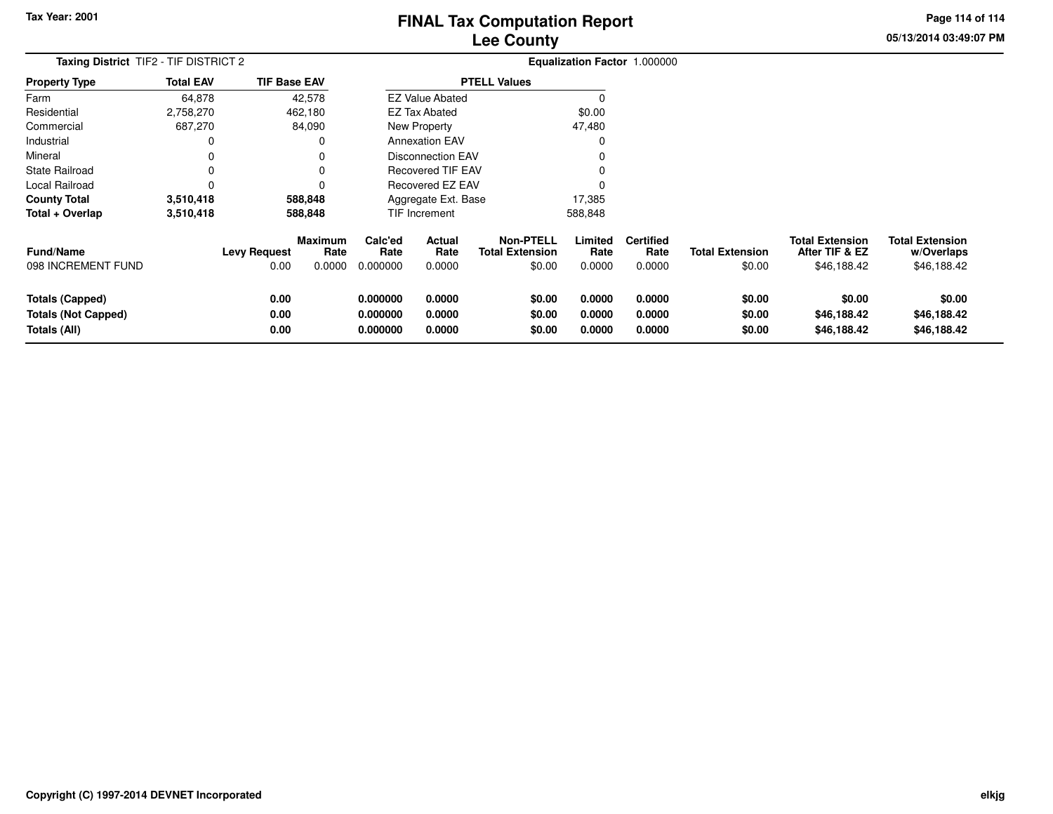Tax Year: 2001

# FINAL Tax Computation Report
## Lee County

05/13/2014 03:49:07 PM

**Taxing District** TIF2 - TIF DISTRICT 2

**Equalization Factor** 1.000000

| Property Type | Total EAV | TIF Base EAV |
|---|---|---|
| Farm | 64,878 | 42,578 |
| Residential | 2,758,270 | 462,180 |
| Commercial | 687,270 | 84,090 |
| Industrial | 0 | 0 |
| Mineral | 0 | 0 |
| State Railroad | 0 | 0 |
| Local Railroad | 0 | 0 |
| **County Total** | **3,510,418** | **588,848** |
| **Total + Overlap** | **3,510,418** | **588,848** |

| PTELL Values | |
|---|---|
| EZ Value Abated | 0 |
| EZ Tax Abated | $0.00 |
| New Property | 47,480 |
| Annexation EAV | 0 |
| Disconnection EAV | 0 |
| Recovered TIF EAV | 0 |
| Recovered EZ EAV | 0 |
| Aggregate Ext. Base | 17,385 |
| TIF Increment | 588,848 |

| Fund/Name | Levy Request | Maximum Rate | Calc'ed Rate | Actual Rate | Non-PTELL Total Extension | Limited Rate | Certified Rate | Total Extension | Total Extension After TIF & EZ | Total Extension w/Overlaps |
|---|---|---|---|---|---|---|---|---|---|---|
| 098 INCREMENT FUND | 0.00 | 0.0000 | 0.000000 | 0.0000 | $0.00 | 0.0000 | 0.0000 | $0.00 | $46,188.42 | $46,188.42 |
| **Totals (Capped)** | **0.00** | | **0.000000** | **0.0000** | **$0.00** | **0.0000** | **0.0000** | **$0.00** | **$0.00** | **$0.00** |
| **Totals (Not Capped)** | **0.00** | | **0.000000** | **0.0000** | **$0.00** | **0.0000** | **0.0000** | **$0.00** | **$46,188.42** | **$46,188.42** |
| **Totals (All)** | **0.00** | | **0.000000** | **0.0000** | **$0.00** | **0.0000** | **0.0000** | **$0.00** | **$46,188.42** | **$46,188.42** |

Copyright (C) 1997-2014 DEVNET Incorporated

elkjg